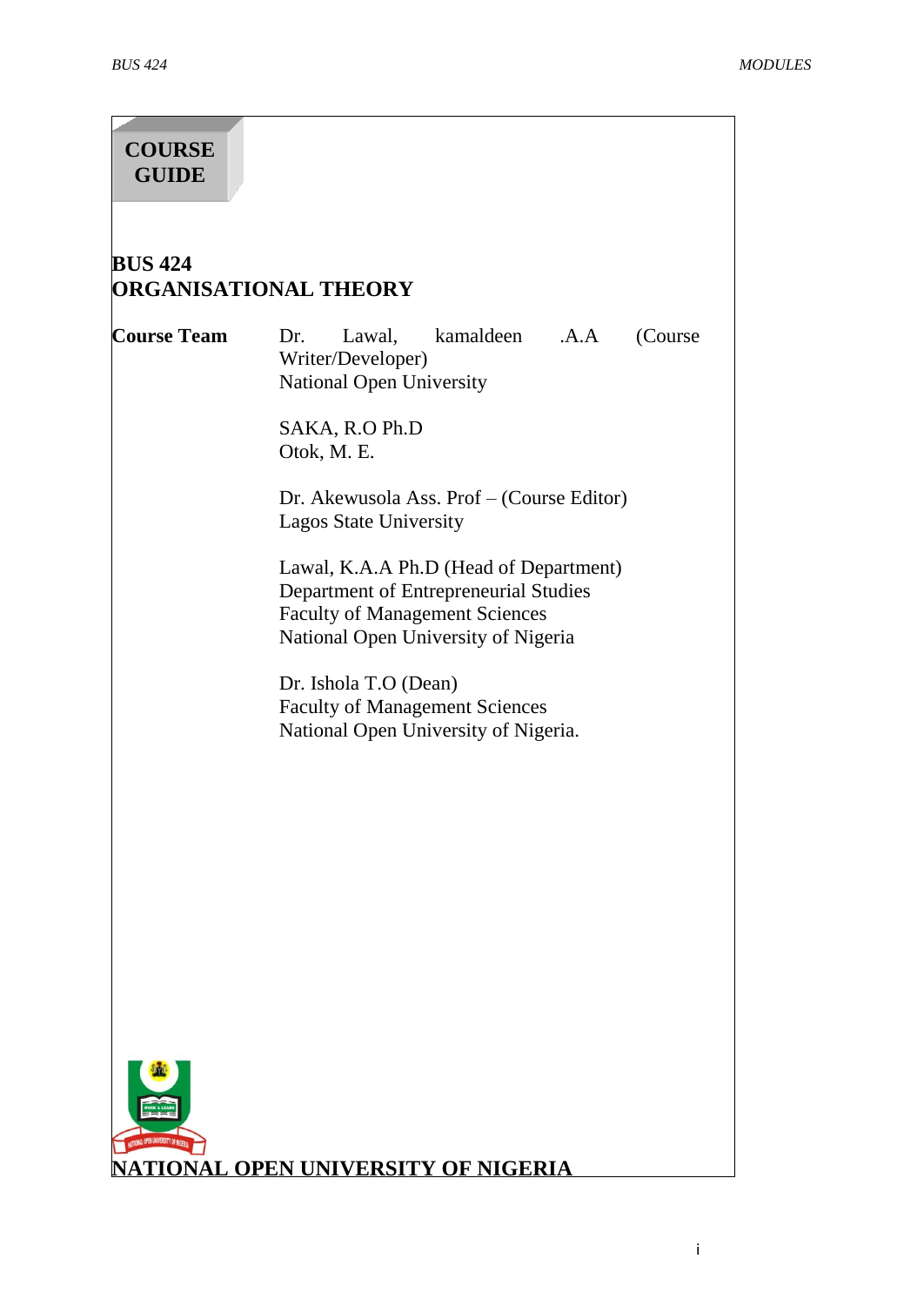**COURSE GUIDE**

# BUS 424
# ORGANISATIONAL THEORY

**Course Team**

Dr. Lawal, kamaldeen .A.A (Course Writer/Developer)
National Open University

SAKA, R.O Ph.D
Otok, M. E.

Dr. Akewusola Ass. Prof – (Course Editor)
Lagos State University

Lawal, K.A.A Ph.D (Head of Department)
Department of Entrepreneurial Studies
Faculty of Management Sciences
National Open University of Nigeria

Dr. Ishola T.O (Dean)
Faculty of Management Sciences
National Open University of Nigeria.

**NATIONAL OPEN UNIVERSITY OF NIGERIA**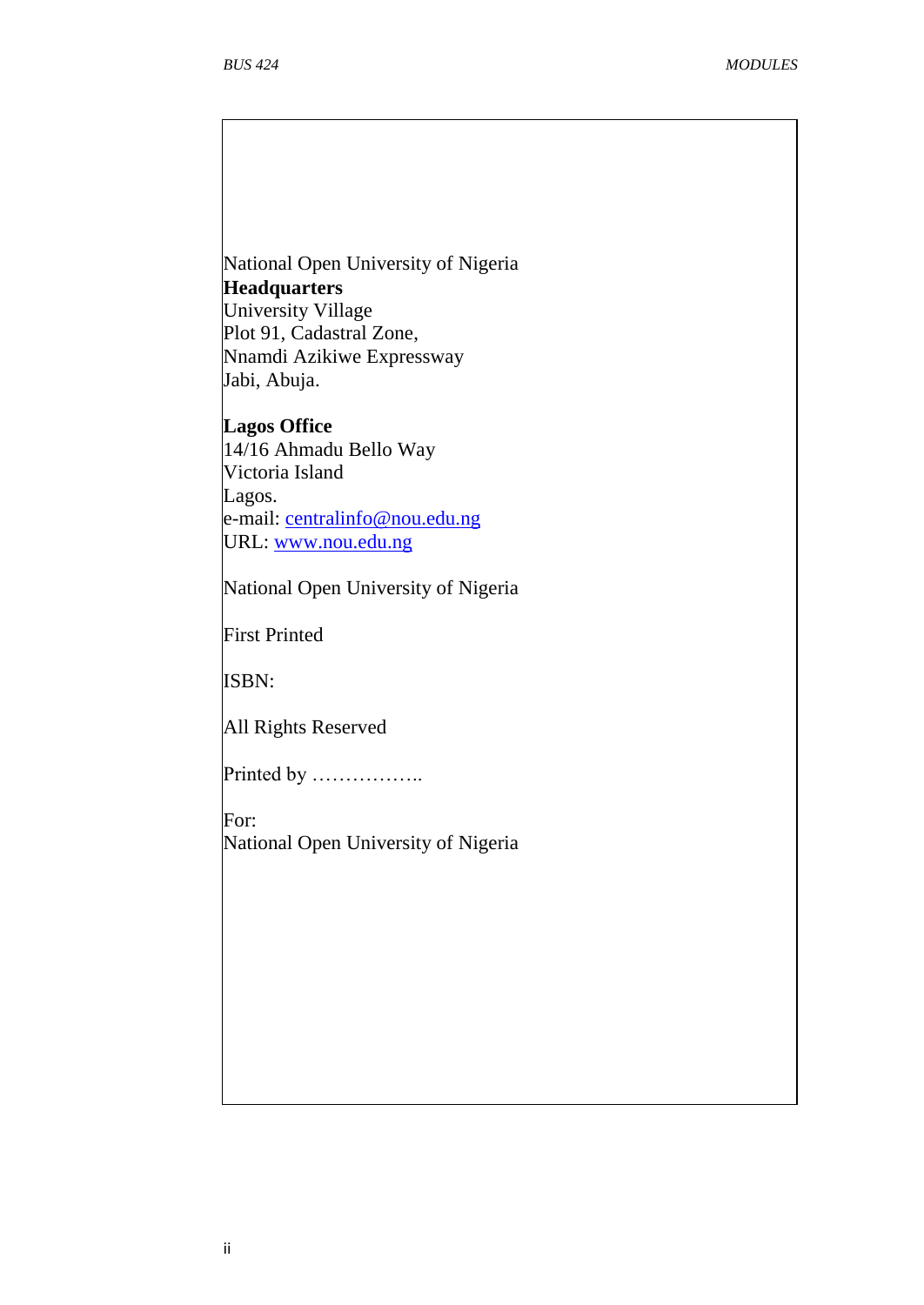National Open University of Nigeria
**Headquarters**
University Village
Plot 91, Cadastral Zone,
Nnamdi Azikiwe Expressway
Jabi, Abuja.

**Lagos Office**
14/16 Ahmadu Bello Way
Victoria Island
Lagos.
e-mail: centralinfo@nou.edu.ng
URL: www.nou.edu.ng

National Open University of Nigeria

First Printed

ISBN:

All Rights Reserved

Printed by ……………..

For:
National Open University of Nigeria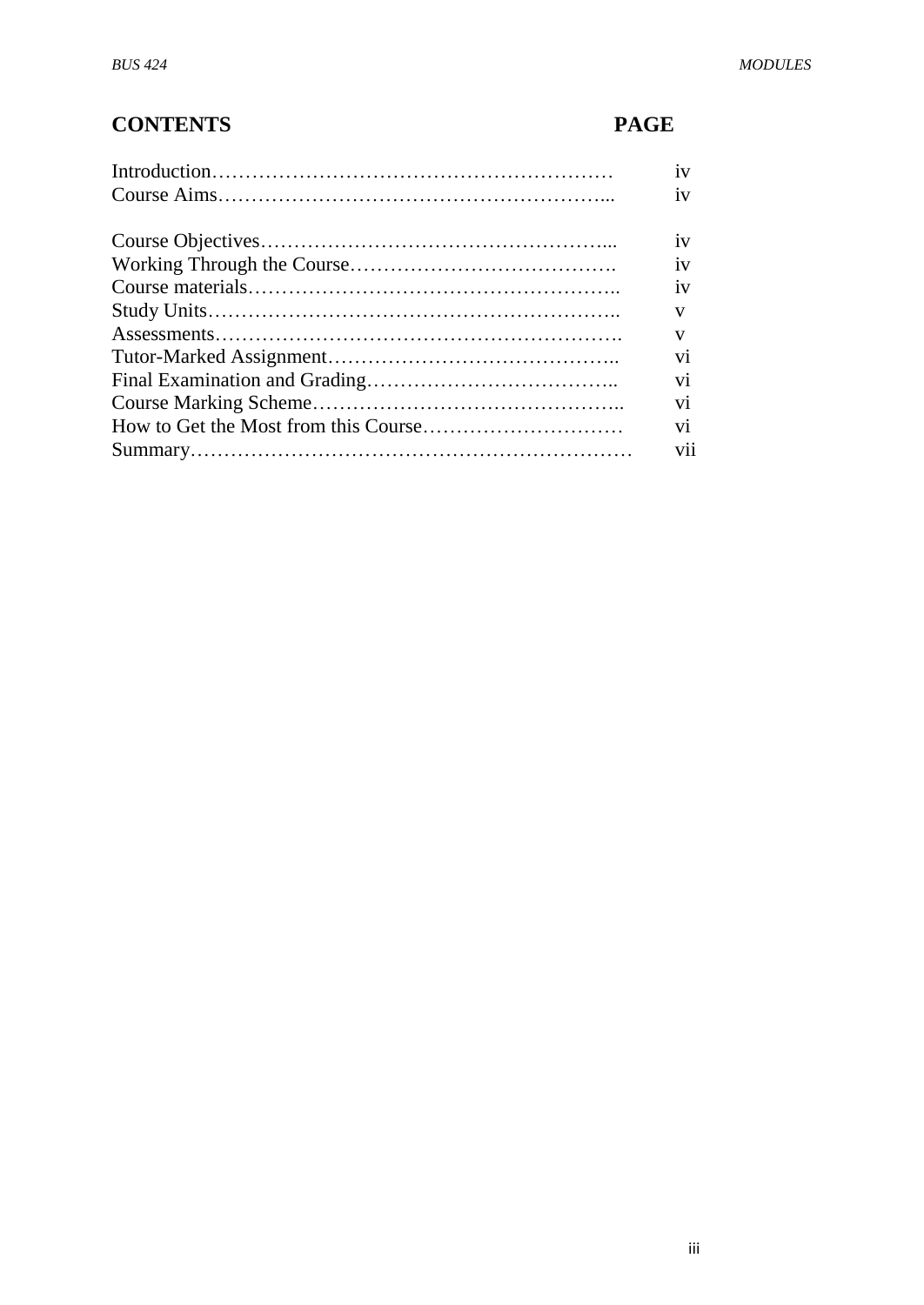| **CONTENTS** | **PAGE** |
|---|---|
| Introduction…………………………………………………… | iv |
| Course Aims………………………………………………... | iv |
| Course Objectives……………………………………………... | iv |
| Working Through the Course…………………………………. | iv |
| Course materials……………………………………………….. | iv |
| Study Units…………………………………………………….. | v |
| Assessments……………………………………………………. | v |
| Tutor-Marked Assignment…………………………………….. | vi |
| Final Examination and Grading……………………………….. | vi |
| Course Marking Scheme……………………………………….. | vi |
| How to Get the Most from this Course………………………… | vi |
| Summary……………………………………………………… | vii |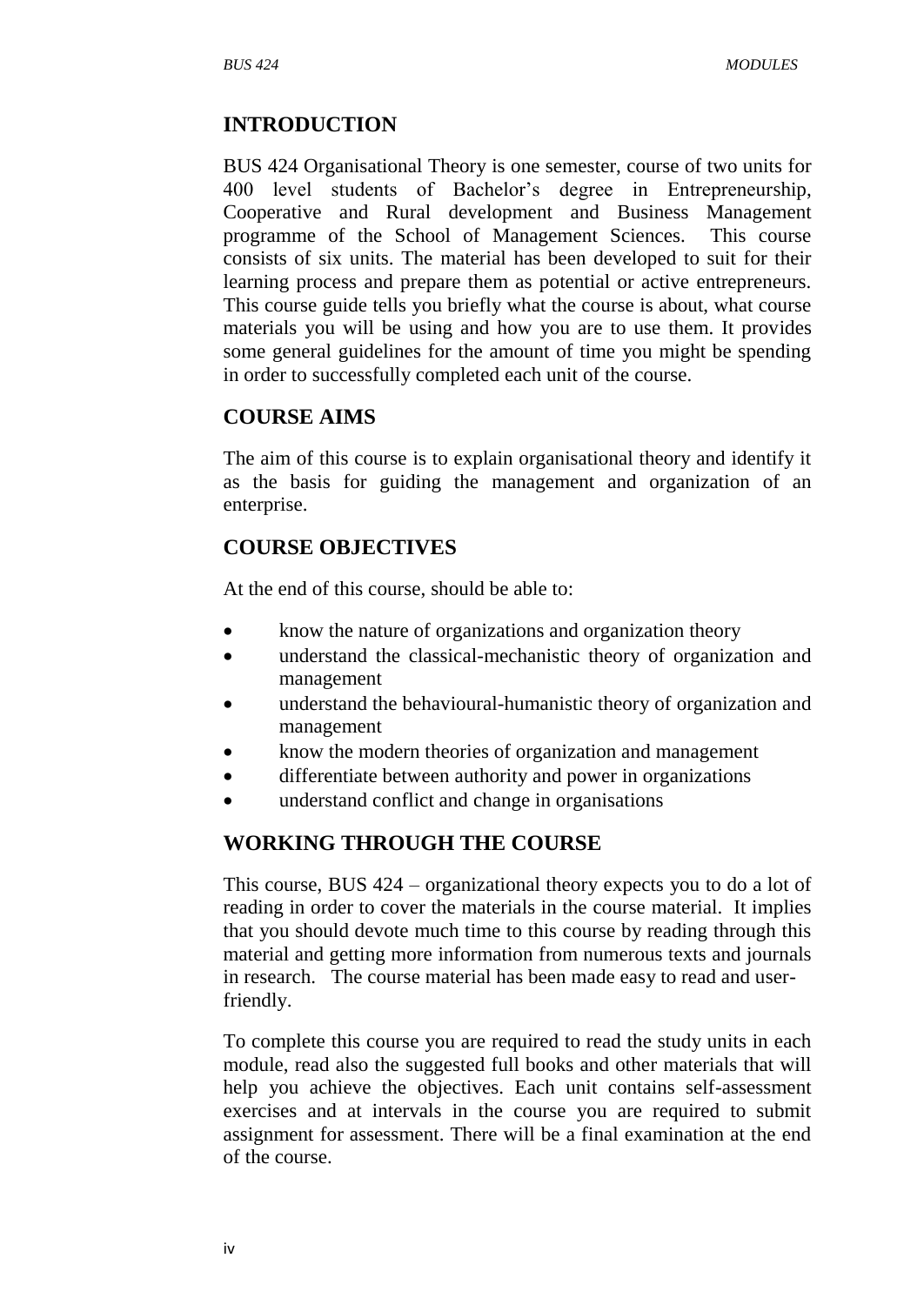## INTRODUCTION

BUS 424 Organisational Theory is one semester, course of two units for 400 level students of Bachelor's degree in Entrepreneurship, Cooperative and Rural development and Business Management programme of the School of Management Sciences. This course consists of six units. The material has been developed to suit for their learning process and prepare them as potential or active entrepreneurs. This course guide tells you briefly what the course is about, what course materials you will be using and how you are to use them. It provides some general guidelines for the amount of time you might be spending in order to successfully completed each unit of the course.

## COURSE AIMS

The aim of this course is to explain organisational theory and identify it as the basis for guiding the management and organization of an enterprise.

## COURSE OBJECTIVES

At the end of this course, should be able to:

- know the nature of organizations and organization theory
- understand the classical-mechanistic theory of organization and management
- understand the behavioural-humanistic theory of organization and management
- know the modern theories of organization and management
- differentiate between authority and power in organizations
- understand conflict and change in organisations

## WORKING THROUGH THE COURSE

This course, BUS 424 – organizational theory expects you to do a lot of reading in order to cover the materials in the course material. It implies that you should devote much time to this course by reading through this material and getting more information from numerous texts and journals in research. The course material has been made easy to read and user-friendly.

To complete this course you are required to read the study units in each module, read also the suggested full books and other materials that will help you achieve the objectives. Each unit contains self-assessment exercises and at intervals in the course you are required to submit assignment for assessment. There will be a final examination at the end of the course.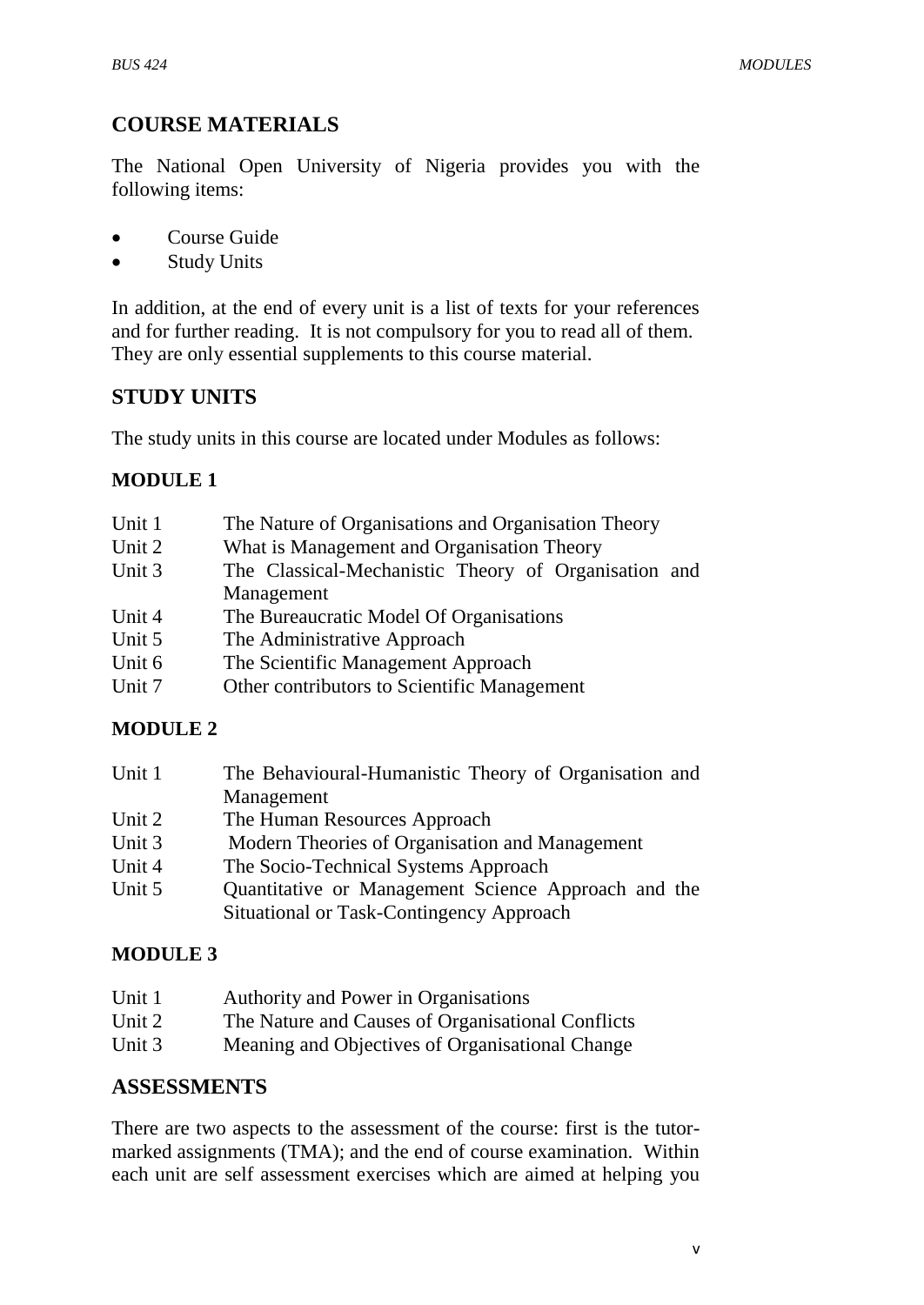## COURSE MATERIALS

The National Open University of Nigeria provides you with the following items:

- Course Guide
- Study Units

In addition, at the end of every unit is a list of texts for your references and for further reading. It is not compulsory for you to read all of them. They are only essential supplements to this course material.

## STUDY UNITS

The study units in this course are located under Modules as follows:

### MODULE 1

Unit 1 The Nature of Organisations and Organisation Theory
Unit 2 What is Management and Organisation Theory
Unit 3 The Classical-Mechanistic Theory of Organisation and Management
Unit 4 The Bureaucratic Model Of Organisations
Unit 5 The Administrative Approach
Unit 6 The Scientific Management Approach
Unit 7 Other contributors to Scientific Management

### MODULE 2

Unit 1 The Behavioural-Humanistic Theory of Organisation and Management
Unit 2 The Human Resources Approach
Unit 3 Modern Theories of Organisation and Management
Unit 4 The Socio-Technical Systems Approach
Unit 5 Quantitative or Management Science Approach and the Situational or Task-Contingency Approach

### MODULE 3

Unit 1 Authority and Power in Organisations
Unit 2 The Nature and Causes of Organisational Conflicts
Unit 3 Meaning and Objectives of Organisational Change

## ASSESSMENTS

There are two aspects to the assessment of the course: first is the tutor-marked assignments (TMA); and the end of course examination. Within each unit are self assessment exercises which are aimed at helping you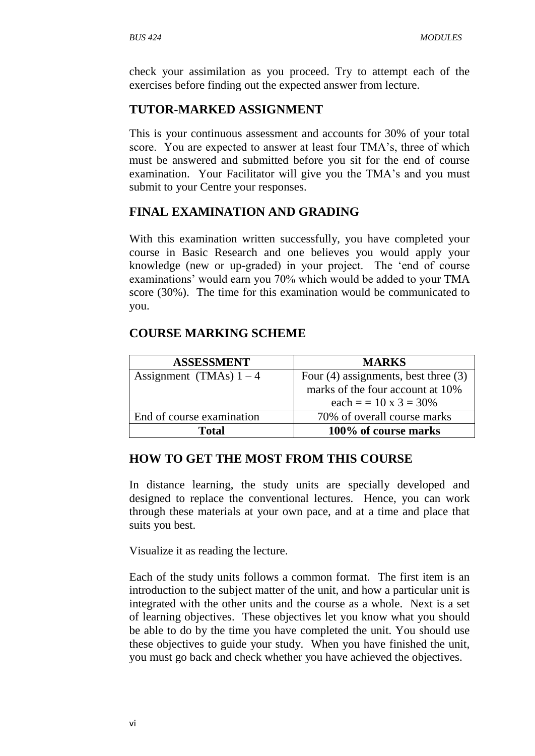check your assimilation as you proceed. Try to attempt each of the exercises before finding out the expected answer from lecture.

## TUTOR-MARKED ASSIGNMENT

This is your continuous assessment and accounts for 30% of your total score. You are expected to answer at least four TMA's, three of which must be answered and submitted before you sit for the end of course examination. Your Facilitator will give you the TMA's and you must submit to your Centre your responses.

## FINAL EXAMINATION AND GRADING

With this examination written successfully, you have completed your course in Basic Research and one believes you would apply your knowledge (new or up-graded) in your project. The 'end of course examinations' would earn you 70% which would be added to your TMA score (30%). The time for this examination would be communicated to you.

## COURSE MARKING SCHEME

| ASSESSMENT | MARKS |
| --- | --- |
| Assignment (TMAs) 1 – 4 | Four (4) assignments, best three (3) marks of the four account at 10% each = = 10 x 3 = 30% |
| End of course examination | 70% of overall course marks |
| **Total** | **100% of course marks** |

## HOW TO GET THE MOST FROM THIS COURSE

In distance learning, the study units are specially developed and designed to replace the conventional lectures. Hence, you can work through these materials at your own pace, and at a time and place that suits you best.

Visualize it as reading the lecture.

Each of the study units follows a common format. The first item is an introduction to the subject matter of the unit, and how a particular unit is integrated with the other units and the course as a whole. Next is a set of learning objectives. These objectives let you know what you should be able to do by the time you have completed the unit. You should use these objectives to guide your study. When you have finished the unit, you must go back and check whether you have achieved the objectives.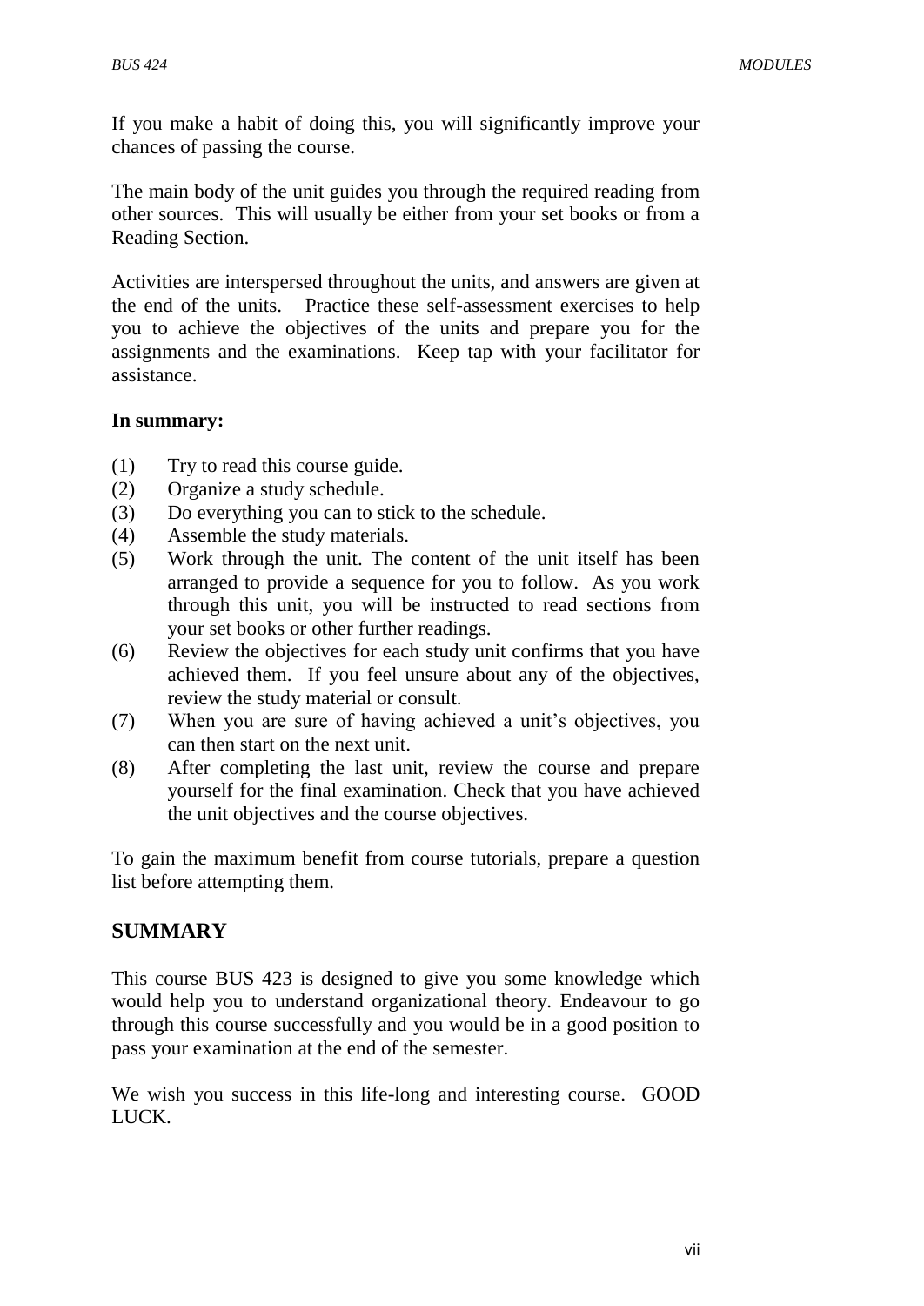If you make a habit of doing this, you will significantly improve your chances of passing the course.

The main body of the unit guides you through the required reading from other sources. This will usually be either from your set books or from a Reading Section.

Activities are interspersed throughout the units, and answers are given at the end of the units. Practice these self-assessment exercises to help you to achieve the objectives of the units and prepare you for the assignments and the examinations. Keep tap with your facilitator for assistance.

**In summary:**

(1) Try to read this course guide.
(2) Organize a study schedule.
(3) Do everything you can to stick to the schedule.
(4) Assemble the study materials.
(5) Work through the unit. The content of the unit itself has been arranged to provide a sequence for you to follow. As you work through this unit, you will be instructed to read sections from your set books or other further readings.
(6) Review the objectives for each study unit confirms that you have achieved them. If you feel unsure about any of the objectives, review the study material or consult.
(7) When you are sure of having achieved a unit's objectives, you can then start on the next unit.
(8) After completing the last unit, review the course and prepare yourself for the final examination. Check that you have achieved the unit objectives and the course objectives.

To gain the maximum benefit from course tutorials, prepare a question list before attempting them.

## SUMMARY

This course BUS 423 is designed to give you some knowledge which would help you to understand organizational theory. Endeavour to go through this course successfully and you would be in a good position to pass your examination at the end of the semester.

We wish you success in this life-long and interesting course. GOOD LUCK.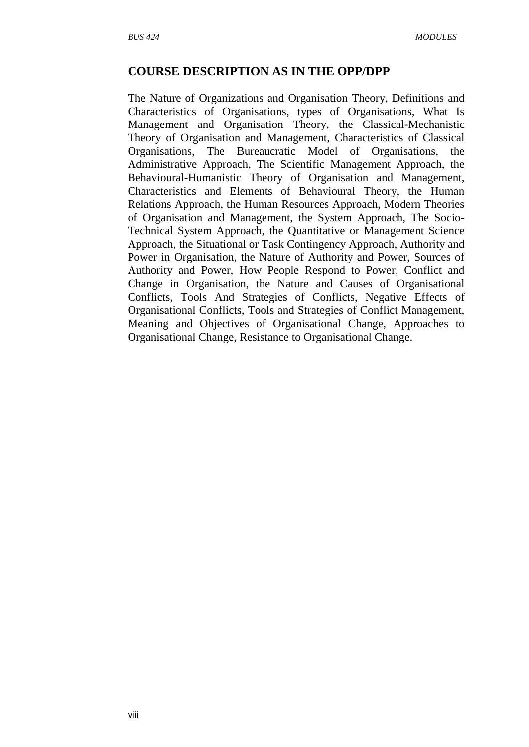## COURSE DESCRIPTION AS IN THE OPP/DPP

The Nature of Organizations and Organisation Theory, Definitions and Characteristics of Organisations, types of Organisations, What Is Management and Organisation Theory, the Classical-Mechanistic Theory of Organisation and Management, Characteristics of Classical Organisations, The Bureaucratic Model of Organisations, the Administrative Approach, The Scientific Management Approach, the Behavioural-Humanistic Theory of Organisation and Management, Characteristics and Elements of Behavioural Theory, the Human Relations Approach, the Human Resources Approach, Modern Theories of Organisation and Management, the System Approach, The Socio-Technical System Approach, the Quantitative or Management Science Approach, the Situational or Task Contingency Approach, Authority and Power in Organisation, the Nature of Authority and Power, Sources of Authority and Power, How People Respond to Power, Conflict and Change in Organisation, the Nature and Causes of Organisational Conflicts, Tools And Strategies of Conflicts, Negative Effects of Organisational Conflicts, Tools and Strategies of Conflict Management, Meaning and Objectives of Organisational Change, Approaches to Organisational Change, Resistance to Organisational Change.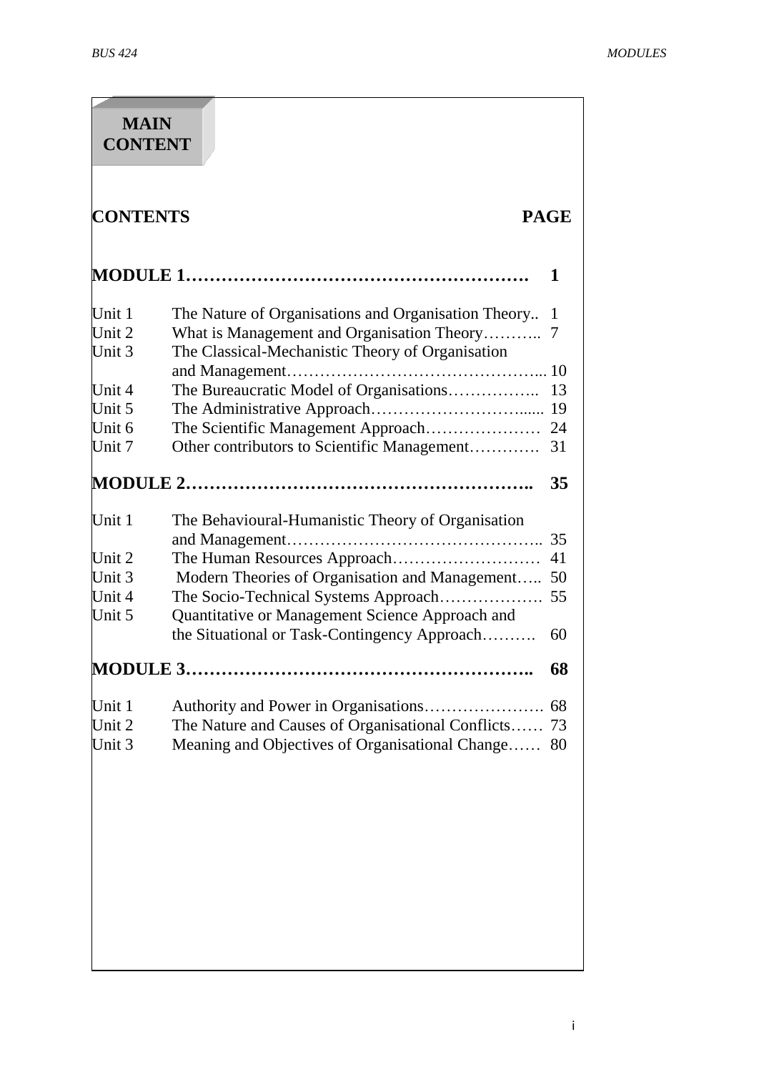# MAIN CONTENT

| CONTENTS | | PAGE |
|---|---|---|
| **MODULE 1** | | **1** |
| Unit 1 | The Nature of Organisations and Organisation Theory | 1 |
| Unit 2 | What is Management and Organisation Theory | 7 |
| Unit 3 | The Classical-Mechanistic Theory of Organisation and Management | 10 |
| Unit 4 | The Bureaucratic Model of Organisations | 13 |
| Unit 5 | The Administrative Approach | 19 |
| Unit 6 | The Scientific Management Approach | 24 |
| Unit 7 | Other contributors to Scientific Management | 31 |
| **MODULE 2** | | **35** |
| Unit 1 | The Behavioural-Humanistic Theory of Organisation and Management | 35 |
| Unit 2 | The Human Resources Approach | 41 |
| Unit 3 | Modern Theories of Organisation and Management | 50 |
| Unit 4 | The Socio-Technical Systems Approach | 55 |
| Unit 5 | Quantitative or Management Science Approach and the Situational or Task-Contingency Approach | 60 |
| **MODULE 3** | | **68** |
| Unit 1 | Authority and Power in Organisations | 68 |
| Unit 2 | The Nature and Causes of Organisational Conflicts | 73 |
| Unit 3 | Meaning and Objectives of Organisational Change | 80 |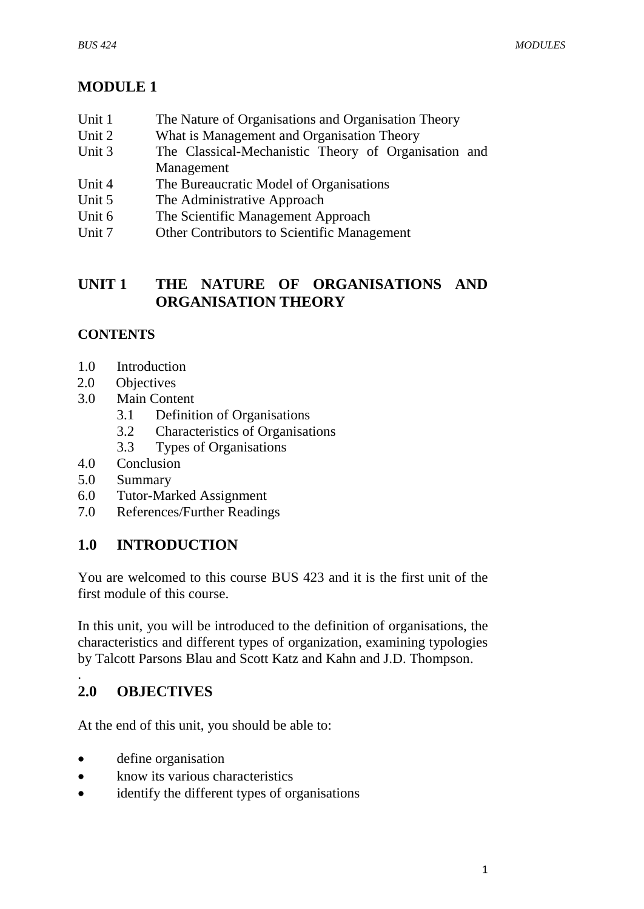# MODULE 1

| | |
|---|---|
| Unit 1 | The Nature of Organisations and Organisation Theory |
| Unit 2 | What is Management and Organisation Theory |
| Unit 3 | The Classical-Mechanistic Theory of Organisation and Management |
| Unit 4 | The Bureaucratic Model of Organisations |
| Unit 5 | The Administrative Approach |
| Unit 6 | The Scientific Management Approach |
| Unit 7 | Other Contributors to Scientific Management |

## UNIT 1 THE NATURE OF ORGANISATIONS AND ORGANISATION THEORY

### CONTENTS

1.0 Introduction
2.0 Objectives
3.0 Main Content
  3.1 Definition of Organisations
  3.2 Characteristics of Organisations
  3.3 Types of Organisations
4.0 Conclusion
5.0 Summary
6.0 Tutor-Marked Assignment
7.0 References/Further Readings

## 1.0 INTRODUCTION

You are welcomed to this course BUS 423 and it is the first unit of the first module of this course.

In this unit, you will be introduced to the definition of organisations, the characteristics and different types of organization, examining typologies by Talcott Parsons Blau and Scott Katz and Kahn and J.D. Thompson.

.

## 2.0 OBJECTIVES

At the end of this unit, you should be able to:

- define organisation
- know its various characteristics
- identify the different types of organisations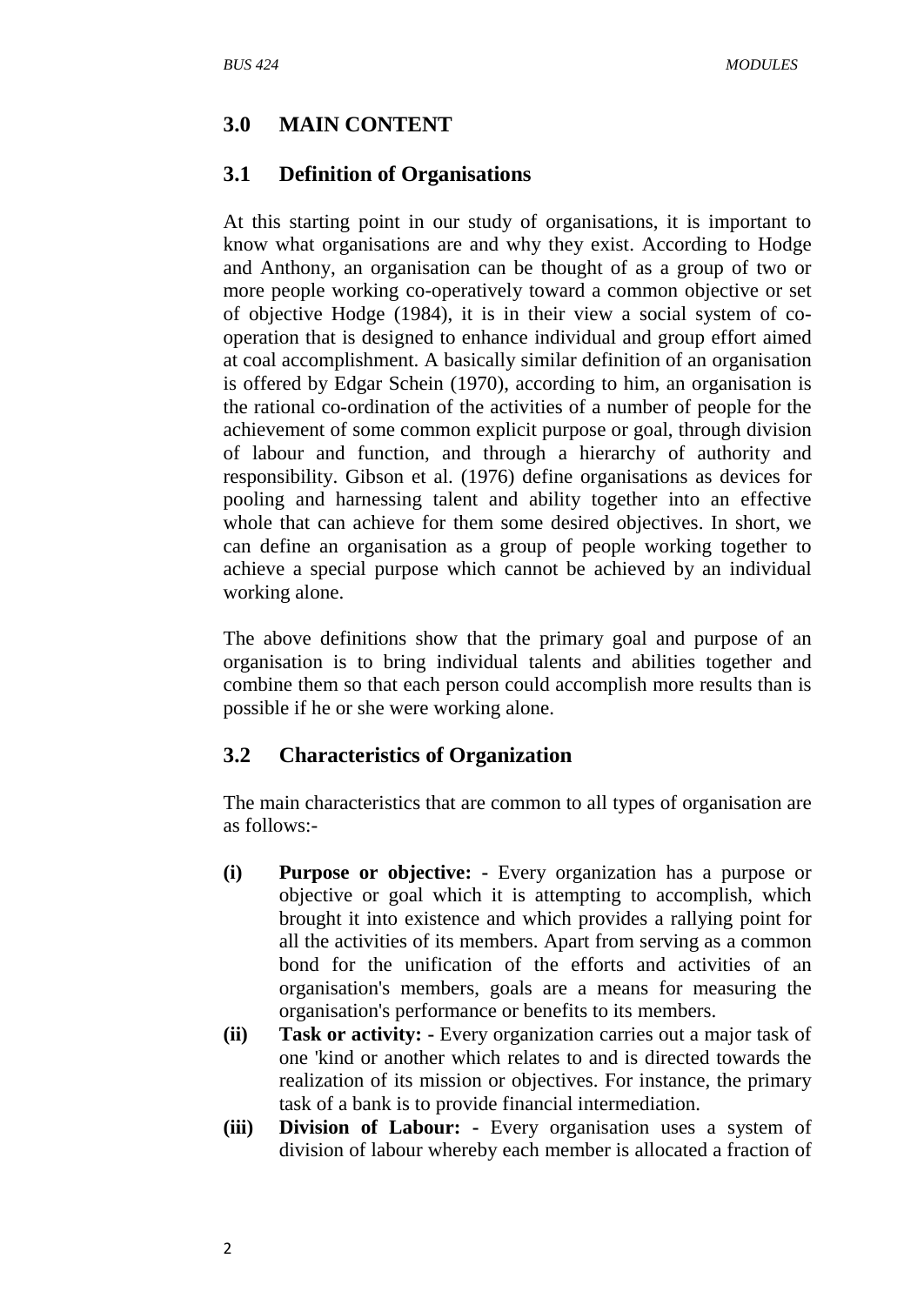## 3.0 MAIN CONTENT

### 3.1 Definition of Organisations

At this starting point in our study of organisations, it is important to know what organisations are and why they exist. According to Hodge and Anthony, an organisation can be thought of as a group of two or more people working co-operatively toward a common objective or set of objective Hodge (1984), it is in their view a social system of co-operation that is designed to enhance individual and group effort aimed at coal accomplishment. A basically similar definition of an organisation is offered by Edgar Schein (1970), according to him, an organisation is the rational co-ordination of the activities of a number of people for the achievement of some common explicit purpose or goal, through division of labour and function, and through a hierarchy of authority and responsibility. Gibson et al. (1976) define organisations as devices for pooling and harnessing talent and ability together into an effective whole that can achieve for them some desired objectives. In short, we can define an organisation as a group of people working together to achieve a special purpose which cannot be achieved by an individual working alone.

The above definitions show that the primary goal and purpose of an organisation is to bring individual talents and abilities together and combine them so that each person could accomplish more results than is possible if he or she were working alone.

### 3.2 Characteristics of Organization

The main characteristics that are common to all types of organisation are as follows:-

- **(i) Purpose or objective: -** Every organization has a purpose or objective or goal which it is attempting to accomplish, which brought it into existence and which provides a rallying point for all the activities of its members. Apart from serving as a common bond for the unification of the efforts and activities of an organisation's members, goals are a means for measuring the organisation's performance or benefits to its members.
- **(ii) Task or activity: -** Every organization carries out a major task of one 'kind or another which relates to and is directed towards the realization of its mission or objectives. For instance, the primary task of a bank is to provide financial intermediation.
- **(iii) Division of Labour: -** Every organisation uses a system of division of labour whereby each member is allocated a fraction of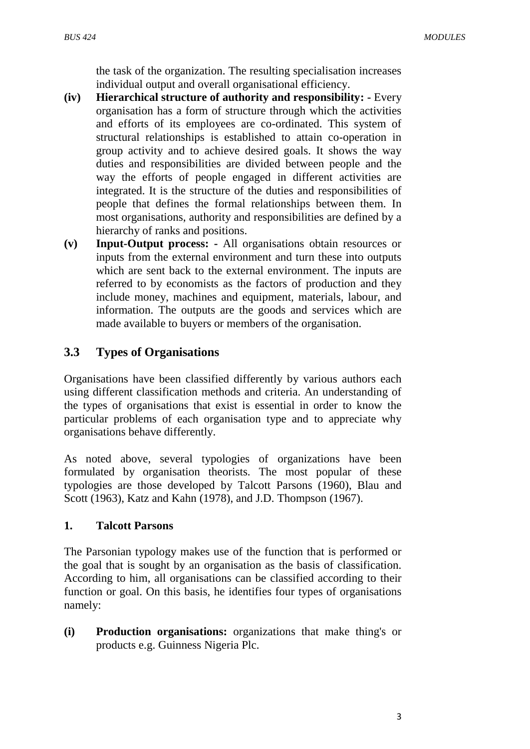the task of the organization. The resulting specialisation increases individual output and overall organisational efficiency.

**(iv) Hierarchical structure of authority and responsibility: -** Every organisation has a form of structure through which the activities and efforts of its employees are co-ordinated. This system of structural relationships is established to attain co-operation in group activity and to achieve desired goals. It shows the way duties and responsibilities are divided between people and the way the efforts of people engaged in different activities are integrated. It is the structure of the duties and responsibilities of people that defines the formal relationships between them. In most organisations, authority and responsibilities are defined by a hierarchy of ranks and positions.

**(v) Input-Output process: -** All organisations obtain resources or inputs from the external environment and turn these into outputs which are sent back to the external environment. The inputs are referred to by economists as the factors of production and they include money, machines and equipment, materials, labour, and information. The outputs are the goods and services which are made available to buyers or members of the organisation.

## 3.3 Types of Organisations

Organisations have been classified differently by various authors each using different classification methods and criteria. An understanding of the types of organisations that exist is essential in order to know the particular problems of each organisation type and to appreciate why organisations behave differently.

As noted above, several typologies of organizations have been formulated by organisation theorists. The most popular of these typologies are those developed by Talcott Parsons (1960), Blau and Scott (1963), Katz and Kahn (1978), and J.D. Thompson (1967).

### 1. Talcott Parsons

The Parsonian typology makes use of the function that is performed or the goal that is sought by an organisation as the basis of classification. According to him, all organisations can be classified according to their function or goal. On this basis, he identifies four types of organisations namely:

**(i) Production organisations:** organizations that make thing's or products e.g. Guinness Nigeria Plc.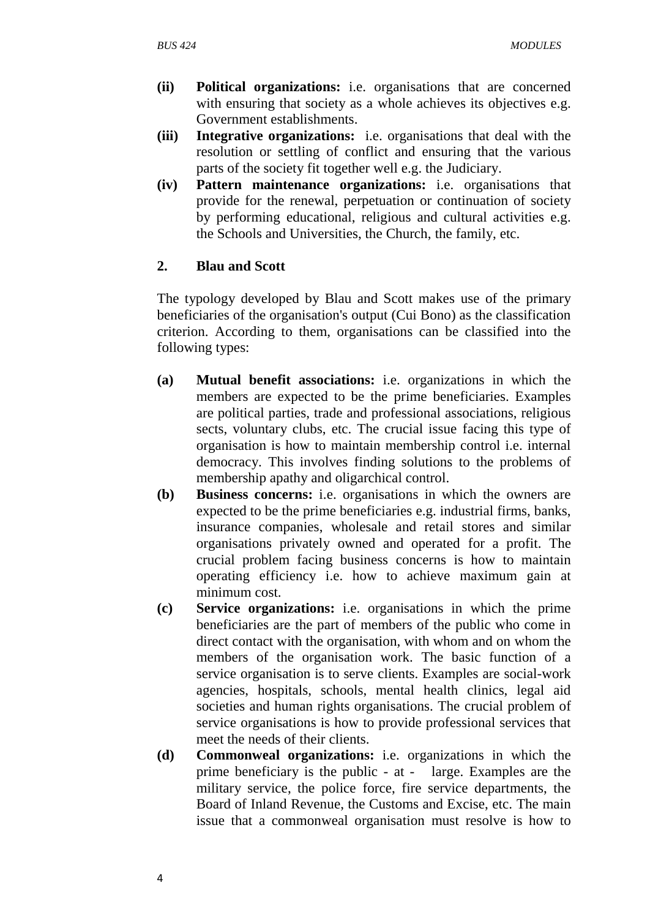**(ii)** **Political organizations:** i.e. organisations that are concerned with ensuring that society as a whole achieves its objectives e.g. Government establishments.

**(iii)** **Integrative organizations:** i.e. organisations that deal with the resolution or settling of conflict and ensuring that the various parts of the society fit together well e.g. the Judiciary.

**(iv)** **Pattern maintenance organizations:** i.e. organisations that provide for the renewal, perpetuation or continuation of society by performing educational, religious and cultural activities e.g. the Schools and Universities, the Church, the family, etc.

**2. Blau and Scott**

The typology developed by Blau and Scott makes use of the primary beneficiaries of the organisation's output (Cui Bono) as the classification criterion. According to them, organisations can be classified into the following types:

**(a)** **Mutual benefit associations:** i.e. organizations in which the members are expected to be the prime beneficiaries. Examples are political parties, trade and professional associations, religious sects, voluntary clubs, etc. The crucial issue facing this type of organisation is how to maintain membership control i.e. internal democracy. This involves finding solutions to the problems of membership apathy and oligarchical control.

**(b)** **Business concerns:** i.e. organisations in which the owners are expected to be the prime beneficiaries e.g. industrial firms, banks, insurance companies, wholesale and retail stores and similar organisations privately owned and operated for a profit. The crucial problem facing business concerns is how to maintain operating efficiency i.e. how to achieve maximum gain at minimum cost.

**(c)** **Service organizations:** i.e. organisations in which the prime beneficiaries are the part of members of the public who come in direct contact with the organisation, with whom and on whom the members of the organisation work. The basic function of a service organisation is to serve clients. Examples are social-work agencies, hospitals, schools, mental health clinics, legal aid societies and human rights organisations. The crucial problem of service organisations is how to provide professional services that meet the needs of their clients.

**(d)** **Commonweal organizations:** i.e. organizations in which the prime beneficiary is the public - at - large. Examples are the military service, the police force, fire service departments, the Board of Inland Revenue, the Customs and Excise, etc. The main issue that a commonweal organisation must resolve is how to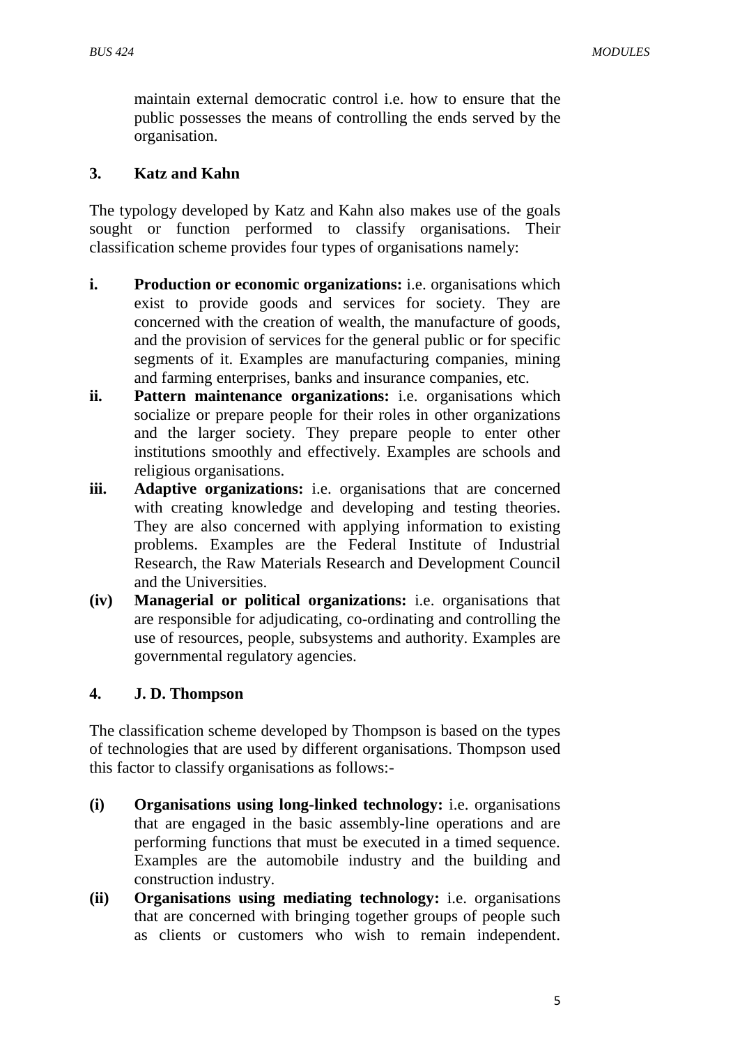maintain external democratic control i.e. how to ensure that the public possesses the means of controlling the ends served by the organisation.

### 3. Katz and Kahn

The typology developed by Katz and Kahn also makes use of the goals sought or function performed to classify organisations. Their classification scheme provides four types of organisations namely:

**i. Production or economic organizations:** i.e. organisations which exist to provide goods and services for society. They are concerned with the creation of wealth, the manufacture of goods, and the provision of services for the general public or for specific segments of it. Examples are manufacturing companies, mining and farming enterprises, banks and insurance companies, etc.

**ii. Pattern maintenance organizations:** i.e. organisations which socialize or prepare people for their roles in other organizations and the larger society. They prepare people to enter other institutions smoothly and effectively. Examples are schools and religious organisations.

**iii. Adaptive organizations:** i.e. organisations that are concerned with creating knowledge and developing and testing theories. They are also concerned with applying information to existing problems. Examples are the Federal Institute of Industrial Research, the Raw Materials Research and Development Council and the Universities.

**(iv) Managerial or political organizations:** i.e. organisations that are responsible for adjudicating, co-ordinating and controlling the use of resources, people, subsystems and authority. Examples are governmental regulatory agencies.

### 4. J. D. Thompson

The classification scheme developed by Thompson is based on the types of technologies that are used by different organisations. Thompson used this factor to classify organisations as follows:-

**(i) Organisations using long-linked technology:** i.e. organisations that are engaged in the basic assembly-line operations and are performing functions that must be executed in a timed sequence. Examples are the automobile industry and the building and construction industry.

**(ii) Organisations using mediating technology:** i.e. organisations that are concerned with bringing together groups of people such as clients or customers who wish to remain independent.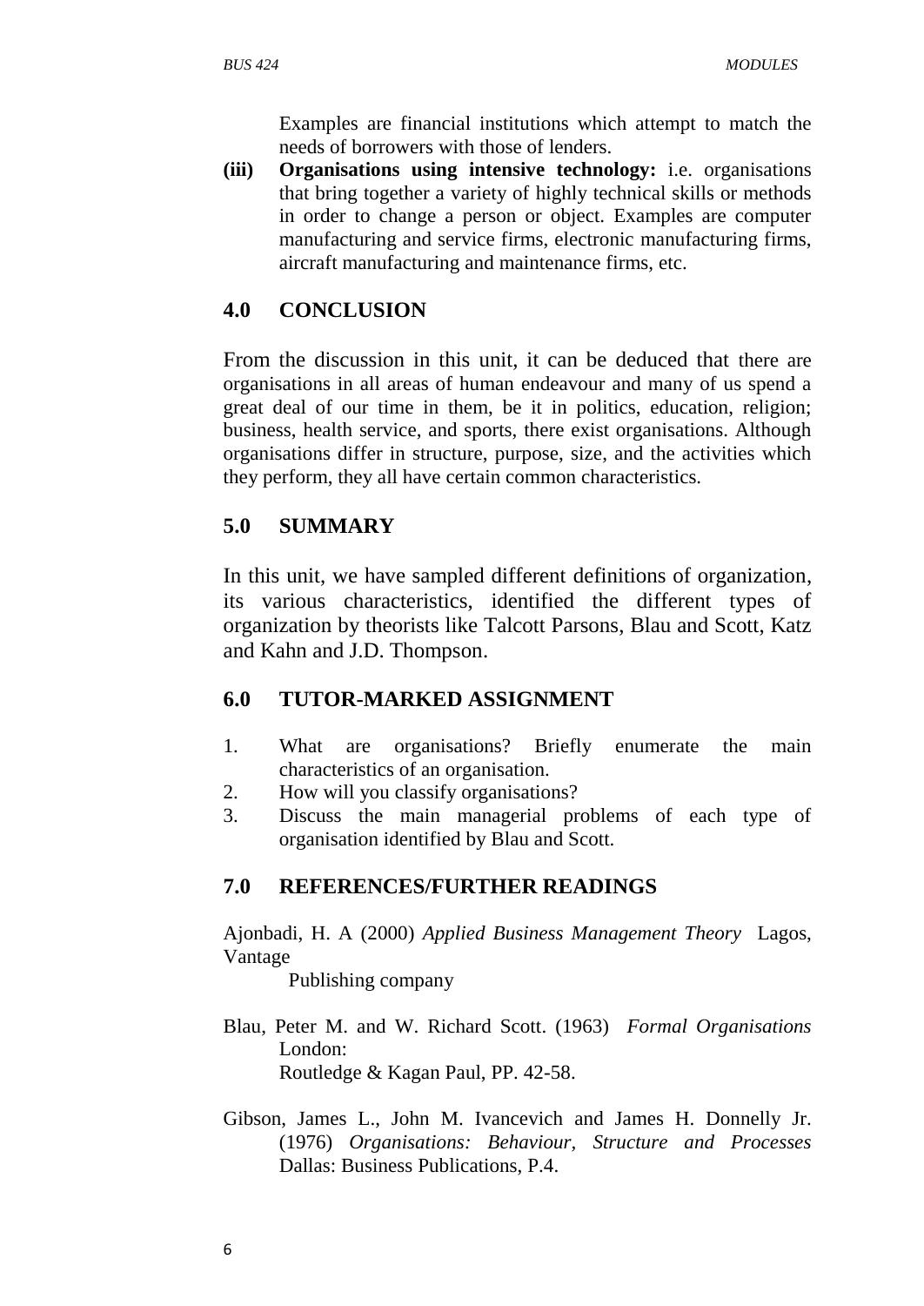Examples are financial institutions which attempt to match the needs of borrowers with those of lenders.

**(iii)** **Organisations using intensive technology:** i.e. organisations that bring together a variety of highly technical skills or methods in order to change a person or object. Examples are computer manufacturing and service firms, electronic manufacturing firms, aircraft manufacturing and maintenance firms, etc.

## 4.0 CONCLUSION

From the discussion in this unit, it can be deduced that there are organisations in all areas of human endeavour and many of us spend a great deal of our time in them, be it in politics, education, religion; business, health service, and sports, there exist organisations. Although organisations differ in structure, purpose, size, and the activities which they perform, they all have certain common characteristics.

## 5.0 SUMMARY

In this unit, we have sampled different definitions of organization, its various characteristics, identified the different types of organization by theorists like Talcott Parsons, Blau and Scott, Katz and Kahn and J.D. Thompson.

## 6.0 TUTOR-MARKED ASSIGNMENT

1. What are organisations? Briefly enumerate the main characteristics of an organisation.
2. How will you classify organisations?
3. Discuss the main managerial problems of each type of organisation identified by Blau and Scott.

## 7.0 REFERENCES/FURTHER READINGS

Ajonbadi, H. A (2000) *Applied Business Management Theory* Lagos, Vantage Publishing company

Blau, Peter M. and W. Richard Scott. (1963) *Formal Organisations* London: Routledge & Kagan Paul, PP. 42-58.

Gibson, James L., John M. Ivancevich and James H. Donnelly Jr. (1976) *Organisations: Behaviour, Structure and Processes* Dallas: Business Publications, P.4.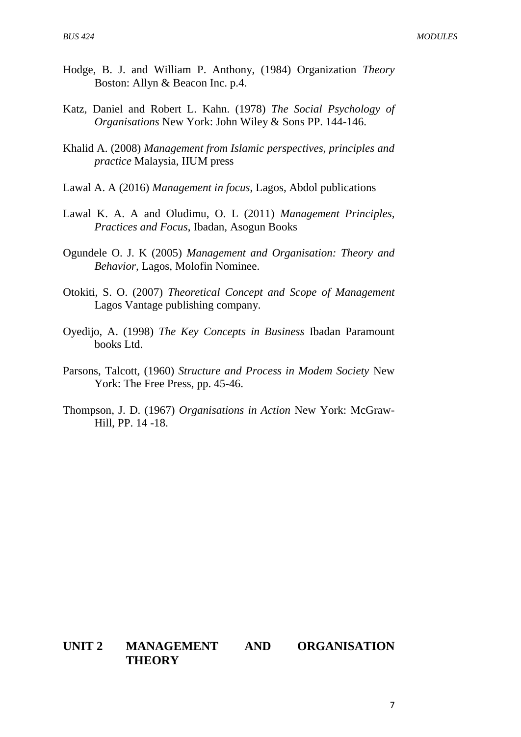Hodge, B. J. and William P. Anthony, (1984) Organization *Theory* Boston: Allyn & Beacon Inc. p.4.

Katz, Daniel and Robert L. Kahn. (1978) *The Social Psychology of Organisations* New York: John Wiley & Sons PP. 144-146.

Khalid A. (2008) *Management from Islamic perspectives, principles and practice* Malaysia, IIUM press

Lawal A. A (2016) *Management in focus*, Lagos, Abdol publications

Lawal K. A. A and Oludimu, O. L (2011) *Management Principles, Practices and Focus*, Ibadan, Asogun Books

Ogundele O. J. K (2005) *Management and Organisation: Theory and Behavior*, Lagos, Molofin Nominee.

Otokiti, S. O. (2007) *Theoretical Concept and Scope of Management* Lagos Vantage publishing company.

Oyedijo, A. (1998) *The Key Concepts in Business* Ibadan Paramount books Ltd.

Parsons, Talcott, (1960) *Structure and Process in Modem Society* New York: The Free Press, pp. 45-46.

Thompson, J. D. (1967) *Organisations in Action* New York: McGraw-Hill, PP. 14 -18.

# UNIT 2 MANAGEMENT AND ORGANISATION THEORY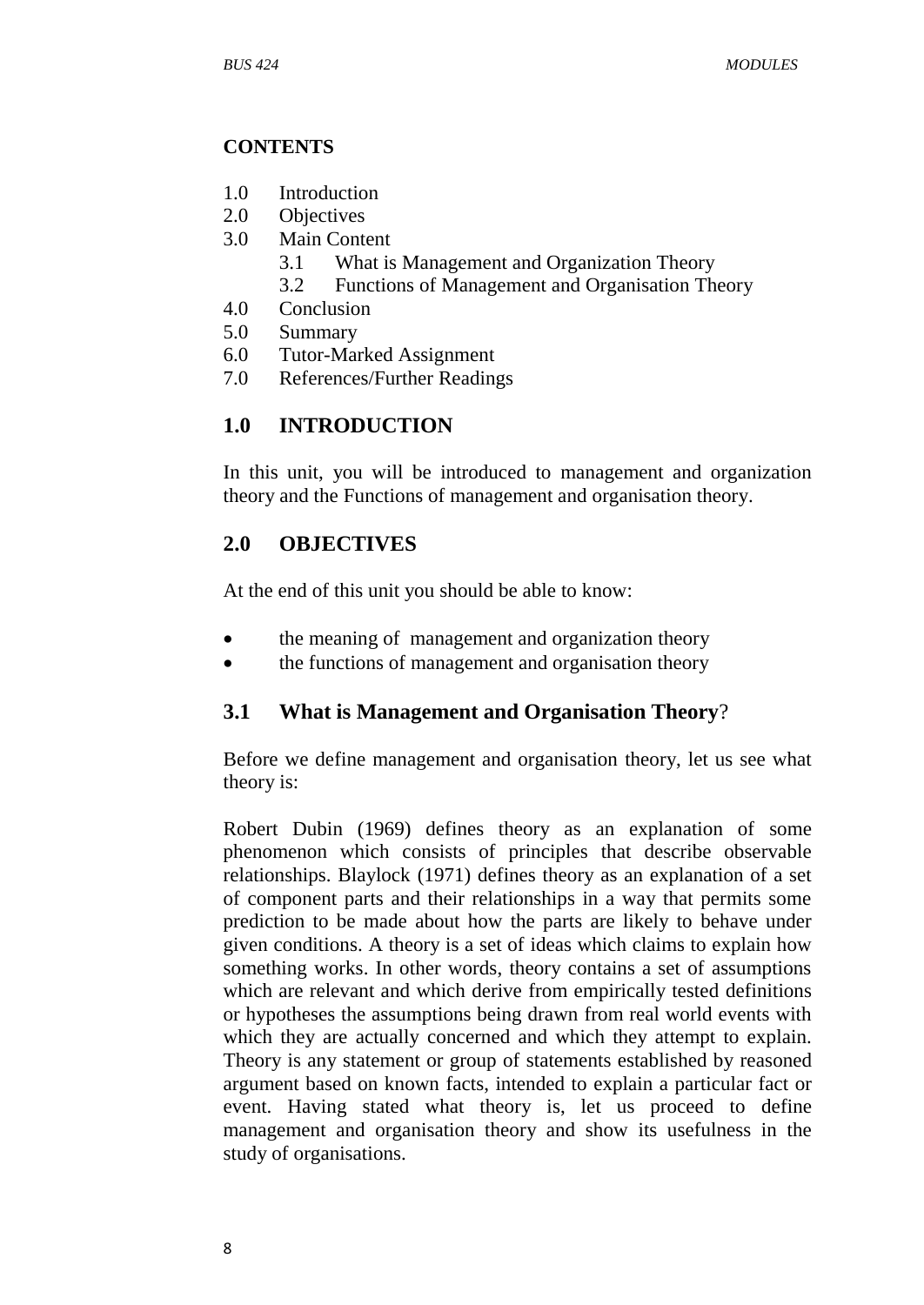**CONTENTS**

1.0 Introduction
2.0 Objectives
3.0 Main Content
    3.1 What is Management and Organization Theory
    3.2 Functions of Management and Organisation Theory
4.0 Conclusion
5.0 Summary
6.0 Tutor-Marked Assignment
7.0 References/Further Readings

## 1.0 INTRODUCTION

In this unit, you will be introduced to management and organization theory and the Functions of management and organisation theory.

## 2.0 OBJECTIVES

At the end of this unit you should be able to know:

- the meaning of management and organization theory
- the functions of management and organisation theory

## 3.1 What is Management and Organisation Theory?

Before we define management and organisation theory, let us see what theory is:

Robert Dubin (1969) defines theory as an explanation of some phenomenon which consists of principles that describe observable relationships. Blaylock (1971) defines theory as an explanation of a set of component parts and their relationships in a way that permits some prediction to be made about how the parts are likely to behave under given conditions. A theory is a set of ideas which claims to explain how something works. In other words, theory contains a set of assumptions which are relevant and which derive from empirically tested definitions or hypotheses the assumptions being drawn from real world events with which they are actually concerned and which they attempt to explain. Theory is any statement or group of statements established by reasoned argument based on known facts, intended to explain a particular fact or event. Having stated what theory is, let us proceed to define management and organisation theory and show its usefulness in the study of organisations.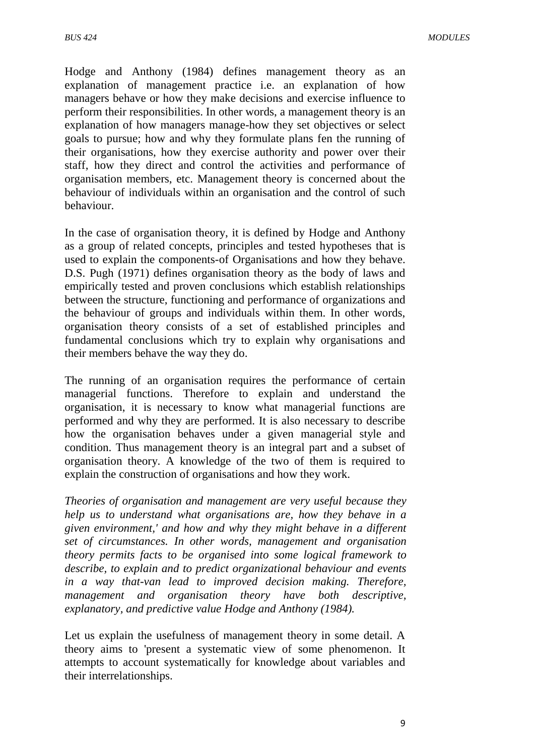Hodge and Anthony (1984) defines management theory as an explanation of management practice i.e. an explanation of how managers behave or how they make decisions and exercise influence to perform their responsibilities. In other words, a management theory is an explanation of how managers manage-how they set objectives or select goals to pursue; how and why they formulate plans fen the running of their organisations, how they exercise authority and power over their staff, how they direct and control the activities and performance of organisation members, etc. Management theory is concerned about the behaviour of individuals within an organisation and the control of such behaviour.

In the case of organisation theory, it is defined by Hodge and Anthony as a group of related concepts, principles and tested hypotheses that is used to explain the components-of Organisations and how they behave. D.S. Pugh (1971) defines organisation theory as the body of laws and empirically tested and proven conclusions which establish relationships between the structure, functioning and performance of organizations and the behaviour of groups and individuals within them. In other words, organisation theory consists of a set of established principles and fundamental conclusions which try to explain why organisations and their members behave the way they do.

The running of an organisation requires the performance of certain managerial functions. Therefore to explain and understand the organisation, it is necessary to know what managerial functions are performed and why they are performed. It is also necessary to describe how the organisation behaves under a given managerial style and condition. Thus management theory is an integral part and a subset of organisation theory. A knowledge of the two of them is required to explain the construction of organisations and how they work.

*Theories of organisation and management are very useful because they help us to understand what organisations are, how they behave in a given environment,' and how and why they might behave in a different set of circumstances. In other words, management and organisation theory permits facts to be organised into some logical framework to describe, to explain and to predict organizational behaviour and events in a way that-van lead to improved decision making. Therefore, management and organisation theory have both descriptive, explanatory, and predictive value Hodge and Anthony (1984).*

Let us explain the usefulness of management theory in some detail. A theory aims to 'present a systematic view of some phenomenon. It attempts to account systematically for knowledge about variables and their interrelationships.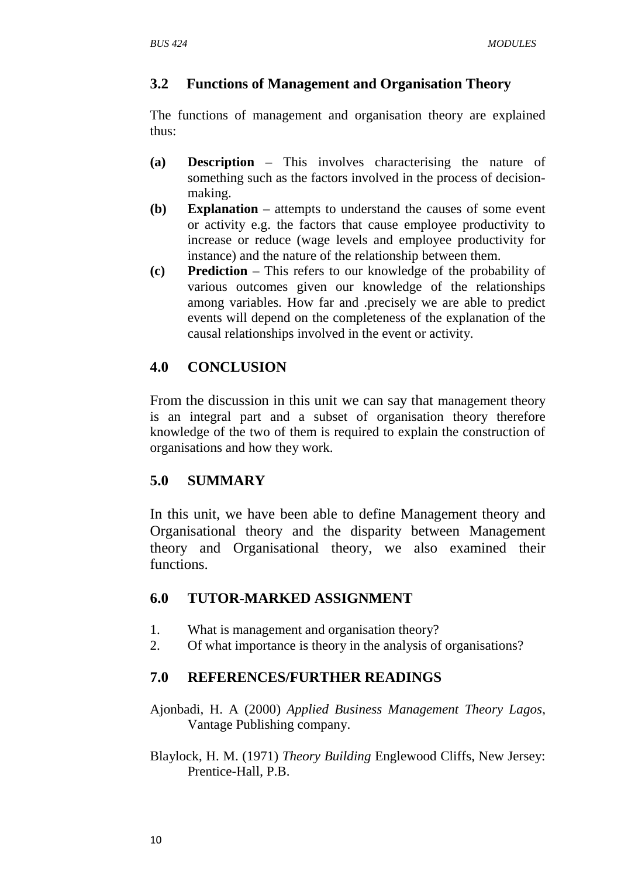### 3.2 Functions of Management and Organisation Theory

The functions of management and organisation theory are explained thus:

**(a) Description –** This involves characterising the nature of something such as the factors involved in the process of decision-making.

**(b) Explanation –** attempts to understand the causes of some event or activity e.g. the factors that cause employee productivity to increase or reduce (wage levels and employee productivity for instance) and the nature of the relationship between them.

**(c) Prediction –** This refers to our knowledge of the probability of various outcomes given our knowledge of the relationships among variables. How far and .precisely we are able to predict events will depend on the completeness of the explanation of the causal relationships involved in the event or activity.

## 4.0 CONCLUSION

From the discussion in this unit we can say that management theory is an integral part and a subset of organisation theory therefore knowledge of the two of them is required to explain the construction of organisations and how they work.

## 5.0 SUMMARY

In this unit, we have been able to define Management theory and Organisational theory and the disparity between Management theory and Organisational theory, we also examined their functions.

## 6.0 TUTOR-MARKED ASSIGNMENT

1. What is management and organisation theory?
2. Of what importance is theory in the analysis of organisations?

## 7.0 REFERENCES/FURTHER READINGS

Ajonbadi, H. A (2000) *Applied Business Management Theory Lagos*, Vantage Publishing company.

Blaylock, H. M. (1971) *Theory Building* Englewood Cliffs, New Jersey: Prentice-Hall, P.B.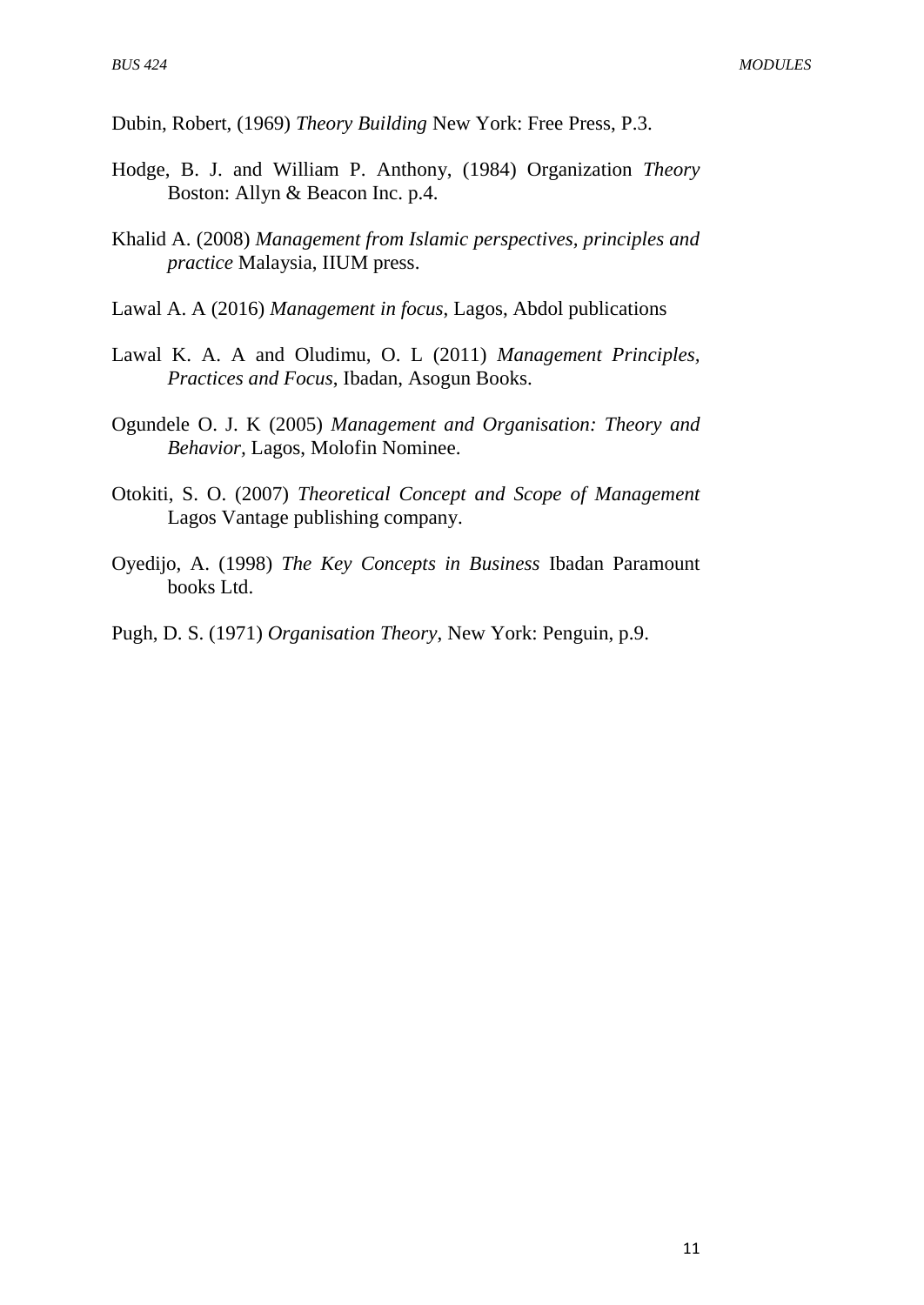Dubin, Robert, (1969) *Theory Building* New York: Free Press, P.3.

Hodge, B. J. and William P. Anthony, (1984) Organization *Theory* Boston: Allyn & Beacon Inc. p.4.

Khalid A. (2008) *Management from Islamic perspectives, principles and practice* Malaysia, IIUM press.

Lawal A. A (2016) *Management in focus*, Lagos, Abdol publications

Lawal K. A. A and Oludimu, O. L (2011) *Management Principles, Practices and Focus*, Ibadan, Asogun Books.

Ogundele O. J. K (2005) *Management and Organisation: Theory and Behavior*, Lagos, Molofin Nominee.

Otokiti, S. O. (2007) *Theoretical Concept and Scope of Management* Lagos Vantage publishing company.

Oyedijo, A. (1998) *The Key Concepts in Business* Ibadan Paramount books Ltd.

Pugh, D. S. (1971) *Organisation Theory*, New York: Penguin, p.9.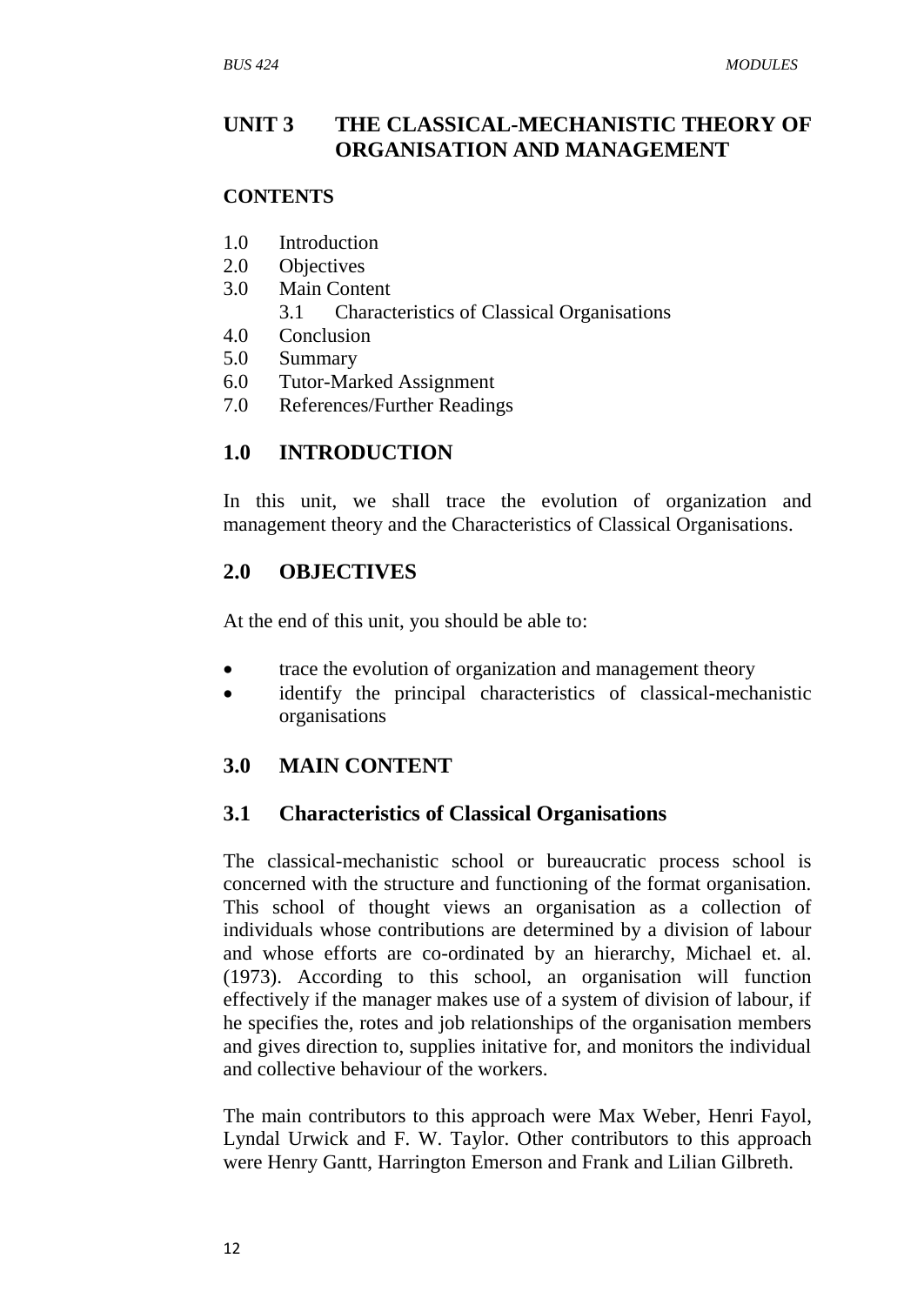## UNIT 3 THE CLASSICAL-MECHANISTIC THEORY OF ORGANISATION AND MANAGEMENT

**CONTENTS**

1.0 Introduction
2.0 Objectives
3.0 Main Content
    3.1 Characteristics of Classical Organisations
4.0 Conclusion
5.0 Summary
6.0 Tutor-Marked Assignment
7.0 References/Further Readings

### 1.0 INTRODUCTION

In this unit, we shall trace the evolution of organization and management theory and the Characteristics of Classical Organisations.

### 2.0 OBJECTIVES

At the end of this unit, you should be able to:

- trace the evolution of organization and management theory
- identify the principal characteristics of classical-mechanistic organisations

### 3.0 MAIN CONTENT

### 3.1 Characteristics of Classical Organisations

The classical-mechanistic school or bureaucratic process school is concerned with the structure and functioning of the format organisation. This school of thought views an organisation as a collection of individuals whose contributions are determined by a division of labour and whose efforts are co-ordinated by an hierarchy, Michael et. al. (1973). According to this school, an organisation will function effectively if the manager makes use of a system of division of labour, if he specifies the, rotes and job relationships of the organisation members and gives direction to, supplies initative for, and monitors the individual and collective behaviour of the workers.

The main contributors to this approach were Max Weber, Henri Fayol, Lyndal Urwick and F. W. Taylor. Other contributors to this approach were Henry Gantt, Harrington Emerson and Frank and Lilian Gilbreth.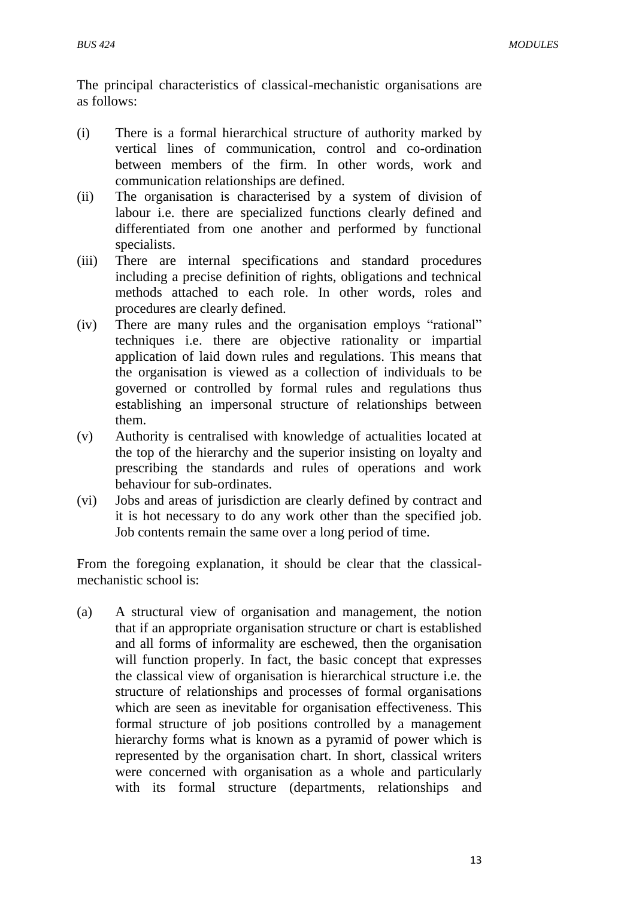The principal characteristics of classical-mechanistic organisations are as follows:

(i) There is a formal hierarchical structure of authority marked by vertical lines of communication, control and co-ordination between members of the firm. In other words, work and communication relationships are defined.

(ii) The organisation is characterised by a system of division of labour i.e. there are specialized functions clearly defined and differentiated from one another and performed by functional specialists.

(iii) There are internal specifications and standard procedures including a precise definition of rights, obligations and technical methods attached to each role. In other words, roles and procedures are clearly defined.

(iv) There are many rules and the organisation employs "rational" techniques i.e. there are objective rationality or impartial application of laid down rules and regulations. This means that the organisation is viewed as a collection of individuals to be governed or controlled by formal rules and regulations thus establishing an impersonal structure of relationships between them.

(v) Authority is centralised with knowledge of actualities located at the top of the hierarchy and the superior insisting on loyalty and prescribing the standards and rules of operations and work behaviour for sub-ordinates.

(vi) Jobs and areas of jurisdiction are clearly defined by contract and it is hot necessary to do any work other than the specified job. Job contents remain the same over a long period of time.

From the foregoing explanation, it should be clear that the classical-mechanistic school is:

(a) A structural view of organisation and management, the notion that if an appropriate organisation structure or chart is established and all forms of informality are eschewed, then the organisation will function properly. In fact, the basic concept that expresses the classical view of organisation is hierarchical structure i.e. the structure of relationships and processes of formal organisations which are seen as inevitable for organisation effectiveness. This formal structure of job positions controlled by a management hierarchy forms what is known as a pyramid of power which is represented by the organisation chart. In short, classical writers were concerned with organisation as a whole and particularly with its formal structure (departments, relationships and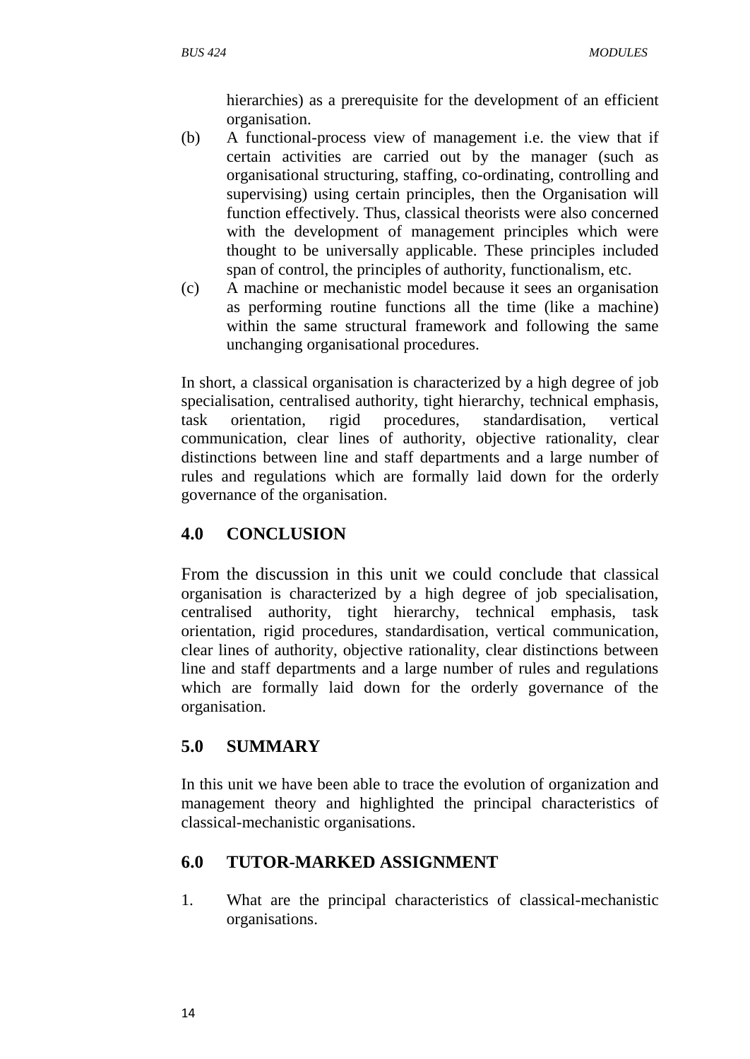hierarchies) as a prerequisite for the development of an efficient organisation.

(b) A functional-process view of management i.e. the view that if certain activities are carried out by the manager (such as organisational structuring, staffing, co-ordinating, controlling and supervising) using certain principles, then the Organisation will function effectively. Thus, classical theorists were also concerned with the development of management principles which were thought to be universally applicable. These principles included span of control, the principles of authority, functionalism, etc.

(c) A machine or mechanistic model because it sees an organisation as performing routine functions all the time (like a machine) within the same structural framework and following the same unchanging organisational procedures.

In short, a classical organisation is characterized by a high degree of job specialisation, centralised authority, tight hierarchy, technical emphasis, task orientation, rigid procedures, standardisation, vertical communication, clear lines of authority, objective rationality, clear distinctions between line and staff departments and a large number of rules and regulations which are formally laid down for the orderly governance of the organisation.

## 4.0 CONCLUSION

From the discussion in this unit we could conclude that classical organisation is characterized by a high degree of job specialisation, centralised authority, tight hierarchy, technical emphasis, task orientation, rigid procedures, standardisation, vertical communication, clear lines of authority, objective rationality, clear distinctions between line and staff departments and a large number of rules and regulations which are formally laid down for the orderly governance of the organisation.

## 5.0 SUMMARY

In this unit we have been able to trace the evolution of organization and management theory and highlighted the principal characteristics of classical-mechanistic organisations.

## 6.0 TUTOR-MARKED ASSIGNMENT

1. What are the principal characteristics of classical-mechanistic organisations.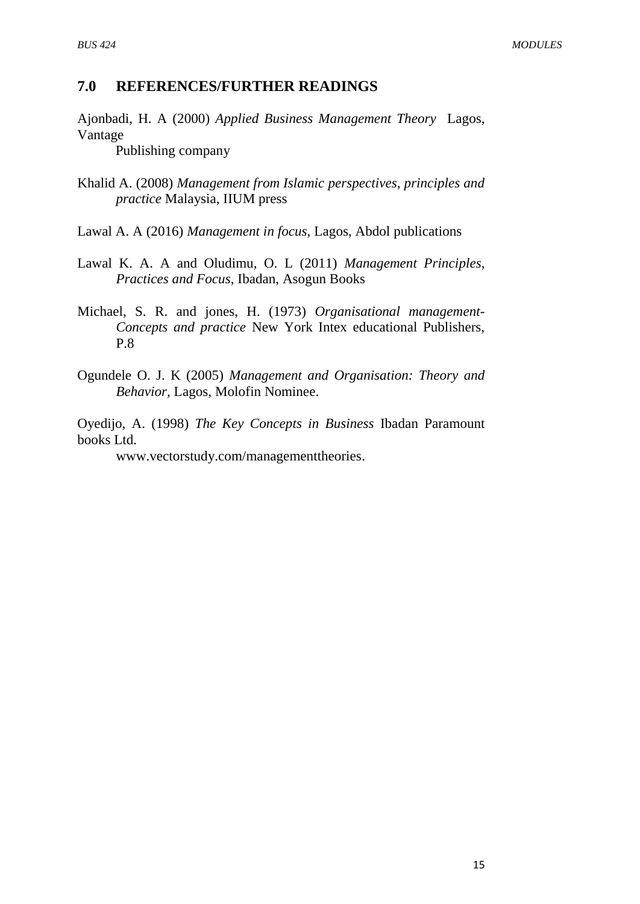## 7.0 REFERENCES/FURTHER READINGS

Ajonbadi, H. A (2000) *Applied Business Management Theory* Lagos, Vantage Publishing company

Khalid A. (2008) *Management from Islamic perspectives, principles and practice* Malaysia, IIUM press

Lawal A. A (2016) *Management in focus*, Lagos, Abdol publications

Lawal K. A. A and Oludimu, O. L (2011) *Management Principles, Practices and Focus*, Ibadan, Asogun Books

Michael, S. R. and jones, H. (1973) *Organisational management-Concepts and practice* New York Intex educational Publishers, P.8

Ogundele O. J. K (2005) *Management and Organisation: Theory and Behavior*, Lagos, Molofin Nominee.

Oyedijo, A. (1998) *The Key Concepts in Business* Ibadan Paramount books Ltd.

www.vectorstudy.com/managementtheories.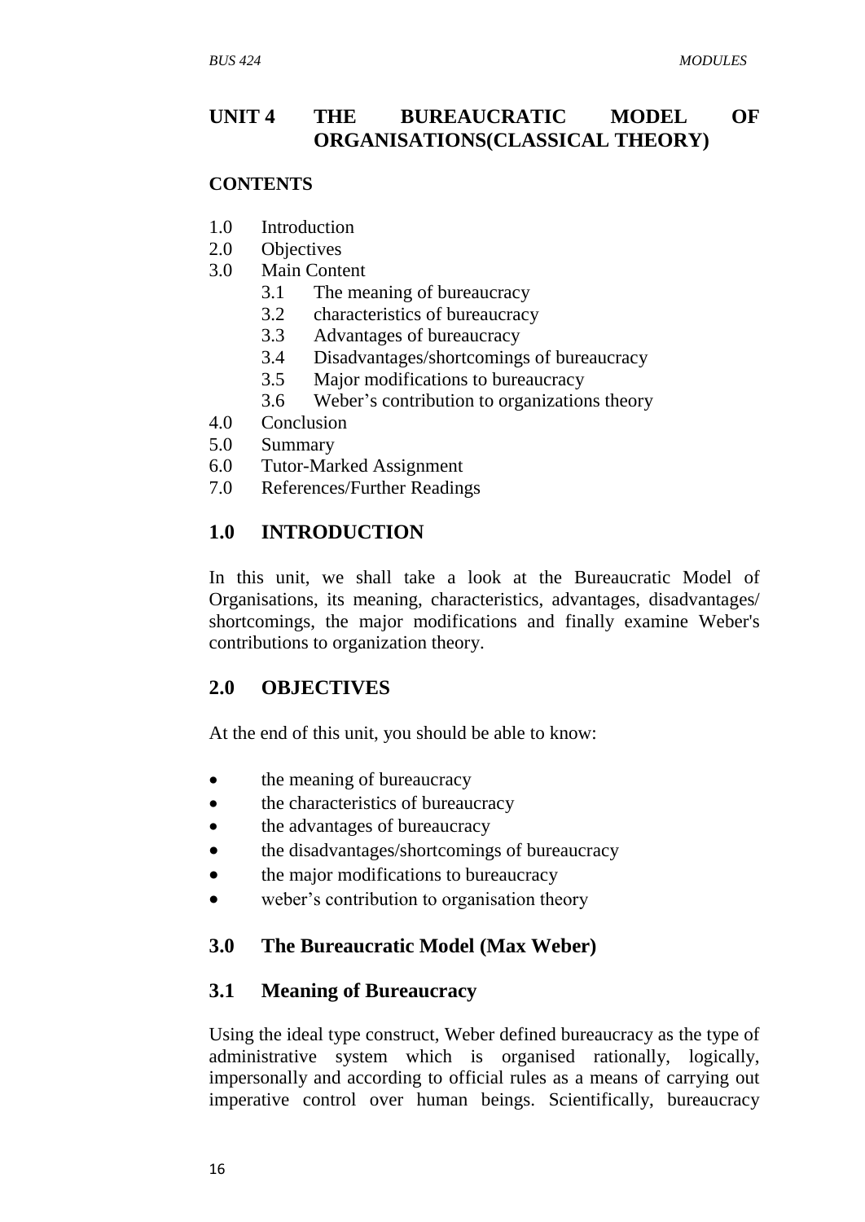# UNIT 4 THE BUREAUCRATIC MODEL OF ORGANISATIONS(CLASSICAL THEORY)

**CONTENTS**

1.0 Introduction
2.0 Objectives
3.0 Main Content
    3.1 The meaning of bureaucracy
    3.2 characteristics of bureaucracy
    3.3 Advantages of bureaucracy
    3.4 Disadvantages/shortcomings of bureaucracy
    3.5 Major modifications to bureaucracy
    3.6 Weber's contribution to organizations theory
4.0 Conclusion
5.0 Summary
6.0 Tutor-Marked Assignment
7.0 References/Further Readings

## 1.0 INTRODUCTION

In this unit, we shall take a look at the Bureaucratic Model of Organisations, its meaning, characteristics, advantages, disadvantages/ shortcomings, the major modifications and finally examine Weber's contributions to organization theory.

## 2.0 OBJECTIVES

At the end of this unit, you should be able to know:

- the meaning of bureaucracy
- the characteristics of bureaucracy
- the advantages of bureaucracy
- the disadvantages/shortcomings of bureaucracy
- the major modifications to bureaucracy
- weber's contribution to organisation theory

## 3.0 The Bureaucratic Model (Max Weber)

### 3.1 Meaning of Bureaucracy

Using the ideal type construct, Weber defined bureaucracy as the type of administrative system which is organised rationally, logically, impersonally and according to official rules as a means of carrying out imperative control over human beings. Scientifically, bureaucracy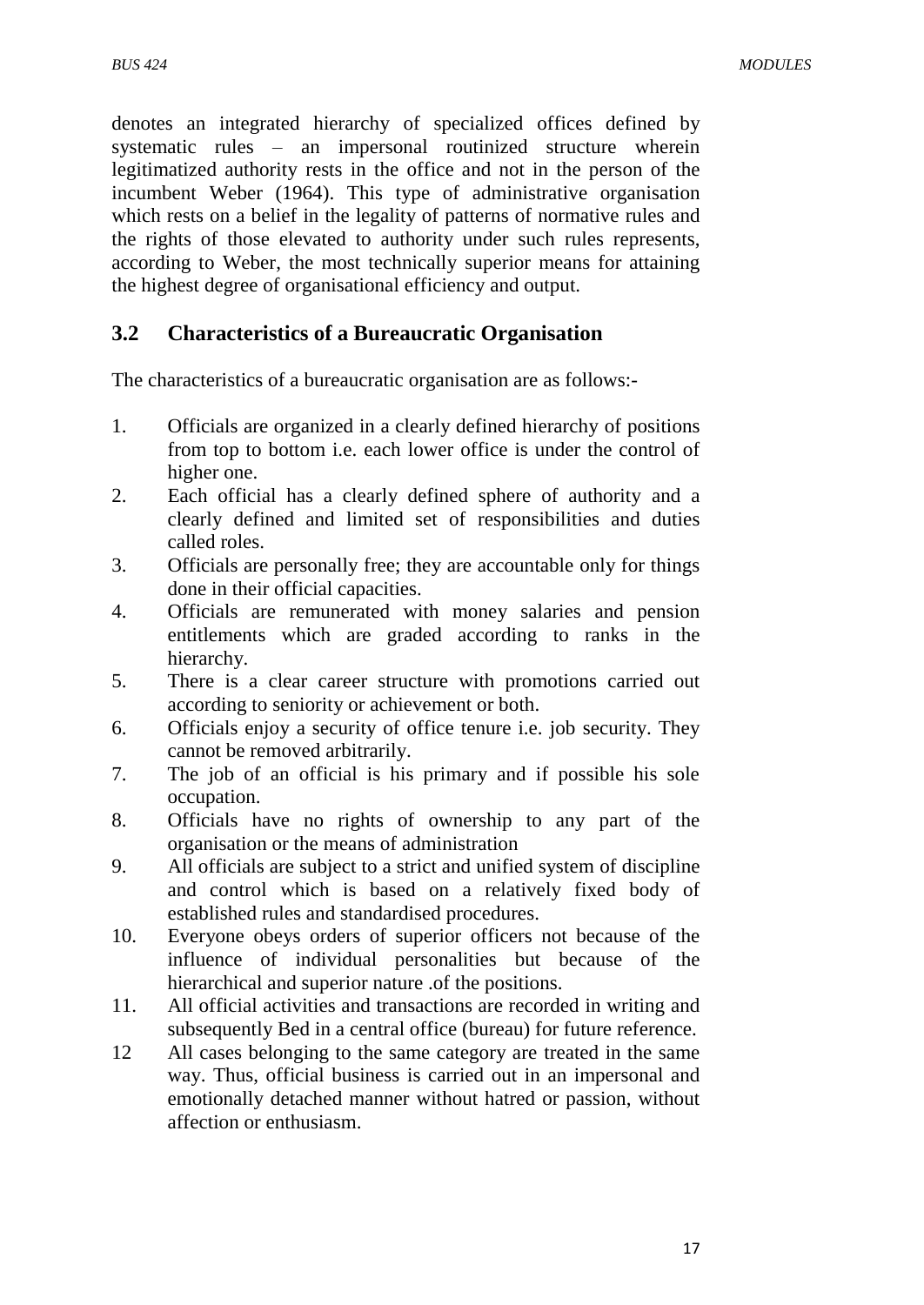denotes an integrated hierarchy of specialized offices defined by systematic rules – an impersonal routinized structure wherein legitimatized authority rests in the office and not in the person of the incumbent Weber (1964). This type of administrative organisation which rests on a belief in the legality of patterns of normative rules and the rights of those elevated to authority under such rules represents, according to Weber, the most technically superior means for attaining the highest degree of organisational efficiency and output.

## 3.2 Characteristics of a Bureaucratic Organisation

The characteristics of a bureaucratic organisation are as follows:-

1. Officials are organized in a clearly defined hierarchy of positions from top to bottom i.e. each lower office is under the control of higher one.
2. Each official has a clearly defined sphere of authority and a clearly defined and limited set of responsibilities and duties called roles.
3. Officials are personally free; they are accountable only for things done in their official capacities.
4. Officials are remunerated with money salaries and pension entitlements which are graded according to ranks in the hierarchy.
5. There is a clear career structure with promotions carried out according to seniority or achievement or both.
6. Officials enjoy a security of office tenure i.e. job security. They cannot be removed arbitrarily.
7. The job of an official is his primary and if possible his sole occupation.
8. Officials have no rights of ownership to any part of the organisation or the means of administration
9. All officials are subject to a strict and unified system of discipline and control which is based on a relatively fixed body of established rules and standardised procedures.
10. Everyone obeys orders of superior officers not because of the influence of individual personalities but because of the hierarchical and superior nature .of the positions.
11. All official activities and transactions are recorded in writing and subsequently Bed in a central office (bureau) for future reference.
12. All cases belonging to the same category are treated in the same way. Thus, official business is carried out in an impersonal and emotionally detached manner without hatred or passion, without affection or enthusiasm.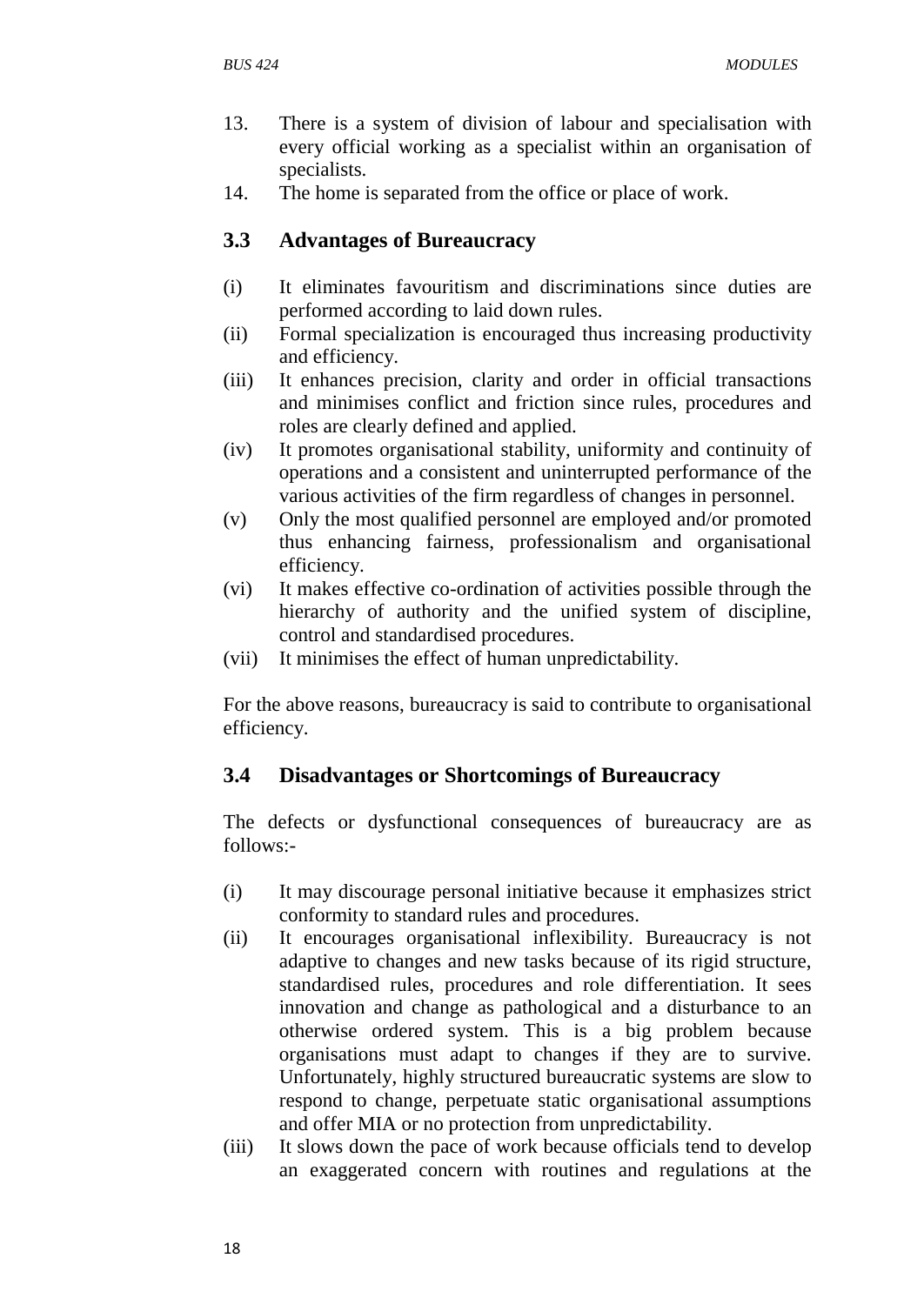13. There is a system of division of labour and specialisation with every official working as a specialist within an organisation of specialists.
14. The home is separated from the office or place of work.

### 3.3 Advantages of Bureaucracy

(i) It eliminates favouritism and discriminations since duties are performed according to laid down rules.

(ii) Formal specialization is encouraged thus increasing productivity and efficiency.

(iii) It enhances precision, clarity and order in official transactions and minimises conflict and friction since rules, procedures and roles are clearly defined and applied.

(iv) It promotes organisational stability, uniformity and continuity of operations and a consistent and uninterrupted performance of the various activities of the firm regardless of changes in personnel.

(v) Only the most qualified personnel are employed and/or promoted thus enhancing fairness, professionalism and organisational efficiency.

(vi) It makes effective co-ordination of activities possible through the hierarchy of authority and the unified system of discipline, control and standardised procedures.

(vii) It minimises the effect of human unpredictability.

For the above reasons, bureaucracy is said to contribute to organisational efficiency.

### 3.4 Disadvantages or Shortcomings of Bureaucracy

The defects or dysfunctional consequences of bureaucracy are as follows:-

(i) It may discourage personal initiative because it emphasizes strict conformity to standard rules and procedures.

(ii) It encourages organisational inflexibility. Bureaucracy is not adaptive to changes and new tasks because of its rigid structure, standardised rules, procedures and role differentiation. It sees innovation and change as pathological and a disturbance to an otherwise ordered system. This is a big problem because organisations must adapt to changes if they are to survive. Unfortunately, highly structured bureaucratic systems are slow to respond to change, perpetuate static organisational assumptions and offer MIA or no protection from unpredictability.

(iii) It slows down the pace of work because officials tend to develop an exaggerated concern with routines and regulations at the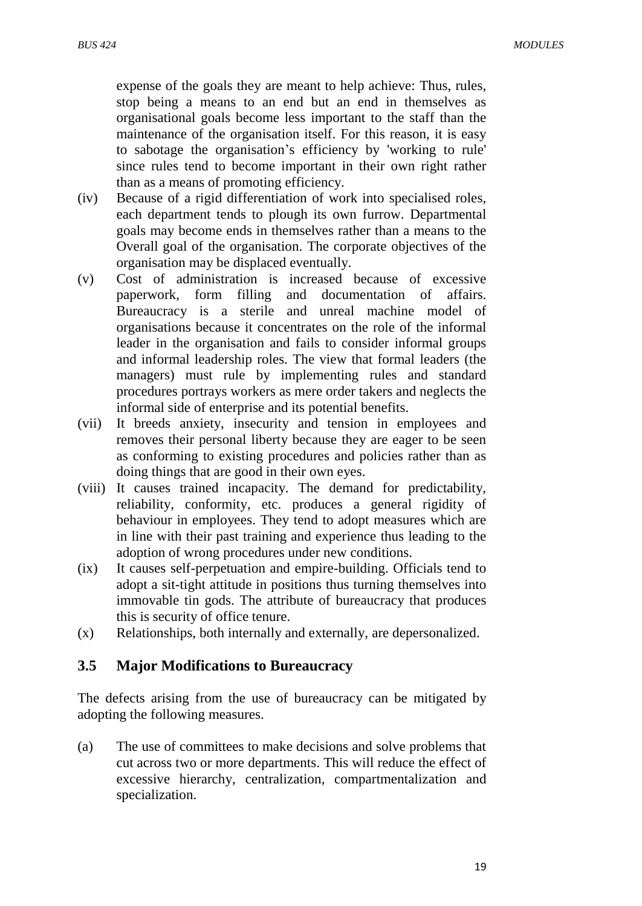expense of the goals they are meant to help achieve: Thus, rules, stop being a means to an end but an end in themselves as organisational goals become less important to the staff than the maintenance of the organisation itself. For this reason, it is easy to sabotage the organisation's efficiency by 'working to rule' since rules tend to become important in their own right rather than as a means of promoting efficiency.

(iv) Because of a rigid differentiation of work into specialised roles, each department tends to plough its own furrow. Departmental goals may become ends in themselves rather than a means to the Overall goal of the organisation. The corporate objectives of the organisation may be displaced eventually.

(v) Cost of administration is increased because of excessive paperwork, form filling and documentation of affairs. Bureaucracy is a sterile and unreal machine model of organisations because it concentrates on the role of the informal leader in the organisation and fails to consider informal groups and informal leadership roles. The view that formal leaders (the managers) must rule by implementing rules and standard procedures portrays workers as mere order takers and neglects the informal side of enterprise and its potential benefits.

(vii) It breeds anxiety, insecurity and tension in employees and removes their personal liberty because they are eager to be seen as conforming to existing procedures and policies rather than as doing things that are good in their own eyes.

(viii) It causes trained incapacity. The demand for predictability, reliability, conformity, etc. produces a general rigidity of behaviour in employees. They tend to adopt measures which are in line with their past training and experience thus leading to the adoption of wrong procedures under new conditions.

(ix) It causes self-perpetuation and empire-building. Officials tend to adopt a sit-tight attitude in positions thus turning themselves into immovable tin gods. The attribute of bureaucracy that produces this is security of office tenure.

(x) Relationships, both internally and externally, are depersonalized.

## 3.5 Major Modifications to Bureaucracy

The defects arising from the use of bureaucracy can be mitigated by adopting the following measures.

(a) The use of committees to make decisions and solve problems that cut across two or more departments. This will reduce the effect of excessive hierarchy, centralization, compartmentalization and specialization.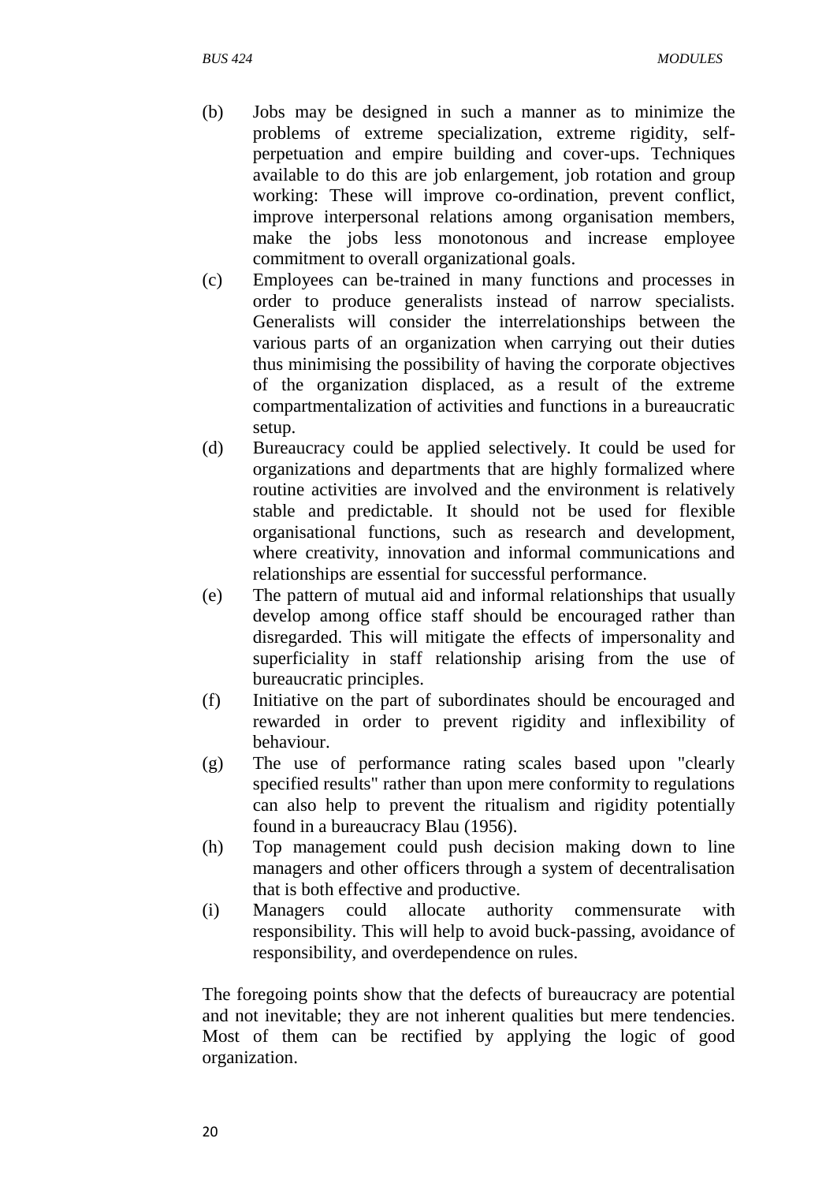(b) Jobs may be designed in such a manner as to minimize the problems of extreme specialization, extreme rigidity, self-perpetuation and empire building and cover-ups. Techniques available to do this are job enlargement, job rotation and group working: These will improve co-ordination, prevent conflict, improve interpersonal relations among organisation members, make the jobs less monotonous and increase employee commitment to overall organizational goals.

(c) Employees can be-trained in many functions and processes in order to produce generalists instead of narrow specialists. Generalists will consider the interrelationships between the various parts of an organization when carrying out their duties thus minimising the possibility of having the corporate objectives of the organization displaced, as a result of the extreme compartmentalization of activities and functions in a bureaucratic setup.

(d) Bureaucracy could be applied selectively. It could be used for organizations and departments that are highly formalized where routine activities are involved and the environment is relatively stable and predictable. It should not be used for flexible organisational functions, such as research and development, where creativity, innovation and informal communications and relationships are essential for successful performance.

(e) The pattern of mutual aid and informal relationships that usually develop among office staff should be encouraged rather than disregarded. This will mitigate the effects of impersonality and superficiality in staff relationship arising from the use of bureaucratic principles.

(f) Initiative on the part of subordinates should be encouraged and rewarded in order to prevent rigidity and inflexibility of behaviour.

(g) The use of performance rating scales based upon "clearly specified results" rather than upon mere conformity to regulations can also help to prevent the ritualism and rigidity potentially found in a bureaucracy Blau (1956).

(h) Top management could push decision making down to line managers and other officers through a system of decentralisation that is both effective and productive.

(i) Managers could allocate authority commensurate with responsibility. This will help to avoid buck-passing, avoidance of responsibility, and overdependence on rules.

The foregoing points show that the defects of bureaucracy are potential and not inevitable; they are not inherent qualities but mere tendencies. Most of them can be rectified by applying the logic of good organization.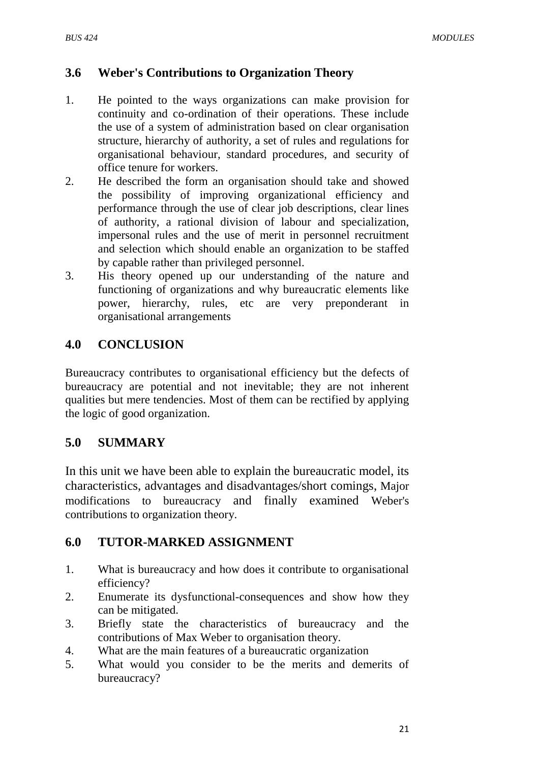## 3.6 Weber's Contributions to Organization Theory

1. He pointed to the ways organizations can make provision for continuity and co-ordination of their operations. These include the use of a system of administration based on clear organisation structure, hierarchy of authority, a set of rules and regulations for organisational behaviour, standard procedures, and security of office tenure for workers.
2. He described the form an organisation should take and showed the possibility of improving organizational efficiency and performance through the use of clear job descriptions, clear lines of authority, a rational division of labour and specialization, impersonal rules and the use of merit in personnel recruitment and selection which should enable an organization to be staffed by capable rather than privileged personnel.
3. His theory opened up our understanding of the nature and functioning of organizations and why bureaucratic elements like power, hierarchy, rules, etc are very preponderant in organisational arrangements

## 4.0 CONCLUSION

Bureaucracy contributes to organisational efficiency but the defects of bureaucracy are potential and not inevitable; they are not inherent qualities but mere tendencies. Most of them can be rectified by applying the logic of good organization.

## 5.0 SUMMARY

In this unit we have been able to explain the bureaucratic model, its characteristics, advantages and disadvantages/short comings, Major modifications to bureaucracy and finally examined Weber's contributions to organization theory.

## 6.0 TUTOR-MARKED ASSIGNMENT

1. What is bureaucracy and how does it contribute to organisational efficiency?
2. Enumerate its dysfunctional-consequences and show how they can be mitigated.
3. Briefly state the characteristics of bureaucracy and the contributions of Max Weber to organisation theory.
4. What are the main features of a bureaucratic organization
5. What would you consider to be the merits and demerits of bureaucracy?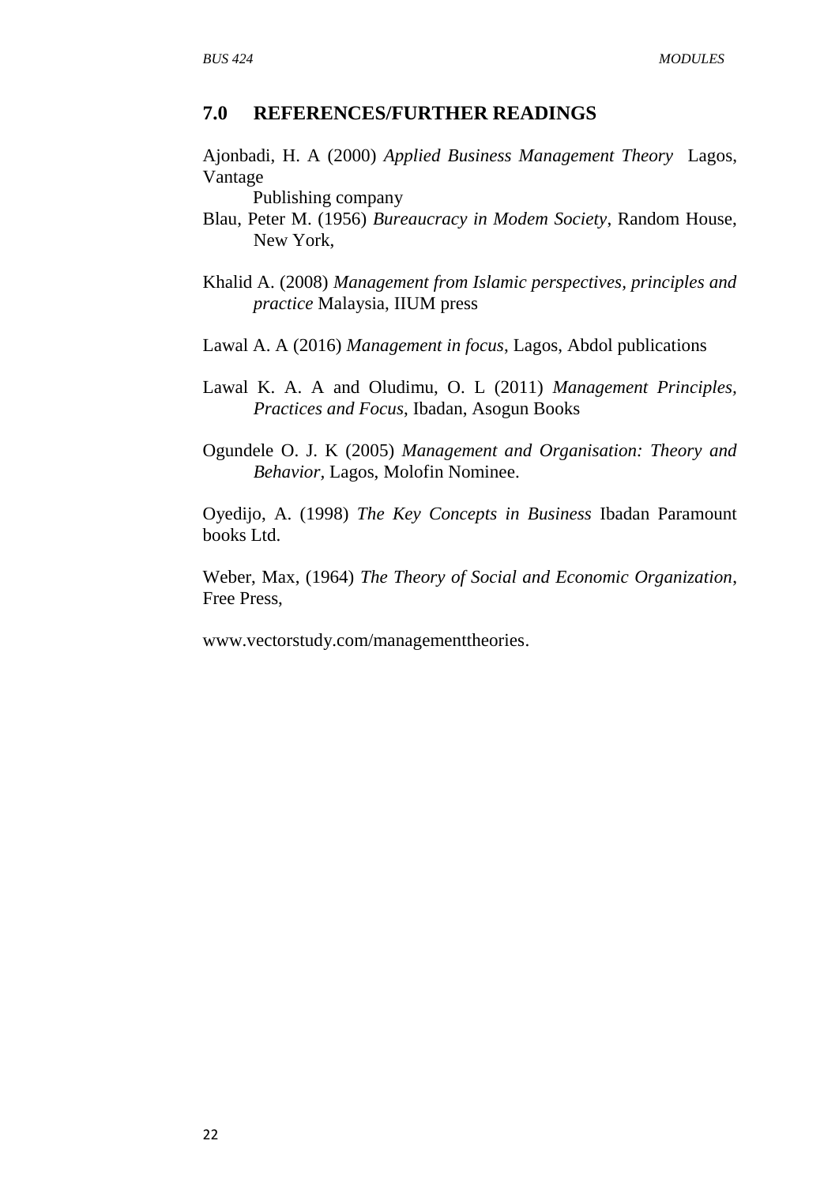## 7.0 REFERENCES/FURTHER READINGS

Ajonbadi, H. A (2000) *Applied Business Management Theory* Lagos, Vantage Publishing company

Blau, Peter M. (1956) *Bureaucracy in Modem Society*, Random House, New York,

Khalid A. (2008) *Management from Islamic perspectives, principles and practice* Malaysia, IIUM press

Lawal A. A (2016) *Management in focus*, Lagos, Abdol publications

Lawal K. A. A and Oludimu, O. L (2011) *Management Principles, Practices and Focus*, Ibadan, Asogun Books

Ogundele O. J. K (2005) *Management and Organisation: Theory and Behavior*, Lagos, Molofin Nominee.

Oyedijo, A. (1998) *The Key Concepts in Business* Ibadan Paramount books Ltd.

Weber, Max, (1964) *The Theory of Social and Economic Organization*, Free Press,

www.vectorstudy.com/managementtheories.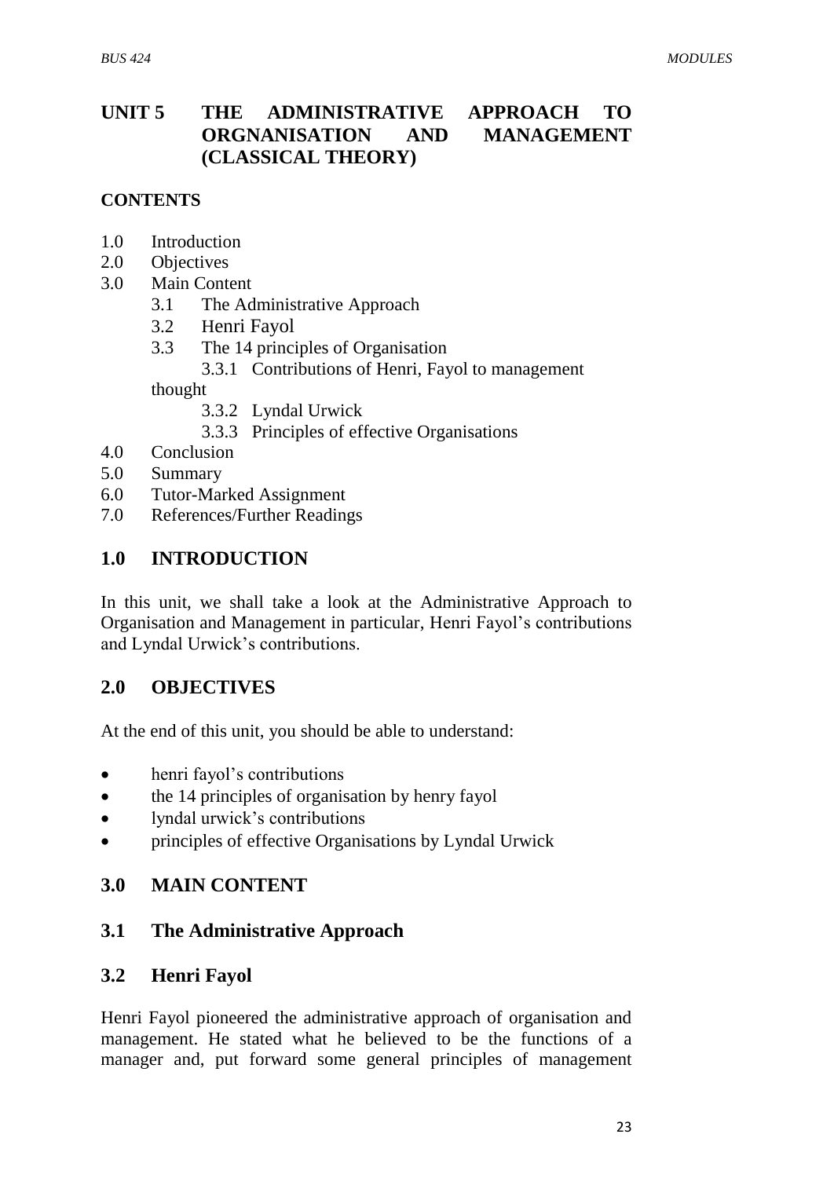# UNIT 5 THE ADMINISTRATIVE APPROACH TO ORGNANISATION AND MANAGEMENT (CLASSICAL THEORY)

**CONTENTS**

1.0 Introduction
2.0 Objectives
3.0 Main Content
  3.1 The Administrative Approach
  3.2 Henri Fayol
  3.3 The 14 principles of Organisation
    3.3.1 Contributions of Henri, Fayol to management thought
    3.3.2 Lyndal Urwick
    3.3.3 Principles of effective Organisations
4.0 Conclusion
5.0 Summary
6.0 Tutor-Marked Assignment
7.0 References/Further Readings

## 1.0 INTRODUCTION

In this unit, we shall take a look at the Administrative Approach to Organisation and Management in particular, Henri Fayol's contributions and Lyndal Urwick's contributions.

## 2.0 OBJECTIVES

At the end of this unit, you should be able to understand:

- henri fayol's contributions
- the 14 principles of organisation by henry fayol
- lyndal urwick's contributions
- principles of effective Organisations by Lyndal Urwick

## 3.0 MAIN CONTENT

### 3.1 The Administrative Approach

### 3.2 Henri Fayol

Henri Fayol pioneered the administrative approach of organisation and management. He stated what he believed to be the functions of a manager and, put forward some general principles of management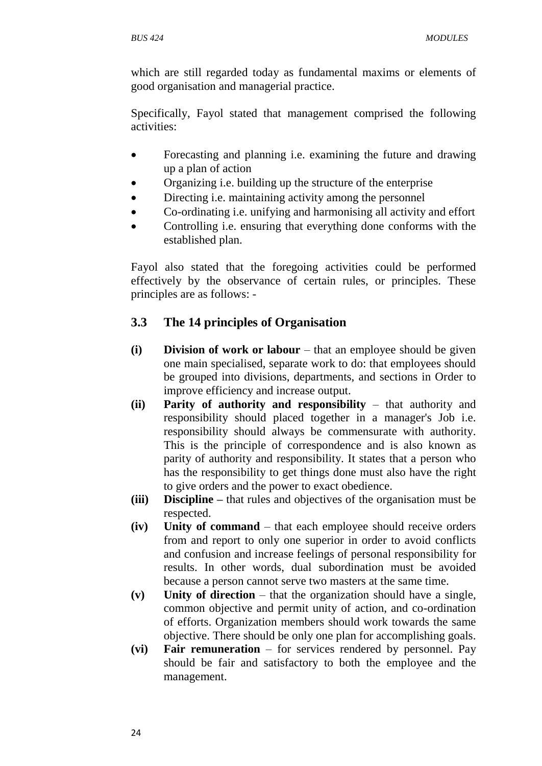which are still regarded today as fundamental maxims or elements of good organisation and managerial practice.

Specifically, Fayol stated that management comprised the following activities:

- Forecasting and planning i.e. examining the future and drawing up a plan of action
- Organizing i.e. building up the structure of the enterprise
- Directing i.e. maintaining activity among the personnel
- Co-ordinating i.e. unifying and harmonising all activity and effort
- Controlling i.e. ensuring that everything done conforms with the established plan.

Fayol also stated that the foregoing activities could be performed effectively by the observance of certain rules, or principles. These principles are as follows: -

### 3.3 The 14 principles of Organisation

**(i) Division of work or labour** – that an employee should be given one main specialised, separate work to do: that employees should be grouped into divisions, departments, and sections in Order to improve efficiency and increase output.

**(ii) Parity of authority and responsibility** – that authority and responsibility should placed together in a manager's Job i.e. responsibility should always be commensurate with authority. This is the principle of correspondence and is also known as parity of authority and responsibility. It states that a person who has the responsibility to get things done must also have the right to give orders and the power to exact obedience.

**(iii) Discipline –** that rules and objectives of the organisation must be respected.

**(iv) Unity of command** – that each employee should receive orders from and report to only one superior in order to avoid conflicts and confusion and increase feelings of personal responsibility for results. In other words, dual subordination must be avoided because a person cannot serve two masters at the same time.

**(v) Unity of direction** – that the organization should have a single, common objective and permit unity of action, and co-ordination of efforts. Organization members should work towards the same objective. There should be only one plan for accomplishing goals.

**(vi) Fair remuneration** – for services rendered by personnel. Pay should be fair and satisfactory to both the employee and the management.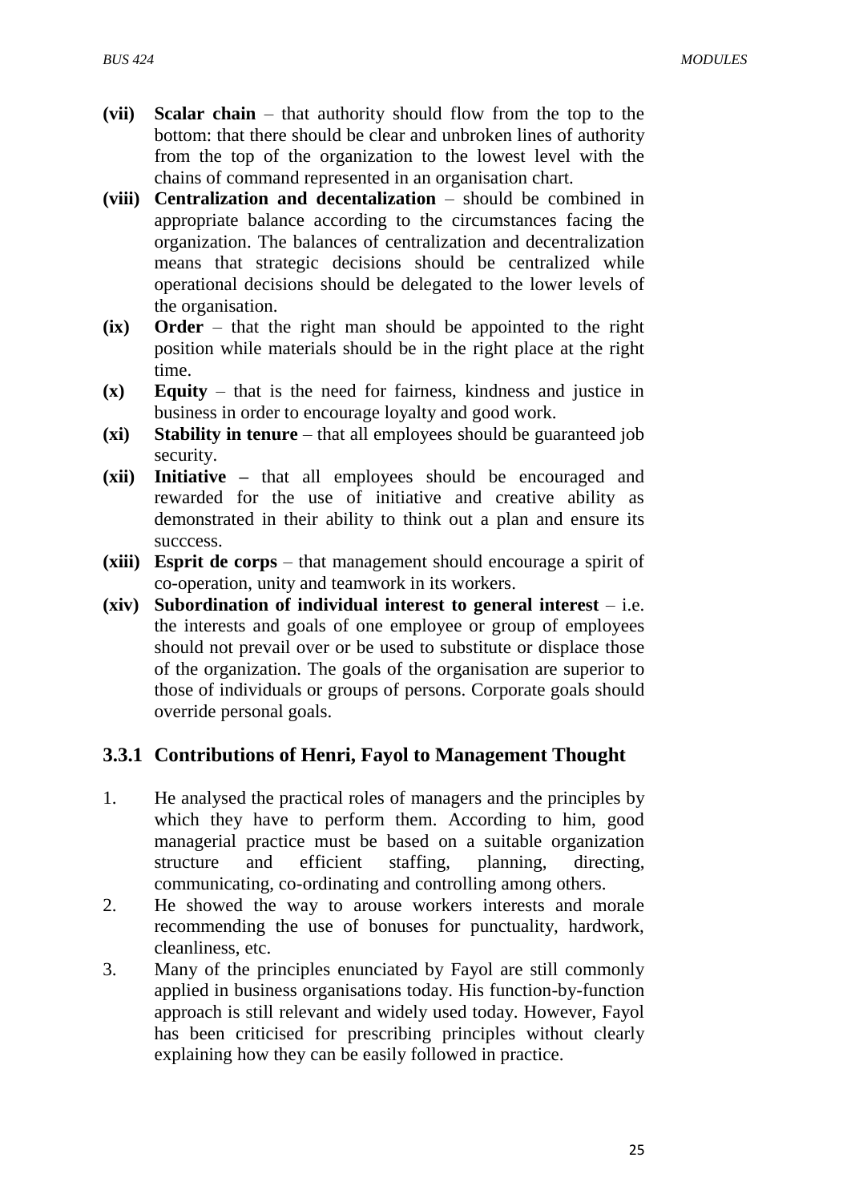- **(vii) Scalar chain** – that authority should flow from the top to the bottom: that there should be clear and unbroken lines of authority from the top of the organization to the lowest level with the chains of command represented in an organisation chart.
- **(viii) Centralization and decentalization** – should be combined in appropriate balance according to the circumstances facing the organization. The balances of centralization and decentralization means that strategic decisions should be centralized while operational decisions should be delegated to the lower levels of the organisation.
- **(ix) Order** – that the right man should be appointed to the right position while materials should be in the right place at the right time.
- **(x) Equity** – that is the need for fairness, kindness and justice in business in order to encourage loyalty and good work.
- **(xi) Stability in tenure** – that all employees should be guaranteed job security.
- **(xii) Initiative –** that all employees should be encouraged and rewarded for the use of initiative and creative ability as demonstrated in their ability to think out a plan and ensure its succcess.
- **(xiii) Esprit de corps** – that management should encourage a spirit of co-operation, unity and teamwork in its workers.
- **(xiv) Subordination of individual interest to general interest** – i.e. the interests and goals of one employee or group of employees should not prevail over or be used to substitute or displace those of the organization. The goals of the organisation are superior to those of individuals or groups of persons. Corporate goals should override personal goals.

### 3.3.1 Contributions of Henri, Fayol to Management Thought

1. He analysed the practical roles of managers and the principles by which they have to perform them. According to him, good managerial practice must be based on a suitable organization structure and efficient staffing, planning, directing, communicating, co-ordinating and controlling among others.
2. He showed the way to arouse workers interests and morale recommending the use of bonuses for punctuality, hardwork, cleanliness, etc.
3. Many of the principles enunciated by Fayol are still commonly applied in business organisations today. His function-by-function approach is still relevant and widely used today. However, Fayol has been criticised for prescribing principles without clearly explaining how they can be easily followed in practice.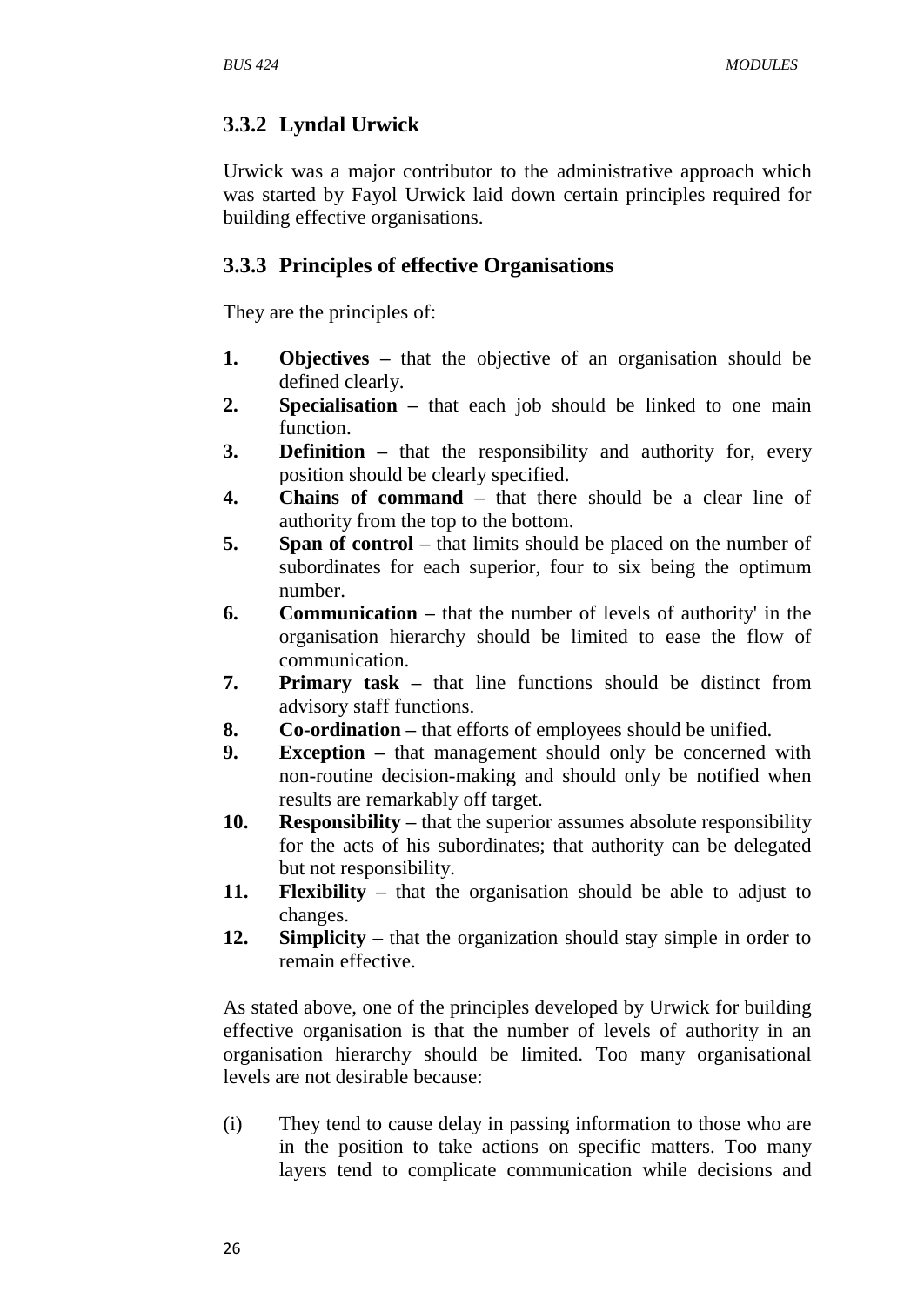### 3.3.2 Lyndal Urwick

Urwick was a major contributor to the administrative approach which was started by Fayol Urwick laid down certain principles required for building effective organisations.

### 3.3.3 Principles of effective Organisations

They are the principles of:

1. **Objectives –** that the objective of an organisation should be defined clearly.
2. **Specialisation –** that each job should be linked to one main function.
3. **Definition –** that the responsibility and authority for, every position should be clearly specified.
4. **Chains of command –** that there should be a clear line of authority from the top to the bottom.
5. **Span of control –** that limits should be placed on the number of subordinates for each superior, four to six being the optimum number.
6. **Communication –** that the number of levels of authority' in the organisation hierarchy should be limited to ease the flow of communication.
7. **Primary task –** that line functions should be distinct from advisory staff functions.
8. **Co-ordination –** that efforts of employees should be unified.
9. **Exception –** that management should only be concerned with non-routine decision-making and should only be notified when results are remarkably off target.
10. **Responsibility –** that the superior assumes absolute responsibility for the acts of his subordinates; that authority can be delegated but not responsibility.
11. **Flexibility –** that the organisation should be able to adjust to changes.
12. **Simplicity –** that the organization should stay simple in order to remain effective.

As stated above, one of the principles developed by Urwick for building effective organisation is that the number of levels of authority in an organisation hierarchy should be limited. Too many organisational levels are not desirable because:

(i) They tend to cause delay in passing information to those who are in the position to take actions on specific matters. Too many layers tend to complicate communication while decisions and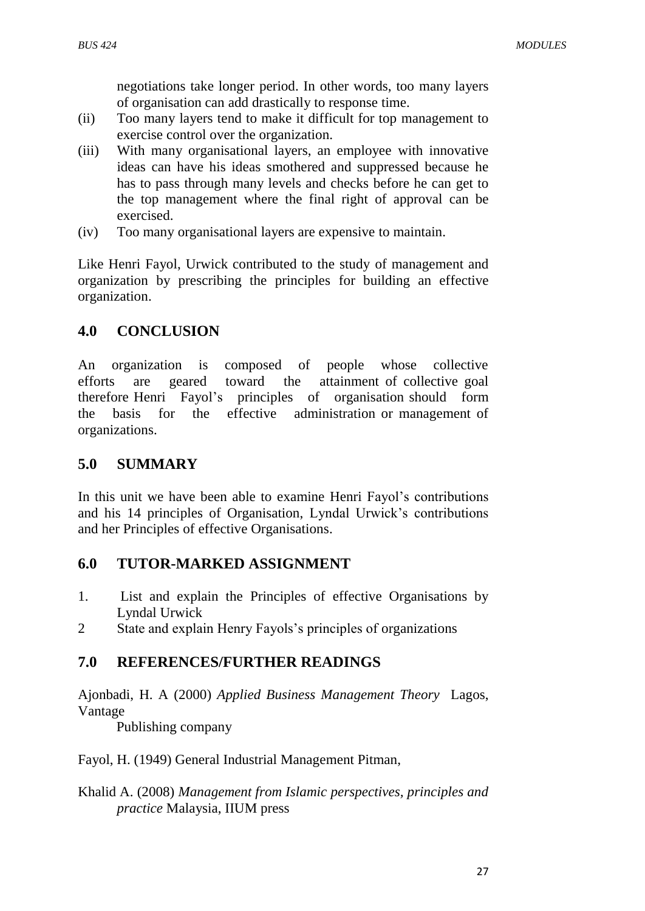negotiations take longer period. In other words, too many layers of organisation can add drastically to response time.

(ii) Too many layers tend to make it difficult for top management to exercise control over the organization.

(iii) With many organisational layers, an employee with innovative ideas can have his ideas smothered and suppressed because he has to pass through many levels and checks before he can get to the top management where the final right of approval can be exercised.

(iv) Too many organisational layers are expensive to maintain.

Like Henri Fayol, Urwick contributed to the study of management and organization by prescribing the principles for building an effective organization.

## 4.0 CONCLUSION

An organization is composed of people whose collective efforts are geared toward the attainment of collective goal therefore Henri Fayol's principles of organisation should form the basis for the effective administration or management of organizations.

## 5.0 SUMMARY

In this unit we have been able to examine Henri Fayol's contributions and his 14 principles of Organisation, Lyndal Urwick's contributions and her Principles of effective Organisations.

## 6.0 TUTOR-MARKED ASSIGNMENT

1. List and explain the Principles of effective Organisations by Lyndal Urwick
2. State and explain Henry Fayols's principles of organizations

## 7.0 REFERENCES/FURTHER READINGS

Ajonbadi, H. A (2000) *Applied Business Management Theory* Lagos, Vantage Publishing company

Fayol, H. (1949) General Industrial Management Pitman,

Khalid A. (2008) *Management from Islamic perspectives, principles and practice* Malaysia, IIUM press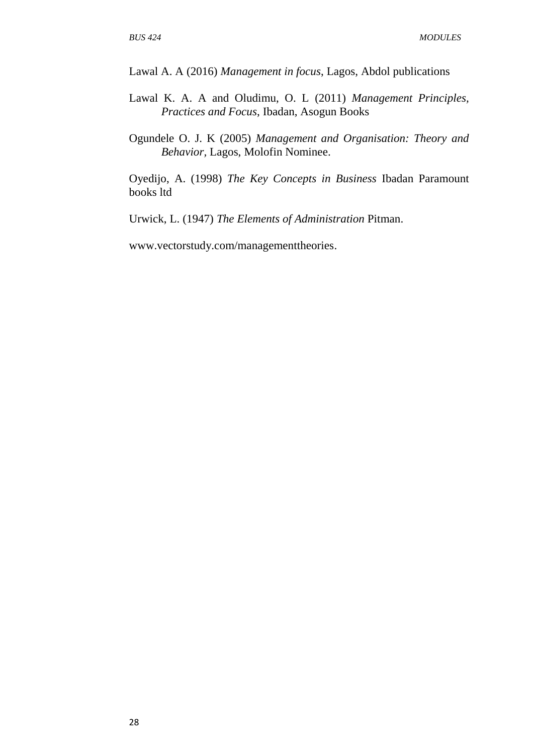Lawal A. A (2016) *Management in focus*, Lagos, Abdol publications

Lawal K. A. A and Oludimu, O. L (2011) *Management Principles, Practices and Focus*, Ibadan, Asogun Books

Ogundele O. J. K (2005) *Management and Organisation: Theory and Behavior*, Lagos, Molofin Nominee.

Oyedijo, A. (1998) *The Key Concepts in Business* Ibadan Paramount books ltd

Urwick, L. (1947) *The Elements of Administration* Pitman.

www.vectorstudy.com/managementtheories.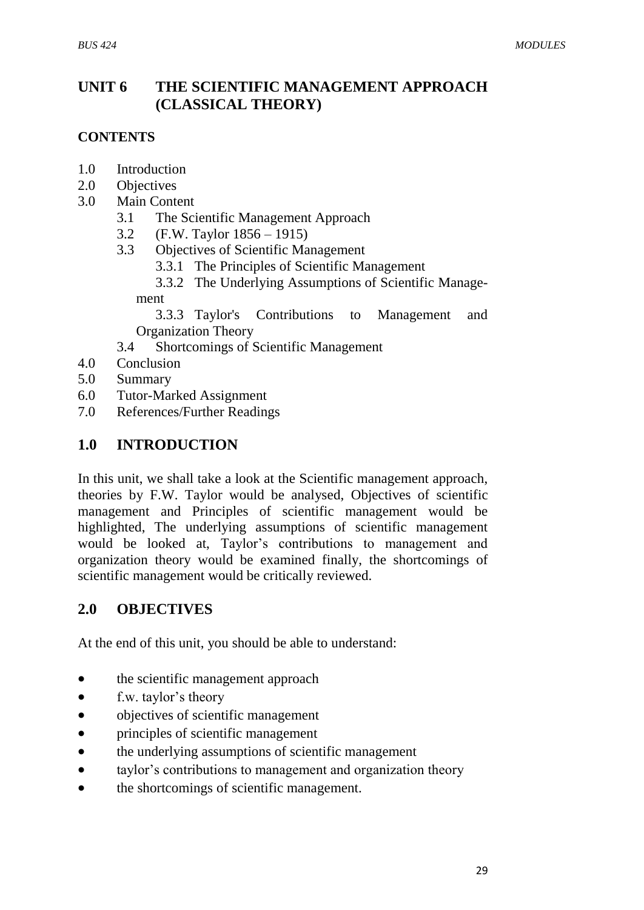# UNIT 6 THE SCIENTIFIC MANAGEMENT APPROACH (CLASSICAL THEORY)

## CONTENTS

1.0 Introduction
2.0 Objectives
3.0 Main Content
  3.1 The Scientific Management Approach
  3.2 (F.W. Taylor 1856 – 1915)
  3.3 Objectives of Scientific Management
    3.3.1 The Principles of Scientific Management
    3.3.2 The Underlying Assumptions of Scientific Management
    3.3.3 Taylor's Contributions to Management and Organization Theory
  3.4 Shortcomings of Scientific Management
4.0 Conclusion
5.0 Summary
6.0 Tutor-Marked Assignment
7.0 References/Further Readings

## 1.0 INTRODUCTION

In this unit, we shall take a look at the Scientific management approach, theories by F.W. Taylor would be analysed, Objectives of scientific management and Principles of scientific management would be highlighted, The underlying assumptions of scientific management would be looked at, Taylor's contributions to management and organization theory would be examined finally, the shortcomings of scientific management would be critically reviewed.

## 2.0 OBJECTIVES

At the end of this unit, you should be able to understand:

- the scientific management approach
- f.w. taylor's theory
- objectives of scientific management
- principles of scientific management
- the underlying assumptions of scientific management
- taylor's contributions to management and organization theory
- the shortcomings of scientific management.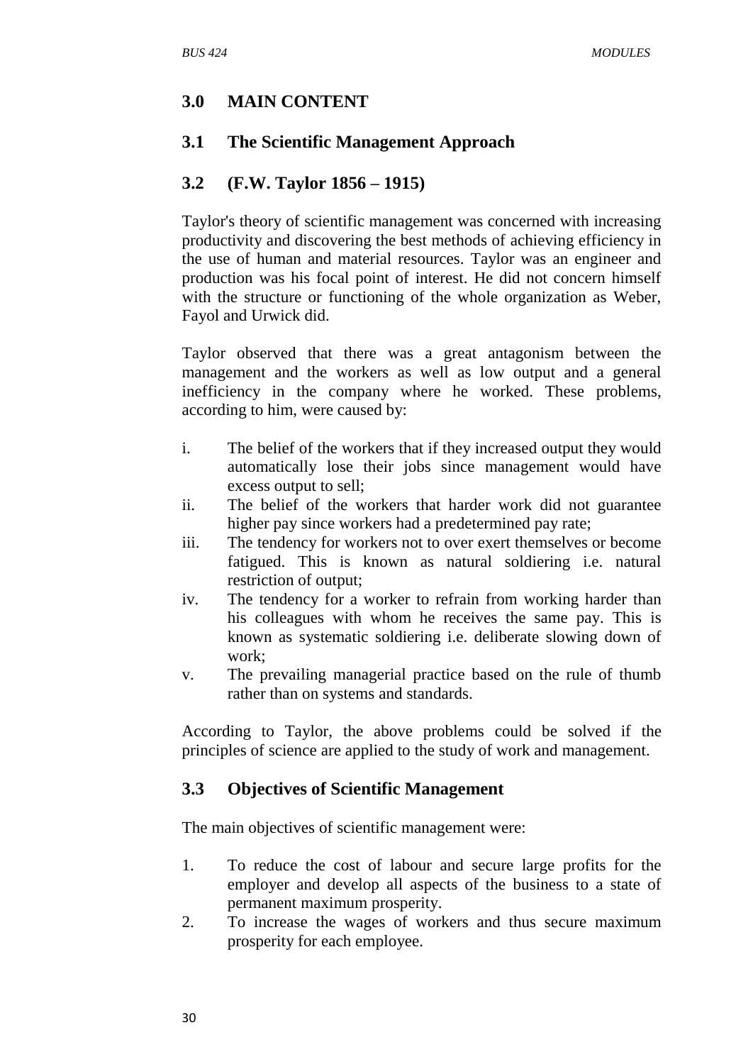## 3.0 MAIN CONTENT

### 3.1 The Scientific Management Approach

### 3.2 (F.W. Taylor 1856 – 1915)

Taylor's theory of scientific management was concerned with increasing productivity and discovering the best methods of achieving efficiency in the use of human and material resources. Taylor was an engineer and production was his focal point of interest. He did not concern himself with the structure or functioning of the whole organization as Weber, Fayol and Urwick did.

Taylor observed that there was a great antagonism between the management and the workers as well as low output and a general inefficiency in the company where he worked. These problems, according to him, were caused by:

i. The belief of the workers that if they increased output they would automatically lose their jobs since management would have excess output to sell;
ii. The belief of the workers that harder work did not guarantee higher pay since workers had a predetermined pay rate;
iii. The tendency for workers not to over exert themselves or become fatigued. This is known as natural soldiering i.e. natural restriction of output;
iv. The tendency for a worker to refrain from working harder than his colleagues with whom he receives the same pay. This is known as systematic soldiering i.e. deliberate slowing down of work;
v. The prevailing managerial practice based on the rule of thumb rather than on systems and standards.

According to Taylor, the above problems could be solved if the principles of science are applied to the study of work and management.

### 3.3 Objectives of Scientific Management

The main objectives of scientific management were:

1. To reduce the cost of labour and secure large profits for the employer and develop all aspects of the business to a state of permanent maximum prosperity.
2. To increase the wages of workers and thus secure maximum prosperity for each employee.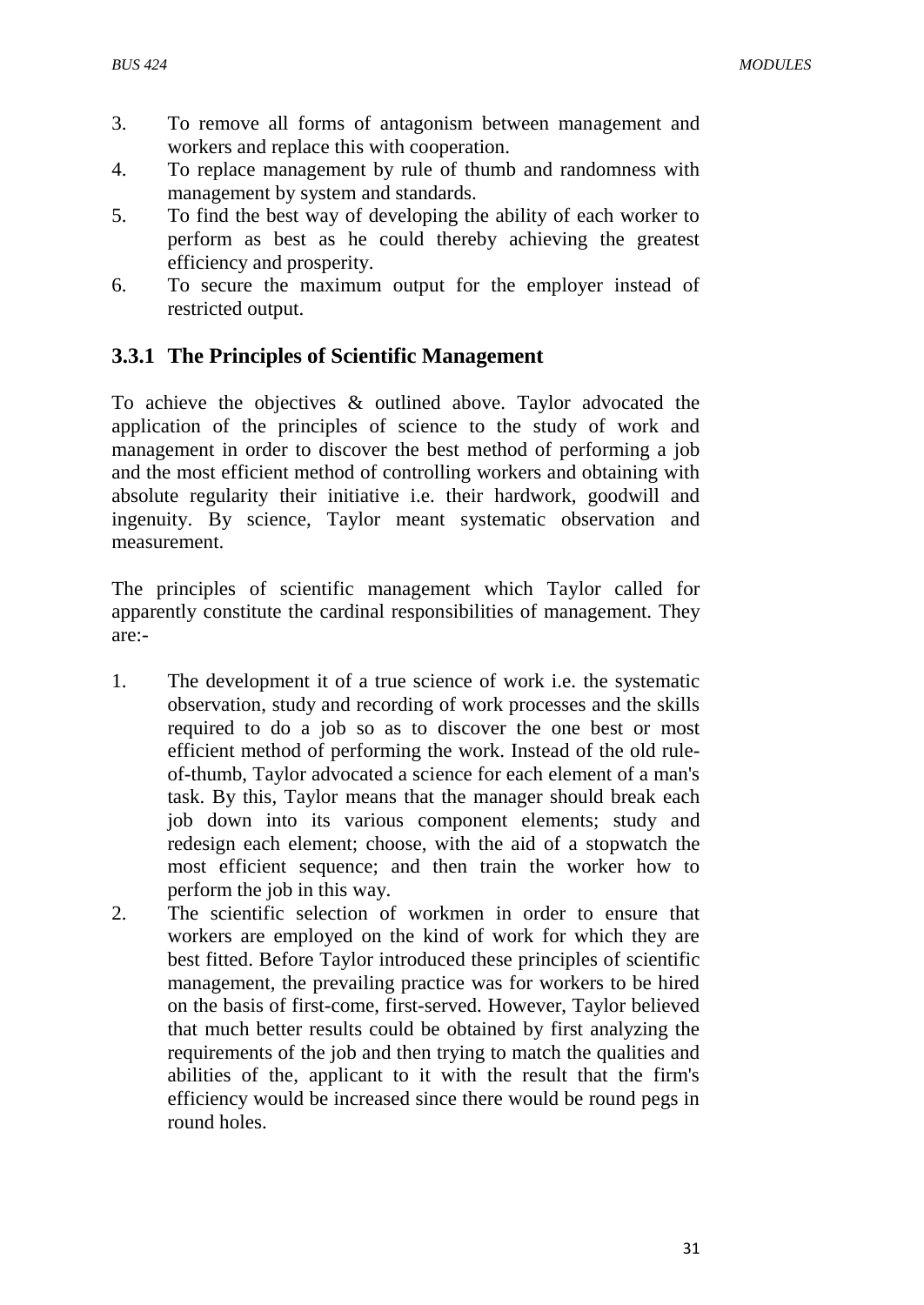3. To remove all forms of antagonism between management and workers and replace this with cooperation.
4. To replace management by rule of thumb and randomness with management by system and standards.
5. To find the best way of developing the ability of each worker to perform as best as he could thereby achieving the greatest efficiency and prosperity.
6. To secure the maximum output for the employer instead of restricted output.

### 3.3.1 The Principles of Scientific Management

To achieve the objectives & outlined above. Taylor advocated the application of the principles of science to the study of work and management in order to discover the best method of performing a job and the most efficient method of controlling workers and obtaining with absolute regularity their initiative i.e. their hardwork, goodwill and ingenuity. By science, Taylor meant systematic observation and measurement.

The principles of scientific management which Taylor called for apparently constitute the cardinal responsibilities of management. They are:-

1. The development it of a true science of work i.e. the systematic observation, study and recording of work processes and the skills required to do a job so as to discover the one best or most efficient method of performing the work. Instead of the old rule-of-thumb, Taylor advocated a science for each element of a man's task. By this, Taylor means that the manager should break each job down into its various component elements; study and redesign each element; choose, with the aid of a stopwatch the most efficient sequence; and then train the worker how to perform the job in this way.
2. The scientific selection of workmen in order to ensure that workers are employed on the kind of work for which they are best fitted. Before Taylor introduced these principles of scientific management, the prevailing practice was for workers to be hired on the basis of first-come, first-served. However, Taylor believed that much better results could be obtained by first analyzing the requirements of the job and then trying to match the qualities and abilities of the, applicant to it with the result that the firm's efficiency would be increased since there would be round pegs in round holes.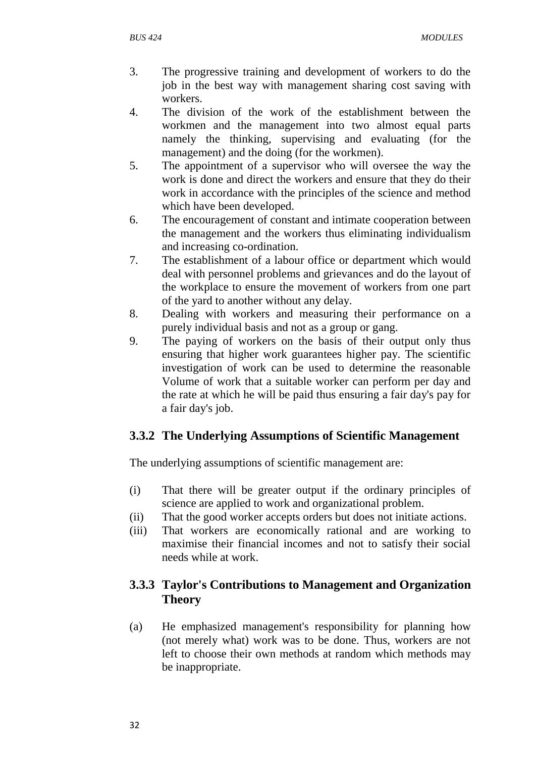3. The progressive training and development of workers to do the job in the best way with management sharing cost saving with workers.
4. The division of the work of the establishment between the workmen and the management into two almost equal parts namely the thinking, supervising and evaluating (for the management) and the doing (for the workmen).
5. The appointment of a supervisor who will oversee the way the work is done and direct the workers and ensure that they do their work in accordance with the principles of the science and method which have been developed.
6. The encouragement of constant and intimate cooperation between the management and the workers thus eliminating individualism and increasing co-ordination.
7. The establishment of a labour office or department which would deal with personnel problems and grievances and do the layout of the workplace to ensure the movement of workers from one part of the yard to another without any delay.
8. Dealing with workers and measuring their performance on a purely individual basis and not as a group or gang.
9. The paying of workers on the basis of their output only thus ensuring that higher work guarantees higher pay. The scientific investigation of work can be used to determine the reasonable Volume of work that a suitable worker can perform per day and the rate at which he will be paid thus ensuring a fair day's pay for a fair day's job.

### 3.3.2 The Underlying Assumptions of Scientific Management

The underlying assumptions of scientific management are:

(i) That there will be greater output if the ordinary principles of science are applied to work and organizational problem.

(ii) That the good worker accepts orders but does not initiate actions.

(iii) That workers are economically rational and are working to maximise their financial incomes and not to satisfy their social needs while at work.

### 3.3.3 Taylor's Contributions to Management and Organization Theory

(a) He emphasized management's responsibility for planning how (not merely what) work was to be done. Thus, workers are not left to choose their own methods at random which methods may be inappropriate.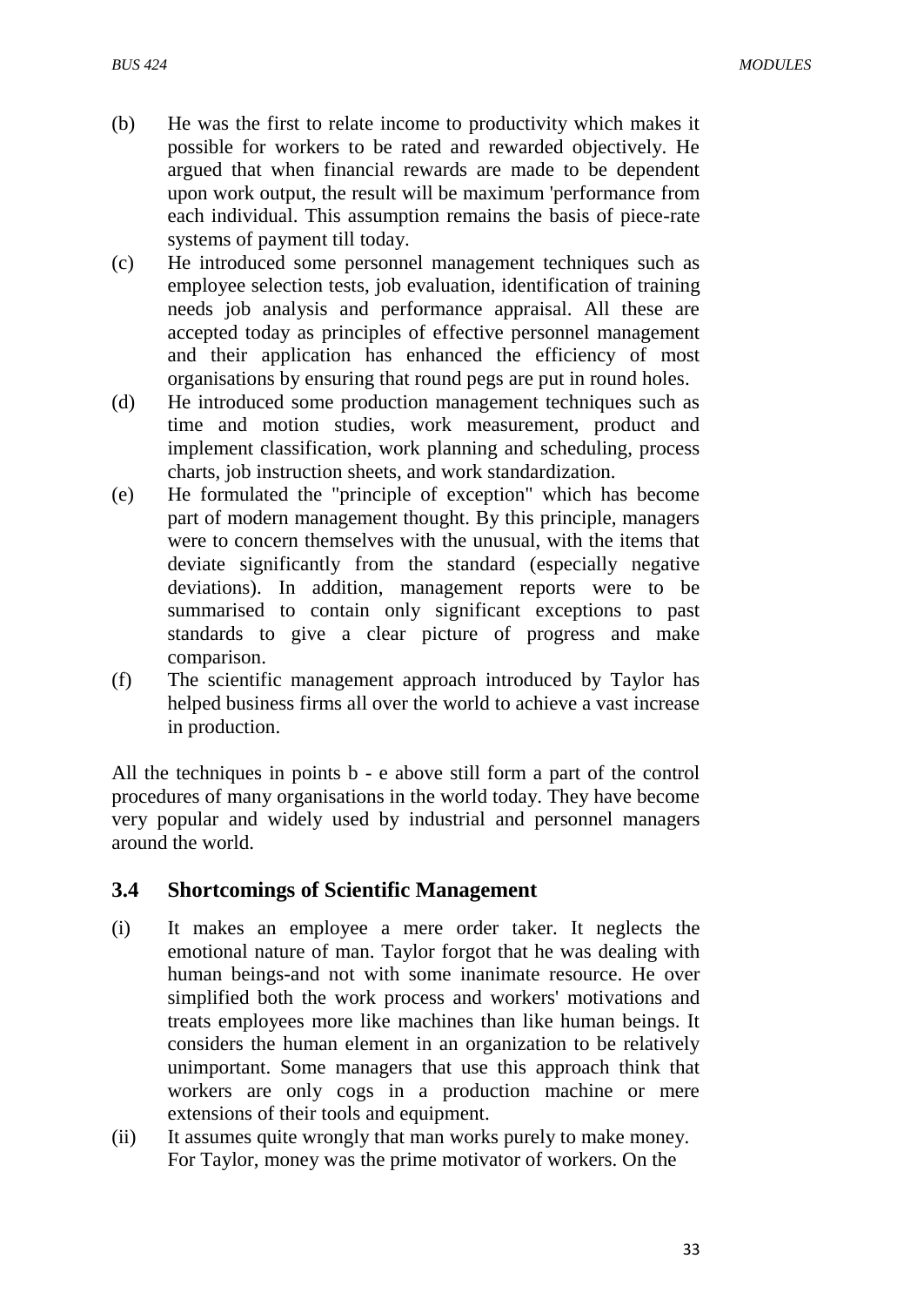(b) He was the first to relate income to productivity which makes it possible for workers to be rated and rewarded objectively. He argued that when financial rewards are made to be dependent upon work output, the result will be maximum 'performance from each individual. This assumption remains the basis of piece-rate systems of payment till today.

(c) He introduced some personnel management techniques such as employee selection tests, job evaluation, identification of training needs job analysis and performance appraisal. All these are accepted today as principles of effective personnel management and their application has enhanced the efficiency of most organisations by ensuring that round pegs are put in round holes.

(d) He introduced some production management techniques such as time and motion studies, work measurement, product and implement classification, work planning and scheduling, process charts, job instruction sheets, and work standardization.

(e) He formulated the "principle of exception" which has become part of modern management thought. By this principle, managers were to concern themselves with the unusual, with the items that deviate significantly from the standard (especially negative deviations). In addition, management reports were to be summarised to contain only significant exceptions to past standards to give a clear picture of progress and make comparison.

(f) The scientific management approach introduced by Taylor has helped business firms all over the world to achieve a vast increase in production.

All the techniques in points b - e above still form a part of the control procedures of many organisations in the world today. They have become very popular and widely used by industrial and personnel managers around the world.

## 3.4 Shortcomings of Scientific Management

(i) It makes an employee a mere order taker. It neglects the emotional nature of man. Taylor forgot that he was dealing with human beings-and not with some inanimate resource. He over simplified both the work process and workers' motivations and treats employees more like machines than like human beings. It considers the human element in an organization to be relatively unimportant. Some managers that use this approach think that workers are only cogs in a production machine or mere extensions of their tools and equipment.

(ii) It assumes quite wrongly that man works purely to make money. For Taylor, money was the prime motivator of workers. On the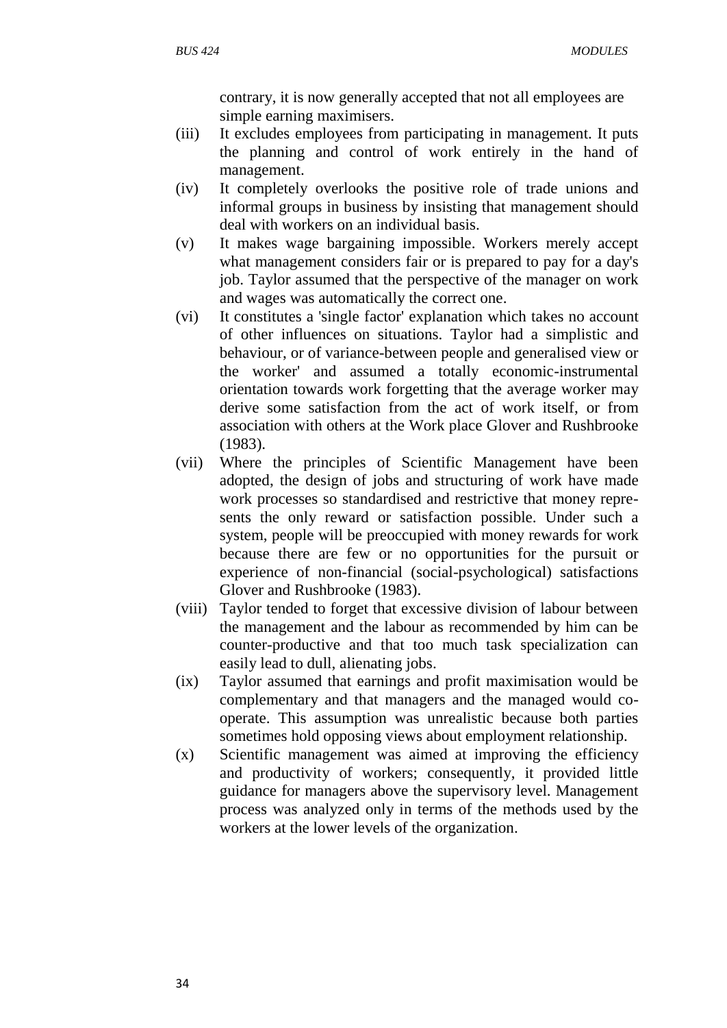contrary, it is now generally accepted that not all employees are simple earning maximisers.

(iii) It excludes employees from participating in management. It puts the planning and control of work entirely in the hand of management.

(iv) It completely overlooks the positive role of trade unions and informal groups in business by insisting that management should deal with workers on an individual basis.

(v) It makes wage bargaining impossible. Workers merely accept what management considers fair or is prepared to pay for a day's job. Taylor assumed that the perspective of the manager on work and wages was automatically the correct one.

(vi) It constitutes a 'single factor' explanation which takes no account of other influences on situations. Taylor had a simplistic and behaviour, or of variance-between people and generalised view or the worker' and assumed a totally economic-instrumental orientation towards work forgetting that the average worker may derive some satisfaction from the act of work itself, or from association with others at the Work place Glover and Rushbrooke (1983).

(vii) Where the principles of Scientific Management have been adopted, the design of jobs and structuring of work have made work processes so standardised and restrictive that money represents the only reward or satisfaction possible. Under such a system, people will be preoccupied with money rewards for work because there are few or no opportunities for the pursuit or experience of non-financial (social-psychological) satisfactions Glover and Rushbrooke (1983).

(viii) Taylor tended to forget that excessive division of labour between the management and the labour as recommended by him can be counter-productive and that too much task specialization can easily lead to dull, alienating jobs.

(ix) Taylor assumed that earnings and profit maximisation would be complementary and that managers and the managed would co-operate. This assumption was unrealistic because both parties sometimes hold opposing views about employment relationship.

(x) Scientific management was aimed at improving the efficiency and productivity of workers; consequently, it provided little guidance for managers above the supervisory level. Management process was analyzed only in terms of the methods used by the workers at the lower levels of the organization.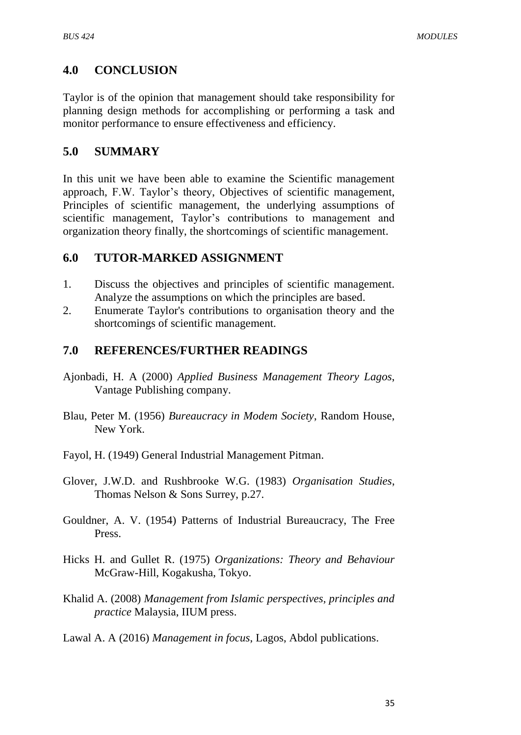## 4.0 CONCLUSION

Taylor is of the opinion that management should take responsibility for planning design methods for accomplishing or performing a task and monitor performance to ensure effectiveness and efficiency.

## 5.0 SUMMARY

In this unit we have been able to examine the Scientific management approach, F.W. Taylor's theory, Objectives of scientific management, Principles of scientific management, the underlying assumptions of scientific management, Taylor's contributions to management and organization theory finally, the shortcomings of scientific management.

## 6.0 TUTOR-MARKED ASSIGNMENT

1. Discuss the objectives and principles of scientific management. Analyze the assumptions on which the principles are based.
2. Enumerate Taylor's contributions to organisation theory and the shortcomings of scientific management.

## 7.0 REFERENCES/FURTHER READINGS

Ajonbadi, H. A (2000) *Applied Business Management Theory Lagos*, Vantage Publishing company.

Blau, Peter M. (1956) *Bureaucracy in Modem Society*, Random House, New York.

Fayol, H. (1949) General Industrial Management Pitman.

Glover, J.W.D. and Rushbrooke W.G. (1983) *Organisation Studies*, Thomas Nelson & Sons Surrey, p.27.

Gouldner, A. V. (1954) Patterns of Industrial Bureaucracy, The Free Press.

Hicks H. and Gullet R. (1975) *Organizations: Theory and Behaviour* McGraw-Hill, Kogakusha, Tokyo.

Khalid A. (2008) *Management from Islamic perspectives, principles and practice* Malaysia, IIUM press.

Lawal A. A (2016) *Management in focus*, Lagos, Abdol publications.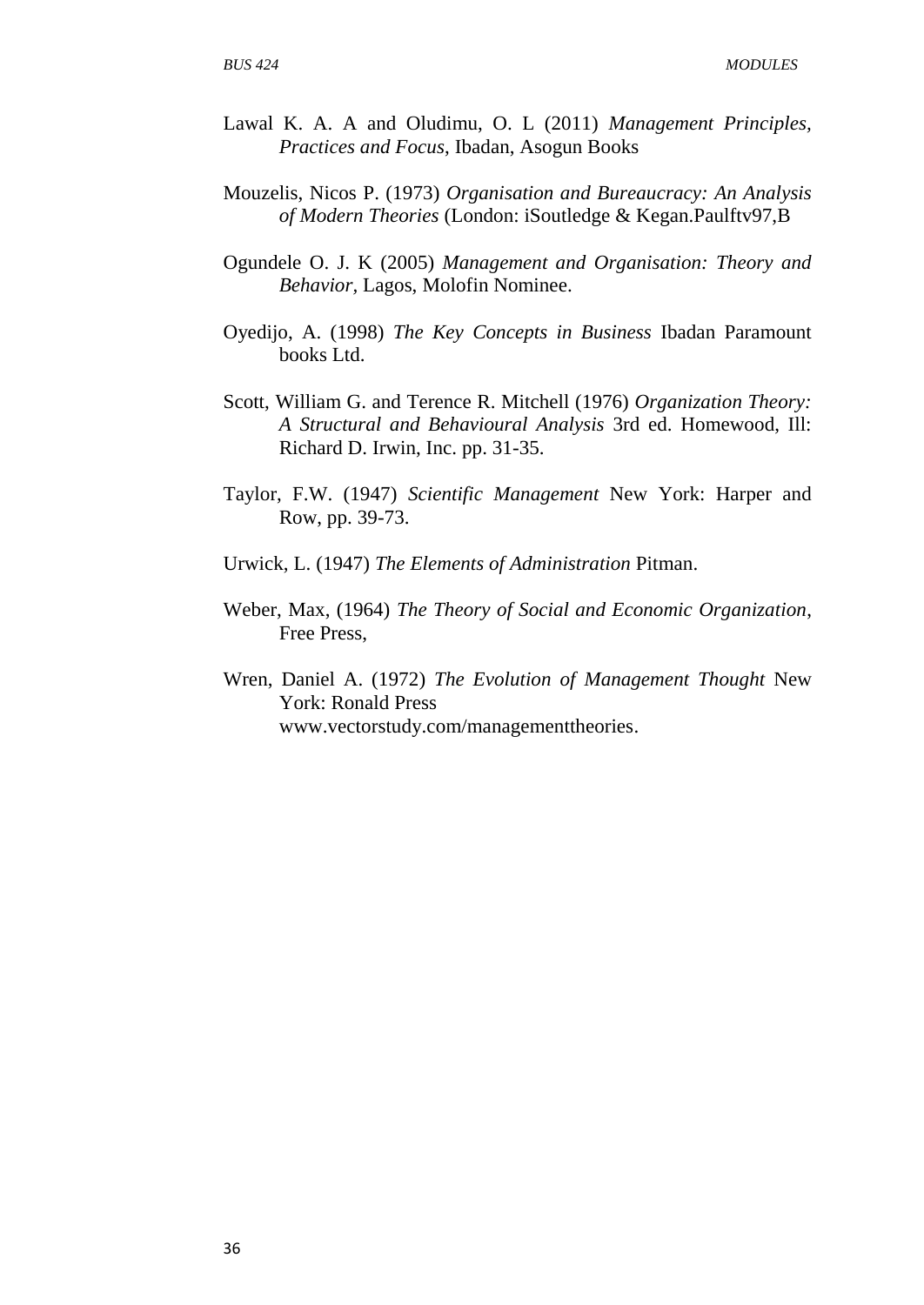Lawal K. A. A and Oludimu, O. L (2011) *Management Principles, Practices and Focus*, Ibadan, Asogun Books

Mouzelis, Nicos P. (1973) *Organisation and Bureaucracy: An Analysis of Modern Theories* (London: iSoutledge & Kegan.Paulftv97,B

Ogundele O. J. K (2005) *Management and Organisation: Theory and Behavior,* Lagos, Molofin Nominee.

Oyedijo, A. (1998) *The Key Concepts in Business* Ibadan Paramount books Ltd.

Scott, William G. and Terence R. Mitchell (1976) *Organization Theory: A Structural and Behavioural Analysis* 3rd ed. Homewood, Ill: Richard D. Irwin, Inc. pp. 31-35.

Taylor, F.W. (1947) *Scientific Management* New York: Harper and Row, pp. 39-73.

Urwick, L. (1947) *The Elements of Administration* Pitman.

Weber, Max, (1964) *The Theory of Social and Economic Organization*, Free Press,

Wren, Daniel A. (1972) *The Evolution of Management Thought* New York: Ronald Press
www.vectorstudy.com/managementtheories.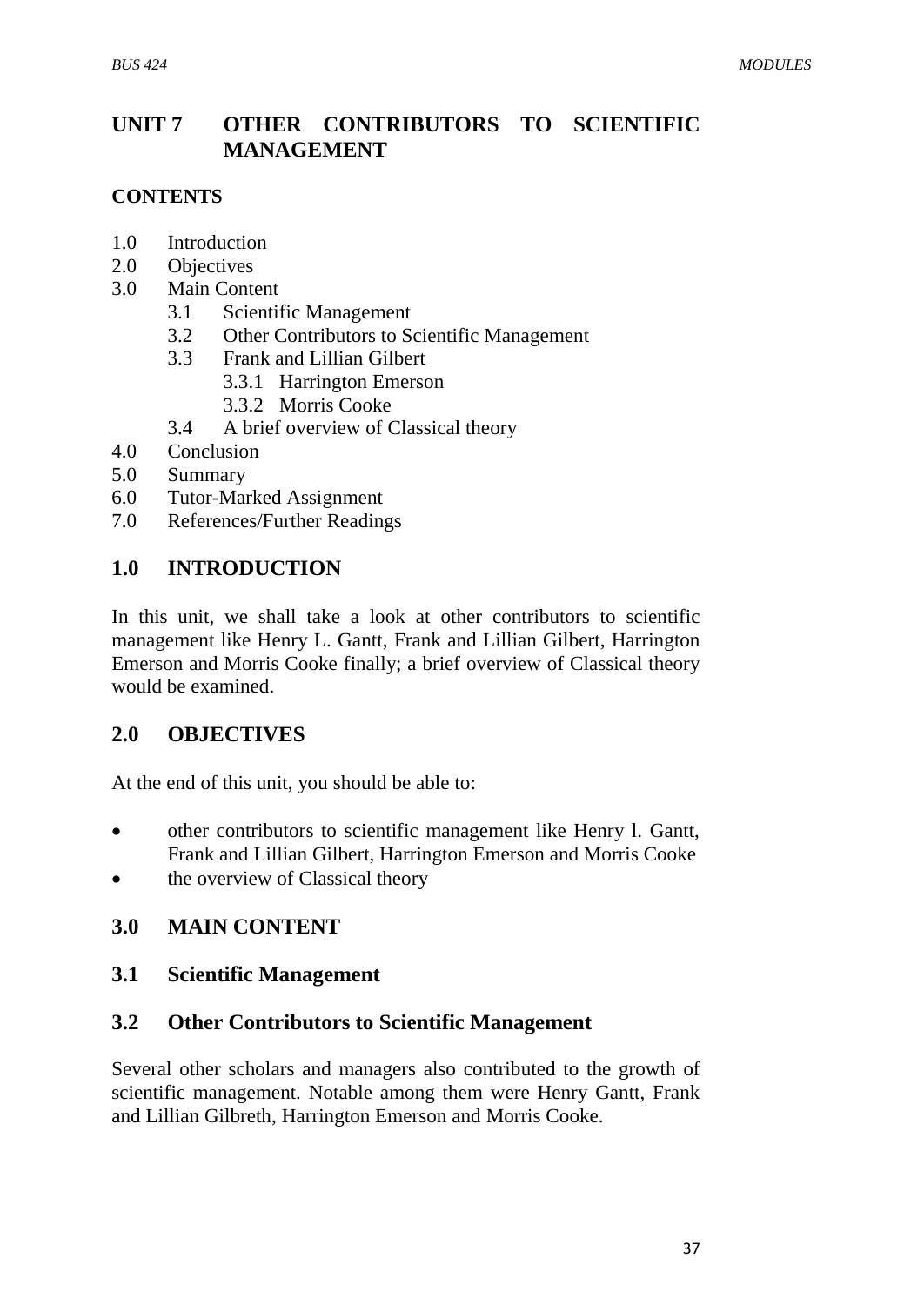# UNIT 7 OTHER CONTRIBUTORS TO SCIENTIFIC MANAGEMENT

**CONTENTS**

1.0 Introduction
2.0 Objectives
3.0 Main Content
    3.1 Scientific Management
    3.2 Other Contributors to Scientific Management
    3.3 Frank and Lillian Gilbert
        3.3.1 Harrington Emerson
        3.3.2 Morris Cooke
    3.4 A brief overview of Classical theory
4.0 Conclusion
5.0 Summary
6.0 Tutor-Marked Assignment
7.0 References/Further Readings

## 1.0 INTRODUCTION

In this unit, we shall take a look at other contributors to scientific management like Henry L. Gantt, Frank and Lillian Gilbert, Harrington Emerson and Morris Cooke finally; a brief overview of Classical theory would be examined.

## 2.0 OBJECTIVES

At the end of this unit, you should be able to:

- other contributors to scientific management like Henry l. Gantt, Frank and Lillian Gilbert, Harrington Emerson and Morris Cooke
- the overview of Classical theory

## 3.0 MAIN CONTENT

### 3.1 Scientific Management

### 3.2 Other Contributors to Scientific Management

Several other scholars and managers also contributed to the growth of scientific management. Notable among them were Henry Gantt, Frank and Lillian Gilbreth, Harrington Emerson and Morris Cooke.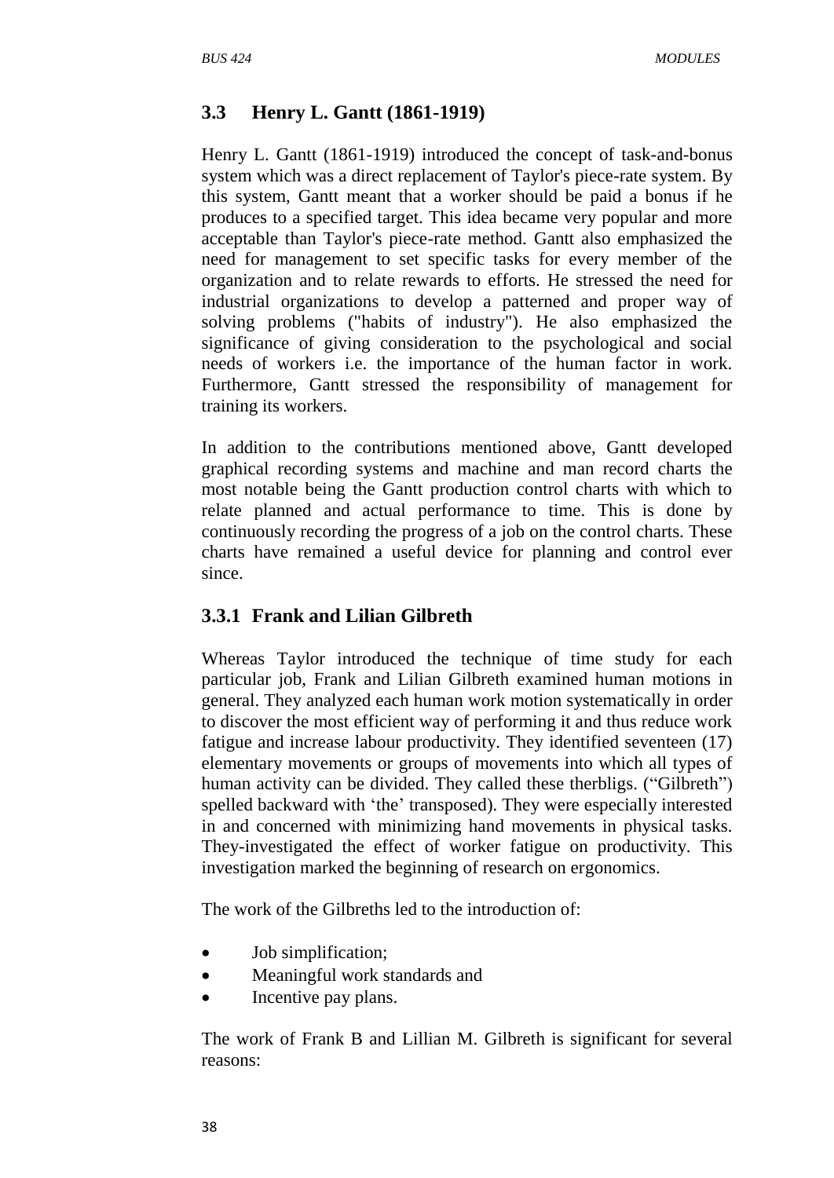## 3.3 Henry L. Gantt (1861-1919)

Henry L. Gantt (1861-1919) introduced the concept of task-and-bonus system which was a direct replacement of Taylor's piece-rate system. By this system, Gantt meant that a worker should be paid a bonus if he produces to a specified target. This idea became very popular and more acceptable than Taylor's piece-rate method. Gantt also emphasized the need for management to set specific tasks for every member of the organization and to relate rewards to efforts. He stressed the need for industrial organizations to develop a patterned and proper way of solving problems ("habits of industry"). He also emphasized the significance of giving consideration to the psychological and social needs of workers i.e. the importance of the human factor in work. Furthermore, Gantt stressed the responsibility of management for training its workers.

In addition to the contributions mentioned above, Gantt developed graphical recording systems and machine and man record charts the most notable being the Gantt production control charts with which to relate planned and actual performance to time. This is done by continuously recording the progress of a job on the control charts. These charts have remained a useful device for planning and control ever since.

### 3.3.1 Frank and Lilian Gilbreth

Whereas Taylor introduced the technique of time study for each particular job, Frank and Lilian Gilbreth examined human motions in general. They analyzed each human work motion systematically in order to discover the most efficient way of performing it and thus reduce work fatigue and increase labour productivity. They identified seventeen (17) elementary movements or groups of movements into which all types of human activity can be divided. They called these therbligs. ("Gilbreth") spelled backward with 'the' transposed). They were especially interested in and concerned with minimizing hand movements in physical tasks. They-investigated the effect of worker fatigue on productivity. This investigation marked the beginning of research on ergonomics.

The work of the Gilbreths led to the introduction of:

- Job simplification;
- Meaningful work standards and
- Incentive pay plans.

The work of Frank B and Lillian M. Gilbreth is significant for several reasons: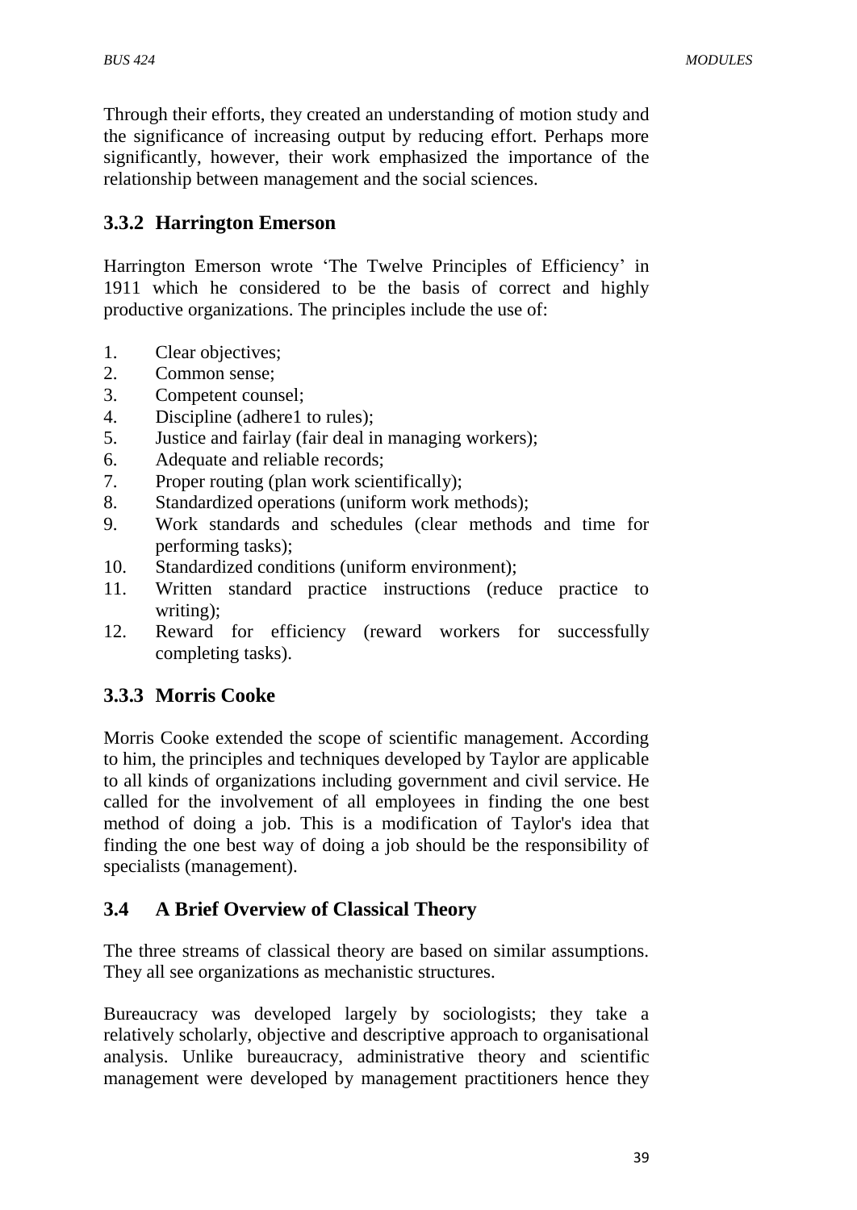Through their efforts, they created an understanding of motion study and the significance of increasing output by reducing effort. Perhaps more significantly, however, their work emphasized the importance of the relationship between management and the social sciences.

### 3.3.2 Harrington Emerson

Harrington Emerson wrote 'The Twelve Principles of Efficiency' in 1911 which he considered to be the basis of correct and highly productive organizations. The principles include the use of:

1. Clear objectives;
2. Common sense;
3. Competent counsel;
4. Discipline (adhere1 to rules);
5. Justice and fairlay (fair deal in managing workers);
6. Adequate and reliable records;
7. Proper routing (plan work scientifically);
8. Standardized operations (uniform work methods);
9. Work standards and schedules (clear methods and time for performing tasks);
10. Standardized conditions (uniform environment);
11. Written standard practice instructions (reduce practice to writing);
12. Reward for efficiency (reward workers for successfully completing tasks).

### 3.3.3 Morris Cooke

Morris Cooke extended the scope of scientific management. According to him, the principles and techniques developed by Taylor are applicable to all kinds of organizations including government and civil service. He called for the involvement of all employees in finding the one best method of doing a job. This is a modification of Taylor's idea that finding the one best way of doing a job should be the responsibility of specialists (management).

## 3.4 A Brief Overview of Classical Theory

The three streams of classical theory are based on similar assumptions. They all see organizations as mechanistic structures.

Bureaucracy was developed largely by sociologists; they take a relatively scholarly, objective and descriptive approach to organisational analysis. Unlike bureaucracy, administrative theory and scientific management were developed by management practitioners hence they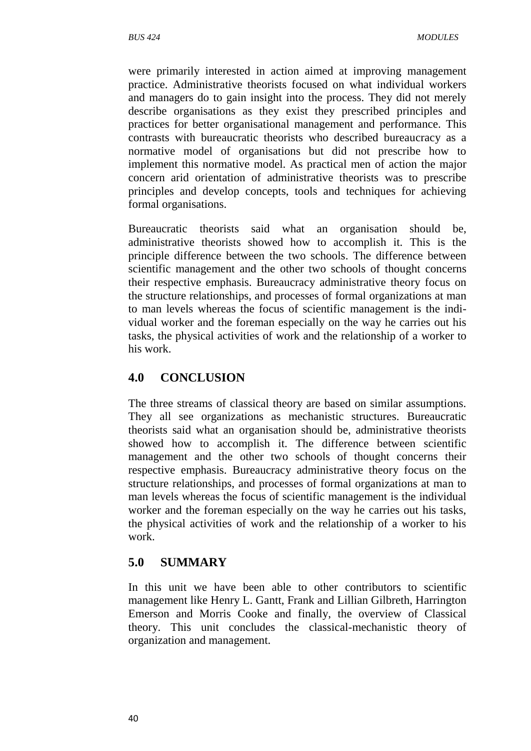were primarily interested in action aimed at improving management practice. Administrative theorists focused on what individual workers and managers do to gain insight into the process. They did not merely describe organisations as they exist they prescribed principles and practices for better organisational management and performance. This contrasts with bureaucratic theorists who described bureaucracy as a normative model of organisations but did not prescribe how to implement this normative model. As practical men of action the major concern arid orientation of administrative theorists was to prescribe principles and develop concepts, tools and techniques for achieving formal organisations.

Bureaucratic theorists said what an organisation should be, administrative theorists showed how to accomplish it. This is the principle difference between the two schools. The difference between scientific management and the other two schools of thought concerns their respective emphasis. Bureaucracy administrative theory focus on the structure relationships, and processes of formal organizations at man to man levels whereas the focus of scientific management is the individual worker and the foreman especially on the way he carries out his tasks, the physical activities of work and the relationship of a worker to his work.

## 4.0 CONCLUSION

The three streams of classical theory are based on similar assumptions. They all see organizations as mechanistic structures. Bureaucratic theorists said what an organisation should be, administrative theorists showed how to accomplish it. The difference between scientific management and the other two schools of thought concerns their respective emphasis. Bureaucracy administrative theory focus on the structure relationships, and processes of formal organizations at man to man levels whereas the focus of scientific management is the individual worker and the foreman especially on the way he carries out his tasks, the physical activities of work and the relationship of a worker to his work.

## 5.0 SUMMARY

In this unit we have been able to other contributors to scientific management like Henry L. Gantt, Frank and Lillian Gilbreth, Harrington Emerson and Morris Cooke and finally, the overview of Classical theory. This unit concludes the classical-mechanistic theory of organization and management.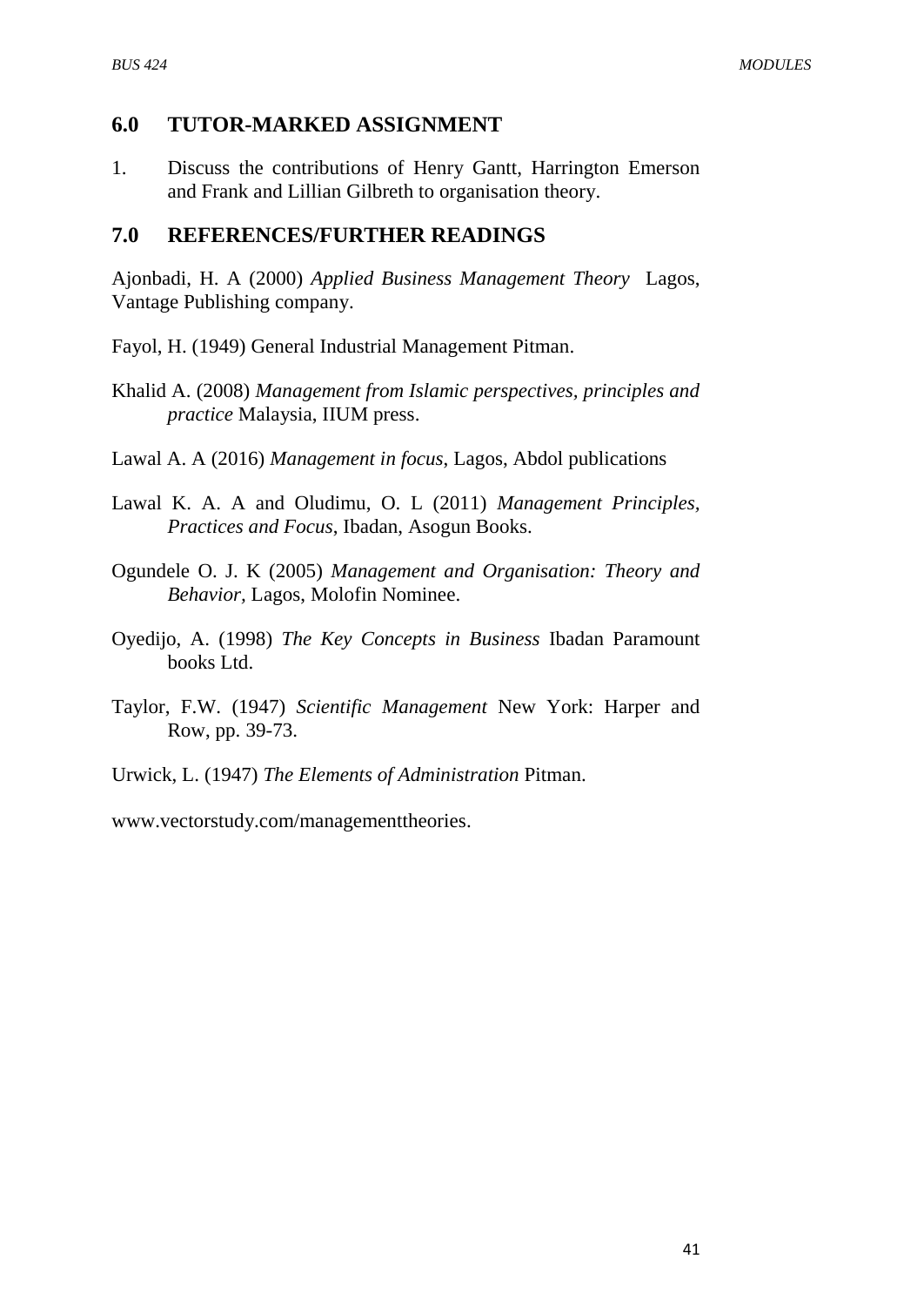## 6.0 TUTOR-MARKED ASSIGNMENT

1. Discuss the contributions of Henry Gantt, Harrington Emerson and Frank and Lillian Gilbreth to organisation theory.

## 7.0 REFERENCES/FURTHER READINGS

Ajonbadi, H. A (2000) *Applied Business Management Theory* Lagos, Vantage Publishing company.

Fayol, H. (1949) General Industrial Management Pitman.

Khalid A. (2008) *Management from Islamic perspectives, principles and practice* Malaysia, IIUM press.

Lawal A. A (2016) *Management in focus*, Lagos, Abdol publications

Lawal K. A. A and Oludimu, O. L (2011) *Management Principles, Practices and Focus*, Ibadan, Asogun Books.

Ogundele O. J. K (2005) *Management and Organisation: Theory and Behavior*, Lagos, Molofin Nominee.

Oyedijo, A. (1998) *The Key Concepts in Business* Ibadan Paramount books Ltd.

Taylor, F.W. (1947) *Scientific Management* New York: Harper and Row, pp. 39-73.

Urwick, L. (1947) *The Elements of Administration* Pitman.

www.vectorstudy.com/managementtheories.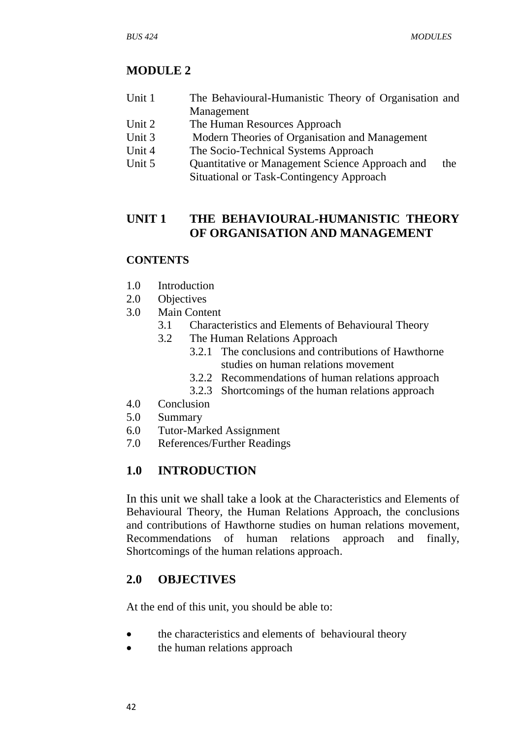# MODULE 2

Unit 1 The Behavioural-Humanistic Theory of Organisation and Management
Unit 2 The Human Resources Approach
Unit 3 Modern Theories of Organisation and Management
Unit 4 The Socio-Technical Systems Approach
Unit 5 Quantitative or Management Science Approach and the Situational or Task-Contingency Approach

## UNIT 1 THE BEHAVIOURAL-HUMANISTIC THEORY OF ORGANISATION AND MANAGEMENT

### CONTENTS

1.0 Introduction
2.0 Objectives
3.0 Main Content
 3.1 Characteristics and Elements of Behavioural Theory
 3.2 The Human Relations Approach
  3.2.1 The conclusions and contributions of Hawthorne studies on human relations movement
  3.2.2 Recommendations of human relations approach
  3.2.3 Shortcomings of the human relations approach
4.0 Conclusion
5.0 Summary
6.0 Tutor-Marked Assignment
7.0 References/Further Readings

## 1.0 INTRODUCTION

In this unit we shall take a look at the Characteristics and Elements of Behavioural Theory, the Human Relations Approach, the conclusions and contributions of Hawthorne studies on human relations movement, Recommendations of human relations approach and finally, Shortcomings of the human relations approach.

## 2.0 OBJECTIVES

At the end of this unit, you should be able to:

- the characteristics and elements of behavioural theory
- the human relations approach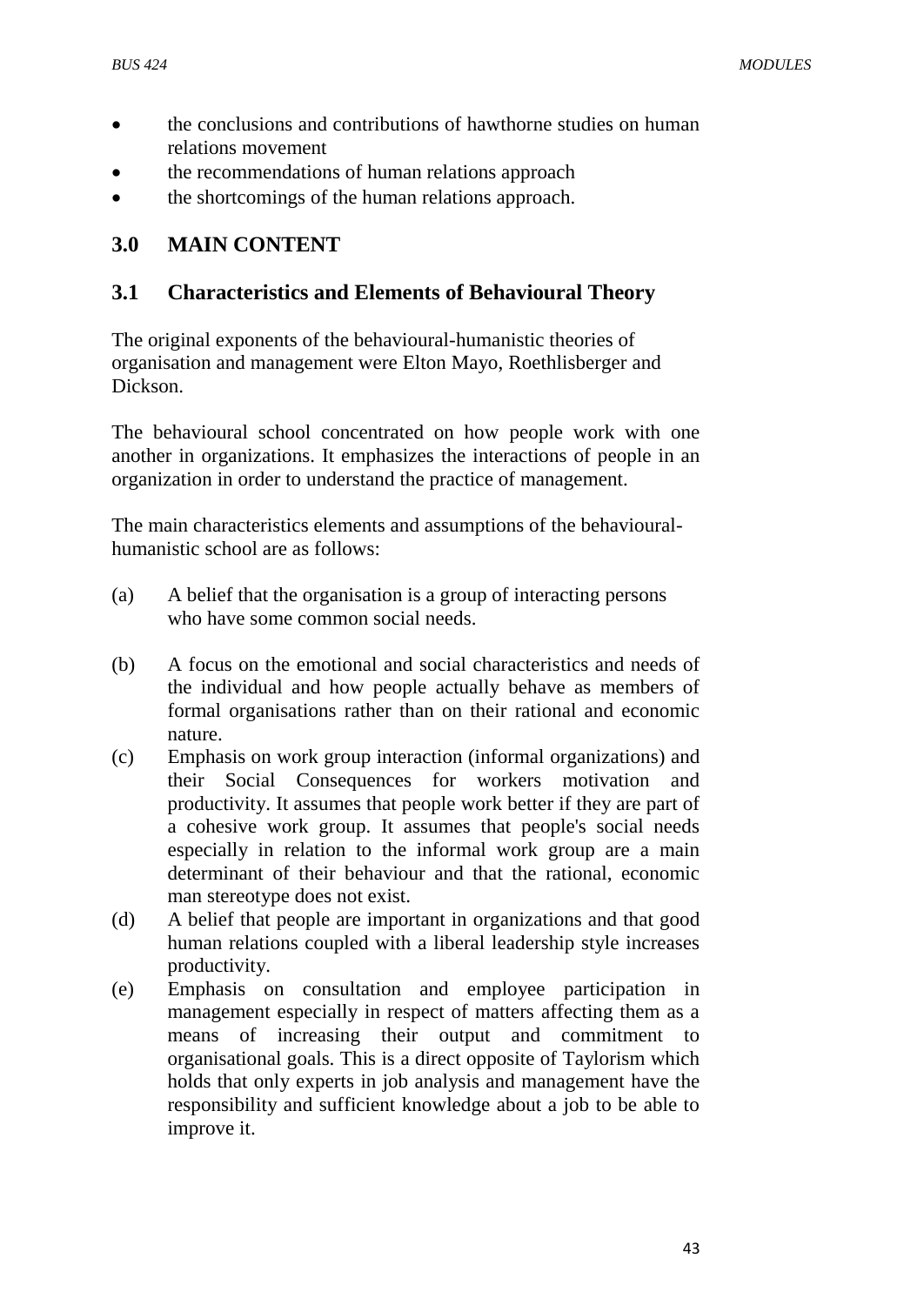- the conclusions and contributions of hawthorne studies on human relations movement
- the recommendations of human relations approach
- the shortcomings of the human relations approach.

## 3.0 MAIN CONTENT

### 3.1 Characteristics and Elements of Behavioural Theory

The original exponents of the behavioural-humanistic theories of organisation and management were Elton Mayo, Roethlisberger and Dickson.

The behavioural school concentrated on how people work with one another in organizations. It emphasizes the interactions of people in an organization in order to understand the practice of management.

The main characteristics elements and assumptions of the behavioural-humanistic school are as follows:

(a) A belief that the organisation is a group of interacting persons who have some common social needs.

(b) A focus on the emotional and social characteristics and needs of the individual and how people actually behave as members of formal organisations rather than on their rational and economic nature.

(c) Emphasis on work group interaction (informal organizations) and their Social Consequences for workers motivation and productivity. It assumes that people work better if they are part of a cohesive work group. It assumes that people's social needs especially in relation to the informal work group are a main determinant of their behaviour and that the rational, economic man stereotype does not exist.

(d) A belief that people are important in organizations and that good human relations coupled with a liberal leadership style increases productivity.

(e) Emphasis on consultation and employee participation in management especially in respect of matters affecting them as a means of increasing their output and commitment to organisational goals. This is a direct opposite of Taylorism which holds that only experts in job analysis and management have the responsibility and sufficient knowledge about a job to be able to improve it.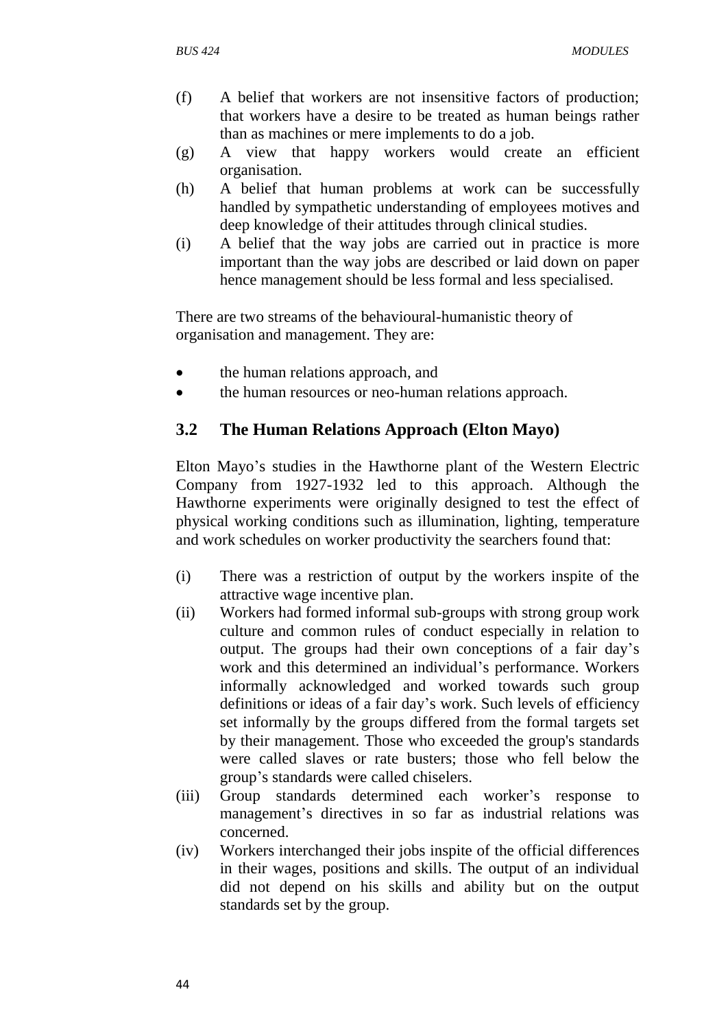(f) A belief that workers are not insensitive factors of production; that workers have a desire to be treated as human beings rather than as machines or mere implements to do a job.

(g) A view that happy workers would create an efficient organisation.

(h) A belief that human problems at work can be successfully handled by sympathetic understanding of employees motives and deep knowledge of their attitudes through clinical studies.

(i) A belief that the way jobs are carried out in practice is more important than the way jobs are described or laid down on paper hence management should be less formal and less specialised.

There are two streams of the behavioural-humanistic theory of organisation and management. They are:

- the human relations approach, and
- the human resources or neo-human relations approach.

## 3.2 The Human Relations Approach (Elton Mayo)

Elton Mayo's studies in the Hawthorne plant of the Western Electric Company from 1927-1932 led to this approach. Although the Hawthorne experiments were originally designed to test the effect of physical working conditions such as illumination, lighting, temperature and work schedules on worker productivity the searchers found that:

(i) There was a restriction of output by the workers inspite of the attractive wage incentive plan.

(ii) Workers had formed informal sub-groups with strong group work culture and common rules of conduct especially in relation to output. The groups had their own conceptions of a fair day's work and this determined an individual's performance. Workers informally acknowledged and worked towards such group definitions or ideas of a fair day's work. Such levels of efficiency set informally by the groups differed from the formal targets set by their management. Those who exceeded the group's standards were called slaves or rate busters; those who fell below the group's standards were called chiselers.

(iii) Group standards determined each worker's response to management's directives in so far as industrial relations was concerned.

(iv) Workers interchanged their jobs inspite of the official differences in their wages, positions and skills. The output of an individual did not depend on his skills and ability but on the output standards set by the group.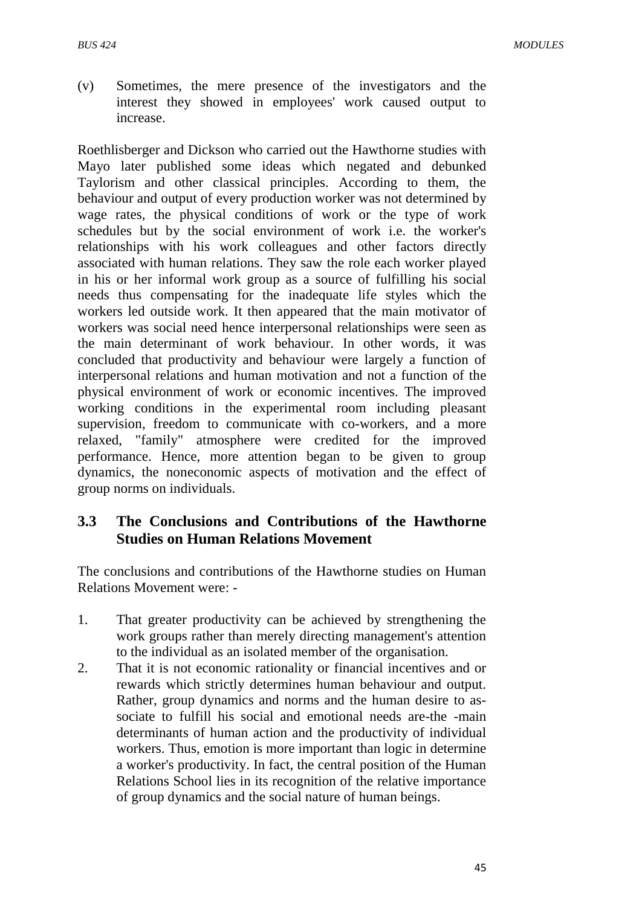(v) Sometimes, the mere presence of the investigators and the interest they showed in employees' work caused output to increase.

Roethlisberger and Dickson who carried out the Hawthorne studies with Mayo later published some ideas which negated and debunked Taylorism and other classical principles. According to them, the behaviour and output of every production worker was not determined by wage rates, the physical conditions of work or the type of work schedules but by the social environment of work i.e. the worker's relationships with his work colleagues and other factors directly associated with human relations. They saw the role each worker played in his or her informal work group as a source of fulfilling his social needs thus compensating for the inadequate life styles which the workers led outside work. It then appeared that the main motivator of workers was social need hence interpersonal relationships were seen as the main determinant of work behaviour. In other words, it was concluded that productivity and behaviour were largely a function of interpersonal relations and human motivation and not a function of the physical environment of work or economic incentives. The improved working conditions in the experimental room including pleasant supervision, freedom to communicate with co-workers, and a more relaxed, "family" atmosphere were credited for the improved performance. Hence, more attention began to be given to group dynamics, the noneconomic aspects of motivation and the effect of group norms on individuals.

## 3.3 The Conclusions and Contributions of the Hawthorne Studies on Human Relations Movement

The conclusions and contributions of the Hawthorne studies on Human Relations Movement were: -

1. That greater productivity can be achieved by strengthening the work groups rather than merely directing management's attention to the individual as an isolated member of the organisation.
2. That it is not economic rationality or financial incentives and or rewards which strictly determines human behaviour and output. Rather, group dynamics and norms and the human desire to associate to fulfill his social and emotional needs are-the -main determinants of human action and the productivity of individual workers. Thus, emotion is more important than logic in determine a worker's productivity. In fact, the central position of the Human Relations School lies in its recognition of the relative importance of group dynamics and the social nature of human beings.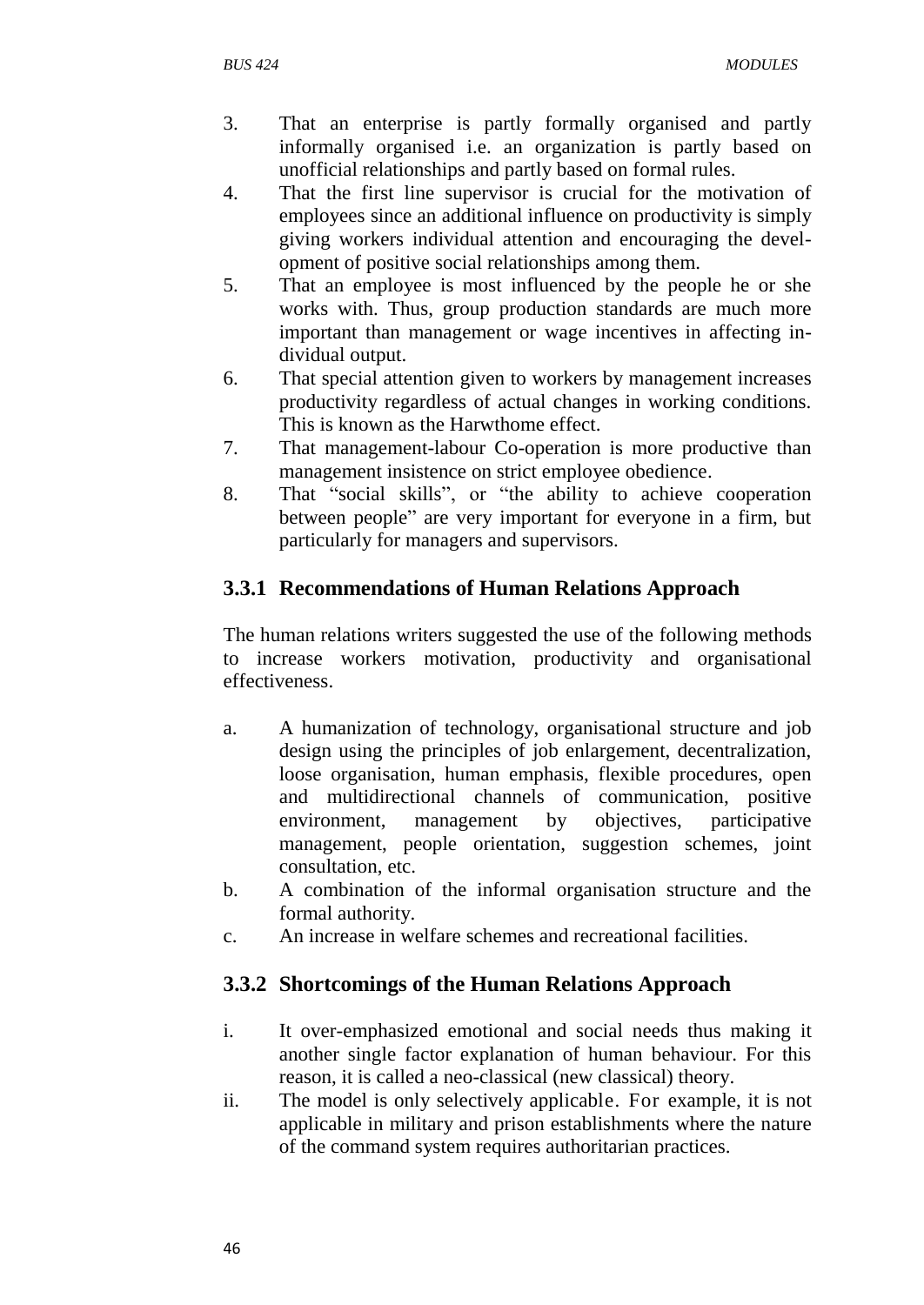3. That an enterprise is partly formally organised and partly informally organised i.e. an organization is partly based on unofficial relationships and partly based on formal rules.
4. That the first line supervisor is crucial for the motivation of employees since an additional influence on productivity is simply giving workers individual attention and encouraging the development of positive social relationships among them.
5. That an employee is most influenced by the people he or she works with. Thus, group production standards are much more important than management or wage incentives in affecting individual output.
6. That special attention given to workers by management increases productivity regardless of actual changes in working conditions. This is known as the Harwthome effect.
7. That management-labour Co-operation is more productive than management insistence on strict employee obedience.
8. That "social skills", or "the ability to achieve cooperation between people" are very important for everyone in a firm, but particularly for managers and supervisors.

### 3.3.1 Recommendations of Human Relations Approach

The human relations writers suggested the use of the following methods to increase workers motivation, productivity and organisational effectiveness.

a. A humanization of technology, organisational structure and job design using the principles of job enlargement, decentralization, loose organisation, human emphasis, flexible procedures, open and multidirectional channels of communication, positive environment, management by objectives, participative management, people orientation, suggestion schemes, joint consultation, etc.
b. A combination of the informal organisation structure and the formal authority.
c. An increase in welfare schemes and recreational facilities.

### 3.3.2 Shortcomings of the Human Relations Approach

i. It over-emphasized emotional and social needs thus making it another single factor explanation of human behaviour. For this reason, it is called a neo-classical (new classical) theory.
ii. The model is only selectively applicable. For example, it is not applicable in military and prison establishments where the nature of the command system requires authoritarian practices.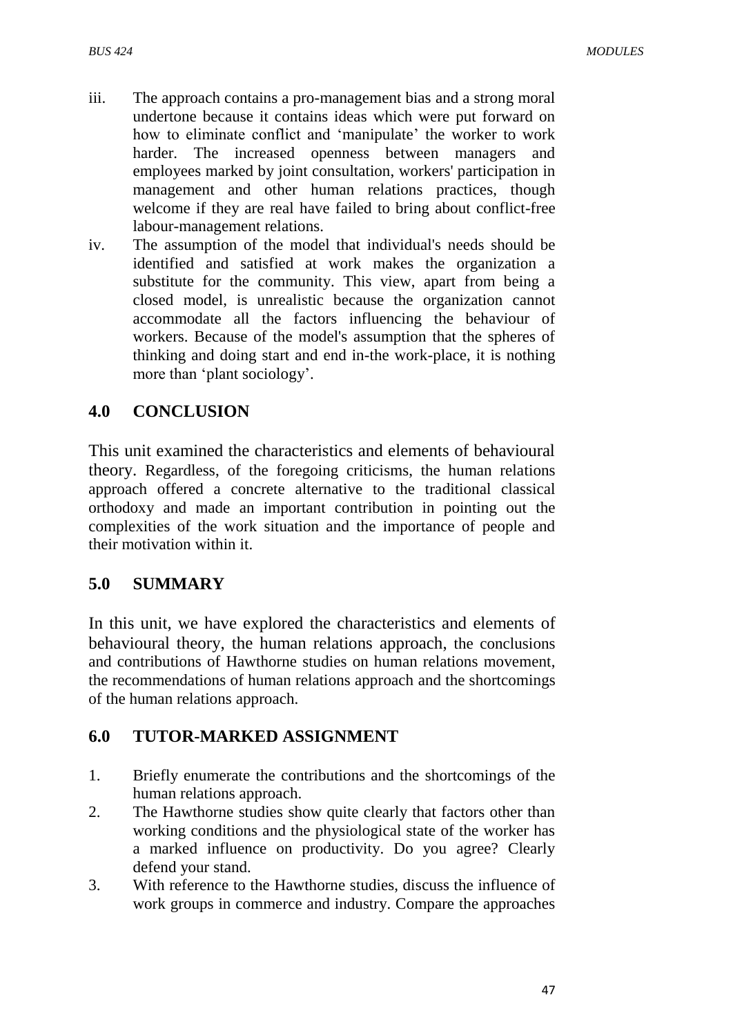iii. The approach contains a pro-management bias and a strong moral undertone because it contains ideas which were put forward on how to eliminate conflict and 'manipulate' the worker to work harder. The increased openness between managers and employees marked by joint consultation, workers' participation in management and other human relations practices, though welcome if they are real have failed to bring about conflict-free labour-management relations.

iv. The assumption of the model that individual's needs should be identified and satisfied at work makes the organization a substitute for the community. This view, apart from being a closed model, is unrealistic because the organization cannot accommodate all the factors influencing the behaviour of workers. Because of the model's assumption that the spheres of thinking and doing start and end in-the work-place, it is nothing more than 'plant sociology'.

## 4.0 CONCLUSION

This unit examined the characteristics and elements of behavioural theory. Regardless, of the foregoing criticisms, the human relations approach offered a concrete alternative to the traditional classical orthodoxy and made an important contribution in pointing out the complexities of the work situation and the importance of people and their motivation within it.

## 5.0 SUMMARY

In this unit, we have explored the characteristics and elements of behavioural theory, the human relations approach, the conclusions and contributions of Hawthorne studies on human relations movement, the recommendations of human relations approach and the shortcomings of the human relations approach.

## 6.0 TUTOR-MARKED ASSIGNMENT

1. Briefly enumerate the contributions and the shortcomings of the human relations approach.
2. The Hawthorne studies show quite clearly that factors other than working conditions and the physiological state of the worker has a marked influence on productivity. Do you agree? Clearly defend your stand.
3. With reference to the Hawthorne studies, discuss the influence of work groups in commerce and industry. Compare the approaches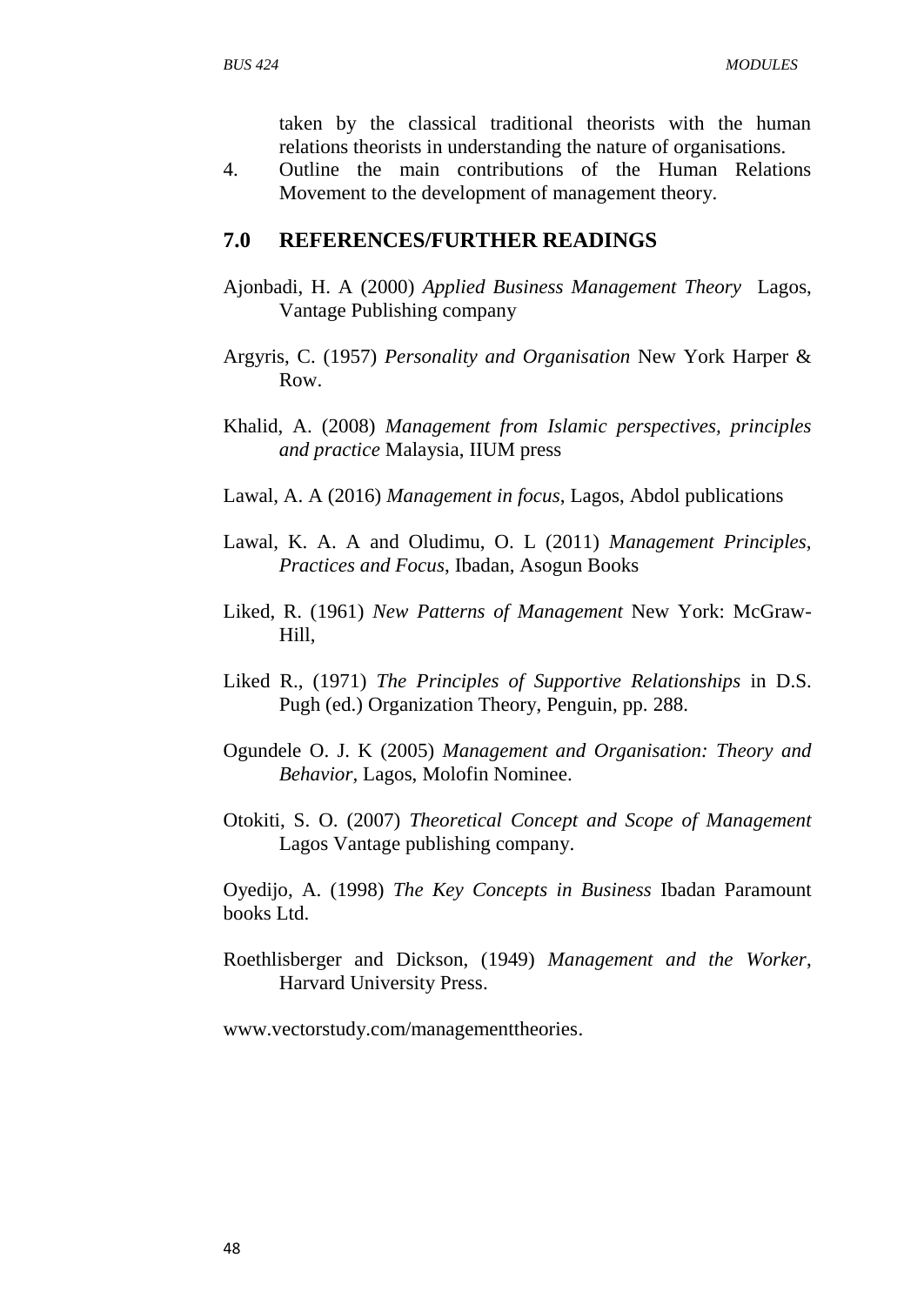taken by the classical traditional theorists with the human relations theorists in understanding the nature of organisations.

4. Outline the main contributions of the Human Relations Movement to the development of management theory.

## 7.0 REFERENCES/FURTHER READINGS

Ajonbadi, H. A (2000) *Applied Business Management Theory* Lagos, Vantage Publishing company

Argyris, C. (1957) *Personality and Organisation* New York Harper & Row.

Khalid, A. (2008) *Management from Islamic perspectives, principles and practice* Malaysia, IIUM press

Lawal, A. A (2016) *Management in focus*, Lagos, Abdol publications

Lawal, K. A. A and Oludimu, O. L (2011) *Management Principles, Practices and Focus*, Ibadan, Asogun Books

Liked, R. (1961) *New Patterns of Management* New York: McGraw-Hill,

Liked R., (1971) *The Principles of Supportive Relationships* in D.S. Pugh (ed.) Organization Theory, Penguin, pp. 288.

Ogundele O. J. K (2005) *Management and Organisation: Theory and Behavior,* Lagos, Molofin Nominee.

Otokiti, S. O. (2007) *Theoretical Concept and Scope of Management* Lagos Vantage publishing company.

Oyedijo, A. (1998) *The Key Concepts in Business* Ibadan Paramount books Ltd.

Roethlisberger and Dickson, (1949) *Management and the Worker*, Harvard University Press.

www.vectorstudy.com/managementtheories.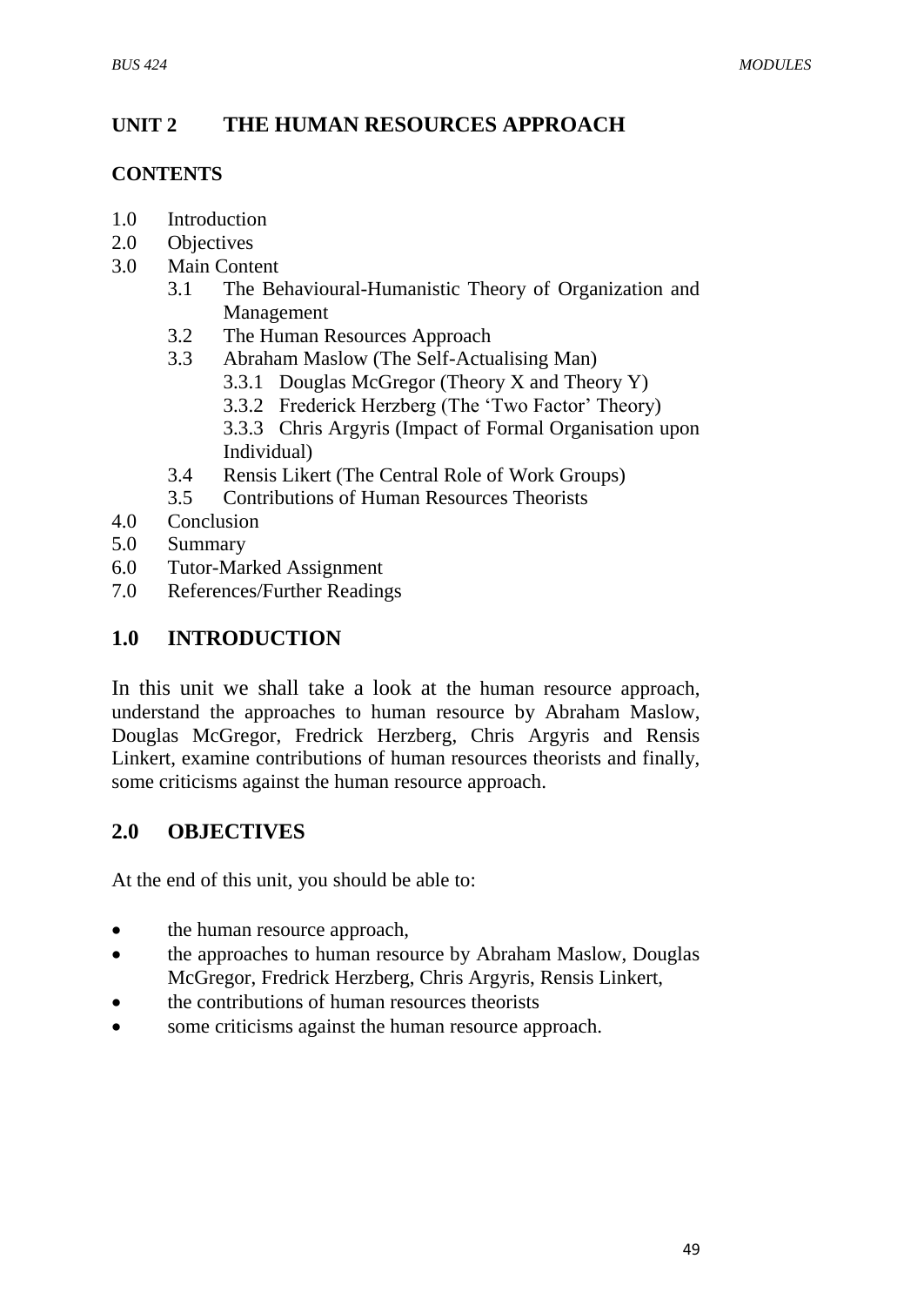# UNIT 2 THE HUMAN RESOURCES APPROACH

**CONTENTS**

- 1.0 Introduction
- 2.0 Objectives
- 3.0 Main Content
  - 3.1 The Behavioural-Humanistic Theory of Organization and Management
  - 3.2 The Human Resources Approach
  - 3.3 Abraham Maslow (The Self-Actualising Man)
    - 3.3.1 Douglas McGregor (Theory X and Theory Y)
    - 3.3.2 Frederick Herzberg (The 'Two Factor' Theory)
    - 3.3.3 Chris Argyris (Impact of Formal Organisation upon Individual)
  - 3.4 Rensis Likert (The Central Role of Work Groups)
  - 3.5 Contributions of Human Resources Theorists
- 4.0 Conclusion
- 5.0 Summary
- 6.0 Tutor-Marked Assignment
- 7.0 References/Further Readings

## 1.0 INTRODUCTION

In this unit we shall take a look at the human resource approach, understand the approaches to human resource by Abraham Maslow, Douglas McGregor, Fredrick Herzberg, Chris Argyris and Rensis Linkert, examine contributions of human resources theorists and finally, some criticisms against the human resource approach.

## 2.0 OBJECTIVES

At the end of this unit, you should be able to:

- the human resource approach,
- the approaches to human resource by Abraham Maslow, Douglas McGregor, Fredrick Herzberg, Chris Argyris, Rensis Linkert,
- the contributions of human resources theorists
- some criticisms against the human resource approach.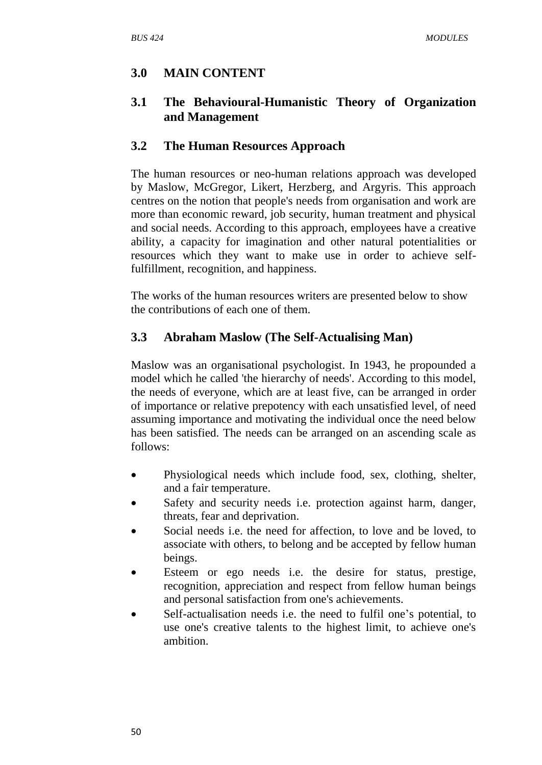## 3.0 MAIN CONTENT

### 3.1 The Behavioural-Humanistic Theory of Organization and Management

### 3.2 The Human Resources Approach

The human resources or neo-human relations approach was developed by Maslow, McGregor, Likert, Herzberg, and Argyris. This approach centres on the notion that people's needs from organisation and work are more than economic reward, job security, human treatment and physical and social needs. According to this approach, employees have a creative ability, a capacity for imagination and other natural potentialities or resources which they want to make use in order to achieve self-fulfillment, recognition, and happiness.

The works of the human resources writers are presented below to show the contributions of each one of them.

### 3.3 Abraham Maslow (The Self-Actualising Man)

Maslow was an organisational psychologist. In 1943, he propounded a model which he called 'the hierarchy of needs'. According to this model, the needs of everyone, which are at least five, can be arranged in order of importance or relative prepotency with each unsatisfied level, of need assuming importance and motivating the individual once the need below has been satisfied. The needs can be arranged on an ascending scale as follows:

- Physiological needs which include food, sex, clothing, shelter, and a fair temperature.
- Safety and security needs i.e. protection against harm, danger, threats, fear and deprivation.
- Social needs i.e. the need for affection, to love and be loved, to associate with others, to belong and be accepted by fellow human beings.
- Esteem or ego needs i.e. the desire for status, prestige, recognition, appreciation and respect from fellow human beings and personal satisfaction from one's achievements.
- Self-actualisation needs i.e. the need to fulfil one’s potential, to use one's creative talents to the highest limit, to achieve one's ambition.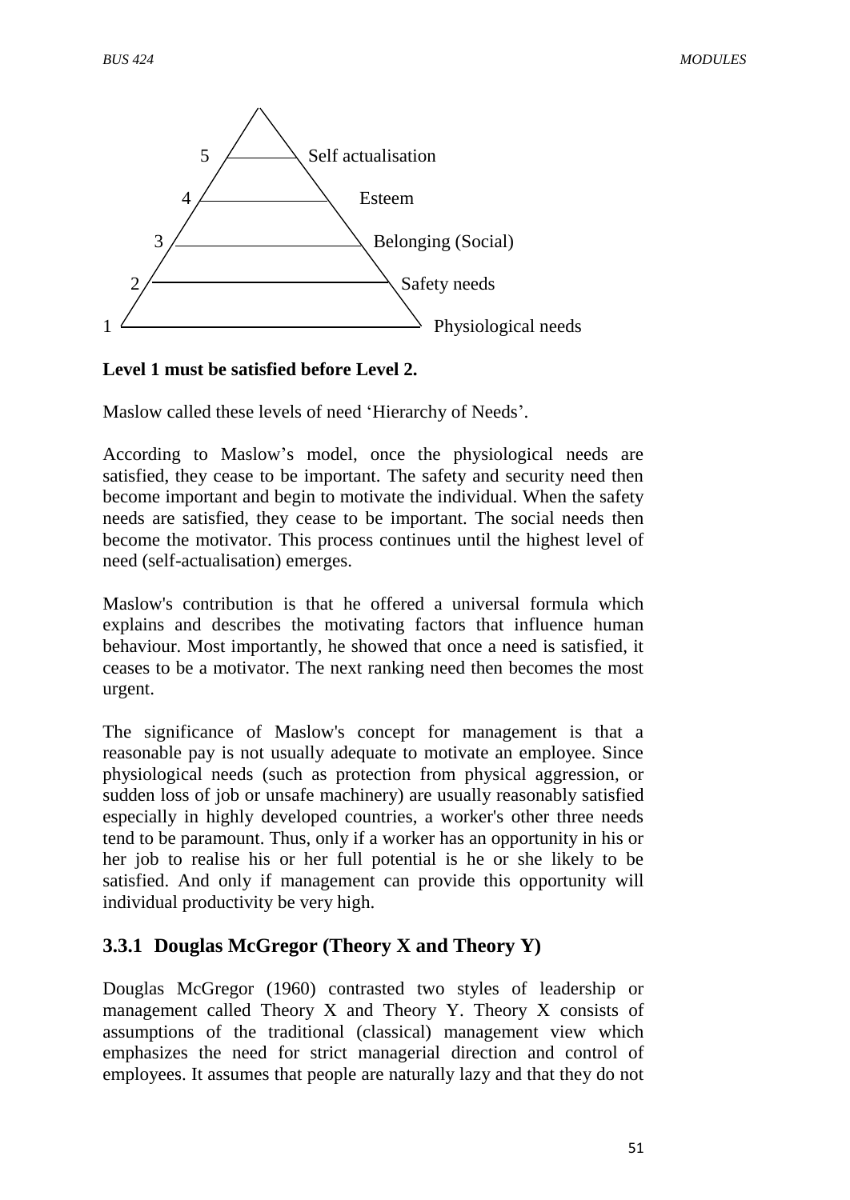5 Self actualisation

4 Esteem

3 Belonging (Social)

2 Safety needs

1 Physiological needs

**Level 1 must be satisfied before Level 2.**

Maslow called these levels of need 'Hierarchy of Needs'.

According to Maslow's model, once the physiological needs are satisfied, they cease to be important. The safety and security need then become important and begin to motivate the individual. When the safety needs are satisfied, they cease to be important. The social needs then become the motivator. This process continues until the highest level of need (self-actualisation) emerges.

Maslow's contribution is that he offered a universal formula which explains and describes the motivating factors that influence human behaviour. Most importantly, he showed that once a need is satisfied, it ceases to be a motivator. The next ranking need then becomes the most urgent.

The significance of Maslow's concept for management is that a reasonable pay is not usually adequate to motivate an employee. Since physiological needs (such as protection from physical aggression, or sudden loss of job or unsafe machinery) are usually reasonably satisfied especially in highly developed countries, a worker's other three needs tend to be paramount. Thus, only if a worker has an opportunity in his or her job to realise his or her full potential is he or she likely to be satisfied. And only if management can provide this opportunity will individual productivity be very high.

### 3.3.1 Douglas McGregor (Theory X and Theory Y)

Douglas McGregor (1960) contrasted two styles of leadership or management called Theory X and Theory Y. Theory X consists of assumptions of the traditional (classical) management view which emphasizes the need for strict managerial direction and control of employees. It assumes that people are naturally lazy and that they do not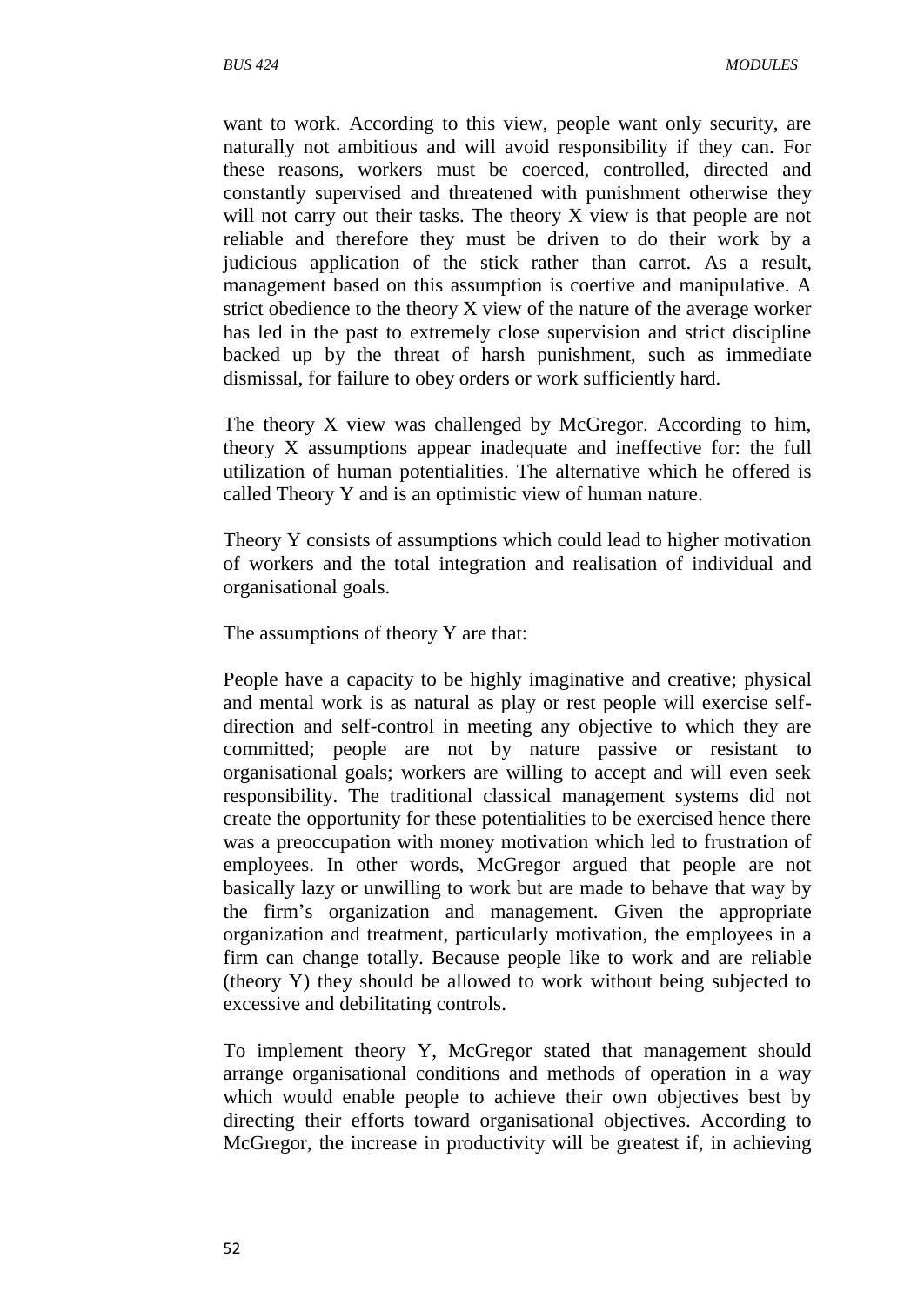want to work. According to this view, people want only security, are naturally not ambitious and will avoid responsibility if they can. For these reasons, workers must be coerced, controlled, directed and constantly supervised and threatened with punishment otherwise they will not carry out their tasks. The theory X view is that people are not reliable and therefore they must be driven to do their work by a judicious application of the stick rather than carrot. As a result, management based on this assumption is coertive and manipulative. A strict obedience to the theory X view of the nature of the average worker has led in the past to extremely close supervision and strict discipline backed up by the threat of harsh punishment, such as immediate dismissal, for failure to obey orders or work sufficiently hard.

The theory X view was challenged by McGregor. According to him, theory X assumptions appear inadequate and ineffective for: the full utilization of human potentialities. The alternative which he offered is called Theory Y and is an optimistic view of human nature.

Theory Y consists of assumptions which could lead to higher motivation of workers and the total integration and realisation of individual and organisational goals.

The assumptions of theory Y are that:

People have a capacity to be highly imaginative and creative; physical and mental work is as natural as play or rest people will exercise self-direction and self-control in meeting any objective to which they are committed; people are not by nature passive or resistant to organisational goals; workers are willing to accept and will even seek responsibility. The traditional classical management systems did not create the opportunity for these potentialities to be exercised hence there was a preoccupation with money motivation which led to frustration of employees. In other words, McGregor argued that people are not basically lazy or unwilling to work but are made to behave that way by the firm's organization and management. Given the appropriate organization and treatment, particularly motivation, the employees in a firm can change totally. Because people like to work and are reliable (theory Y) they should be allowed to work without being subjected to excessive and debilitating controls.

To implement theory Y, McGregor stated that management should arrange organisational conditions and methods of operation in a way which would enable people to achieve their own objectives best by directing their efforts toward organisational objectives. According to McGregor, the increase in productivity will be greatest if, in achieving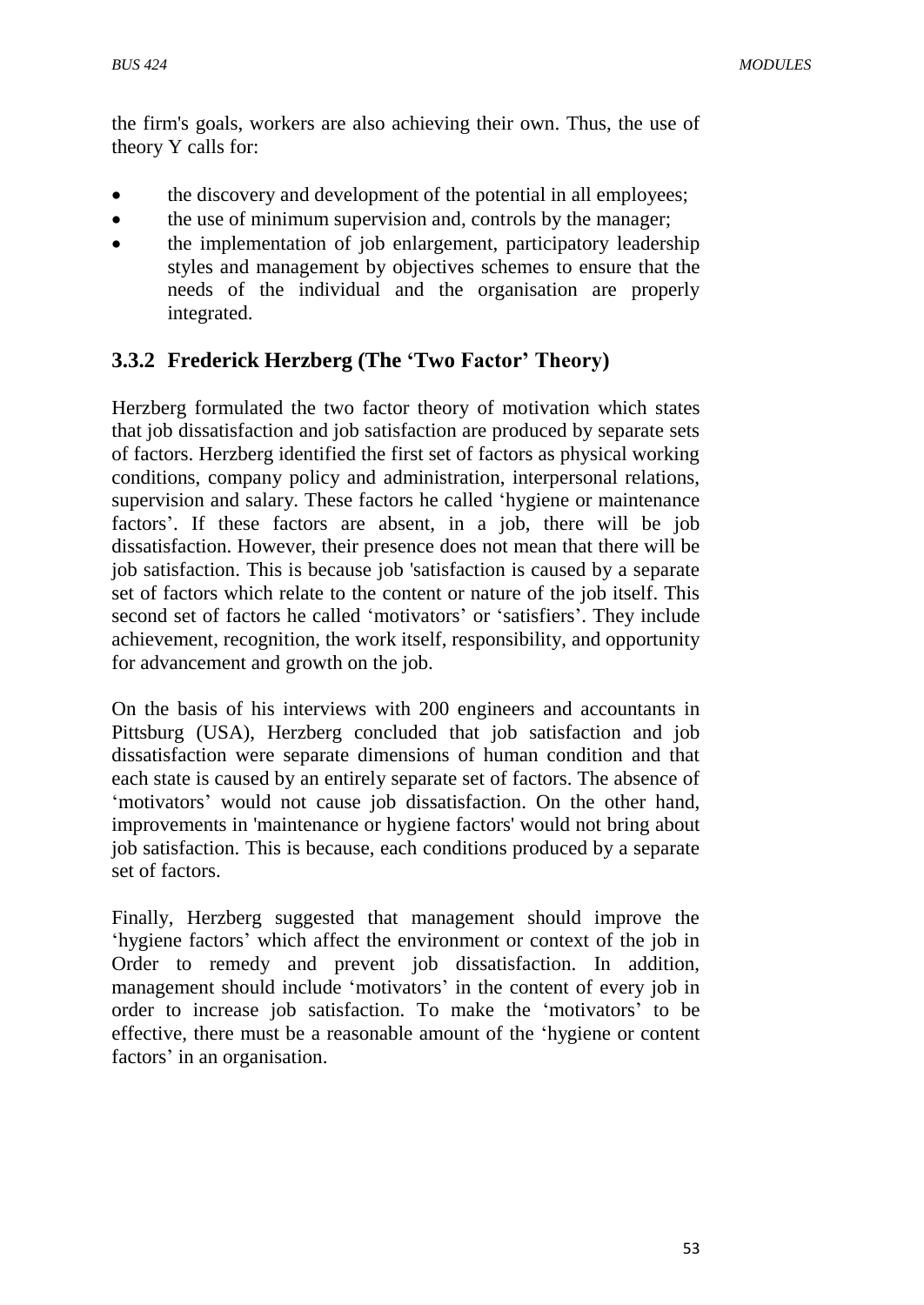the firm's goals, workers are also achieving their own. Thus, the use of theory Y calls for:

- the discovery and development of the potential in all employees;
- the use of minimum supervision and, controls by the manager;
- the implementation of job enlargement, participatory leadership styles and management by objectives schemes to ensure that the needs of the individual and the organisation are properly integrated.

### 3.3.2 Frederick Herzberg (The 'Two Factor' Theory)

Herzberg formulated the two factor theory of motivation which states that job dissatisfaction and job satisfaction are produced by separate sets of factors. Herzberg identified the first set of factors as physical working conditions, company policy and administration, interpersonal relations, supervision and salary. These factors he called 'hygiene or maintenance factors'. If these factors are absent, in a job, there will be job dissatisfaction. However, their presence does not mean that there will be job satisfaction. This is because job 'satisfaction is caused by a separate set of factors which relate to the content or nature of the job itself. This second set of factors he called 'motivators' or 'satisfiers'. They include achievement, recognition, the work itself, responsibility, and opportunity for advancement and growth on the job.

On the basis of his interviews with 200 engineers and accountants in Pittsburg (USA), Herzberg concluded that job satisfaction and job dissatisfaction were separate dimensions of human condition and that each state is caused by an entirely separate set of factors. The absence of 'motivators' would not cause job dissatisfaction. On the other hand, improvements in 'maintenance or hygiene factors' would not bring about job satisfaction. This is because, each conditions produced by a separate set of factors.

Finally, Herzberg suggested that management should improve the 'hygiene factors' which affect the environment or context of the job in Order to remedy and prevent job dissatisfaction. In addition, management should include 'motivators' in the content of every job in order to increase job satisfaction. To make the 'motivators' to be effective, there must be a reasonable amount of the 'hygiene or content factors' in an organisation.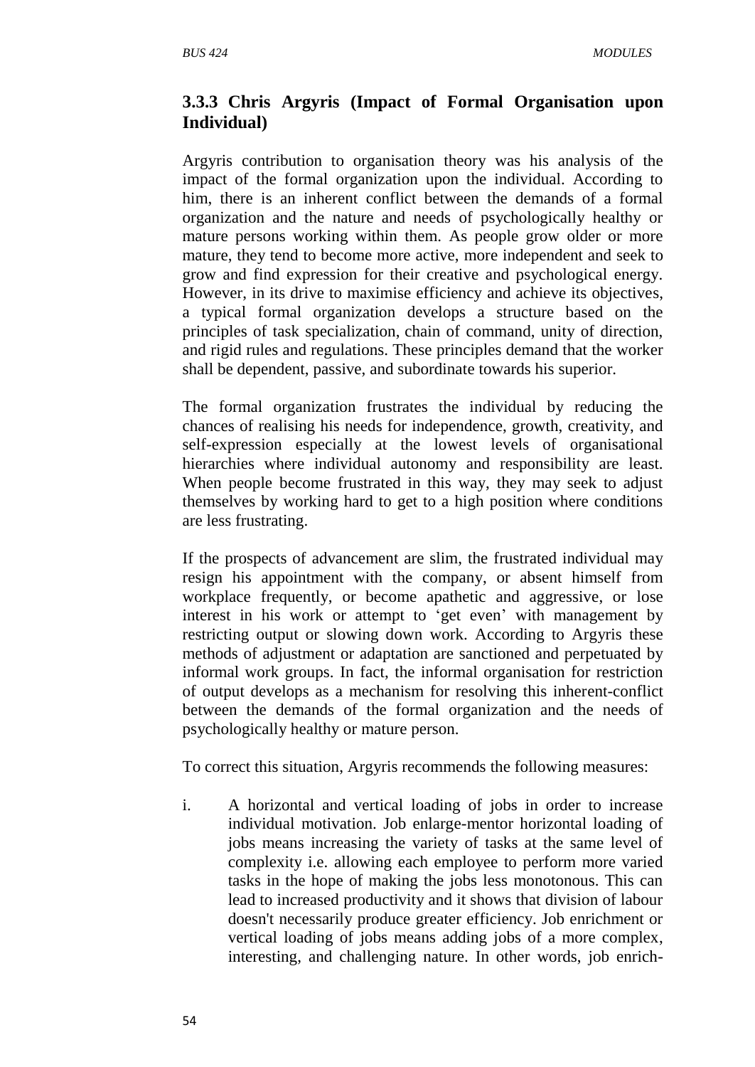### 3.3.3 Chris Argyris (Impact of Formal Organisation upon Individual)

Argyris contribution to organisation theory was his analysis of the impact of the formal organization upon the individual. According to him, there is an inherent conflict between the demands of a formal organization and the nature and needs of psychologically healthy or mature persons working within them. As people grow older or more mature, they tend to become more active, more independent and seek to grow and find expression for their creative and psychological energy. However, in its drive to maximise efficiency and achieve its objectives, a typical formal organization develops a structure based on the principles of task specialization, chain of command, unity of direction, and rigid rules and regulations. These principles demand that the worker shall be dependent, passive, and subordinate towards his superior.

The formal organization frustrates the individual by reducing the chances of realising his needs for independence, growth, creativity, and self-expression especially at the lowest levels of organisational hierarchies where individual autonomy and responsibility are least. When people become frustrated in this way, they may seek to adjust themselves by working hard to get to a high position where conditions are less frustrating.

If the prospects of advancement are slim, the frustrated individual may resign his appointment with the company, or absent himself from workplace frequently, or become apathetic and aggressive, or lose interest in his work or attempt to 'get even' with management by restricting output or slowing down work. According to Argyris these methods of adjustment or adaptation are sanctioned and perpetuated by informal work groups. In fact, the informal organisation for restriction of output develops as a mechanism for resolving this inherent-conflict between the demands of the formal organization and the needs of psychologically healthy or mature person.

To correct this situation, Argyris recommends the following measures:

i. A horizontal and vertical loading of jobs in order to increase individual motivation. Job enlarge-mentor horizontal loading of jobs means increasing the variety of tasks at the same level of complexity i.e. allowing each employee to perform more varied tasks in the hope of making the jobs less monotonous. This can lead to increased productivity and it shows that division of labour doesn't necessarily produce greater efficiency. Job enrichment or vertical loading of jobs means adding jobs of a more complex, interesting, and challenging nature. In other words, job enrich-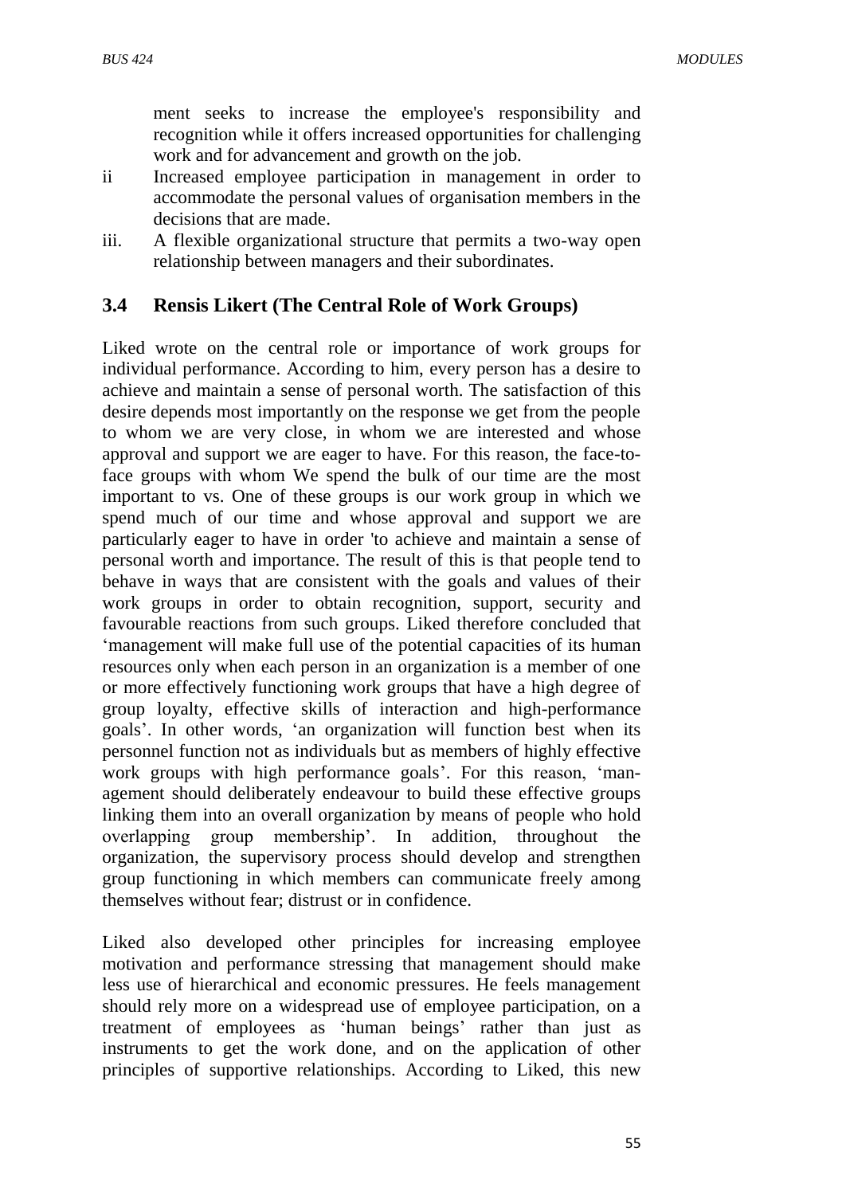ment seeks to increase the employee's responsibility and recognition while it offers increased opportunities for challenging work and for advancement and growth on the job.

ii Increased employee participation in management in order to accommodate the personal values of organisation members in the decisions that are made.

iii. A flexible organizational structure that permits a two-way open relationship between managers and their subordinates.

## 3.4 Rensis Likert (The Central Role of Work Groups)

Liked wrote on the central role or importance of work groups for individual performance. According to him, every person has a desire to achieve and maintain a sense of personal worth. The satisfaction of this desire depends most importantly on the response we get from the people to whom we are very close, in whom we are interested and whose approval and support we are eager to have. For this reason, the face-to-face groups with whom We spend the bulk of our time are the most important to vs. One of these groups is our work group in which we spend much of our time and whose approval and support we are particularly eager to have in order 'to achieve and maintain a sense of personal worth and importance. The result of this is that people tend to behave in ways that are consistent with the goals and values of their work groups in order to obtain recognition, support, security and favourable reactions from such groups. Liked therefore concluded that 'management will make full use of the potential capacities of its human resources only when each person in an organization is a member of one or more effectively functioning work groups that have a high degree of group loyalty, effective skills of interaction and high-performance goals'. In other words, 'an organization will function best when its personnel function not as individuals but as members of highly effective work groups with high performance goals'. For this reason, 'management should deliberately endeavour to build these effective groups linking them into an overall organization by means of people who hold overlapping group membership'. In addition, throughout the organization, the supervisory process should develop and strengthen group functioning in which members can communicate freely among themselves without fear; distrust or in confidence.

Liked also developed other principles for increasing employee motivation and performance stressing that management should make less use of hierarchical and economic pressures. He feels management should rely more on a widespread use of employee participation, on a treatment of employees as 'human beings' rather than just as instruments to get the work done, and on the application of other principles of supportive relationships. According to Liked, this new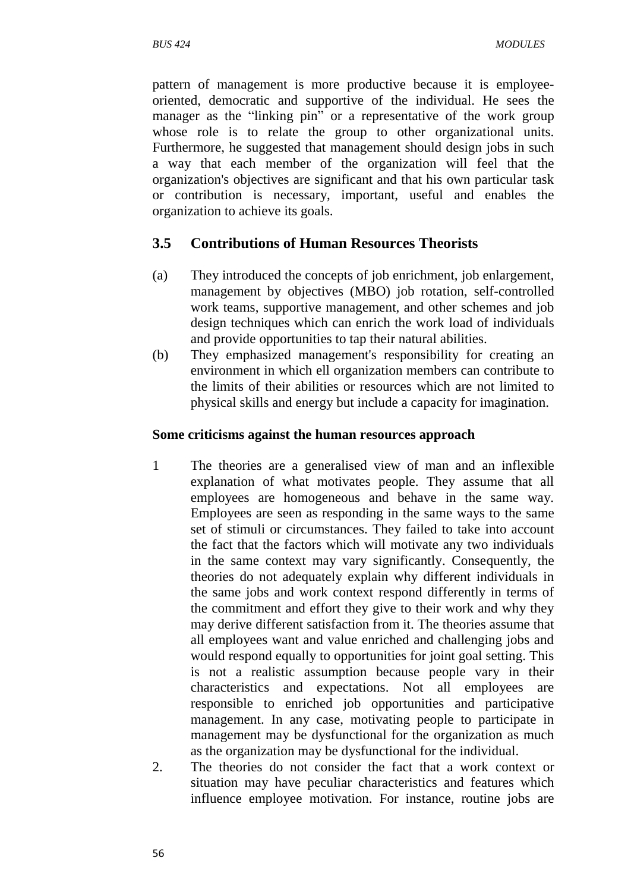pattern of management is more productive because it is employee-oriented, democratic and supportive of the individual. He sees the manager as the "linking pin" or a representative of the work group whose role is to relate the group to other organizational units. Furthermore, he suggested that management should design jobs in such a way that each member of the organization will feel that the organization's objectives are significant and that his own particular task or contribution is necessary, important, useful and enables the organization to achieve its goals.

## 3.5 Contributions of Human Resources Theorists

(a) They introduced the concepts of job enrichment, job enlargement, management by objectives (MBO) job rotation, self-controlled work teams, supportive management, and other schemes and job design techniques which can enrich the work load of individuals and provide opportunities to tap their natural abilities.

(b) They emphasized management's responsibility for creating an environment in which ell organization members can contribute to the limits of their abilities or resources which are not limited to physical skills and energy but include a capacity for imagination.

**Some criticisms against the human resources approach**

1 The theories are a generalised view of man and an inflexible explanation of what motivates people. They assume that all employees are homogeneous and behave in the same way. Employees are seen as responding in the same ways to the same set of stimuli or circumstances. They failed to take into account the fact that the factors which will motivate any two individuals in the same context may vary significantly. Consequently, the theories do not adequately explain why different individuals in the same jobs and work context respond differently in terms of the commitment and effort they give to their work and why they may derive different satisfaction from it. The theories assume that all employees want and value enriched and challenging jobs and would respond equally to opportunities for joint goal setting. This is not a realistic assumption because people vary in their characteristics and expectations. Not all employees are responsible to enriched job opportunities and participative management. In any case, motivating people to participate in management may be dysfunctional for the organization as much as the organization may be dysfunctional for the individual.

2. The theories do not consider the fact that a work context or situation may have peculiar characteristics and features which influence employee motivation. For instance, routine jobs are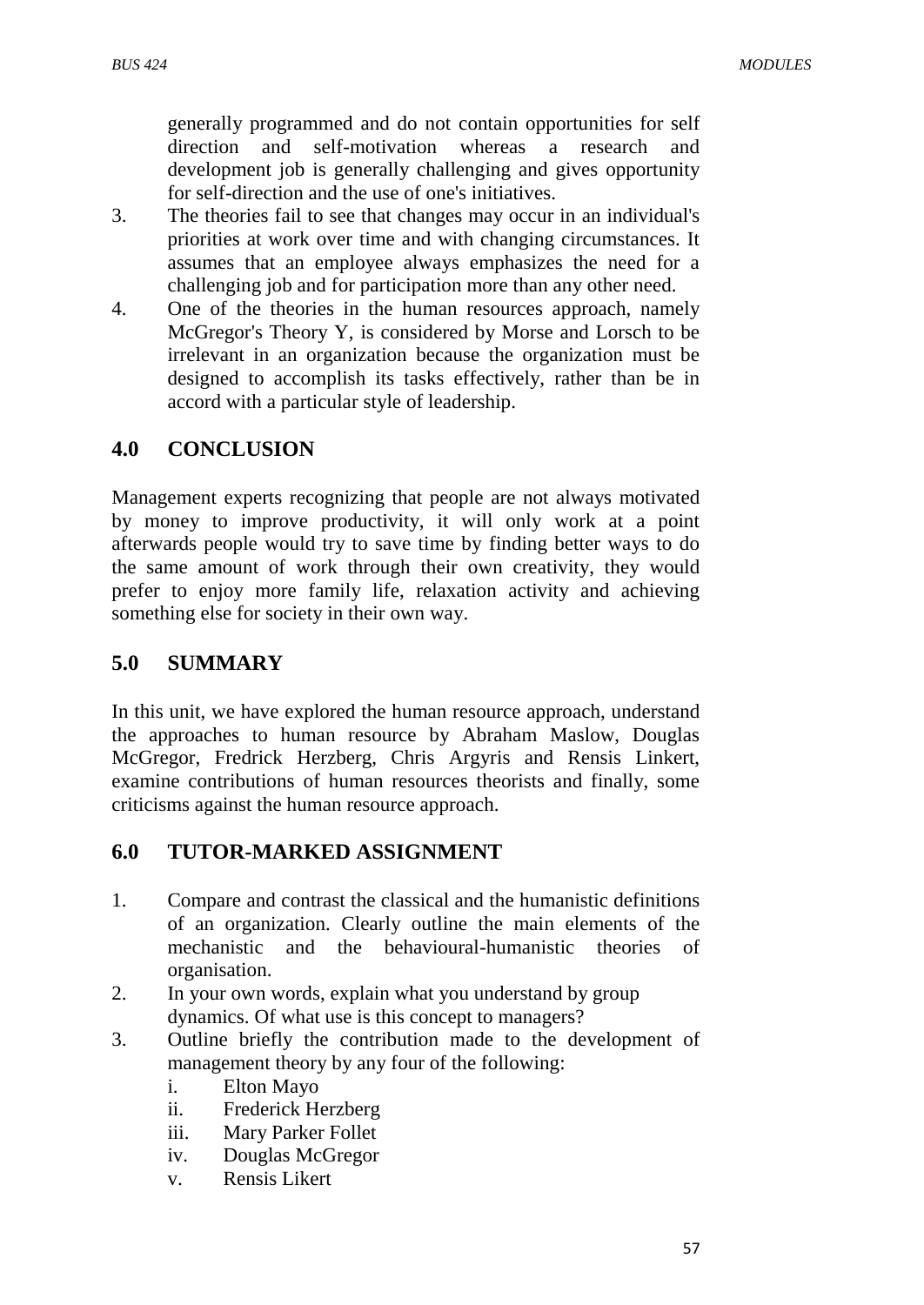generally programmed and do not contain opportunities for self direction and self-motivation whereas a research and development job is generally challenging and gives opportunity for self-direction and the use of one's initiatives.

3. The theories fail to see that changes may occur in an individual's priorities at work over time and with changing circumstances. It assumes that an employee always emphasizes the need for a challenging job and for participation more than any other need.
4. One of the theories in the human resources approach, namely McGregor's Theory Y, is considered by Morse and Lorsch to be irrelevant in an organization because the organization must be designed to accomplish its tasks effectively, rather than be in accord with a particular style of leadership.

## 4.0 CONCLUSION

Management experts recognizing that people are not always motivated by money to improve productivity, it will only work at a point afterwards people would try to save time by finding better ways to do the same amount of work through their own creativity, they would prefer to enjoy more family life, relaxation activity and achieving something else for society in their own way.

## 5.0 SUMMARY

In this unit, we have explored the human resource approach, understand the approaches to human resource by Abraham Maslow, Douglas McGregor, Fredrick Herzberg, Chris Argyris and Rensis Linkert, examine contributions of human resources theorists and finally, some criticisms against the human resource approach.

## 6.0 TUTOR-MARKED ASSIGNMENT

1. Compare and contrast the classical and the humanistic definitions of an organization. Clearly outline the main elements of the mechanistic and the behavioural-humanistic theories of organisation.
2. In your own words, explain what you understand by group dynamics. Of what use is this concept to managers?
3. Outline briefly the contribution made to the development of management theory by any four of the following:
   i. Elton Mayo
   ii. Frederick Herzberg
   iii. Mary Parker Follet
   iv. Douglas McGregor
   v. Rensis Likert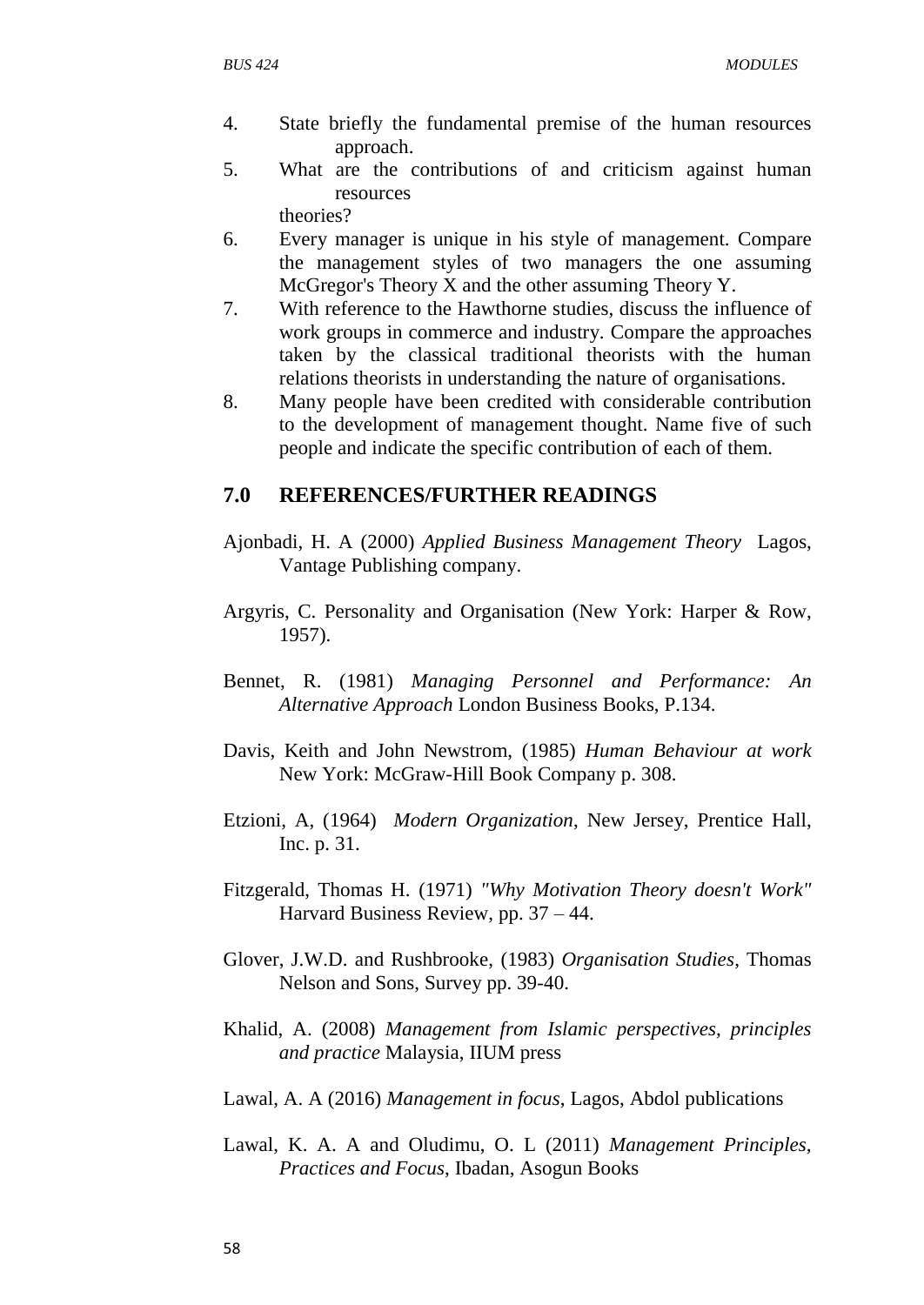4. State briefly the fundamental premise of the human resources approach.
5. What are the contributions of and criticism against human resources theories?
6. Every manager is unique in his style of management. Compare the management styles of two managers the one assuming McGregor's Theory X and the other assuming Theory Y.
7. With reference to the Hawthorne studies, discuss the influence of work groups in commerce and industry. Compare the approaches taken by the classical traditional theorists with the human relations theorists in understanding the nature of organisations.
8. Many people have been credited with considerable contribution to the development of management thought. Name five of such people and indicate the specific contribution of each of them.

## 7.0 REFERENCES/FURTHER READINGS

Ajonbadi, H. A (2000) *Applied Business Management Theory* Lagos, Vantage Publishing company.

Argyris, C. Personality and Organisation (New York: Harper & Row, 1957).

Bennet, R. (1981) *Managing Personnel and Performance: An Alternative Approach* London Business Books, P.134.

Davis, Keith and John Newstrom, (1985) *Human Behaviour at work* New York: McGraw-Hill Book Company p. 308.

Etzioni, A, (1964) *Modern Organization*, New Jersey, Prentice Hall, Inc. p. 31.

Fitzgerald, Thomas H. (1971) *"Why Motivation Theory doesn't Work"* Harvard Business Review, pp. 37 – 44.

Glover, J.W.D. and Rushbrooke, (1983) *Organisation Studies*, Thomas Nelson and Sons, Survey pp. 39-40.

Khalid, A. (2008) *Management from Islamic perspectives, principles and practice* Malaysia, IIUM press

Lawal, A. A (2016) *Management in focus*, Lagos, Abdol publications

Lawal, K. A. A and Oludimu, O. L (2011) *Management Principles, Practices and Focus*, Ibadan, Asogun Books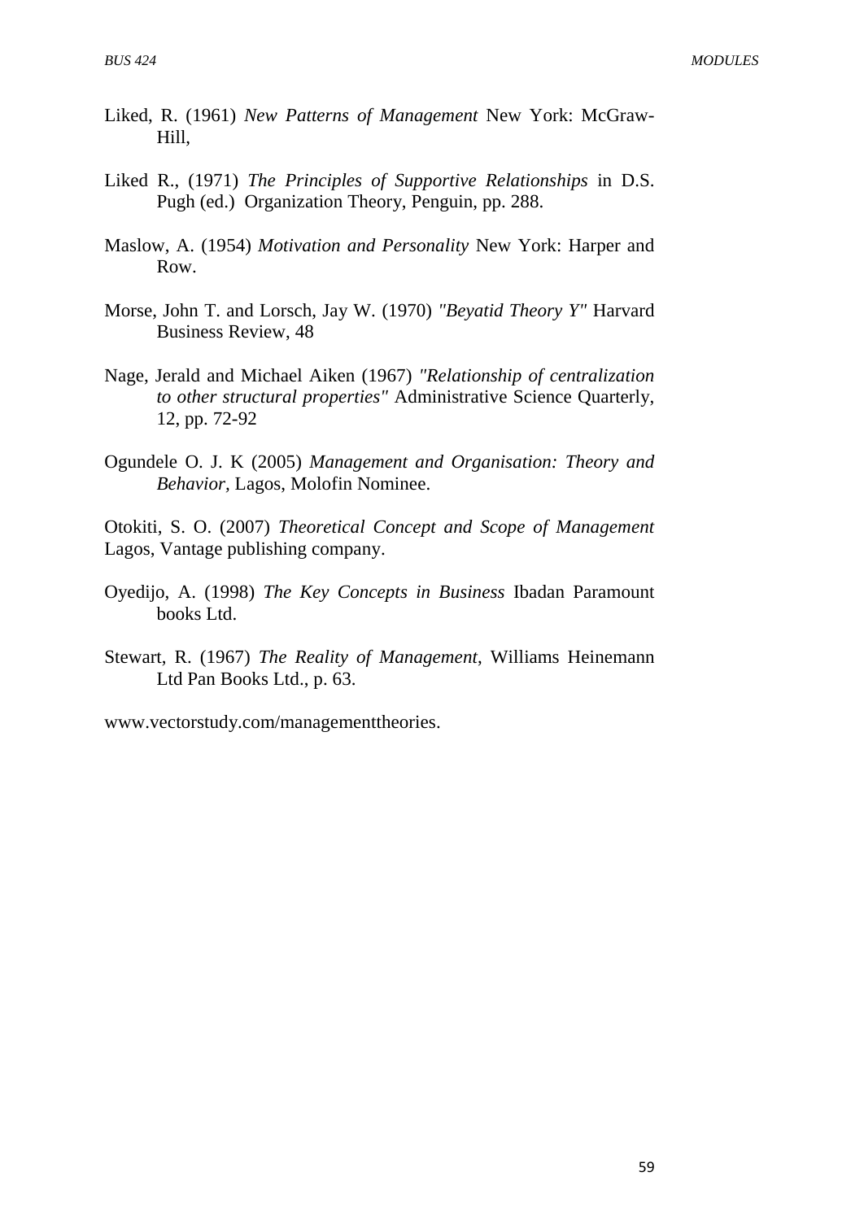Liked, R. (1961) *New Patterns of Management* New York: McGraw-Hill,

Liked R., (1971) *The Principles of Supportive Relationships* in D.S. Pugh (ed.) Organization Theory, Penguin, pp. 288.

Maslow, A. (1954) *Motivation and Personality* New York: Harper and Row.

Morse, John T. and Lorsch, Jay W. (1970) *"Beyatid Theory Y"* Harvard Business Review, 48

Nage, Jerald and Michael Aiken (1967) *"Relationship of centralization to other structural properties"* Administrative Science Quarterly, 12, pp. 72-92

Ogundele O. J. K (2005) *Management and Organisation: Theory and Behavior*, Lagos, Molofin Nominee.

Otokiti, S. O. (2007) *Theoretical Concept and Scope of Management* Lagos, Vantage publishing company.

Oyedijo, A. (1998) *The Key Concepts in Business* Ibadan Paramount books Ltd.

Stewart, R. (1967) *The Reality of Management*, Williams Heinemann Ltd Pan Books Ltd., p. 63.

www.vectorstudy.com/managementtheories.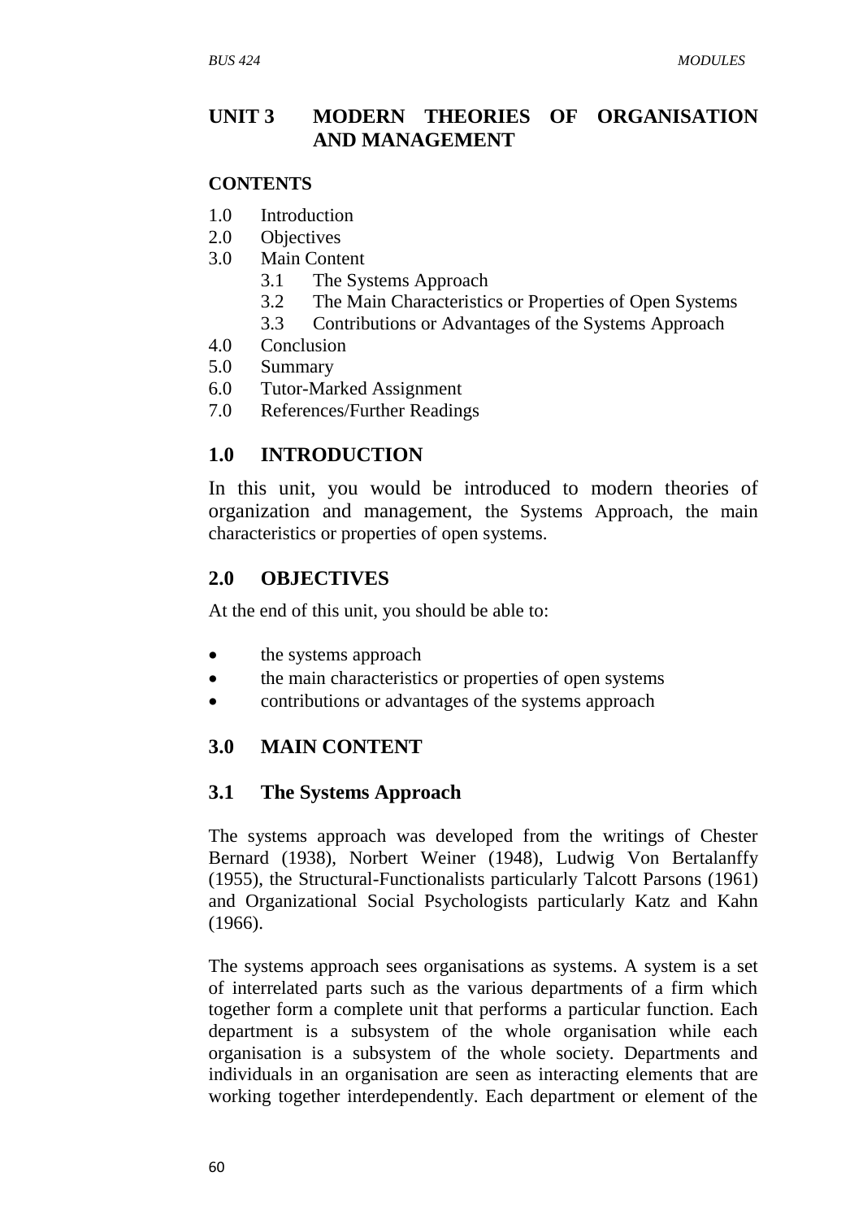## UNIT 3 MODERN THEORIES OF ORGANISATION AND MANAGEMENT

**CONTENTS**

1.0 Introduction
2.0 Objectives
3.0 Main Content
   3.1 The Systems Approach
   3.2 The Main Characteristics or Properties of Open Systems
   3.3 Contributions or Advantages of the Systems Approach
4.0 Conclusion
5.0 Summary
6.0 Tutor-Marked Assignment
7.0 References/Further Readings

## 1.0 INTRODUCTION

In this unit, you would be introduced to modern theories of organization and management, the Systems Approach, the main characteristics or properties of open systems.

## 2.0 OBJECTIVES

At the end of this unit, you should be able to:

- the systems approach
- the main characteristics or properties of open systems
- contributions or advantages of the systems approach

## 3.0 MAIN CONTENT

### 3.1 The Systems Approach

The systems approach was developed from the writings of Chester Bernard (1938), Norbert Weiner (1948), Ludwig Von Bertalanffy (1955), the Structural-Functionalists particularly Talcott Parsons (1961) and Organizational Social Psychologists particularly Katz and Kahn (1966).

The systems approach sees organisations as systems. A system is a set of interrelated parts such as the various departments of a firm which together form a complete unit that performs a particular function. Each department is a subsystem of the whole organisation while each organisation is a subsystem of the whole society. Departments and individuals in an organisation are seen as interacting elements that are working together interdependently. Each department or element of the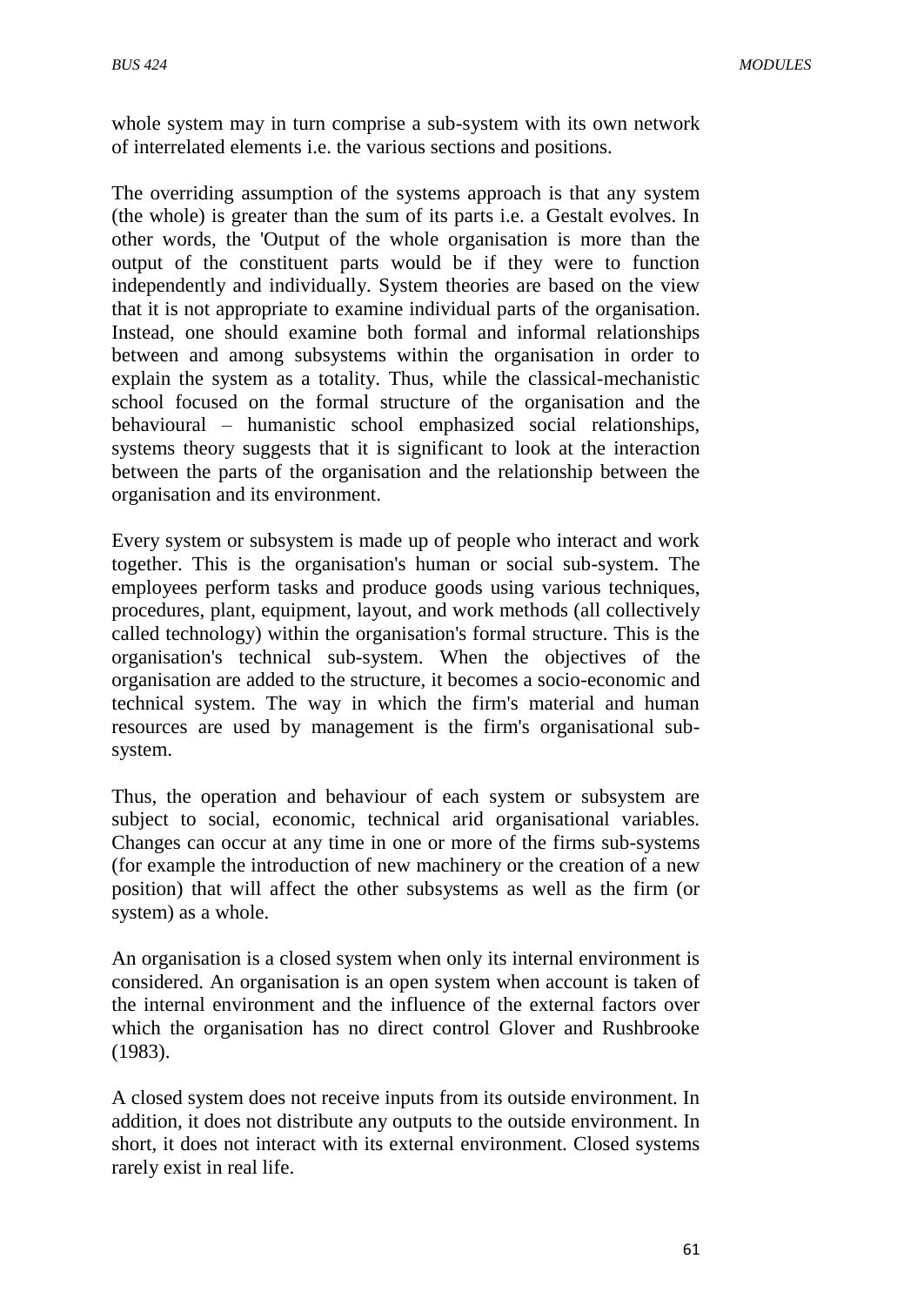whole system may in turn comprise a sub-system with its own network of interrelated elements i.e. the various sections and positions.

The overriding assumption of the systems approach is that any system (the whole) is greater than the sum of its parts i.e. a Gestalt evolves. In other words, the 'Output of the whole organisation is more than the output of the constituent parts would be if they were to function independently and individually. System theories are based on the view that it is not appropriate to examine individual parts of the organisation. Instead, one should examine both formal and informal relationships between and among subsystems within the organisation in order to explain the system as a totality. Thus, while the classical-mechanistic school focused on the formal structure of the organisation and the behavioural – humanistic school emphasized social relationships, systems theory suggests that it is significant to look at the interaction between the parts of the organisation and the relationship between the organisation and its environment.

Every system or subsystem is made up of people who interact and work together. This is the organisation's human or social sub-system. The employees perform tasks and produce goods using various techniques, procedures, plant, equipment, layout, and work methods (all collectively called technology) within the organisation's formal structure. This is the organisation's technical sub-system. When the objectives of the organisation are added to the structure, it becomes a socio-economic and technical system. The way in which the firm's material and human resources are used by management is the firm's organisational sub-system.

Thus, the operation and behaviour of each system or subsystem are subject to social, economic, technical arid organisational variables. Changes can occur at any time in one or more of the firms sub-systems (for example the introduction of new machinery or the creation of a new position) that will affect the other subsystems as well as the firm (or system) as a whole.

An organisation is a closed system when only its internal environment is considered. An organisation is an open system when account is taken of the internal environment and the influence of the external factors over which the organisation has no direct control Glover and Rushbrooke (1983).

A closed system does not receive inputs from its outside environment. In addition, it does not distribute any outputs to the outside environment. In short, it does not interact with its external environment. Closed systems rarely exist in real life.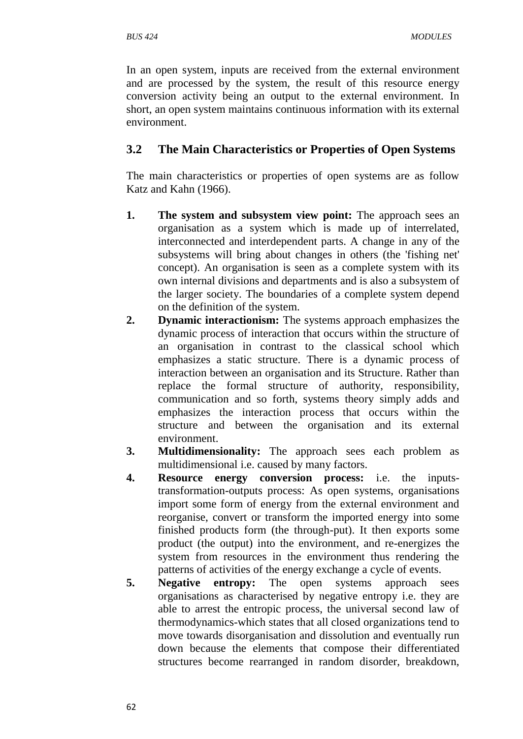In an open system, inputs are received from the external environment and are processed by the system, the result of this resource energy conversion activity being an output to the external environment. In short, an open system maintains continuous information with its external environment.

## 3.2 The Main Characteristics or Properties of Open Systems

The main characteristics or properties of open systems are as follow Katz and Kahn (1966).

1. **The system and subsystem view point:** The approach sees an organisation as a system which is made up of interrelated, interconnected and interdependent parts. A change in any of the subsystems will bring about changes in others (the 'fishing net' concept). An organisation is seen as a complete system with its own internal divisions and departments and is also a subsystem of the larger society. The boundaries of a complete system depend on the definition of the system.
2. **Dynamic interactionism:** The systems approach emphasizes the dynamic process of interaction that occurs within the structure of an organisation in contrast to the classical school which emphasizes a static structure. There is a dynamic process of interaction between an organisation and its Structure. Rather than replace the formal structure of authority, responsibility, communication and so forth, systems theory simply adds and emphasizes the interaction process that occurs within the structure and between the organisation and its external environment.
3. **Multidimensionality:** The approach sees each problem as multidimensional i.e. caused by many factors.
4. **Resource energy conversion process:** i.e. the inputs-transformation-outputs process: As open systems, organisations import some form of energy from the external environment and reorganise, convert or transform the imported energy into some finished products form (the through-put). It then exports some product (the output) into the environment, and re-energizes the system from resources in the environment thus rendering the patterns of activities of the energy exchange a cycle of events.
5. **Negative entropy:** The open systems approach sees organisations as characterised by negative entropy i.e. they are able to arrest the entropic process, the universal second law of thermodynamics-which states that all closed organizations tend to move towards disorganisation and dissolution and eventually run down because the elements that compose their differentiated structures become rearranged in random disorder, breakdown,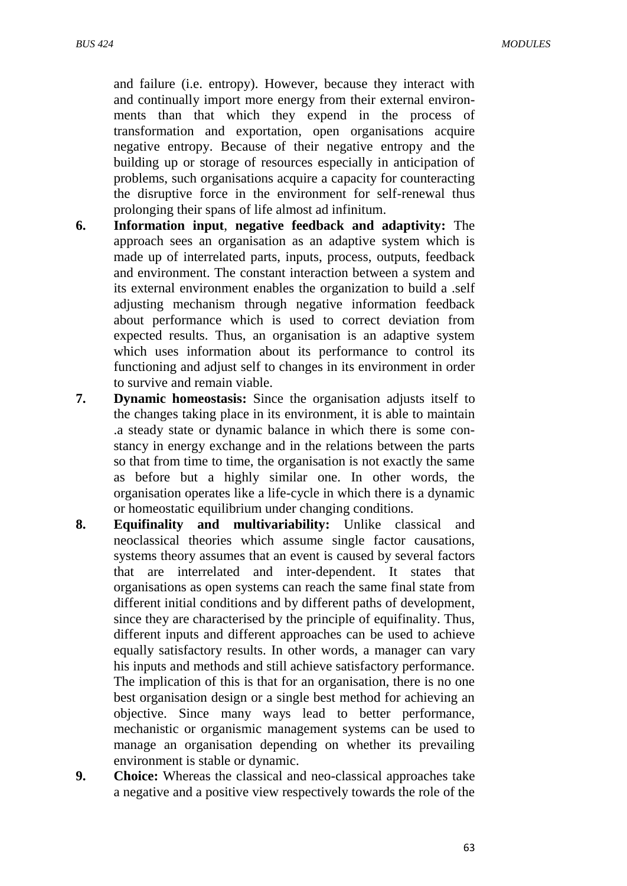and failure (i.e. entropy). However, because they interact with and continually import more energy from their external environments than that which they expend in the process of transformation and exportation, open organisations acquire negative entropy. Because of their negative entropy and the building up or storage of resources especially in anticipation of problems, such organisations acquire a capacity for counteracting the disruptive force in the environment for self-renewal thus prolonging their spans of life almost ad infinitum.

6. **Information input**, **negative feedback and adaptivity:** The approach sees an organisation as an adaptive system which is made up of interrelated parts, inputs, process, outputs, feedback and environment. The constant interaction between a system and its external environment enables the organization to build a .self adjusting mechanism through negative information feedback about performance which is used to correct deviation from expected results. Thus, an organisation is an adaptive system which uses information about its performance to control its functioning and adjust self to changes in its environment in order to survive and remain viable.
7. **Dynamic homeostasis:** Since the organisation adjusts itself to the changes taking place in its environment, it is able to maintain .a steady state or dynamic balance in which there is some constancy in energy exchange and in the relations between the parts so that from time to time, the organisation is not exactly the same as before but a highly similar one. In other words, the organisation operates like a life-cycle in which there is a dynamic or homeostatic equilibrium under changing conditions.
8. **Equifinality and multivariability:** Unlike classical and neoclassical theories which assume single factor causations, systems theory assumes that an event is caused by several factors that are interrelated and inter-dependent. It states that organisations as open systems can reach the same final state from different initial conditions and by different paths of development, since they are characterised by the principle of equifinality. Thus, different inputs and different approaches can be used to achieve equally satisfactory results. In other words, a manager can vary his inputs and methods and still achieve satisfactory performance. The implication of this is that for an organisation, there is no one best organisation design or a single best method for achieving an objective. Since many ways lead to better performance, mechanistic or organismic management systems can be used to manage an organisation depending on whether its prevailing environment is stable or dynamic.
9. **Choice:** Whereas the classical and neo-classical approaches take a negative and a positive view respectively towards the role of the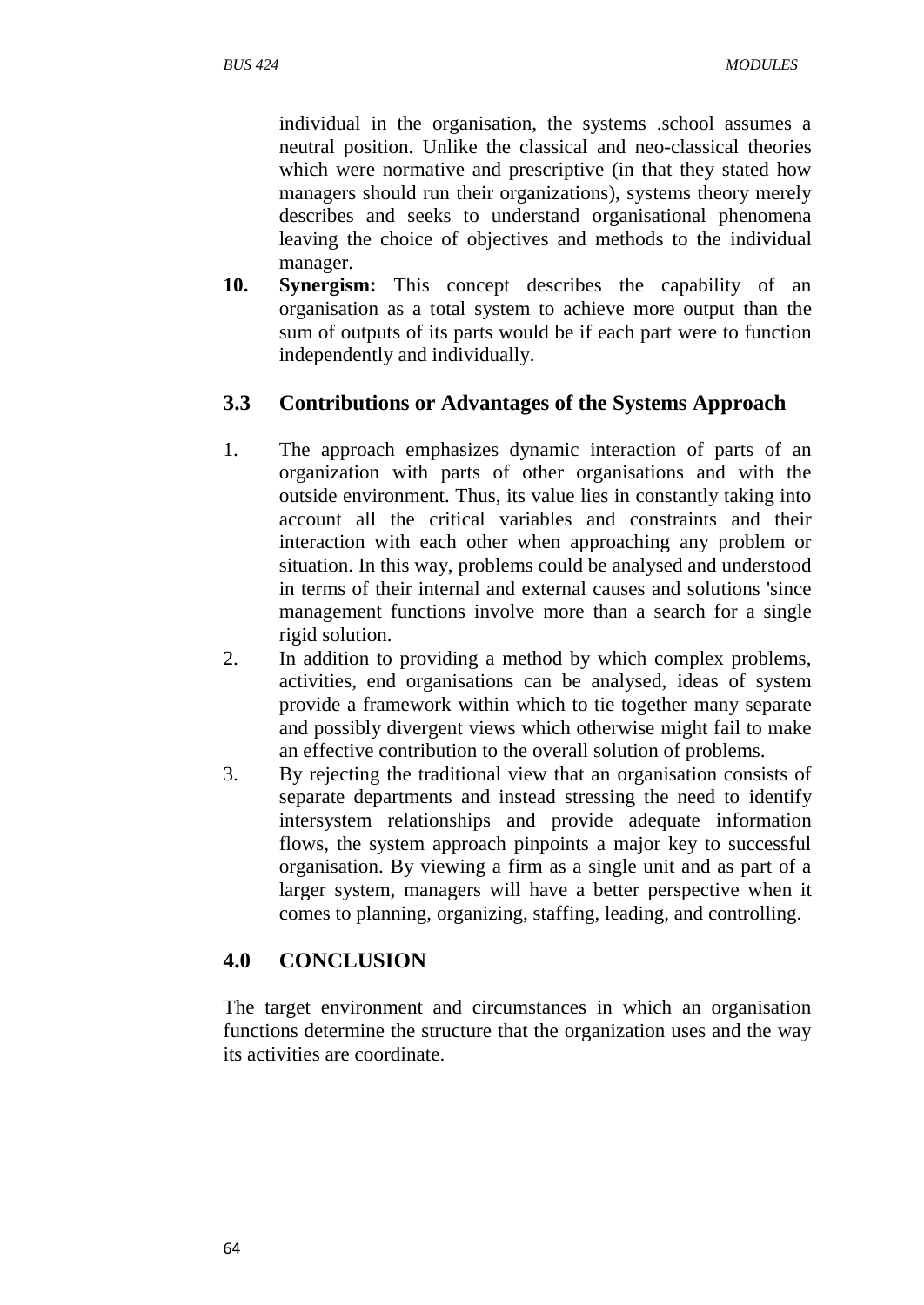individual in the organisation, the systems .school assumes a neutral position. Unlike the classical and neo-classical theories which were normative and prescriptive (in that they stated how managers should run their organizations), systems theory merely describes and seeks to understand organisational phenomena leaving the choice of objectives and methods to the individual manager.

10. **Synergism:** This concept describes the capability of an organisation as a total system to achieve more output than the sum of outputs of its parts would be if each part were to function independently and individually.

## 3.3 Contributions or Advantages of the Systems Approach

1. The approach emphasizes dynamic interaction of parts of an organization with parts of other organisations and with the outside environment. Thus, its value lies in constantly taking into account all the critical variables and constraints and their interaction with each other when approaching any problem or situation. In this way, problems could be analysed and understood in terms of their internal and external causes and solutions 'since management functions involve more than a search for a single rigid solution.
2. In addition to providing a method by which complex problems, activities, end organisations can be analysed, ideas of system provide a framework within which to tie together many separate and possibly divergent views which otherwise might fail to make an effective contribution to the overall solution of problems.
3. By rejecting the traditional view that an organisation consists of separate departments and instead stressing the need to identify intersystem relationships and provide adequate information flows, the system approach pinpoints a major key to successful organisation. By viewing a firm as a single unit and as part of a larger system, managers will have a better perspective when it comes to planning, organizing, staffing, leading, and controlling.

## 4.0 CONCLUSION

The target environment and circumstances in which an organisation functions determine the structure that the organization uses and the way its activities are coordinate.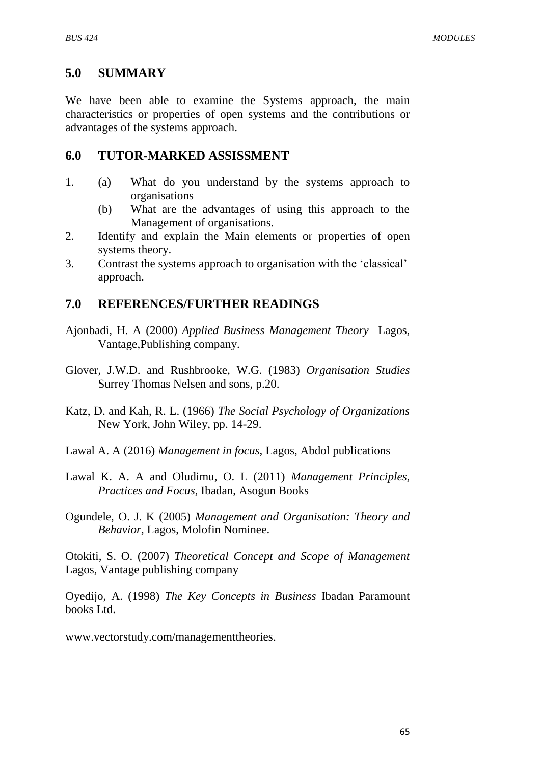## 5.0 SUMMARY

We have been able to examine the Systems approach, the main characteristics or properties of open systems and the contributions or advantages of the systems approach.

## 6.0 TUTOR-MARKED ASSISSMENT

1. (a) What do you understand by the systems approach to organisations
   (b) What are the advantages of using this approach to the Management of organisations.
2. Identify and explain the Main elements or properties of open systems theory.
3. Contrast the systems approach to organisation with the 'classical' approach.

## 7.0 REFERENCES/FURTHER READINGS

Ajonbadi, H. A (2000) *Applied Business Management Theory* Lagos, Vantage,Publishing company.

Glover, J.W.D. and Rushbrooke, W.G. (1983) *Organisation Studies* Surrey Thomas Nelsen and sons, p.20.

Katz, D. and Kah, R. L. (1966) *The Social Psychology of Organizations* New York, John Wiley, pp. 14-29.

Lawal A. A (2016) *Management in focus*, Lagos, Abdol publications

Lawal K. A. A and Oludimu, O. L (2011) *Management Principles, Practices and Focus*, Ibadan, Asogun Books

Ogundele, O. J. K (2005) *Management and Organisation: Theory and Behavior*, Lagos, Molofin Nominee.

Otokiti, S. O. (2007) *Theoretical Concept and Scope of Management* Lagos, Vantage publishing company

Oyedijo, A. (1998) *The Key Concepts in Business* Ibadan Paramount books Ltd.

www.vectorstudy.com/managementtheories.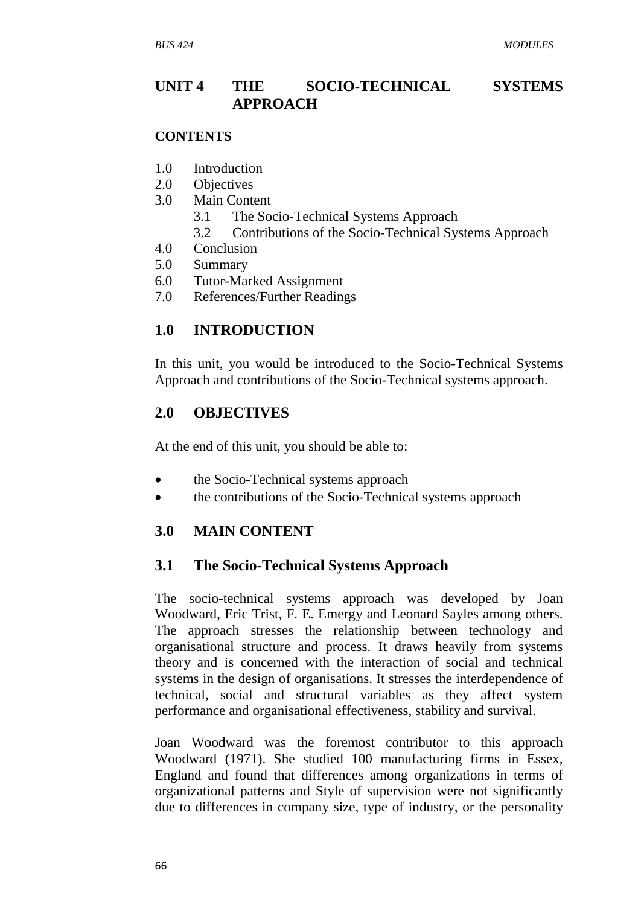# UNIT 4 THE SOCIO-TECHNICAL SYSTEMS APPROACH

**CONTENTS**

- 1.0 Introduction
- 2.0 Objectives
- 3.0 Main Content
    - 3.1 The Socio-Technical Systems Approach
    - 3.2 Contributions of the Socio-Technical Systems Approach
- 4.0 Conclusion
- 5.0 Summary
- 6.0 Tutor-Marked Assignment
- 7.0 References/Further Readings

## 1.0 INTRODUCTION

In this unit, you would be introduced to the Socio-Technical Systems Approach and contributions of the Socio-Technical systems approach.

## 2.0 OBJECTIVES

At the end of this unit, you should be able to:

- the Socio-Technical systems approach
- the contributions of the Socio-Technical systems approach

## 3.0 MAIN CONTENT

### 3.1 The Socio-Technical Systems Approach

The socio-technical systems approach was developed by Joan Woodward, Eric Trist, F. E. Emergy and Leonard Sayles among others. The approach stresses the relationship between technology and organisational structure and process. It draws heavily from systems theory and is concerned with the interaction of social and technical systems in the design of organisations. It stresses the interdependence of technical, social and structural variables as they affect system performance and organisational effectiveness, stability and survival.

Joan Woodward was the foremost contributor to this approach Woodward (1971). She studied 100 manufacturing firms in Essex, England and found that differences among organizations in terms of organizational patterns and Style of supervision were not significantly due to differences in company size, type of industry, or the personality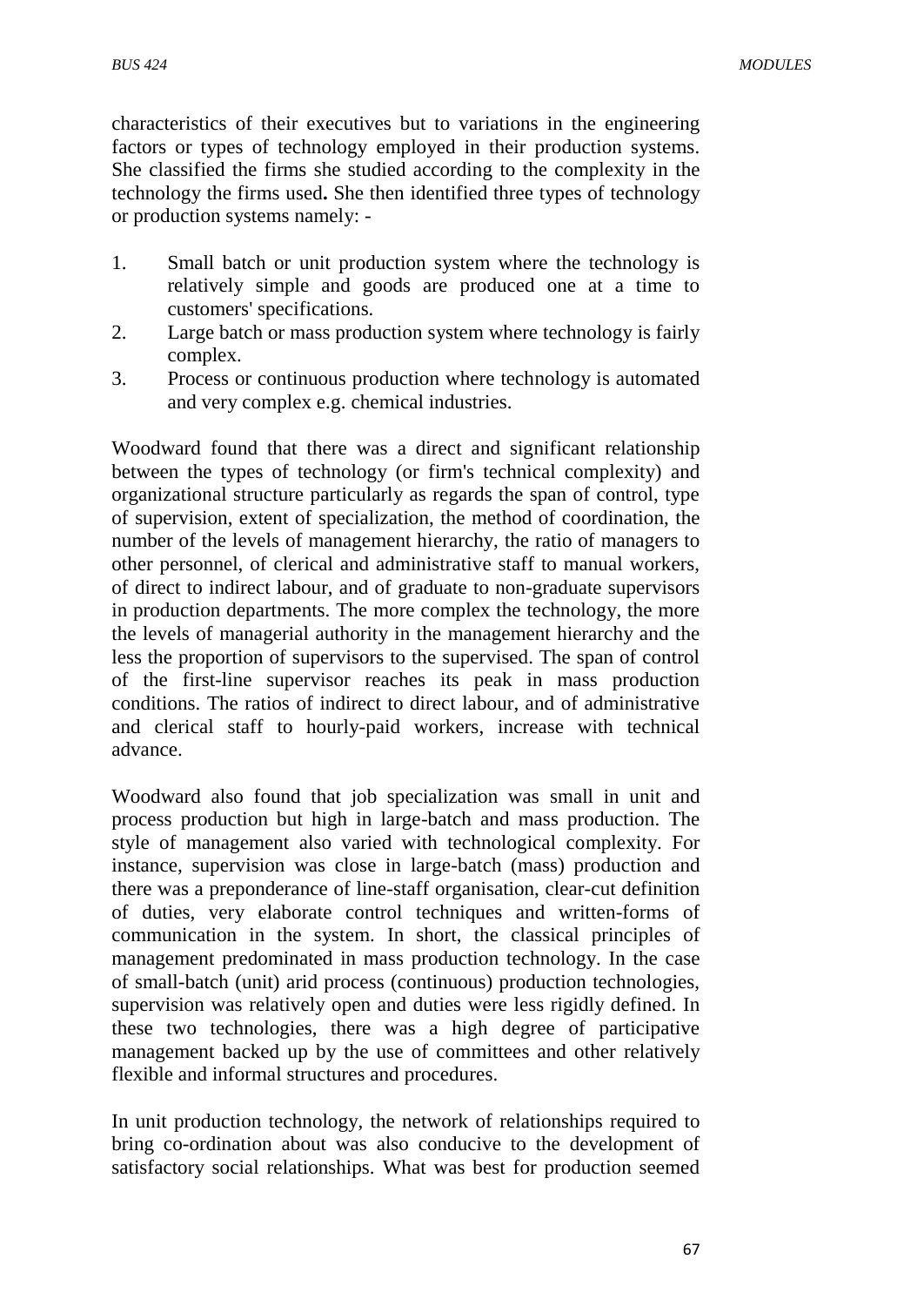characteristics of their executives but to variations in the engineering factors or types of technology employed in their production systems. She classified the firms she studied according to the complexity in the technology the firms used**.** She then identified three types of technology or production systems namely: -

1. Small batch or unit production system where the technology is relatively simple and goods are produced one at a time to customers' specifications.
2. Large batch or mass production system where technology is fairly complex.
3. Process or continuous production where technology is automated and very complex e.g. chemical industries.

Woodward found that there was a direct and significant relationship between the types of technology (or firm's technical complexity) and organizational structure particularly as regards the span of control, type of supervision, extent of specialization, the method of coordination, the number of the levels of management hierarchy, the ratio of managers to other personnel, of clerical and administrative staff to manual workers, of direct to indirect labour, and of graduate to non-graduate supervisors in production departments. The more complex the technology, the more the levels of managerial authority in the management hierarchy and the less the proportion of supervisors to the supervised. The span of control of the first-line supervisor reaches its peak in mass production conditions. The ratios of indirect to direct labour, and of administrative and clerical staff to hourly-paid workers, increase with technical advance.

Woodward also found that job specialization was small in unit and process production but high in large-batch and mass production. The style of management also varied with technological complexity. For instance, supervision was close in large-batch (mass) production and there was a preponderance of line-staff organisation, clear-cut definition of duties, very elaborate control techniques and written-forms of communication in the system. In short, the classical principles of management predominated in mass production technology. In the case of small-batch (unit) arid process (continuous) production technologies, supervision was relatively open and duties were less rigidly defined. In these two technologies, there was a high degree of participative management backed up by the use of committees and other relatively flexible and informal structures and procedures.

In unit production technology, the network of relationships required to bring co-ordination about was also conducive to the development of satisfactory social relationships. What was best for production seemed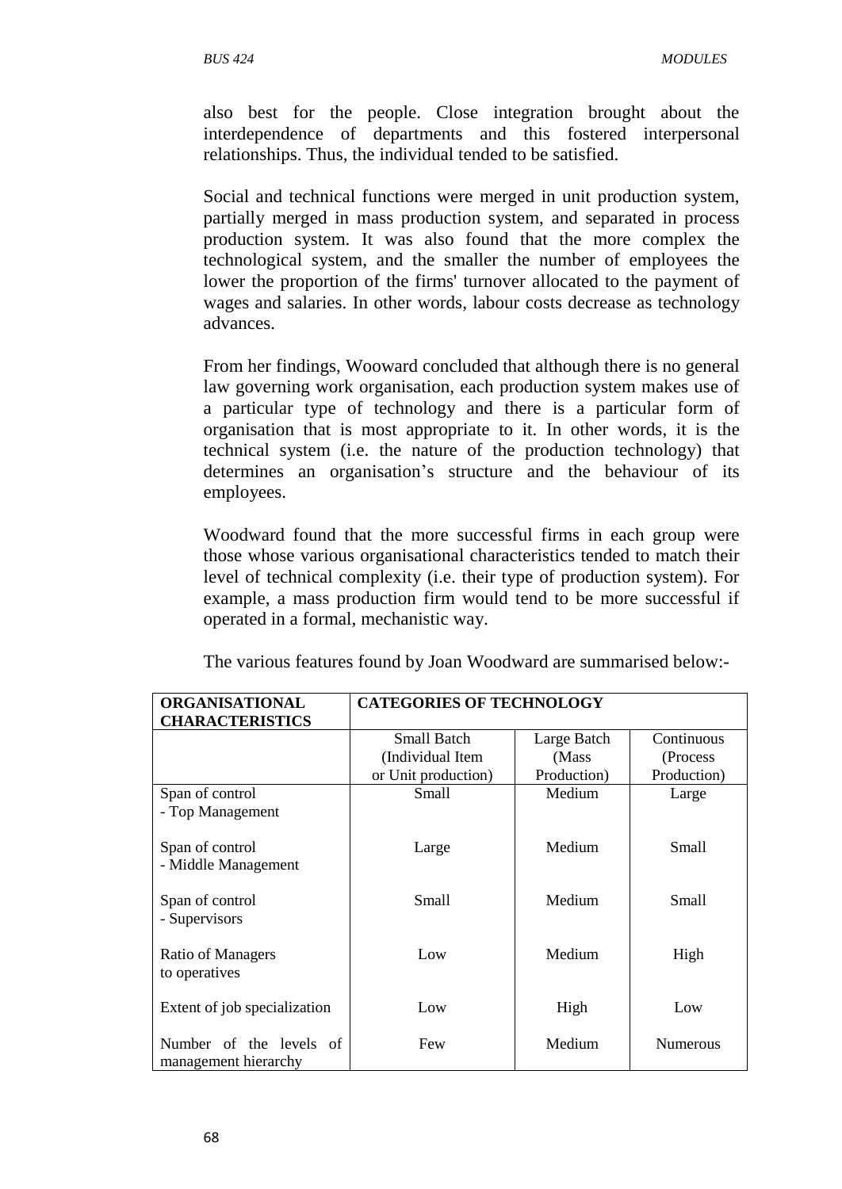also best for the people. Close integration brought about the interdependence of departments and this fostered interpersonal relationships. Thus, the individual tended to be satisfied.

Social and technical functions were merged in unit production system, partially merged in mass production system, and separated in process production system. It was also found that the more complex the technological system, and the smaller the number of employees the lower the proportion of the firms' turnover allocated to the payment of wages and salaries. In other words, labour costs decrease as technology advances.

From her findings, Wooward concluded that although there is no general law governing work organisation, each production system makes use of a particular type of technology and there is a particular form of organisation that is most appropriate to it. In other words, it is the technical system (i.e. the nature of the production technology) that determines an organisation's structure and the behaviour of its employees.

Woodward found that the more successful firms in each group were those whose various organisational characteristics tended to match their level of technical complexity (i.e. their type of production system). For example, a mass production firm would tend to be more successful if operated in a formal, mechanistic way.

The various features found by Joan Woodward are summarised below:-

| **ORGANISATIONAL CHARACTERISTICS** | **CATEGORIES OF TECHNOLOGY** | | |
|---|---|---|---|
| | Small Batch (Individual Item or Unit production) | Large Batch (Mass Production) | Continuous (Process Production) |
| Span of control - Top Management | Small | Medium | Large |
| Span of control - Middle Management | Large | Medium | Small |
| Span of control - Supervisors | Small | Medium | Small |
| Ratio of Managers to operatives | Low | Medium | High |
| Extent of job specialization | Low | High | Low |
| Number of the levels of management hierarchy | Few | Medium | Numerous |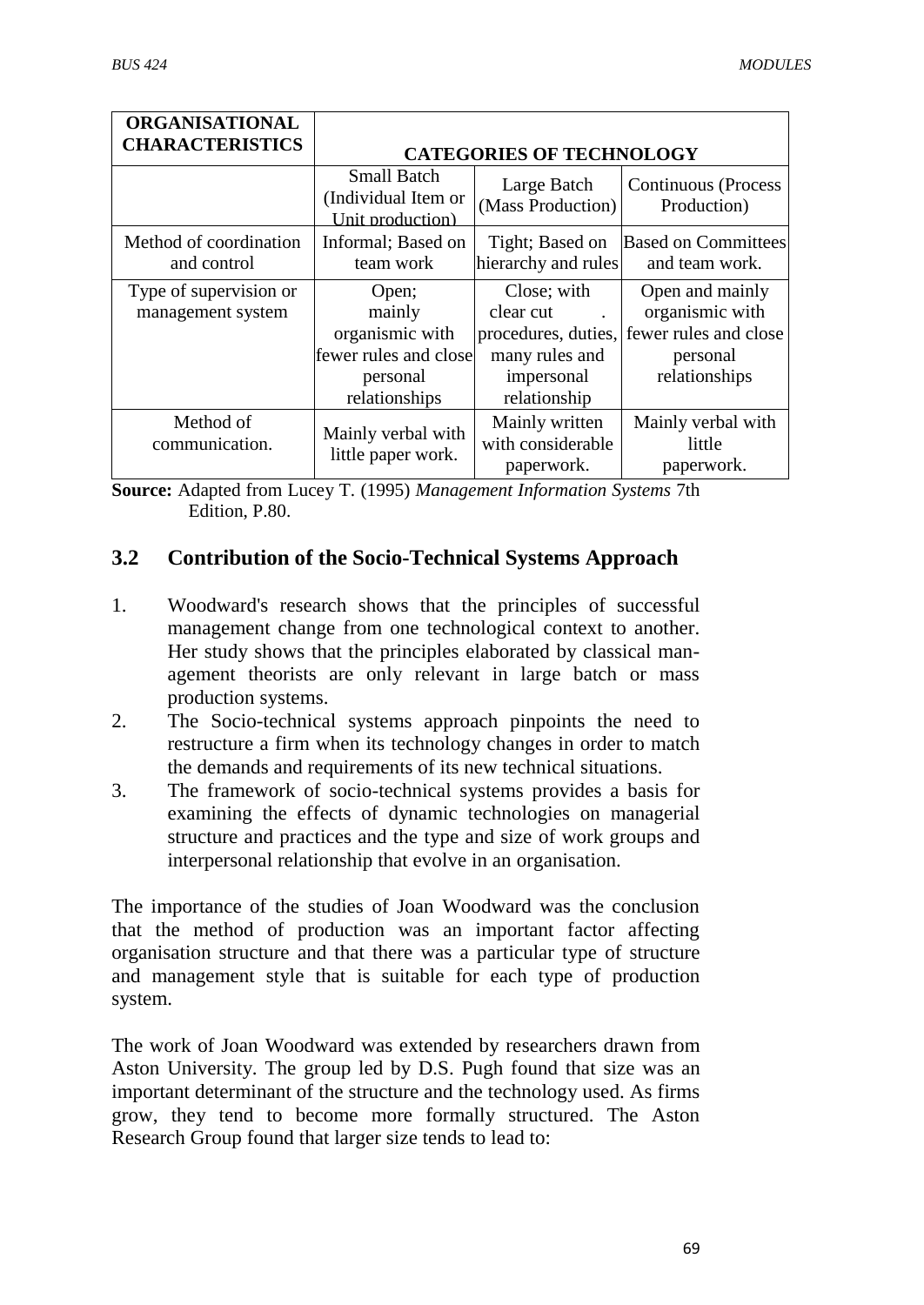| ORGANISATIONAL CHARACTERISTICS | CATEGORIES OF TECHNOLOGY | | |
|---|---|---|---|
| | Small Batch (Individual Item or Unit production) | Large Batch (Mass Production) | Continuous (Process Production) |
| Method of coordination and control | Informal; Based on team work | Tight; Based on hierarchy and rules | Based on Committees and team work. |
| Type of supervision or management system | Open; mainly organismic with fewer rules and close personal relationships | Close; with clear cut . procedures, duties, many rules and impersonal relationship | Open and mainly organismic with fewer rules and close personal relationships |
| Method of communication. | Mainly verbal with little paper work. | Mainly written with considerable paperwork. | Mainly verbal with little paperwork. |

**Source:** Adapted from Lucey T. (1995) *Management Information Systems* 7th Edition, P.80.

## 3.2 Contribution of the Socio-Technical Systems Approach

1. Woodward's research shows that the principles of successful management change from one technological context to another. Her study shows that the principles elaborated by classical management theorists are only relevant in large batch or mass production systems.
2. The Socio-technical systems approach pinpoints the need to restructure a firm when its technology changes in order to match the demands and requirements of its new technical situations.
3. The framework of socio-technical systems provides a basis for examining the effects of dynamic technologies on managerial structure and practices and the type and size of work groups and interpersonal relationship that evolve in an organisation.

The importance of the studies of Joan Woodward was the conclusion that the method of production was an important factor affecting organisation structure and that there was a particular type of structure and management style that is suitable for each type of production system.

The work of Joan Woodward was extended by researchers drawn from Aston University. The group led by D.S. Pugh found that size was an important determinant of the structure and the technology used. As firms grow, they tend to become more formally structured. The Aston Research Group found that larger size tends to lead to: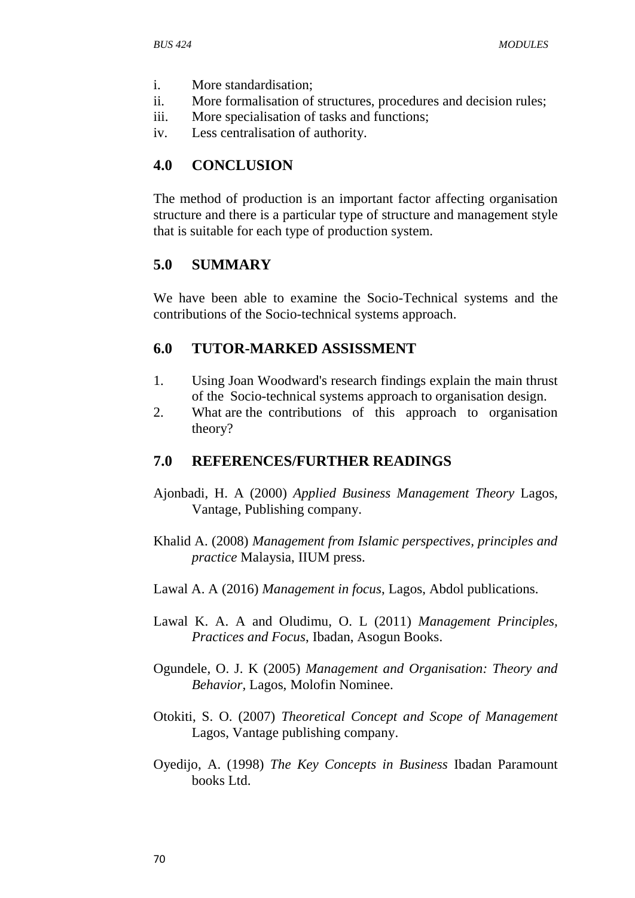i. More standardisation;
ii. More formalisation of structures, procedures and decision rules;
iii. More specialisation of tasks and functions;
iv. Less centralisation of authority.

## 4.0 CONCLUSION

The method of production is an important factor affecting organisation structure and there is a particular type of structure and management style that is suitable for each type of production system.

## 5.0 SUMMARY

We have been able to examine the Socio-Technical systems and the contributions of the Socio-technical systems approach.

## 6.0 TUTOR-MARKED ASSISSMENT

1. Using Joan Woodward's research findings explain the main thrust of the Socio-technical systems approach to organisation design.
2. What are the contributions of this approach to organisation theory?

## 7.0 REFERENCES/FURTHER READINGS

Ajonbadi, H. A (2000) *Applied Business Management Theory* Lagos, Vantage, Publishing company.

Khalid A. (2008) *Management from Islamic perspectives, principles and practice* Malaysia, IIUM press.

Lawal A. A (2016) *Management in focus*, Lagos, Abdol publications.

Lawal K. A. A and Oludimu, O. L (2011) *Management Principles, Practices and Focus*, Ibadan, Asogun Books.

Ogundele, O. J. K (2005) *Management and Organisation: Theory and Behavior*, Lagos, Molofin Nominee.

Otokiti, S. O. (2007) *Theoretical Concept and Scope of Management* Lagos, Vantage publishing company.

Oyedijo, A. (1998) *The Key Concepts in Business* Ibadan Paramount books Ltd.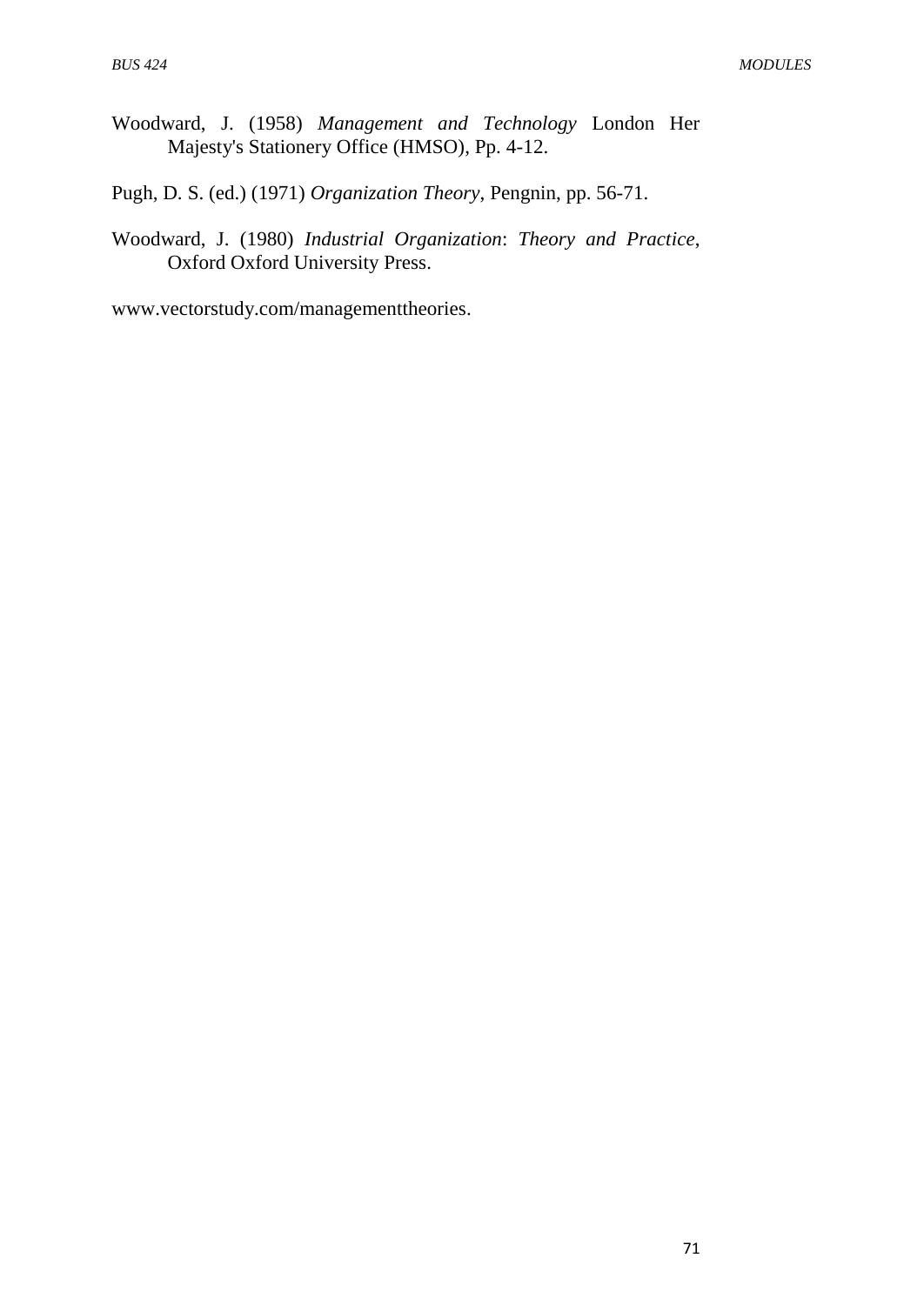Woodward, J. (1958) *Management and Technology* London Her Majesty's Stationery Office (HMSO), Pp. 4-12.

Pugh, D. S. (ed.) (1971) *Organization Theory*, Pengnin, pp. 56-71.

Woodward, J. (1980) *Industrial Organization*: *Theory and Practice*, Oxford Oxford University Press.

www.vectorstudy.com/managementtheories.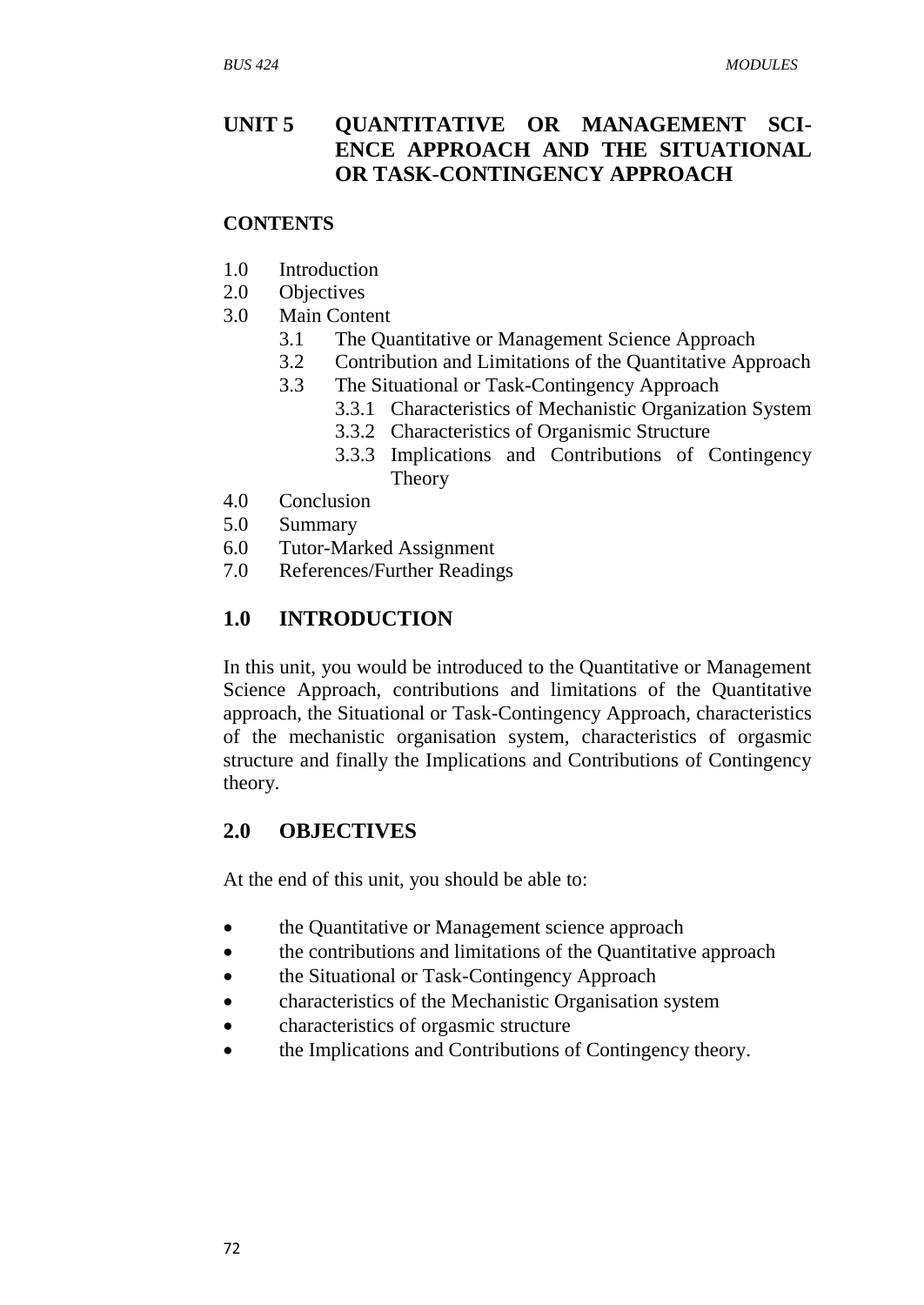# UNIT 5 QUANTITATIVE OR MANAGEMENT SCIENCE APPROACH AND THE SITUATIONAL OR TASK-CONTINGENCY APPROACH

**CONTENTS**

1.0 Introduction
2.0 Objectives
3.0 Main Content
 3.1 The Quantitative or Management Science Approach
 3.2 Contribution and Limitations of the Quantitative Approach
 3.3 The Situational or Task-Contingency Approach
  3.3.1 Characteristics of Mechanistic Organization System
  3.3.2 Characteristics of Organismic Structure
  3.3.3 Implications and Contributions of Contingency Theory
4.0 Conclusion
5.0 Summary
6.0 Tutor-Marked Assignment
7.0 References/Further Readings

## 1.0 INTRODUCTION

In this unit, you would be introduced to the Quantitative or Management Science Approach, contributions and limitations of the Quantitative approach, the Situational or Task-Contingency Approach, characteristics of the mechanistic organisation system, characteristics of orgasmic structure and finally the Implications and Contributions of Contingency theory.

## 2.0 OBJECTIVES

At the end of this unit, you should be able to:

- the Quantitative or Management science approach
- the contributions and limitations of the Quantitative approach
- the Situational or Task-Contingency Approach
- characteristics of the Mechanistic Organisation system
- characteristics of orgasmic structure
- the Implications and Contributions of Contingency theory.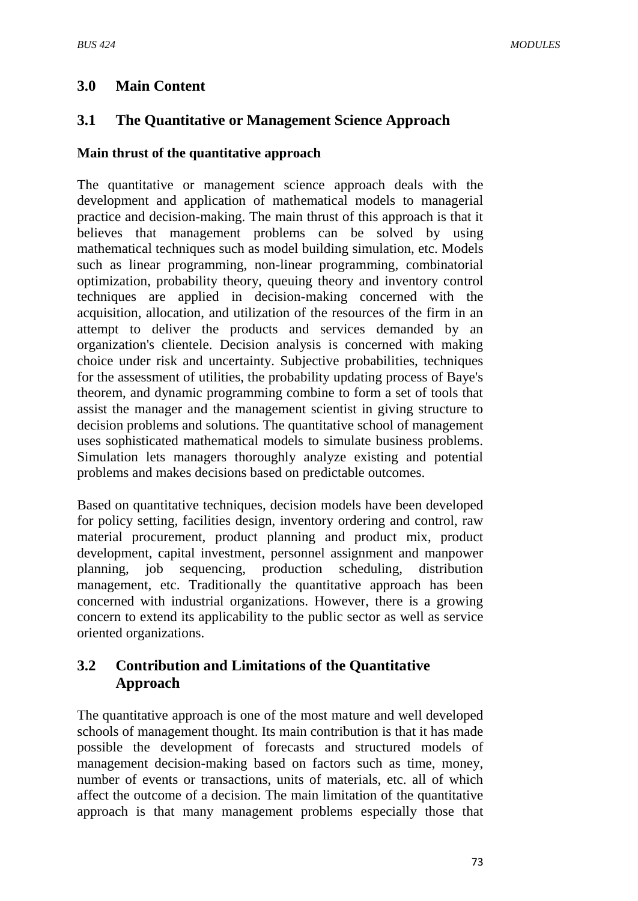## 3.0 Main Content

## 3.1 The Quantitative or Management Science Approach

**Main thrust of the quantitative approach**

The quantitative or management science approach deals with the development and application of mathematical models to managerial practice and decision-making. The main thrust of this approach is that it believes that management problems can be solved by using mathematical techniques such as model building simulation, etc. Models such as linear programming, non-linear programming, combinatorial optimization, probability theory, queuing theory and inventory control techniques are applied in decision-making concerned with the acquisition, allocation, and utilization of the resources of the firm in an attempt to deliver the products and services demanded by an organization's clientele. Decision analysis is concerned with making choice under risk and uncertainty. Subjective probabilities, techniques for the assessment of utilities, the probability updating process of Baye's theorem, and dynamic programming combine to form a set of tools that assist the manager and the management scientist in giving structure to decision problems and solutions. The quantitative school of management uses sophisticated mathematical models to simulate business problems. Simulation lets managers thoroughly analyze existing and potential problems and makes decisions based on predictable outcomes.

Based on quantitative techniques, decision models have been developed for policy setting, facilities design, inventory ordering and control, raw material procurement, product planning and product mix, product development, capital investment, personnel assignment and manpower planning, job sequencing, production scheduling, distribution management, etc. Traditionally the quantitative approach has been concerned with industrial organizations. However, there is a growing concern to extend its applicability to the public sector as well as service oriented organizations.

## 3.2 Contribution and Limitations of the Quantitative Approach

The quantitative approach is one of the most mature and well developed schools of management thought. Its main contribution is that it has made possible the development of forecasts and structured models of management decision-making based on factors such as time, money, number of events or transactions, units of materials, etc. all of which affect the outcome of a decision. The main limitation of the quantitative approach is that many management problems especially those that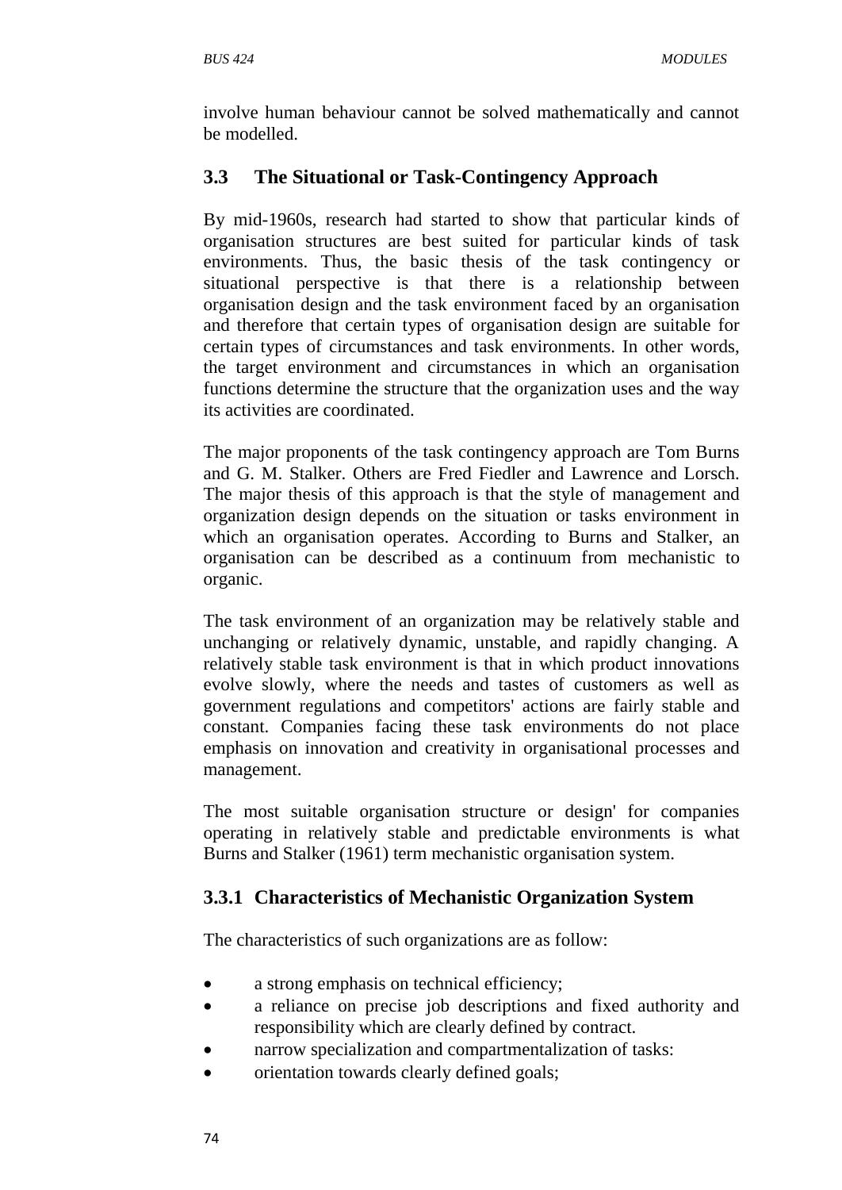involve human behaviour cannot be solved mathematically and cannot be modelled.

## 3.3 The Situational or Task-Contingency Approach

By mid-1960s, research had started to show that particular kinds of organisation structures are best suited for particular kinds of task environments. Thus, the basic thesis of the task contingency or situational perspective is that there is a relationship between organisation design and the task environment faced by an organisation and therefore that certain types of organisation design are suitable for certain types of circumstances and task environments. In other words, the target environment and circumstances in which an organisation functions determine the structure that the organization uses and the way its activities are coordinated.

The major proponents of the task contingency approach are Tom Burns and G. M. Stalker. Others are Fred Fiedler and Lawrence and Lorsch. The major thesis of this approach is that the style of management and organization design depends on the situation or tasks environment in which an organisation operates. According to Burns and Stalker, an organisation can be described as a continuum from mechanistic to organic.

The task environment of an organization may be relatively stable and unchanging or relatively dynamic, unstable, and rapidly changing. A relatively stable task environment is that in which product innovations evolve slowly, where the needs and tastes of customers as well as government regulations and competitors' actions are fairly stable and constant. Companies facing these task environments do not place emphasis on innovation and creativity in organisational processes and management.

The most suitable organisation structure or design' for companies operating in relatively stable and predictable environments is what Burns and Stalker (1961) term mechanistic organisation system.

### 3.3.1 Characteristics of Mechanistic Organization System

The characteristics of such organizations are as follow:

- a strong emphasis on technical efficiency;
- a reliance on precise job descriptions and fixed authority and responsibility which are clearly defined by contract.
- narrow specialization and compartmentalization of tasks:
- orientation towards clearly defined goals;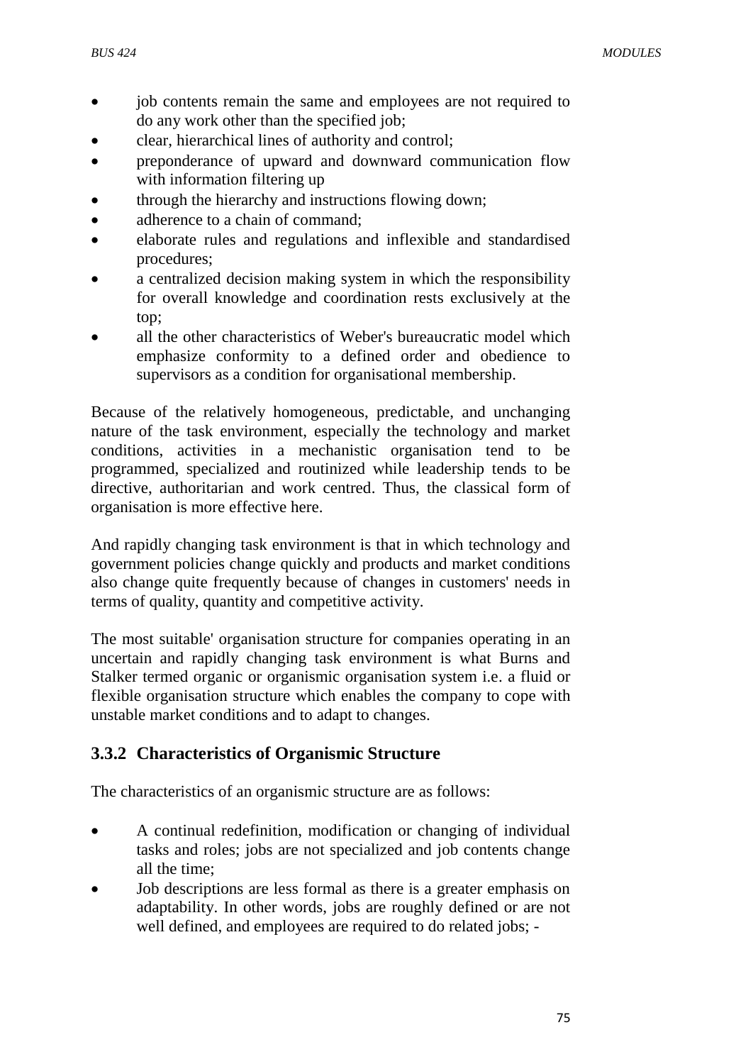- job contents remain the same and employees are not required to do any work other than the specified job;
- clear, hierarchical lines of authority and control;
- preponderance of upward and downward communication flow with information filtering up
- through the hierarchy and instructions flowing down;
- adherence to a chain of command;
- elaborate rules and regulations and inflexible and standardised procedures;
- a centralized decision making system in which the responsibility for overall knowledge and coordination rests exclusively at the top;
- all the other characteristics of Weber's bureaucratic model which emphasize conformity to a defined order and obedience to supervisors as a condition for organisational membership.

Because of the relatively homogeneous, predictable, and unchanging nature of the task environment, especially the technology and market conditions, activities in a mechanistic organisation tend to be programmed, specialized and routinized while leadership tends to be directive, authoritarian and work centred. Thus, the classical form of organisation is more effective here.

And rapidly changing task environment is that in which technology and government policies change quickly and products and market conditions also change quite frequently because of changes in customers' needs in terms of quality, quantity and competitive activity.

The most suitable' organisation structure for companies operating in an uncertain and rapidly changing task environment is what Burns and Stalker termed organic or organismic organisation system i.e. a fluid or flexible organisation structure which enables the company to cope with unstable market conditions and to adapt to changes.

### 3.3.2 Characteristics of Organismic Structure

The characteristics of an organismic structure are as follows:

- A continual redefinition, modification or changing of individual tasks and roles; jobs are not specialized and job contents change all the time;
- Job descriptions are less formal as there is a greater emphasis on adaptability. In other words, jobs are roughly defined or are not well defined, and employees are required to do related jobs; -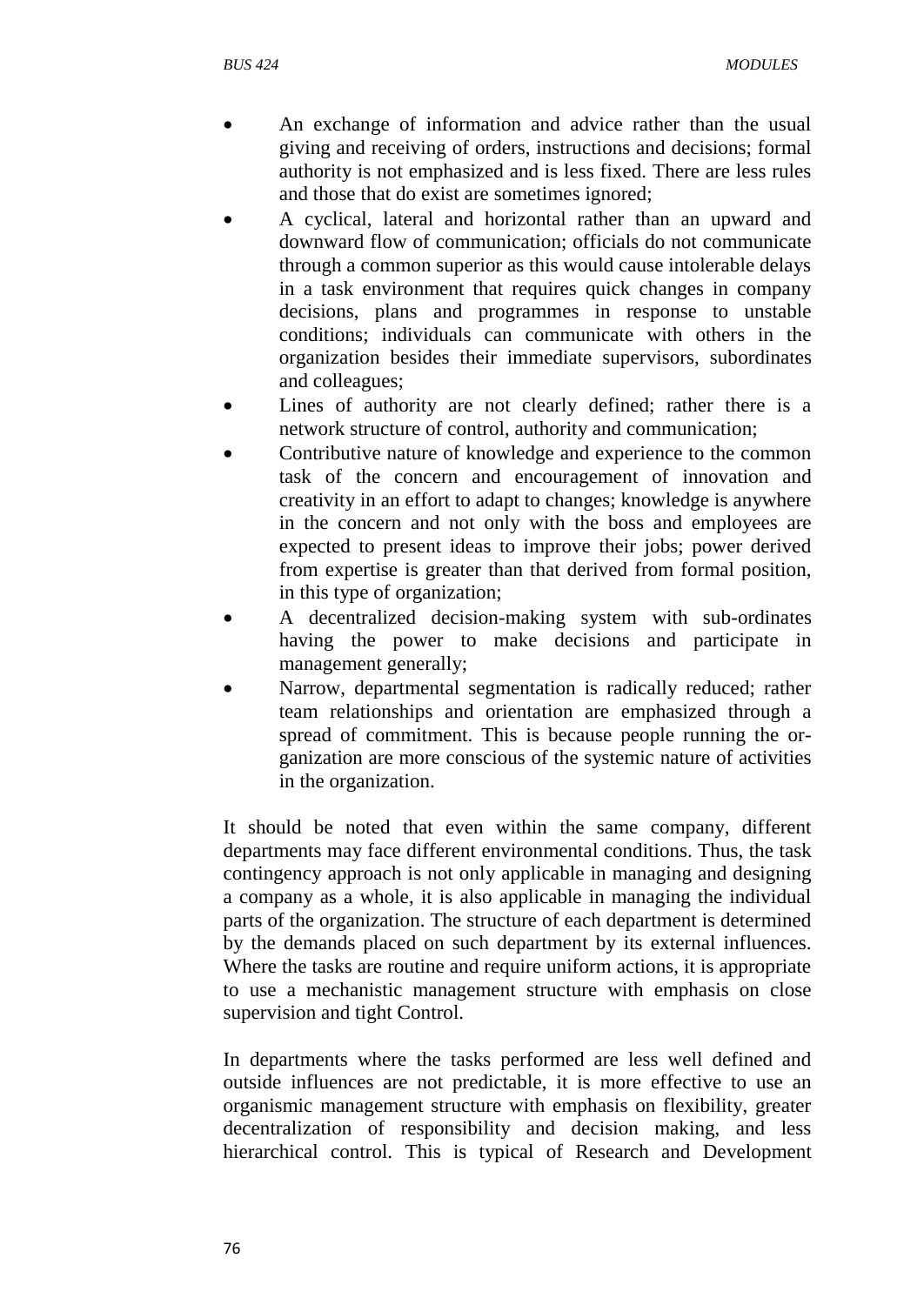- An exchange of information and advice rather than the usual giving and receiving of orders, instructions and decisions; formal authority is not emphasized and is less fixed. There are less rules and those that do exist are sometimes ignored;
- A cyclical, lateral and horizontal rather than an upward and downward flow of communication; officials do not communicate through a common superior as this would cause intolerable delays in a task environment that requires quick changes in company decisions, plans and programmes in response to unstable conditions; individuals can communicate with others in the organization besides their immediate supervisors, subordinates and colleagues;
- Lines of authority are not clearly defined; rather there is a network structure of control, authority and communication;
- Contributive nature of knowledge and experience to the common task of the concern and encouragement of innovation and creativity in an effort to adapt to changes; knowledge is anywhere in the concern and not only with the boss and employees are expected to present ideas to improve their jobs; power derived from expertise is greater than that derived from formal position, in this type of organization;
- A decentralized decision-making system with sub-ordinates having the power to make decisions and participate in management generally;
- Narrow, departmental segmentation is radically reduced; rather team relationships and orientation are emphasized through a spread of commitment. This is because people running the organization are more conscious of the systemic nature of activities in the organization.

It should be noted that even within the same company, different departments may face different environmental conditions. Thus, the task contingency approach is not only applicable in managing and designing a company as a whole, it is also applicable in managing the individual parts of the organization. The structure of each department is determined by the demands placed on such department by its external influences. Where the tasks are routine and require uniform actions, it is appropriate to use a mechanistic management structure with emphasis on close supervision and tight Control.

In departments where the tasks performed are less well defined and outside influences are not predictable, it is more effective to use an organismic management structure with emphasis on flexibility, greater decentralization of responsibility and decision making, and less hierarchical control. This is typical of Research and Development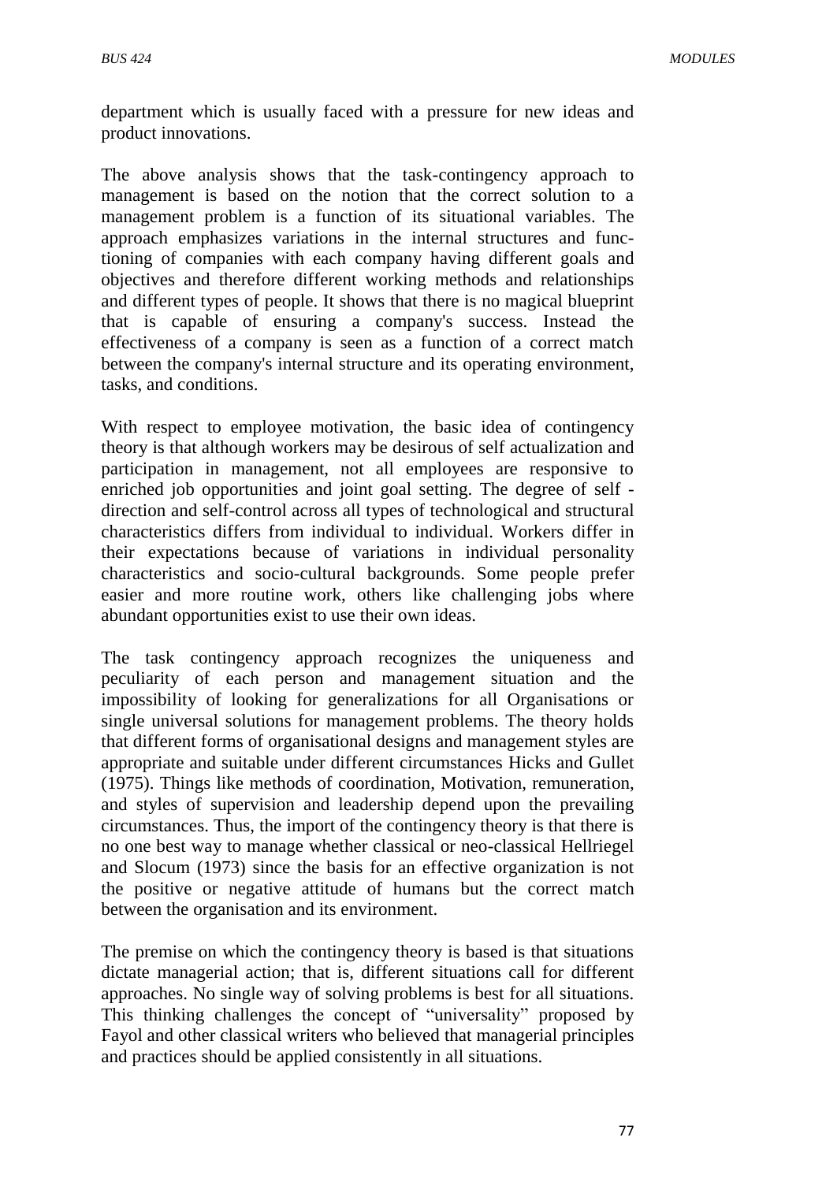department which is usually faced with a pressure for new ideas and product innovations.

The above analysis shows that the task-contingency approach to management is based on the notion that the correct solution to a management problem is a function of its situational variables. The approach emphasizes variations in the internal structures and functioning of companies with each company having different goals and objectives and therefore different working methods and relationships and different types of people. It shows that there is no magical blueprint that is capable of ensuring a company's success. Instead the effectiveness of a company is seen as a function of a correct match between the company's internal structure and its operating environment, tasks, and conditions.

With respect to employee motivation, the basic idea of contingency theory is that although workers may be desirous of self actualization and participation in management, not all employees are responsive to enriched job opportunities and joint goal setting. The degree of self - direction and self-control across all types of technological and structural characteristics differs from individual to individual. Workers differ in their expectations because of variations in individual personality characteristics and socio-cultural backgrounds. Some people prefer easier and more routine work, others like challenging jobs where abundant opportunities exist to use their own ideas.

The task contingency approach recognizes the uniqueness and peculiarity of each person and management situation and the impossibility of looking for generalizations for all Organisations or single universal solutions for management problems. The theory holds that different forms of organisational designs and management styles are appropriate and suitable under different circumstances Hicks and Gullet (1975). Things like methods of coordination, Motivation, remuneration, and styles of supervision and leadership depend upon the prevailing circumstances. Thus, the import of the contingency theory is that there is no one best way to manage whether classical or neo-classical Hellriegel and Slocum (1973) since the basis for an effective organization is not the positive or negative attitude of humans but the correct match between the organisation and its environment.

The premise on which the contingency theory is based is that situations dictate managerial action; that is, different situations call for different approaches. No single way of solving problems is best for all situations. This thinking challenges the concept of "universality" proposed by Fayol and other classical writers who believed that managerial principles and practices should be applied consistently in all situations.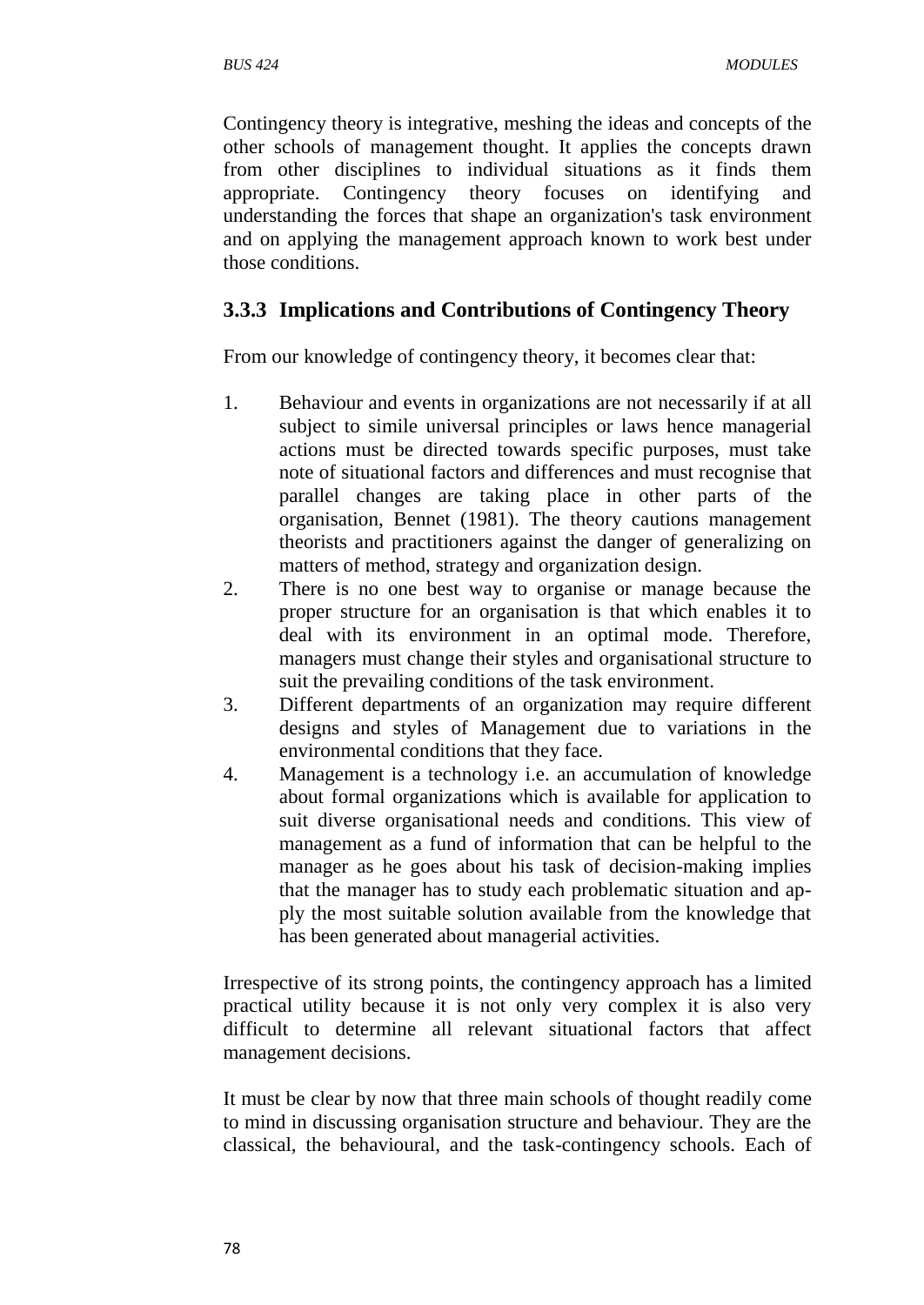Contingency theory is integrative, meshing the ideas and concepts of the other schools of management thought. It applies the concepts drawn from other disciplines to individual situations as it finds them appropriate. Contingency theory focuses on identifying and understanding the forces that shape an organization's task environment and on applying the management approach known to work best under those conditions.

### 3.3.3 Implications and Contributions of Contingency Theory

From our knowledge of contingency theory, it becomes clear that:

1. Behaviour and events in organizations are not necessarily if at all subject to simile universal principles or laws hence managerial actions must be directed towards specific purposes, must take note of situational factors and differences and must recognise that parallel changes are taking place in other parts of the organisation, Bennet (1981). The theory cautions management theorists and practitioners against the danger of generalizing on matters of method, strategy and organization design.
2. There is no one best way to organise or manage because the proper structure for an organisation is that which enables it to deal with its environment in an optimal mode. Therefore, managers must change their styles and organisational structure to suit the prevailing conditions of the task environment.
3. Different departments of an organization may require different designs and styles of Management due to variations in the environmental conditions that they face.
4. Management is a technology i.e. an accumulation of knowledge about formal organizations which is available for application to suit diverse organisational needs and conditions. This view of management as a fund of information that can be helpful to the manager as he goes about his task of decision-making implies that the manager has to study each problematic situation and apply the most suitable solution available from the knowledge that has been generated about managerial activities.

Irrespective of its strong points, the contingency approach has a limited practical utility because it is not only very complex it is also very difficult to determine all relevant situational factors that affect management decisions.

It must be clear by now that three main schools of thought readily come to mind in discussing organisation structure and behaviour. They are the classical, the behavioural, and the task-contingency schools. Each of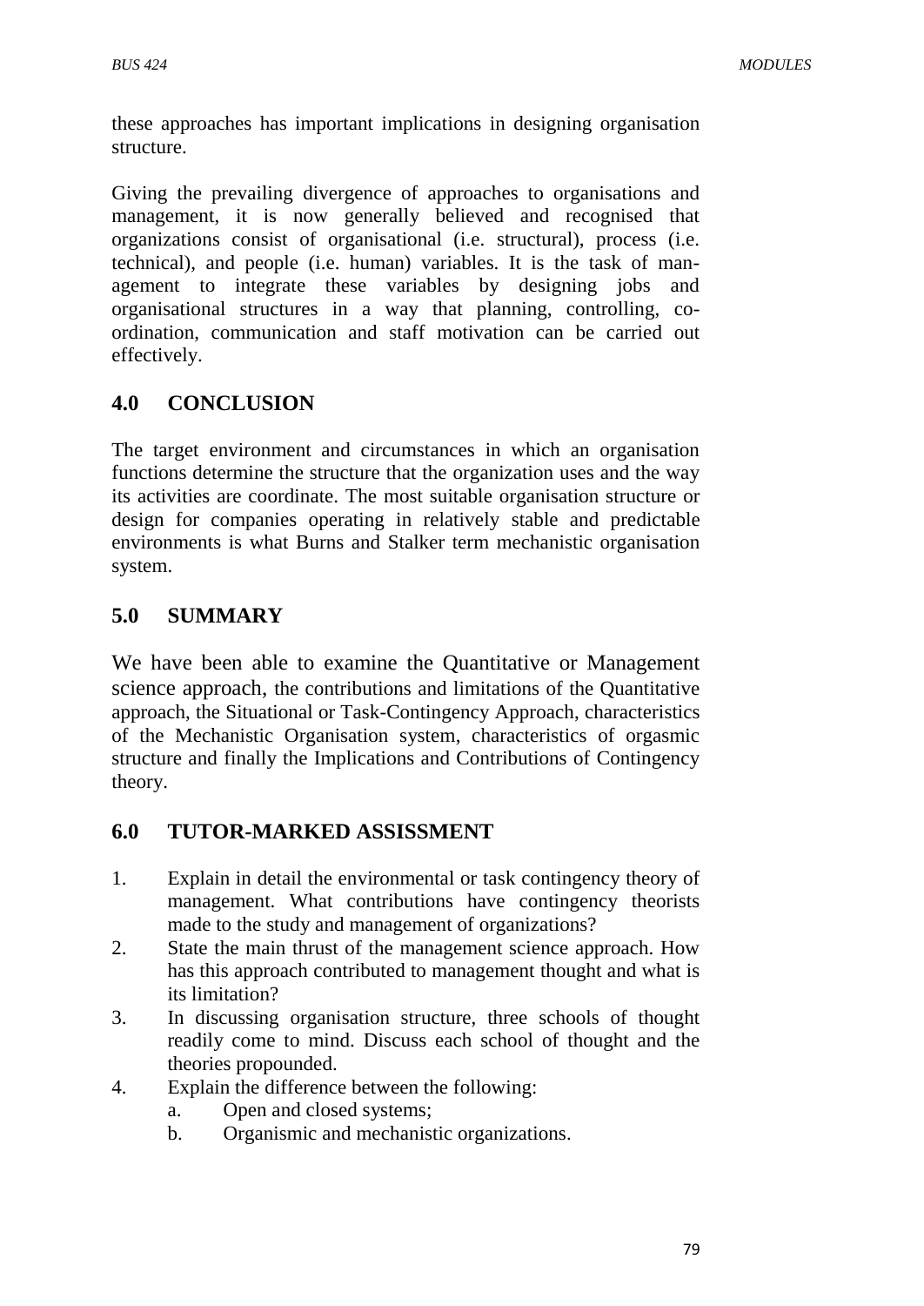these approaches has important implications in designing organisation structure.

Giving the prevailing divergence of approaches to organisations and management, it is now generally believed and recognised that organizations consist of organisational (i.e. structural), process (i.e. technical), and people (i.e. human) variables. It is the task of management to integrate these variables by designing jobs and organisational structures in a way that planning, controlling, co-ordination, communication and staff motivation can be carried out effectively.

## 4.0 CONCLUSION

The target environment and circumstances in which an organisation functions determine the structure that the organization uses and the way its activities are coordinate. The most suitable organisation structure or design for companies operating in relatively stable and predictable environments is what Burns and Stalker term mechanistic organisation system.

## 5.0 SUMMARY

We have been able to examine the Quantitative or Management science approach, the contributions and limitations of the Quantitative approach, the Situational or Task-Contingency Approach, characteristics of the Mechanistic Organisation system, characteristics of orgasmic structure and finally the Implications and Contributions of Contingency theory.

## 6.0 TUTOR-MARKED ASSISSMENT

1. Explain in detail the environmental or task contingency theory of management. What contributions have contingency theorists made to the study and management of organizations?
2. State the main thrust of the management science approach. How has this approach contributed to management thought and what is its limitation?
3. In discussing organisation structure, three schools of thought readily come to mind. Discuss each school of thought and the theories propounded.
4. Explain the difference between the following:
   a. Open and closed systems;
   b. Organismic and mechanistic organizations.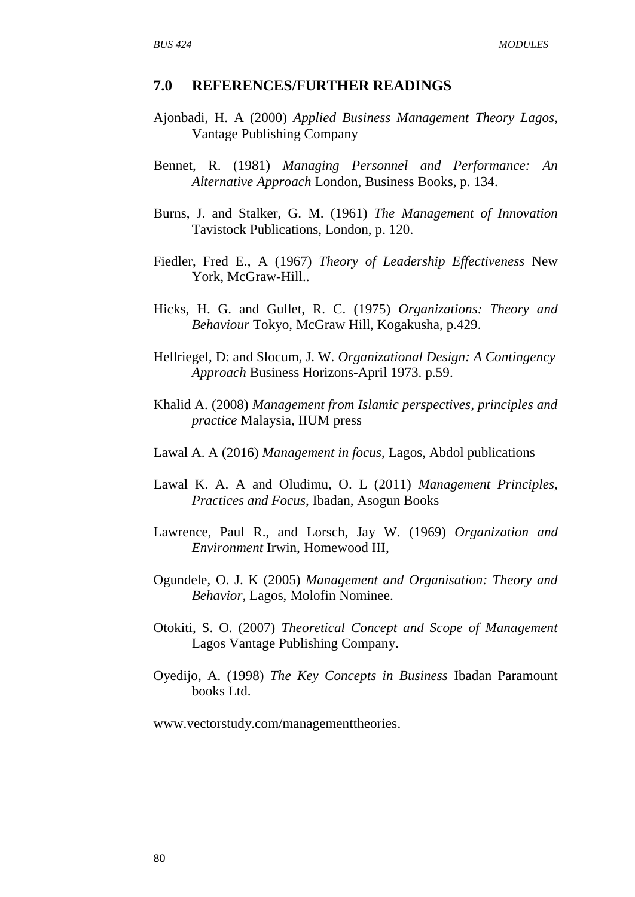## 7.0 REFERENCES/FURTHER READINGS

Ajonbadi, H. A (2000) *Applied Business Management Theory Lagos*, Vantage Publishing Company

Bennet, R. (1981) *Managing Personnel and Performance: An Alternative Approach* London, Business Books, p. 134.

Burns, J. and Stalker, G. M. (1961) *The Management of Innovation* Tavistock Publications, London, p. 120.

Fiedler, Fred E., A (1967) *Theory of Leadership Effectiveness* New York, McGraw-Hill..

Hicks, H. G. and Gullet, R. C. (1975) *Organizations: Theory and Behaviour* Tokyo, McGraw Hill, Kogakusha, p.429.

Hellriegel, D: and Slocum, J. W. *Organizational Design: A Contingency Approach* Business Horizons-April 1973. p.59.

Khalid A. (2008) *Management from Islamic perspectives, principles and practice* Malaysia, IIUM press

Lawal A. A (2016) *Management in focus*, Lagos, Abdol publications

Lawal K. A. A and Oludimu, O. L (2011) *Management Principles, Practices and Focus*, Ibadan, Asogun Books

Lawrence, Paul R., and Lorsch, Jay W. (1969) *Organization and Environment* Irwin, Homewood III,

Ogundele, O. J. K (2005) *Management and Organisation: Theory and Behavior*, Lagos, Molofin Nominee.

Otokiti, S. O. (2007) *Theoretical Concept and Scope of Management* Lagos Vantage Publishing Company.

Oyedijo, A. (1998) *The Key Concepts in Business* Ibadan Paramount books Ltd.

www.vectorstudy.com/managementtheories.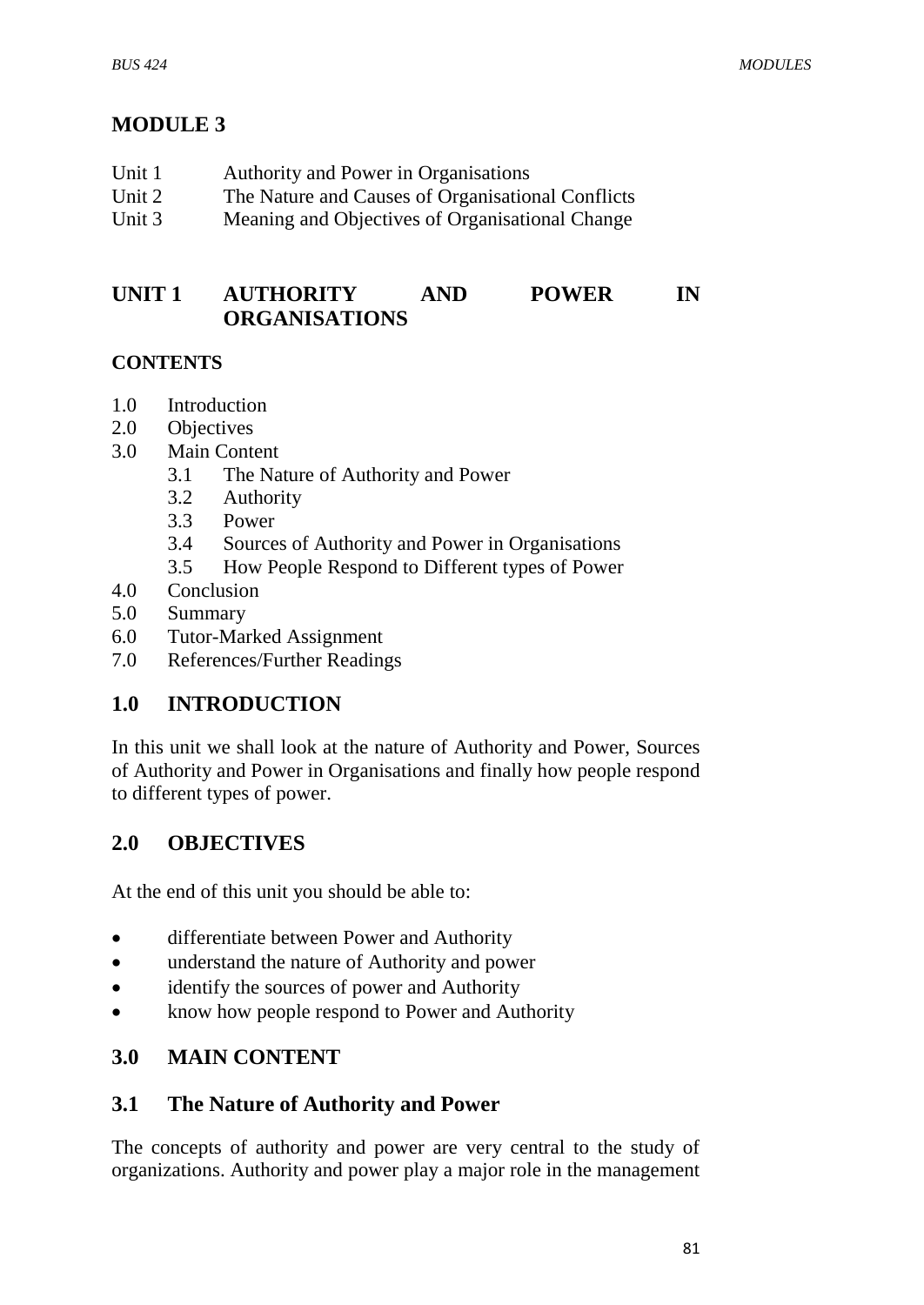# MODULE 3

Unit 1 Authority and Power in Organisations
Unit 2 The Nature and Causes of Organisational Conflicts
Unit 3 Meaning and Objectives of Organisational Change

## UNIT 1 AUTHORITY AND POWER IN ORGANISATIONS

**CONTENTS**

- 1.0 Introduction
- 2.0 Objectives
- 3.0 Main Content
    - 3.1 The Nature of Authority and Power
    - 3.2 Authority
    - 3.3 Power
    - 3.4 Sources of Authority and Power in Organisations
    - 3.5 How People Respond to Different types of Power
- 4.0 Conclusion
- 5.0 Summary
- 6.0 Tutor-Marked Assignment
- 7.0 References/Further Readings

## 1.0 INTRODUCTION

In this unit we shall look at the nature of Authority and Power, Sources of Authority and Power in Organisations and finally how people respond to different types of power.

## 2.0 OBJECTIVES

At the end of this unit you should be able to:

- differentiate between Power and Authority
- understand the nature of Authority and power
- identify the sources of power and Authority
- know how people respond to Power and Authority

## 3.0 MAIN CONTENT

### 3.1 The Nature of Authority and Power

The concepts of authority and power are very central to the study of organizations. Authority and power play a major role in the management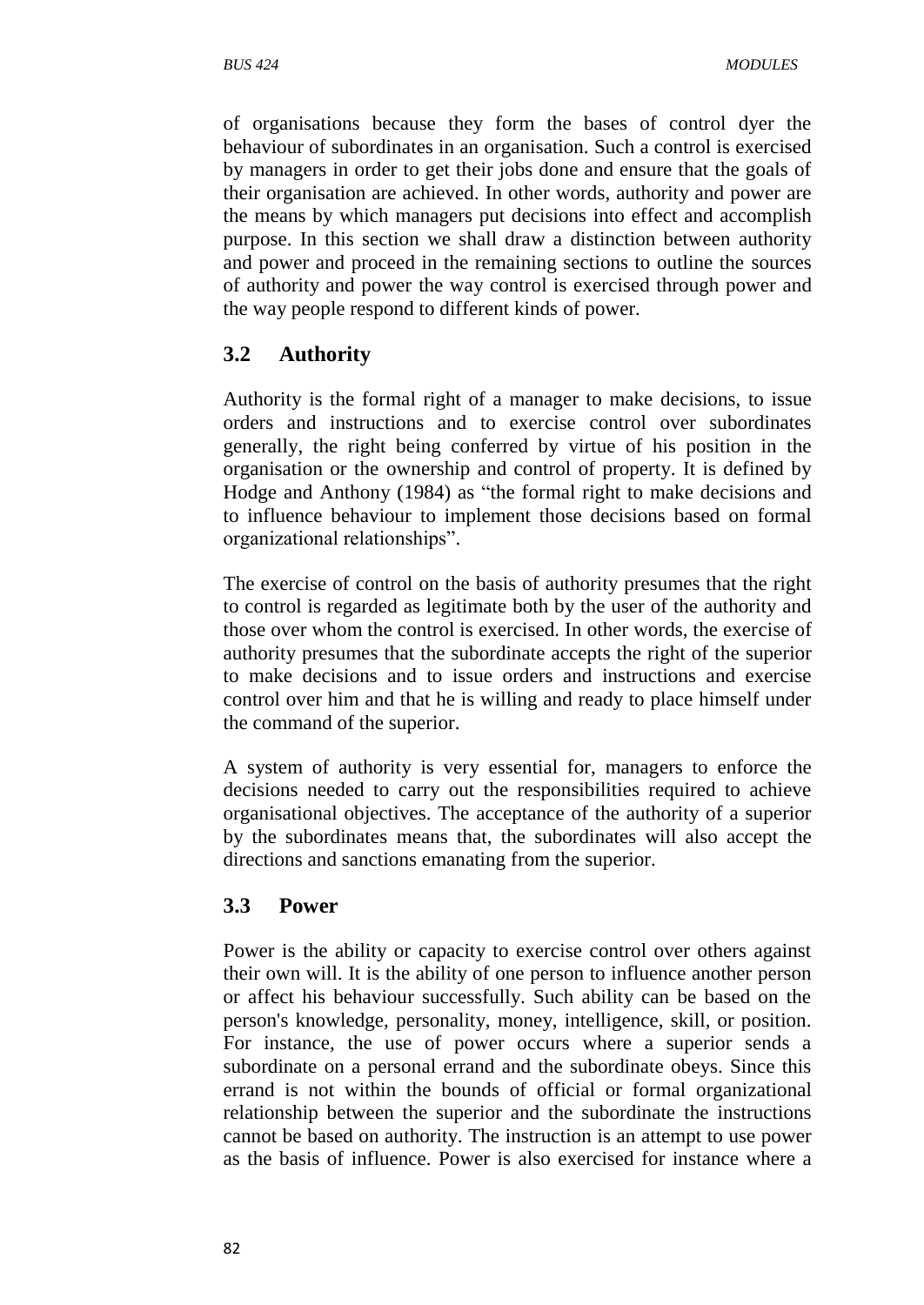of organisations because they form the bases of control dyer the behaviour of subordinates in an organisation. Such a control is exercised by managers in order to get their jobs done and ensure that the goals of their organisation are achieved. In other words, authority and power are the means by which managers put decisions into effect and accomplish purpose. In this section we shall draw a distinction between authority and power and proceed in the remaining sections to outline the sources of authority and power the way control is exercised through power and the way people respond to different kinds of power.

## 3.2 Authority

Authority is the formal right of a manager to make decisions, to issue orders and instructions and to exercise control over subordinates generally, the right being conferred by virtue of his position in the organisation or the ownership and control of property. It is defined by Hodge and Anthony (1984) as "the formal right to make decisions and to influence behaviour to implement those decisions based on formal organizational relationships".

The exercise of control on the basis of authority presumes that the right to control is regarded as legitimate both by the user of the authority and those over whom the control is exercised. In other words, the exercise of authority presumes that the subordinate accepts the right of the superior to make decisions and to issue orders and instructions and exercise control over him and that he is willing and ready to place himself under the command of the superior.

A system of authority is very essential for, managers to enforce the decisions needed to carry out the responsibilities required to achieve organisational objectives. The acceptance of the authority of a superior by the subordinates means that, the subordinates will also accept the directions and sanctions emanating from the superior.

## 3.3 Power

Power is the ability or capacity to exercise control over others against their own will. It is the ability of one person to influence another person or affect his behaviour successfully. Such ability can be based on the person's knowledge, personality, money, intelligence, skill, or position. For instance, the use of power occurs where a superior sends a subordinate on a personal errand and the subordinate obeys. Since this errand is not within the bounds of official or formal organizational relationship between the superior and the subordinate the instructions cannot be based on authority. The instruction is an attempt to use power as the basis of influence. Power is also exercised for instance where a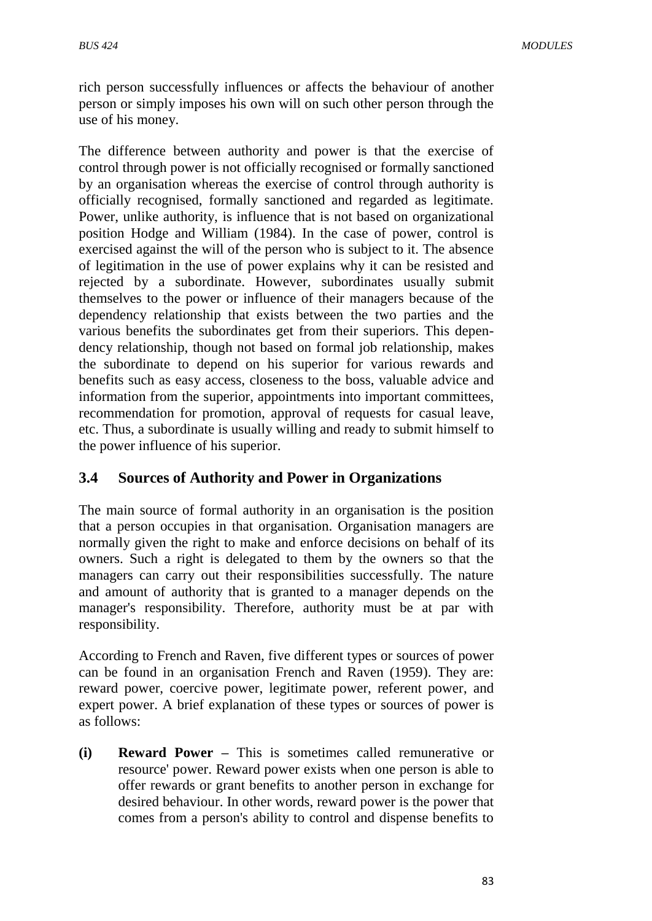rich person successfully influences or affects the behaviour of another person or simply imposes his own will on such other person through the use of his money.

The difference between authority and power is that the exercise of control through power is not officially recognised or formally sanctioned by an organisation whereas the exercise of control through authority is officially recognised, formally sanctioned and regarded as legitimate. Power, unlike authority, is influence that is not based on organizational position Hodge and William (1984). In the case of power, control is exercised against the will of the person who is subject to it. The absence of legitimation in the use of power explains why it can be resisted and rejected by a subordinate. However, subordinates usually submit themselves to the power or influence of their managers because of the dependency relationship that exists between the two parties and the various benefits the subordinates get from their superiors. This dependency relationship, though not based on formal job relationship, makes the subordinate to depend on his superior for various rewards and benefits such as easy access, closeness to the boss, valuable advice and information from the superior, appointments into important committees, recommendation for promotion, approval of requests for casual leave, etc. Thus, a subordinate is usually willing and ready to submit himself to the power influence of his superior.

## 3.4 Sources of Authority and Power in Organizations

The main source of formal authority in an organisation is the position that a person occupies in that organisation. Organisation managers are normally given the right to make and enforce decisions on behalf of its owners. Such a right is delegated to them by the owners so that the managers can carry out their responsibilities successfully. The nature and amount of authority that is granted to a manager depends on the manager's responsibility. Therefore, authority must be at par with responsibility.

According to French and Raven, five different types or sources of power can be found in an organisation French and Raven (1959). They are: reward power, coercive power, legitimate power, referent power, and expert power. A brief explanation of these types or sources of power is as follows:

**(i) Reward Power –** This is sometimes called remunerative or resource' power. Reward power exists when one person is able to offer rewards or grant benefits to another person in exchange for desired behaviour. In other words, reward power is the power that comes from a person's ability to control and dispense benefits to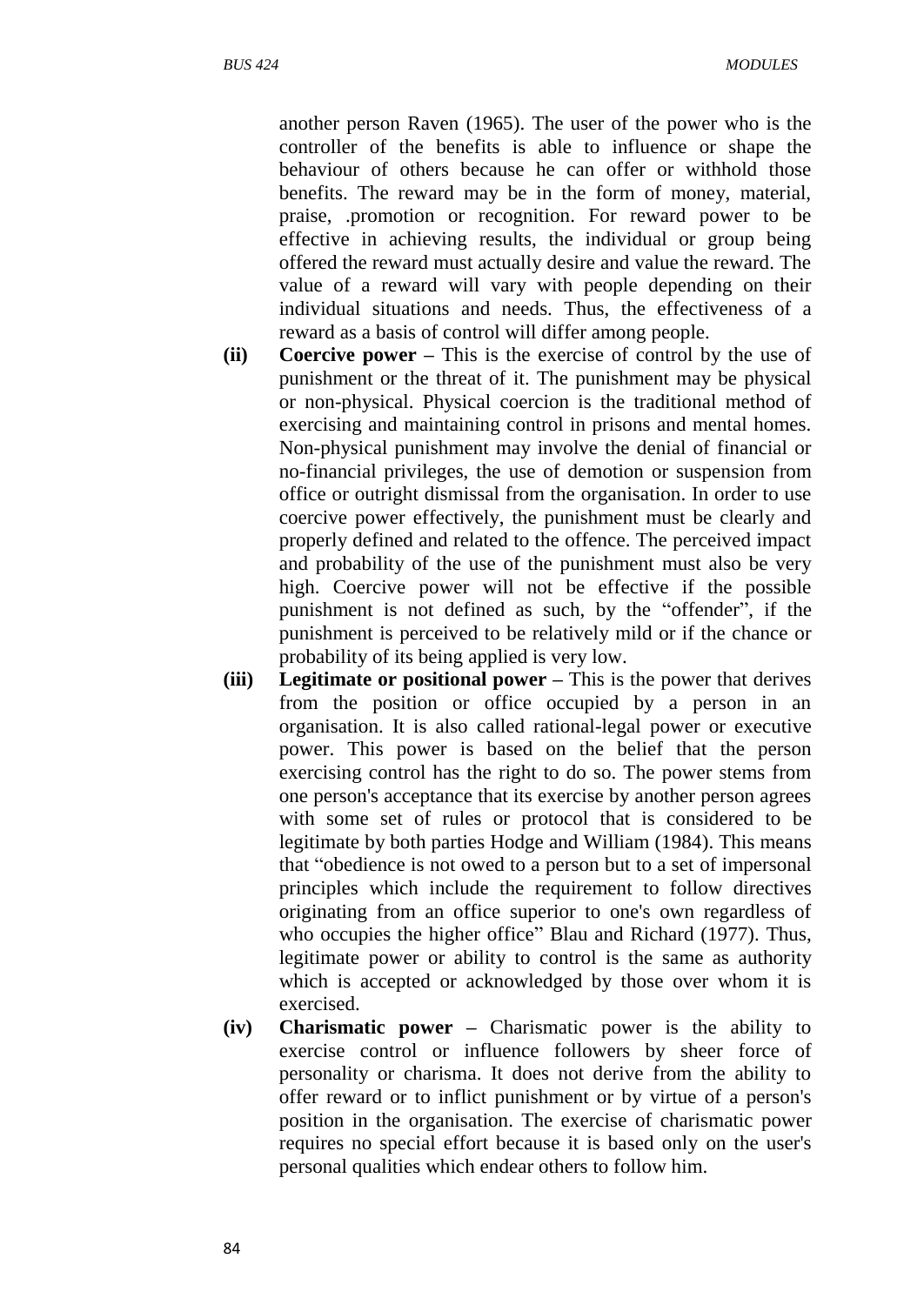another person Raven (1965). The user of the power who is the controller of the benefits is able to influence or shape the behaviour of others because he can offer or withhold those benefits. The reward may be in the form of money, material, praise, .promotion or recognition. For reward power to be effective in achieving results, the individual or group being offered the reward must actually desire and value the reward. The value of a reward will vary with people depending on their individual situations and needs. Thus, the effectiveness of a reward as a basis of control will differ among people.

**(ii) Coercive power –** This is the exercise of control by the use of punishment or the threat of it. The punishment may be physical or non-physical. Physical coercion is the traditional method of exercising and maintaining control in prisons and mental homes. Non-physical punishment may involve the denial of financial or no-financial privileges, the use of demotion or suspension from office or outright dismissal from the organisation. In order to use coercive power effectively, the punishment must be clearly and properly defined and related to the offence. The perceived impact and probability of the use of the punishment must also be very high. Coercive power will not be effective if the possible punishment is not defined as such, by the "offender", if the punishment is perceived to be relatively mild or if the chance or probability of its being applied is very low.

**(iii) Legitimate or positional power –** This is the power that derives from the position or office occupied by a person in an organisation. It is also called rational-legal power or executive power. This power is based on the belief that the person exercising control has the right to do so. The power stems from one person's acceptance that its exercise by another person agrees with some set of rules or protocol that is considered to be legitimate by both parties Hodge and William (1984). This means that "obedience is not owed to a person but to a set of impersonal principles which include the requirement to follow directives originating from an office superior to one's own regardless of who occupies the higher office" Blau and Richard (1977). Thus, legitimate power or ability to control is the same as authority which is accepted or acknowledged by those over whom it is exercised.

**(iv) Charismatic power –** Charismatic power is the ability to exercise control or influence followers by sheer force of personality or charisma. It does not derive from the ability to offer reward or to inflict punishment or by virtue of a person's position in the organisation. The exercise of charismatic power requires no special effort because it is based only on the user's personal qualities which endear others to follow him.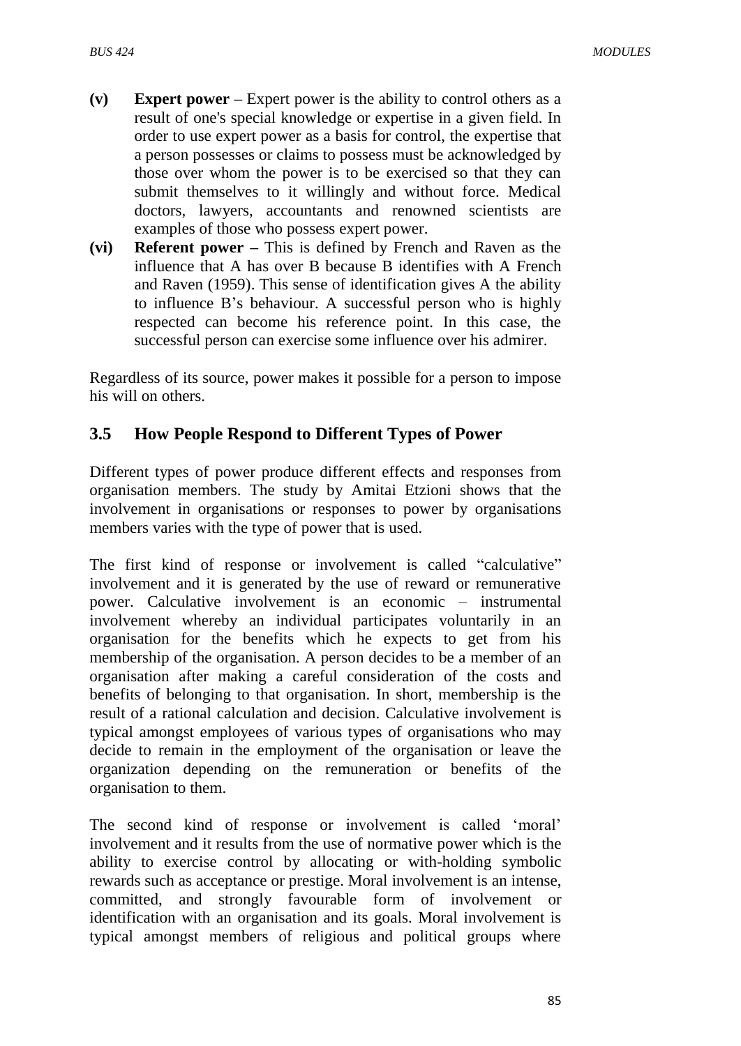**(v)** **Expert power –** Expert power is the ability to control others as a result of one's special knowledge or expertise in a given field. In order to use expert power as a basis for control, the expertise that a person possesses or claims to possess must be acknowledged by those over whom the power is to be exercised so that they can submit themselves to it willingly and without force. Medical doctors, lawyers, accountants and renowned scientists are examples of those who possess expert power.

**(vi)** **Referent power –** This is defined by French and Raven as the influence that A has over B because B identifies with A French and Raven (1959). This sense of identification gives A the ability to influence B's behaviour. A successful person who is highly respected can become his reference point. In this case, the successful person can exercise some influence over his admirer.

Regardless of its source, power makes it possible for a person to impose his will on others.

## 3.5 How People Respond to Different Types of Power

Different types of power produce different effects and responses from organisation members. The study by Amitai Etzioni shows that the involvement in organisations or responses to power by organisations members varies with the type of power that is used.

The first kind of response or involvement is called "calculative" involvement and it is generated by the use of reward or remunerative power. Calculative involvement is an economic – instrumental involvement whereby an individual participates voluntarily in an organisation for the benefits which he expects to get from his membership of the organisation. A person decides to be a member of an organisation after making a careful consideration of the costs and benefits of belonging to that organisation. In short, membership is the result of a rational calculation and decision. Calculative involvement is typical amongst employees of various types of organisations who may decide to remain in the employment of the organisation or leave the organization depending on the remuneration or benefits of the organisation to them.

The second kind of response or involvement is called 'moral' involvement and it results from the use of normative power which is the ability to exercise control by allocating or with-holding symbolic rewards such as acceptance or prestige. Moral involvement is an intense, committed, and strongly favourable form of involvement or identification with an organisation and its goals. Moral involvement is typical amongst members of religious and political groups where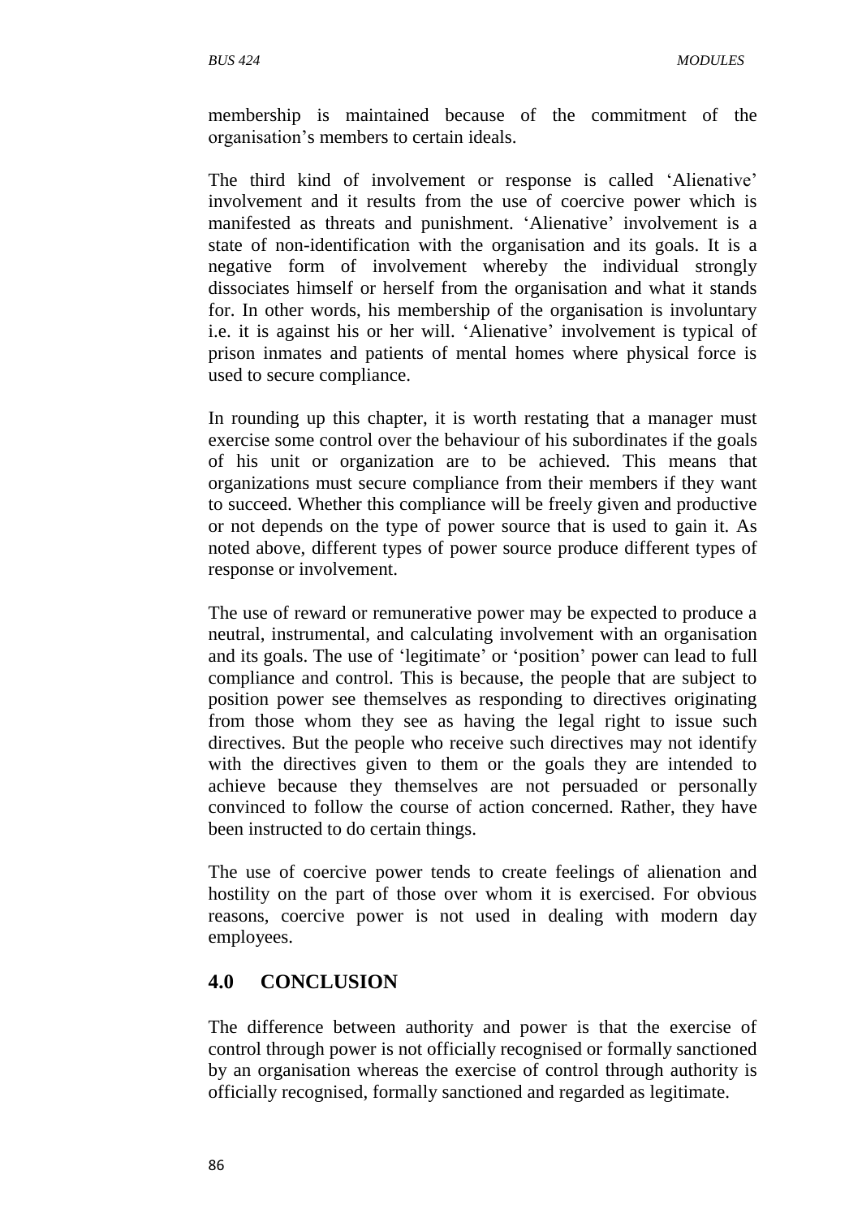membership is maintained because of the commitment of the organisation's members to certain ideals.

The third kind of involvement or response is called 'Alienative' involvement and it results from the use of coercive power which is manifested as threats and punishment. 'Alienative' involvement is a state of non-identification with the organisation and its goals. It is a negative form of involvement whereby the individual strongly dissociates himself or herself from the organisation and what it stands for. In other words, his membership of the organisation is involuntary i.e. it is against his or her will. 'Alienative' involvement is typical of prison inmates and patients of mental homes where physical force is used to secure compliance.

In rounding up this chapter, it is worth restating that a manager must exercise some control over the behaviour of his subordinates if the goals of his unit or organization are to be achieved. This means that organizations must secure compliance from their members if they want to succeed. Whether this compliance will be freely given and productive or not depends on the type of power source that is used to gain it. As noted above, different types of power source produce different types of response or involvement.

The use of reward or remunerative power may be expected to produce a neutral, instrumental, and calculating involvement with an organisation and its goals. The use of 'legitimate' or 'position' power can lead to full compliance and control. This is because, the people that are subject to position power see themselves as responding to directives originating from those whom they see as having the legal right to issue such directives. But the people who receive such directives may not identify with the directives given to them or the goals they are intended to achieve because they themselves are not persuaded or personally convinced to follow the course of action concerned. Rather, they have been instructed to do certain things.

The use of coercive power tends to create feelings of alienation and hostility on the part of those over whom it is exercised. For obvious reasons, coercive power is not used in dealing with modern day employees.

## 4.0 CONCLUSION

The difference between authority and power is that the exercise of control through power is not officially recognised or formally sanctioned by an organisation whereas the exercise of control through authority is officially recognised, formally sanctioned and regarded as legitimate.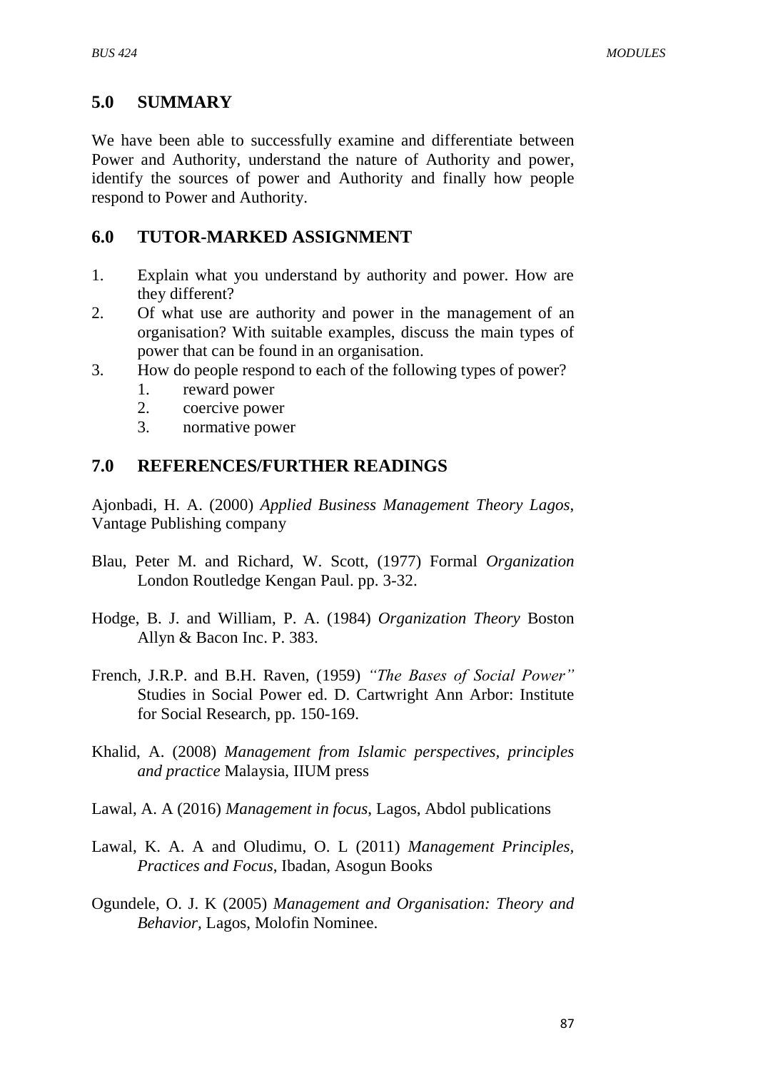## 5.0 SUMMARY

We have been able to successfully examine and differentiate between Power and Authority, understand the nature of Authority and power, identify the sources of power and Authority and finally how people respond to Power and Authority.

## 6.0 TUTOR-MARKED ASSIGNMENT

1. Explain what you understand by authority and power. How are they different?
2. Of what use are authority and power in the management of an organisation? With suitable examples, discuss the main types of power that can be found in an organisation.
3. How do people respond to each of the following types of power?
   1. reward power
   2. coercive power
   3. normative power

## 7.0 REFERENCES/FURTHER READINGS

Ajonbadi, H. A. (2000) *Applied Business Management Theory Lagos*, Vantage Publishing company

Blau, Peter M. and Richard, W. Scott, (1977) Formal *Organization* London Routledge Kengan Paul. pp. 3-32.

Hodge, B. J. and William, P. A. (1984) *Organization Theory* Boston Allyn & Bacon Inc. P. 383.

French, J.R.P. and B.H. Raven, (1959) *"The Bases of Social Power"* Studies in Social Power ed. D. Cartwright Ann Arbor: Institute for Social Research, pp. 150-169.

Khalid, A. (2008) *Management from Islamic perspectives, principles and practice* Malaysia, IIUM press

Lawal, A. A (2016) *Management in focus*, Lagos, Abdol publications

Lawal, K. A. A and Oludimu, O. L (2011) *Management Principles, Practices and Focus*, Ibadan, Asogun Books

Ogundele, O. J. K (2005) *Management and Organisation: Theory and Behavior*, Lagos, Molofin Nominee.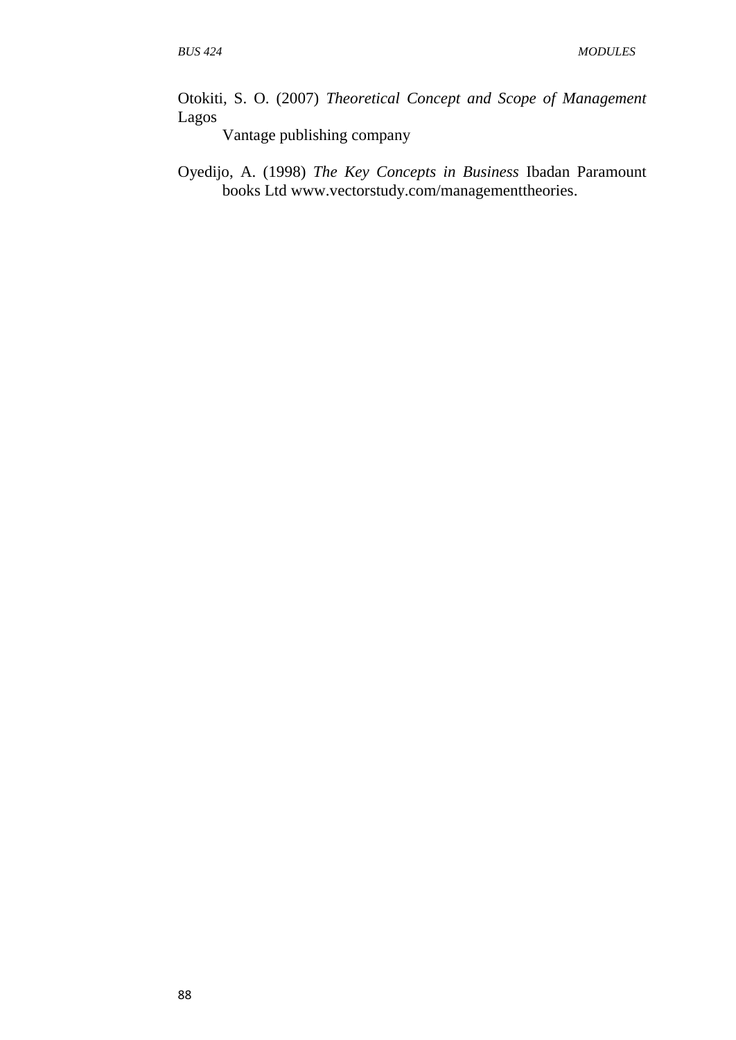Otokiti, S. O. (2007) *Theoretical Concept and Scope of Management* Lagos
Vantage publishing company

Oyedijo, A. (1998) *The Key Concepts in Business* Ibadan Paramount books Ltd www.vectorstudy.com/managementtheories.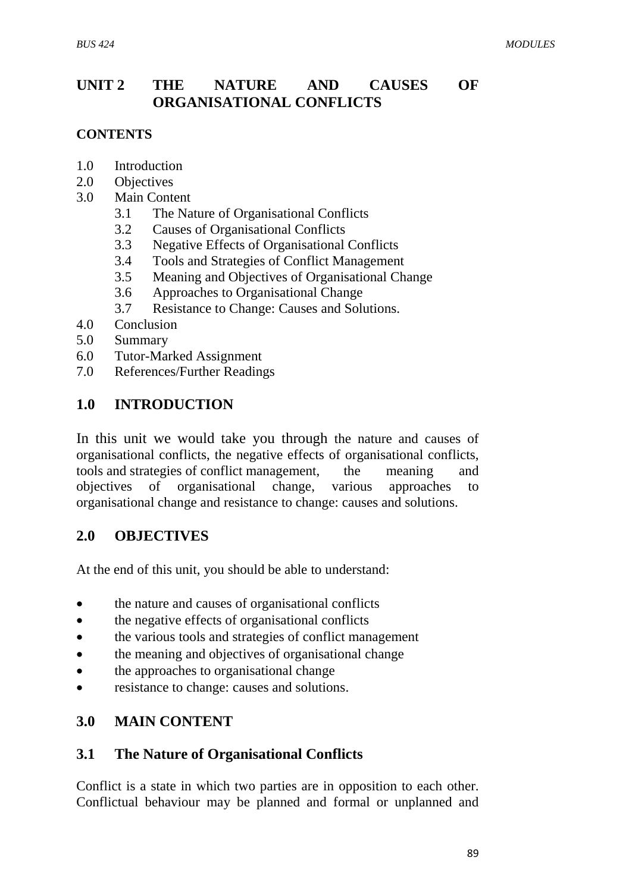# UNIT 2 THE NATURE AND CAUSES OF ORGANISATIONAL CONFLICTS

**CONTENTS**

1.0 Introduction
2.0 Objectives
3.0 Main Content
  3.1 The Nature of Organisational Conflicts
  3.2 Causes of Organisational Conflicts
  3.3 Negative Effects of Organisational Conflicts
  3.4 Tools and Strategies of Conflict Management
  3.5 Meaning and Objectives of Organisational Change
  3.6 Approaches to Organisational Change
  3.7 Resistance to Change: Causes and Solutions.
4.0 Conclusion
5.0 Summary
6.0 Tutor-Marked Assignment
7.0 References/Further Readings

## 1.0 INTRODUCTION

In this unit we would take you through the nature and causes of organisational conflicts, the negative effects of organisational conflicts, tools and strategies of conflict management, the meaning and objectives of organisational change, various approaches to organisational change and resistance to change: causes and solutions.

## 2.0 OBJECTIVES

At the end of this unit, you should be able to understand:

- the nature and causes of organisational conflicts
- the negative effects of organisational conflicts
- the various tools and strategies of conflict management
- the meaning and objectives of organisational change
- the approaches to organisational change
- resistance to change: causes and solutions.

## 3.0 MAIN CONTENT

### 3.1 The Nature of Organisational Conflicts

Conflict is a state in which two parties are in opposition to each other. Conflictual behaviour may be planned and formal or unplanned and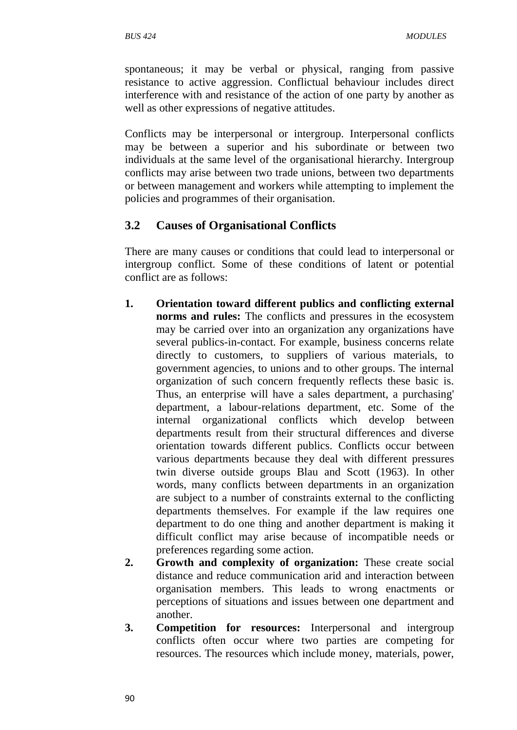spontaneous; it may be verbal or physical, ranging from passive resistance to active aggression. Conflictual behaviour includes direct interference with and resistance of the action of one party by another as well as other expressions of negative attitudes.

Conflicts may be interpersonal or intergroup. Interpersonal conflicts may be between a superior and his subordinate or between two individuals at the same level of the organisational hierarchy. Intergroup conflicts may arise between two trade unions, between two departments or between management and workers while attempting to implement the policies and programmes of their organisation.

### 3.2 Causes of Organisational Conflicts

There are many causes or conditions that could lead to interpersonal or intergroup conflict. Some of these conditions of latent or potential conflict are as follows:

1. **Orientation toward different publics and conflicting external norms and rules:** The conflicts and pressures in the ecosystem may be carried over into an organization any organizations have several publics-in-contact. For example, business concerns relate directly to customers, to suppliers of various materials, to government agencies, to unions and to other groups. The internal organization of such concern frequently reflects these basic is. Thus, an enterprise will have a sales department, a purchasing' department, a labour-relations department, etc. Some of the internal organizational conflicts which develop between departments result from their structural differences and diverse orientation towards different publics. Conflicts occur between various departments because they deal with different pressures twin diverse outside groups Blau and Scott (1963). In other words, many conflicts between departments in an organization are subject to a number of constraints external to the conflicting departments themselves. For example if the law requires one department to do one thing and another department is making it difficult conflict may arise because of incompatible needs or preferences regarding some action.
2. **Growth and complexity of organization:** These create social distance and reduce communication arid and interaction between organisation members. This leads to wrong enactments or perceptions of situations and issues between one department and another.
3. **Competition for resources:** Interpersonal and intergroup conflicts often occur where two parties are competing for resources. The resources which include money, materials, power,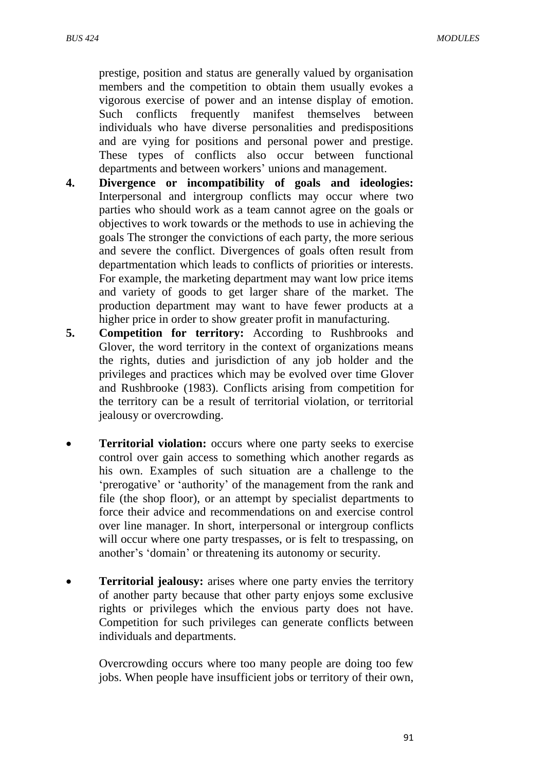prestige, position and status are generally valued by organisation members and the competition to obtain them usually evokes a vigorous exercise of power and an intense display of emotion. Such conflicts frequently manifest themselves between individuals who have diverse personalities and predispositions and are vying for positions and personal power and prestige. These types of conflicts also occur between functional departments and between workers' unions and management.

4. **Divergence or incompatibility of goals and ideologies:** Interpersonal and intergroup conflicts may occur where two parties who should work as a team cannot agree on the goals or objectives to work towards or the methods to use in achieving the goals The stronger the convictions of each party, the more serious and severe the conflict. Divergences of goals often result from departmentation which leads to conflicts of priorities or interests. For example, the marketing department may want low price items and variety of goods to get larger share of the market. The production department may want to have fewer products at a higher price in order to show greater profit in manufacturing.
5. **Competition for territory:** According to Rushbrooks and Glover, the word territory in the context of organizations means the rights, duties and jurisdiction of any job holder and the privileges and practices which may be evolved over time Glover and Rushbrooke (1983). Conflicts arising from competition for the territory can be a result of territorial violation, or territorial jealousy or overcrowding.

- **Territorial violation:** occurs where one party seeks to exercise control over gain access to something which another regards as his own. Examples of such situation are a challenge to the 'prerogative' or 'authority' of the management from the rank and file (the shop floor), or an attempt by specialist departments to force their advice and recommendations on and exercise control over line manager. In short, interpersonal or intergroup conflicts will occur where one party trespasses, or is felt to trespassing, on another's 'domain' or threatening its autonomy or security.

- **Territorial jealousy:** arises where one party envies the territory of another party because that other party enjoys some exclusive rights or privileges which the envious party does not have. Competition for such privileges can generate conflicts between individuals and departments.

  Overcrowding occurs where too many people are doing too few jobs. When people have insufficient jobs or territory of their own,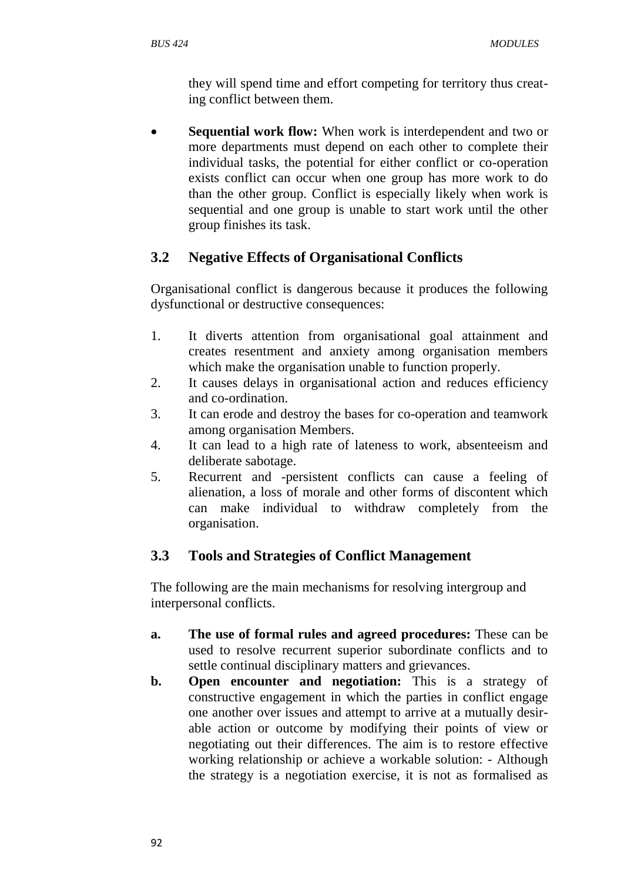they will spend time and effort competing for territory thus creating conflict between them.

- **Sequential work flow:** When work is interdependent and two or more departments must depend on each other to complete their individual tasks, the potential for either conflict or co-operation exists conflict can occur when one group has more work to do than the other group. Conflict is especially likely when work is sequential and one group is unable to start work until the other group finishes its task.

## 3.2 Negative Effects of Organisational Conflicts

Organisational conflict is dangerous because it produces the following dysfunctional or destructive consequences:

1. It diverts attention from organisational goal attainment and creates resentment and anxiety among organisation members which make the organisation unable to function properly.
2. It causes delays in organisational action and reduces efficiency and co-ordination.
3. It can erode and destroy the bases for co-operation and teamwork among organisation Members.
4. It can lead to a high rate of lateness to work, absenteeism and deliberate sabotage.
5. Recurrent and -persistent conflicts can cause a feeling of alienation, a loss of morale and other forms of discontent which can make individual to withdraw completely from the organisation.

## 3.3 Tools and Strategies of Conflict Management

The following are the main mechanisms for resolving intergroup and interpersonal conflicts.

**a.** **The use of formal rules and agreed procedures:** These can be used to resolve recurrent superior subordinate conflicts and to settle continual disciplinary matters and grievances.

**b.** **Open encounter and negotiation:** This is a strategy of constructive engagement in which the parties in conflict engage one another over issues and attempt to arrive at a mutually desirable action or outcome by modifying their points of view or negotiating out their differences. The aim is to restore effective working relationship or achieve a workable solution: - Although the strategy is a negotiation exercise, it is not as formalised as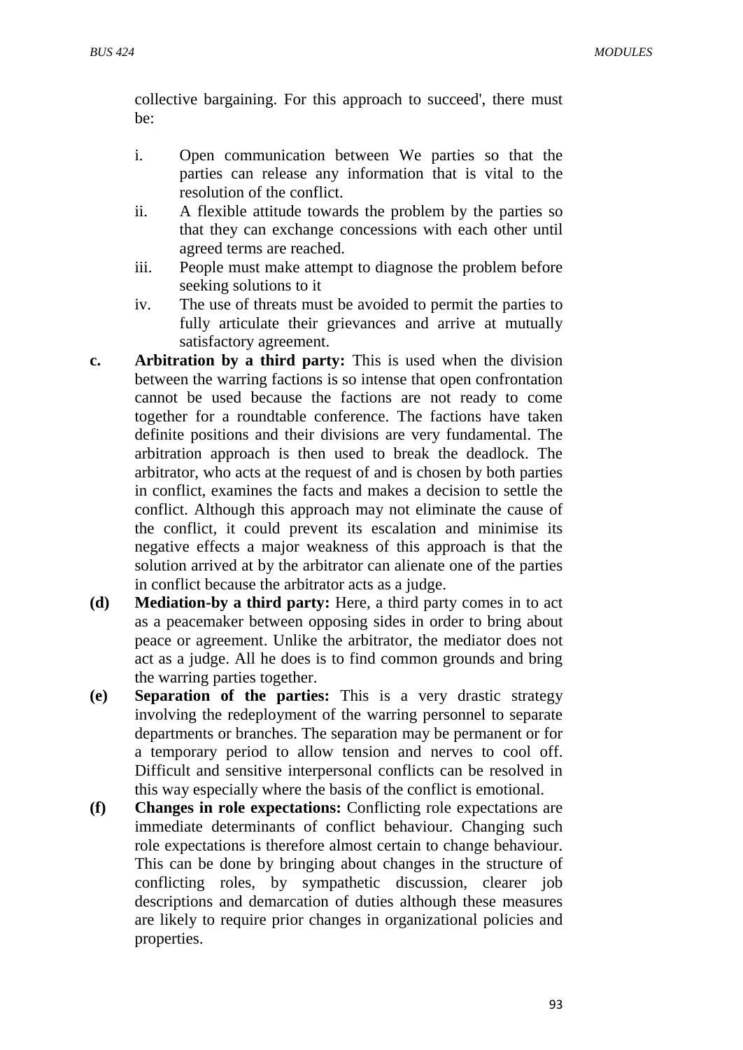collective bargaining. For this approach to succeed', there must be:

i. Open communication between We parties so that the parties can release any information that is vital to the resolution of the conflict.
ii. A flexible attitude towards the problem by the parties so that they can exchange concessions with each other until agreed terms are reached.
iii. People must make attempt to diagnose the problem before seeking solutions to it
iv. The use of threats must be avoided to permit the parties to fully articulate their grievances and arrive at mutually satisfactory agreement.

**c. Arbitration by a third party:** This is used when the division between the warring factions is so intense that open confrontation cannot be used because the factions are not ready to come together for a roundtable conference. The factions have taken definite positions and their divisions are very fundamental. The arbitration approach is then used to break the deadlock. The arbitrator, who acts at the request of and is chosen by both parties in conflict, examines the facts and makes a decision to settle the conflict. Although this approach may not eliminate the cause of the conflict, it could prevent its escalation and minimise its negative effects a major weakness of this approach is that the solution arrived at by the arbitrator can alienate one of the parties in conflict because the arbitrator acts as a judge.

**(d) Mediation-by a third party:** Here, a third party comes in to act as a peacemaker between opposing sides in order to bring about peace or agreement. Unlike the arbitrator, the mediator does not act as a judge. All he does is to find common grounds and bring the warring parties together.

**(e) Separation of the parties:** This is a very drastic strategy involving the redeployment of the warring personnel to separate departments or branches. The separation may be permanent or for a temporary period to allow tension and nerves to cool off. Difficult and sensitive interpersonal conflicts can be resolved in this way especially where the basis of the conflict is emotional.

**(f) Changes in role expectations:** Conflicting role expectations are immediate determinants of conflict behaviour. Changing such role expectations is therefore almost certain to change behaviour. This can be done by bringing about changes in the structure of conflicting roles, by sympathetic discussion, clearer job descriptions and demarcation of duties although these measures are likely to require prior changes in organizational policies and properties.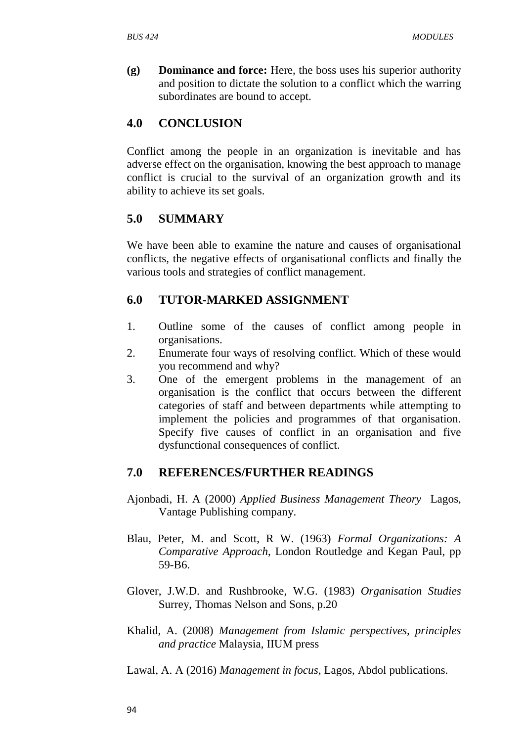**(g)** **Dominance and force:** Here, the boss uses his superior authority and position to dictate the solution to a conflict which the warring subordinates are bound to accept.

## 4.0 CONCLUSION

Conflict among the people in an organization is inevitable and has adverse effect on the organisation, knowing the best approach to manage conflict is crucial to the survival of an organization growth and its ability to achieve its set goals.

## 5.0 SUMMARY

We have been able to examine the nature and causes of organisational conflicts, the negative effects of organisational conflicts and finally the various tools and strategies of conflict management.

## 6.0 TUTOR-MARKED ASSIGNMENT

1. Outline some of the causes of conflict among people in organisations.
2. Enumerate four ways of resolving conflict. Which of these would you recommend and why?
3. One of the emergent problems in the management of an organisation is the conflict that occurs between the different categories of staff and between departments while attempting to implement the policies and programmes of that organisation. Specify five causes of conflict in an organisation and five dysfunctional consequences of conflict.

## 7.0 REFERENCES/FURTHER READINGS

Ajonbadi, H. A (2000) *Applied Business Management Theory* Lagos, Vantage Publishing company.

Blau, Peter, M. and Scott, R W. (1963) *Formal Organizations: A Comparative Approach*, London Routledge and Kegan Paul, pp 59-B6.

Glover, J.W.D. and Rushbrooke, W.G. (1983) *Organisation Studies* Surrey, Thomas Nelson and Sons, p.20

Khalid, A. (2008) *Management from Islamic perspectives, principles and practice* Malaysia, IIUM press

Lawal, A. A (2016) *Management in focus*, Lagos, Abdol publications.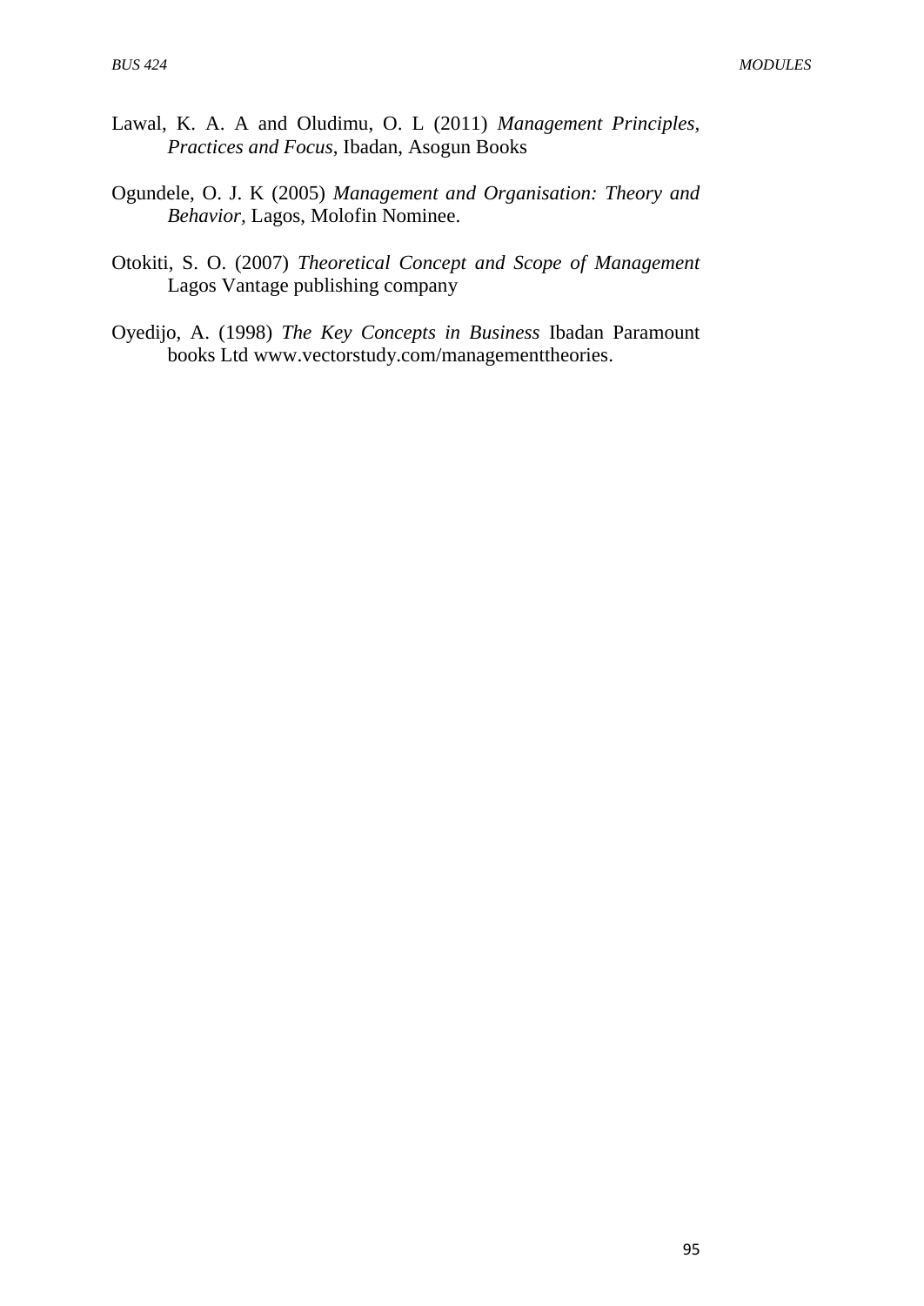Lawal, K. A. A and Oludimu, O. L (2011) *Management Principles, Practices and Focus*, Ibadan, Asogun Books

Ogundele, O. J. K (2005) *Management and Organisation: Theory and Behavior*, Lagos, Molofin Nominee.

Otokiti, S. O. (2007) *Theoretical Concept and Scope of Management* Lagos Vantage publishing company

Oyedijo, A. (1998) *The Key Concepts in Business* Ibadan Paramount books Ltd www.vectorstudy.com/managementtheories.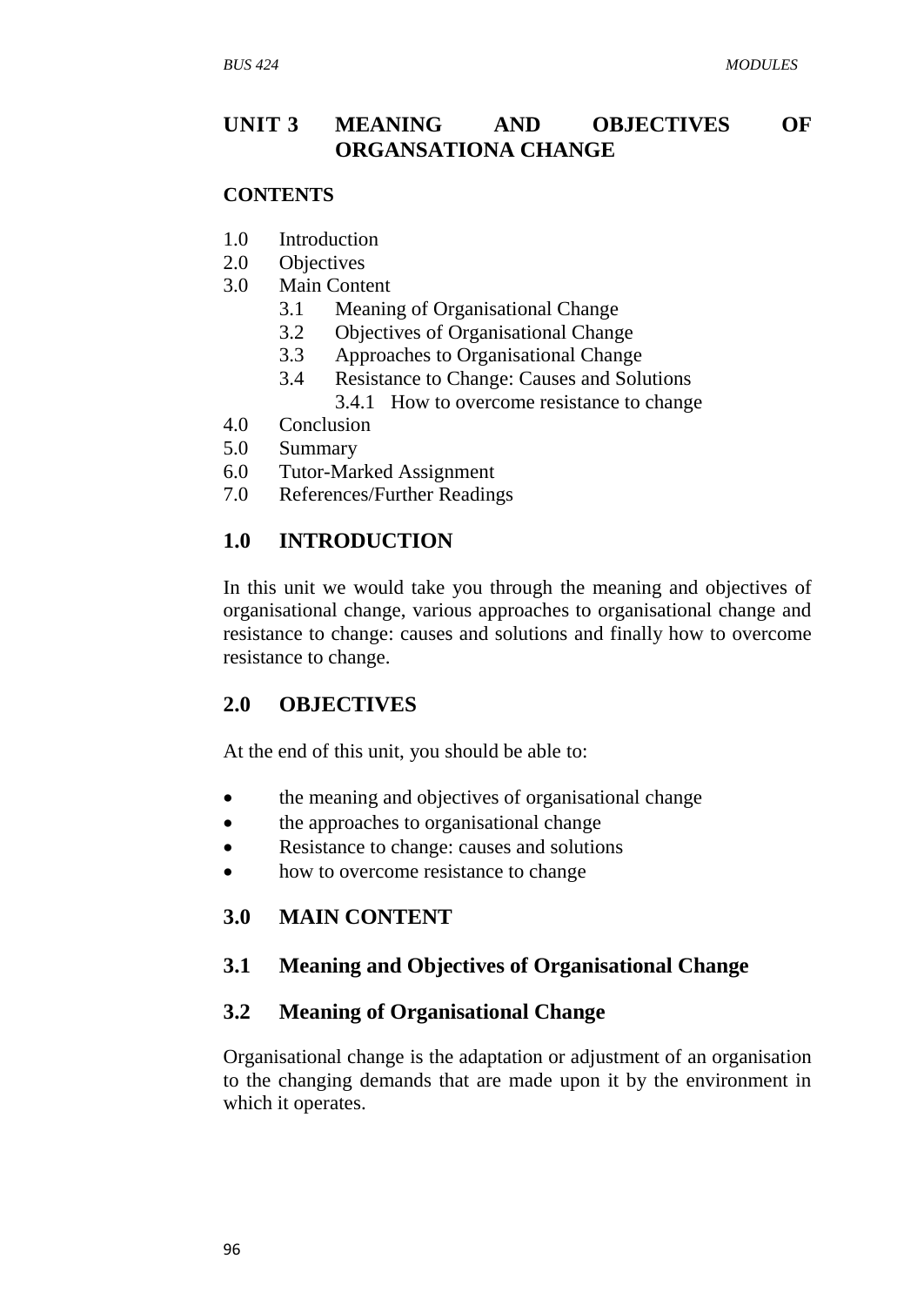# UNIT 3 MEANING AND OBJECTIVES OF ORGANSATIONA CHANGE

**CONTENTS**

1.0 Introduction
2.0 Objectives
3.0 Main Content
    3.1 Meaning of Organisational Change
    3.2 Objectives of Organisational Change
    3.3 Approaches to Organisational Change
    3.4 Resistance to Change: Causes and Solutions
        3.4.1 How to overcome resistance to change
4.0 Conclusion
5.0 Summary
6.0 Tutor-Marked Assignment
7.0 References/Further Readings

## 1.0 INTRODUCTION

In this unit we would take you through the meaning and objectives of organisational change, various approaches to organisational change and resistance to change: causes and solutions and finally how to overcome resistance to change.

## 2.0 OBJECTIVES

At the end of this unit, you should be able to:

- the meaning and objectives of organisational change
- the approaches to organisational change
- Resistance to change: causes and solutions
- how to overcome resistance to change

## 3.0 MAIN CONTENT

### 3.1 Meaning and Objectives of Organisational Change

### 3.2 Meaning of Organisational Change

Organisational change is the adaptation or adjustment of an organisation to the changing demands that are made upon it by the environment in which it operates.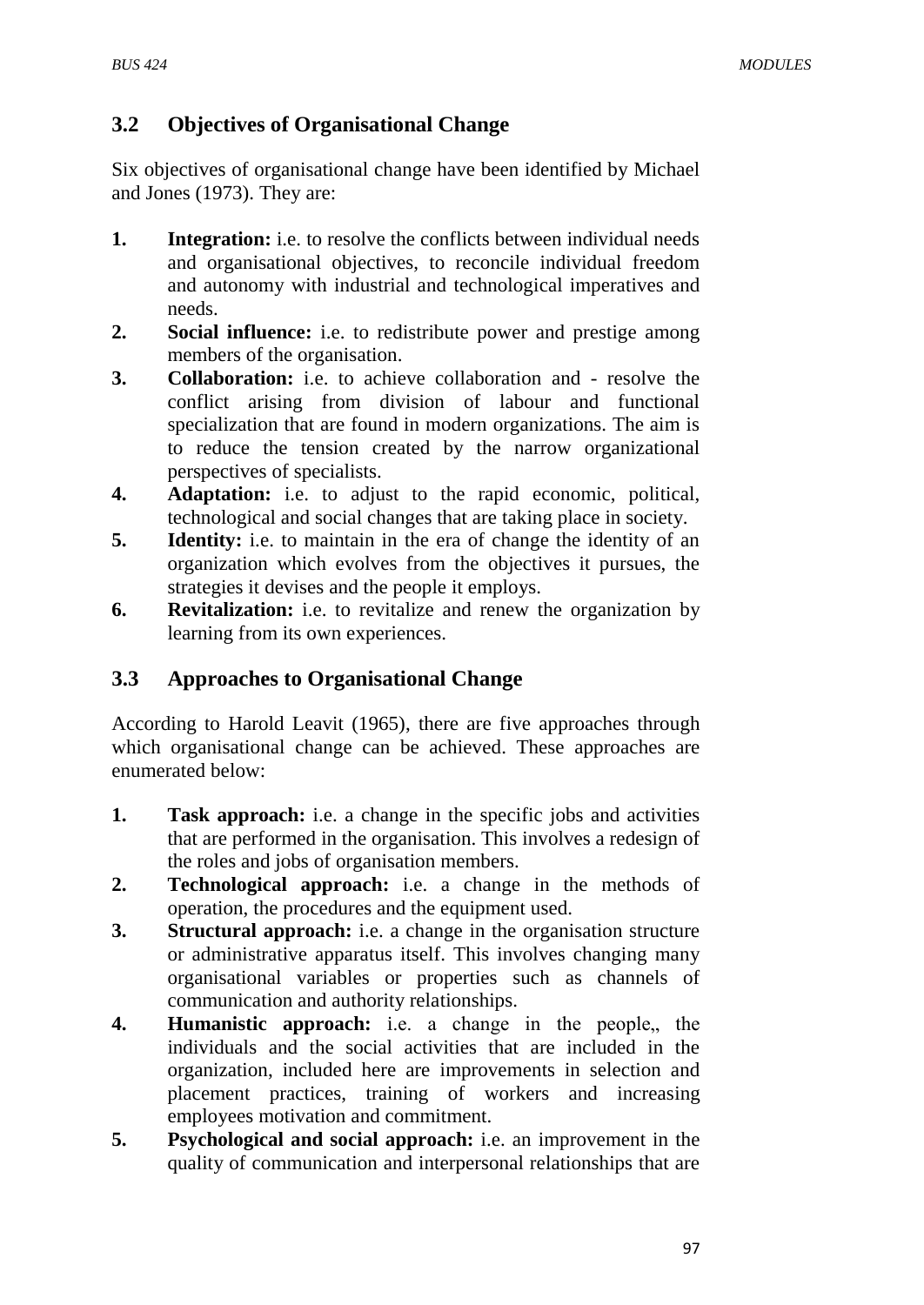### 3.2 Objectives of Organisational Change

Six objectives of organisational change have been identified by Michael and Jones (1973). They are:

1. **Integration:** i.e. to resolve the conflicts between individual needs and organisational objectives, to reconcile individual freedom and autonomy with industrial and technological imperatives and needs.
2. **Social influence:** i.e. to redistribute power and prestige among members of the organisation.
3. **Collaboration:** i.e. to achieve collaboration and - resolve the conflict arising from division of labour and functional specialization that are found in modern organizations. The aim is to reduce the tension created by the narrow organizational perspectives of specialists.
4. **Adaptation:** i.e. to adjust to the rapid economic, political, technological and social changes that are taking place in society.
5. **Identity:** i.e. to maintain in the era of change the identity of an organization which evolves from the objectives it pursues, the strategies it devises and the people it employs.
6. **Revitalization:** i.e. to revitalize and renew the organization by learning from its own experiences.

### 3.3 Approaches to Organisational Change

According to Harold Leavit (1965), there are five approaches through which organisational change can be achieved. These approaches are enumerated below:

1. **Task approach:** i.e. a change in the specific jobs and activities that are performed in the organisation. This involves a redesign of the roles and jobs of organisation members.
2. **Technological approach:** i.e. a change in the methods of operation, the procedures and the equipment used.
3. **Structural approach:** i.e. a change in the organisation structure or administrative apparatus itself. This involves changing many organisational variables or properties such as channels of communication and authority relationships.
4. **Humanistic approach:** i.e. a change in the people,, the individuals and the social activities that are included in the organization, included here are improvements in selection and placement practices, training of workers and increasing employees motivation and commitment.
5. **Psychological and social approach:** i.e. an improvement in the quality of communication and interpersonal relationships that are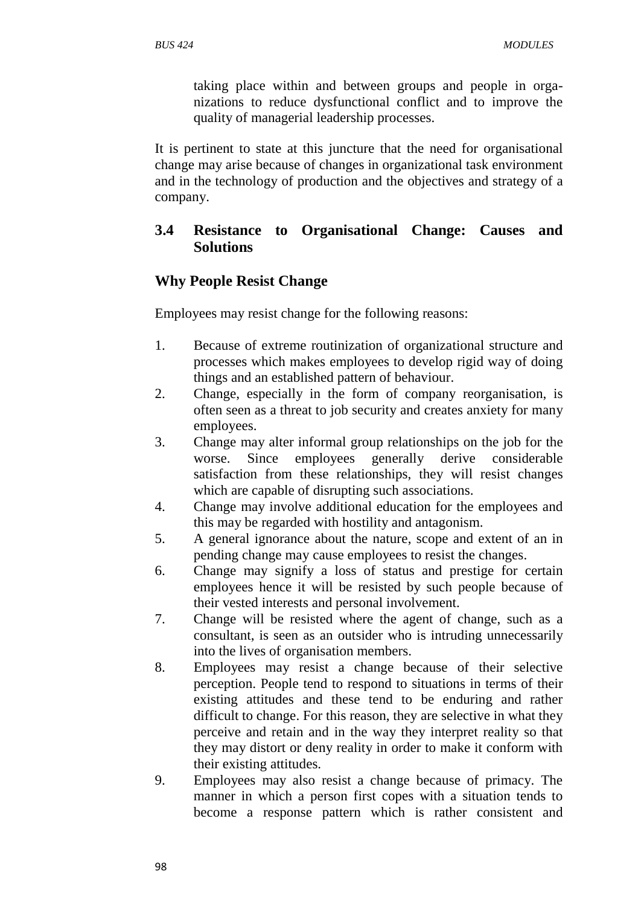taking place within and between groups and people in organizations to reduce dysfunctional conflict and to improve the quality of managerial leadership processes.

It is pertinent to state at this juncture that the need for organisational change may arise because of changes in organizational task environment and in the technology of production and the objectives and strategy of a company.

### 3.4 Resistance to Organisational Change: Causes and Solutions

### Why People Resist Change

Employees may resist change for the following reasons:

1. Because of extreme routinization of organizational structure and processes which makes employees to develop rigid way of doing things and an established pattern of behaviour.
2. Change, especially in the form of company reorganisation, is often seen as a threat to job security and creates anxiety for many employees.
3. Change may alter informal group relationships on the job for the worse. Since employees generally derive considerable satisfaction from these relationships, they will resist changes which are capable of disrupting such associations.
4. Change may involve additional education for the employees and this may be regarded with hostility and antagonism.
5. A general ignorance about the nature, scope and extent of an in pending change may cause employees to resist the changes.
6. Change may signify a loss of status and prestige for certain employees hence it will be resisted by such people because of their vested interests and personal involvement.
7. Change will be resisted where the agent of change, such as a consultant, is seen as an outsider who is intruding unnecessarily into the lives of organisation members.
8. Employees may resist a change because of their selective perception. People tend to respond to situations in terms of their existing attitudes and these tend to be enduring and rather difficult to change. For this reason, they are selective in what they perceive and retain and in the way they interpret reality so that they may distort or deny reality in order to make it conform with their existing attitudes.
9. Employees may also resist a change because of primacy. The manner in which a person first copes with a situation tends to become a response pattern which is rather consistent and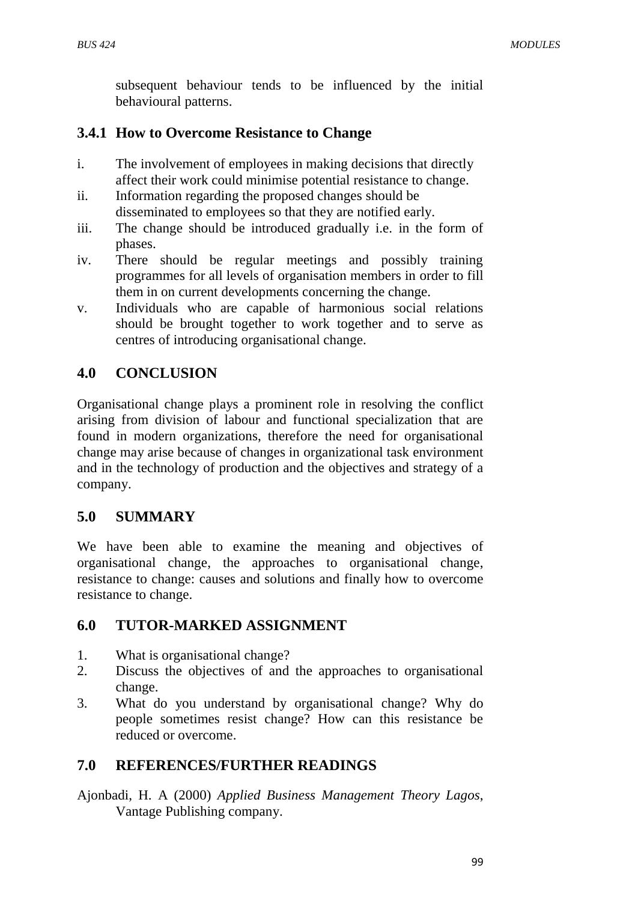subsequent behaviour tends to be influenced by the initial behavioural patterns.

### 3.4.1 How to Overcome Resistance to Change

i. The involvement of employees in making decisions that directly affect their work could minimise potential resistance to change.
ii. Information regarding the proposed changes should be disseminated to employees so that they are notified early.
iii. The change should be introduced gradually i.e. in the form of phases.
iv. There should be regular meetings and possibly training programmes for all levels of organisation members in order to fill them in on current developments concerning the change.
v. Individuals who are capable of harmonious social relations should be brought together to work together and to serve as centres of introducing organisational change.

## 4.0 CONCLUSION

Organisational change plays a prominent role in resolving the conflict arising from division of labour and functional specialization that are found in modern organizations, therefore the need for organisational change may arise because of changes in organizational task environment and in the technology of production and the objectives and strategy of a company.

## 5.0 SUMMARY

We have been able to examine the meaning and objectives of organisational change, the approaches to organisational change, resistance to change: causes and solutions and finally how to overcome resistance to change.

## 6.0 TUTOR-MARKED ASSIGNMENT

1. What is organisational change?
2. Discuss the objectives of and the approaches to organisational change.
3. What do you understand by organisational change? Why do people sometimes resist change? How can this resistance be reduced or overcome.

## 7.0 REFERENCES/FURTHER READINGS

Ajonbadi, H. A (2000) *Applied Business Management Theory Lagos*, Vantage Publishing company.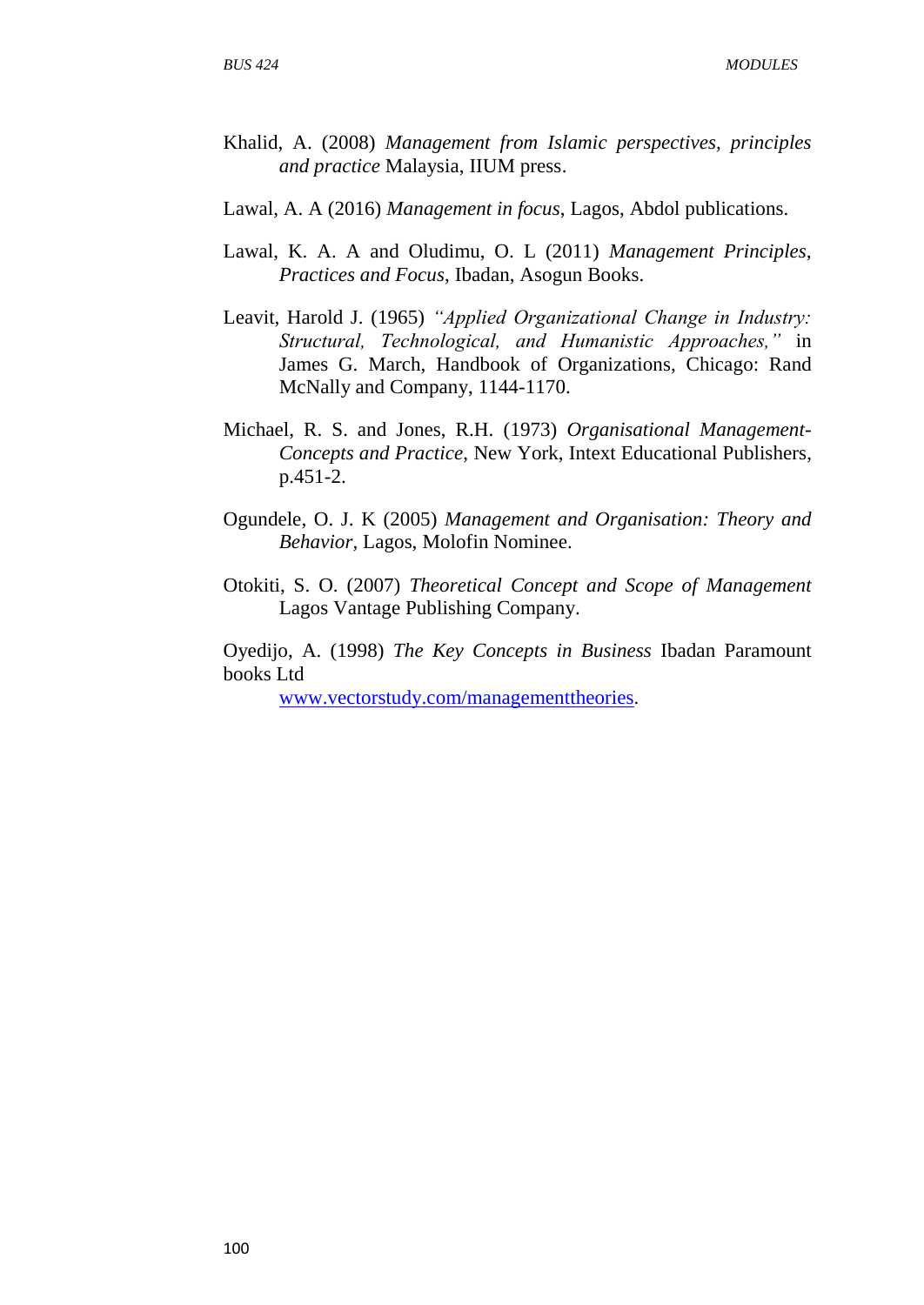Khalid, A. (2008) *Management from Islamic perspectives, principles and practice* Malaysia, IIUM press.

Lawal, A. A (2016) *Management in focus*, Lagos, Abdol publications.

Lawal, K. A. A and Oludimu, O. L (2011) *Management Principles, Practices and Focus*, Ibadan, Asogun Books.

Leavit, Harold J. (1965) *"Applied Organizational Change in Industry: Structural, Technological, and Humanistic Approaches,"* in James G. March, Handbook of Organizations, Chicago: Rand McNally and Company, 1144-1170.

Michael, R. S. and Jones, R.H. (1973) *Organisational Management-Concepts and Practice*, New York, Intext Educational Publishers, p.451-2.

Ogundele, O. J. K (2005) *Management and Organisation: Theory and Behavior*, Lagos, Molofin Nominee.

Otokiti, S. O. (2007) *Theoretical Concept and Scope of Management* Lagos Vantage Publishing Company.

Oyedijo, A. (1998) *The Key Concepts in Business* Ibadan Paramount books Ltd

[www.vectorstudy.com/managementtheories](http://www.vectorstudy.com/managementtheories).